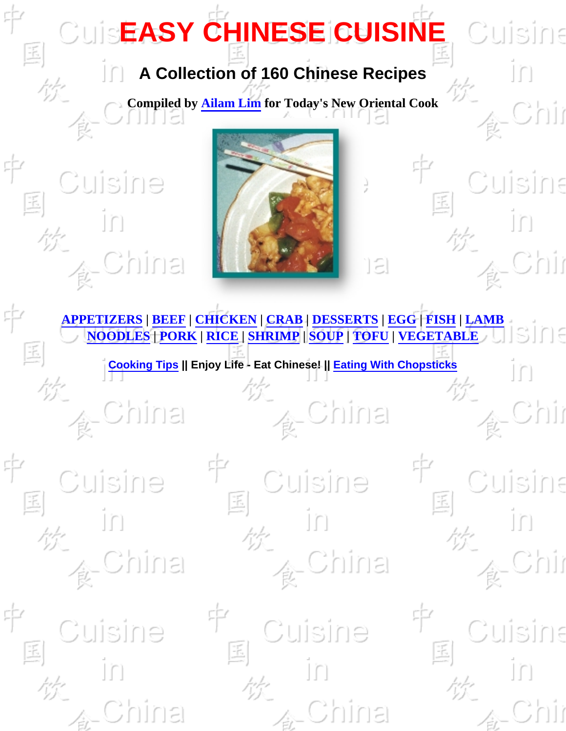# EASY CHINESE CUISINE

## A Collection of 160 Chinese Recipes

**Compiled by Ailam Lim for Today's New Oriental Cook**

APPETIZERS | BEEF | CHICKEN | CRAB | DESSERTS | EGG | FISH | LAMB
NOODLES | PORK | RICE | SHRIMP | SOUP | TOFU | VEGETABLE

Cooking Tips || Enjoy Life - Eat Chinese! || Eating With Chopsticks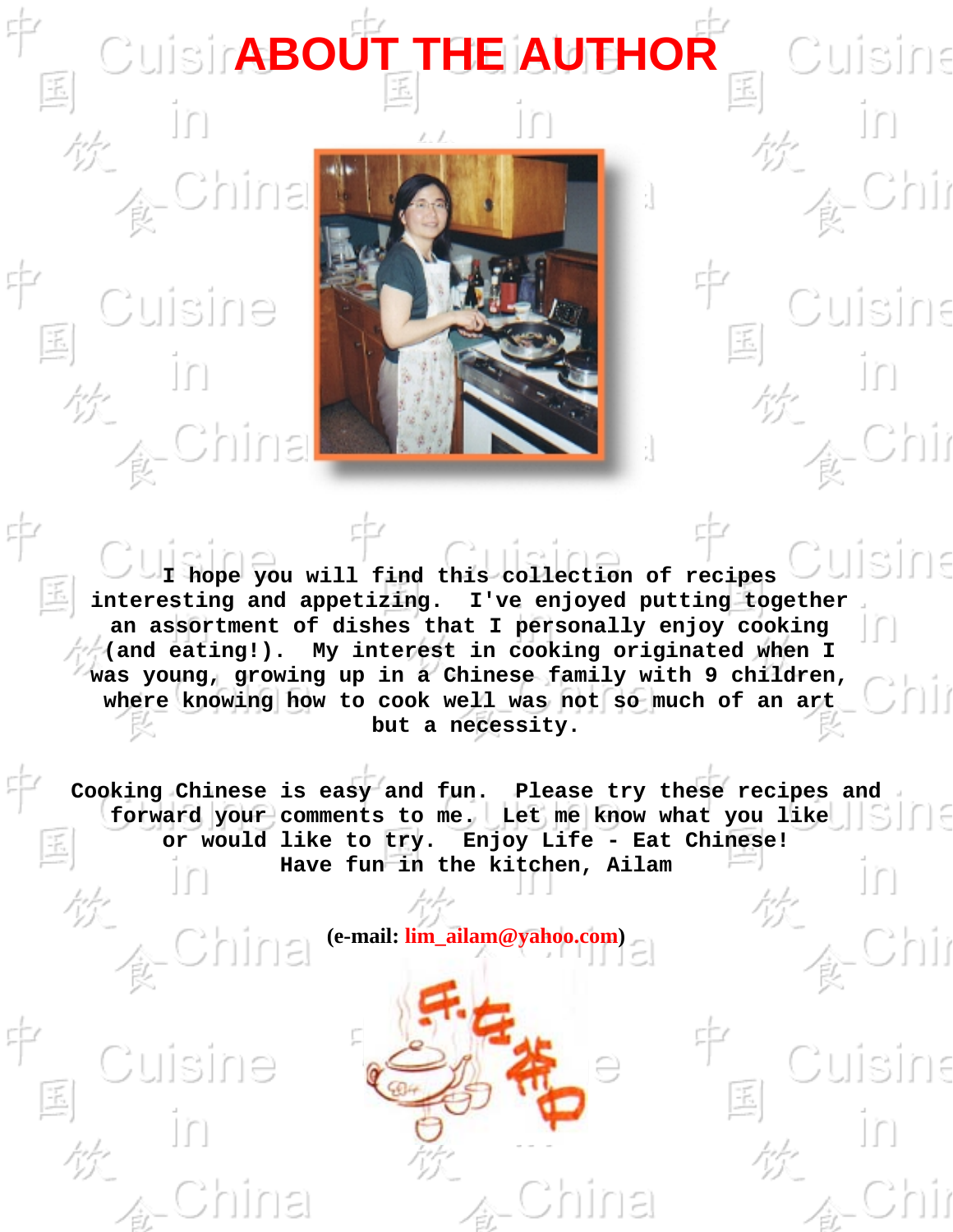# ABOUT THE AUTHOR

**I hope you will find this collection of recipes interesting and appetizing. I've enjoyed putting together an assortment of dishes that I personally enjoy cooking (and eating!). My interest in cooking originated when I was young, growing up in a Chinese family with 9 children, where knowing how to cook well was not so much of an art but a necessity.**

**Cooking Chinese is easy and fun. Please try these recipes and forward your comments to me. Let me know what you like or would like to try. Enjoy Life - Eat Chinese!**
**Have fun in the kitchen, Ailam**

**(e-mail: lim_ailam@yahoo.com)**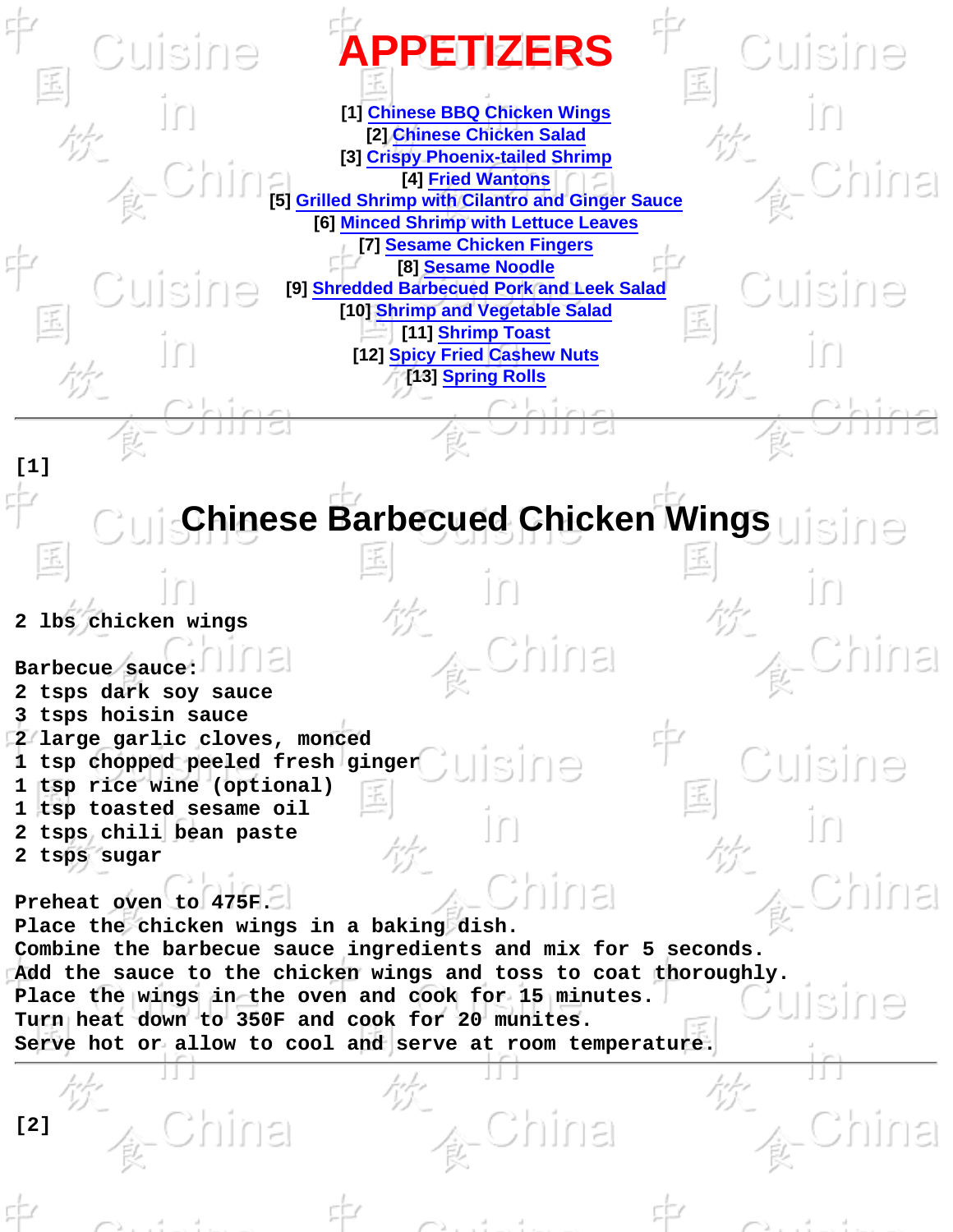# APPETIZERS

[1] Chinese BBQ Chicken Wings
[2] Chinese Chicken Salad
[3] Crispy Phoenix-tailed Shrimp
[4] Fried Wantons
[5] Grilled Shrimp with Cilantro and Ginger Sauce
[6] Minced Shrimp with Lettuce Leaves
[7] Sesame Chicken Fingers
[8] Sesame Noodle
[9] Shredded Barbecued Pork and Leek Salad
[10] Shrimp and Vegetable Salad
[11] Shrimp Toast
[12] Spicy Fried Cashew Nuts
[13] Spring Rolls

---

[1]

## Chinese Barbecued Chicken Wings

2 lbs chicken wings

Barbecue sauce:
2 tsps dark soy sauce
3 tsps hoisin sauce
2 large garlic cloves, monced
1 tsp chopped peeled fresh ginger
1 tsp rice wine (optional)
1 tsp toasted sesame oil
2 tsps chili bean paste
2 tsps sugar

Preheat oven to 475F.
Place the chicken wings in a baking dish.
Combine the barbecue sauce ingredients and mix for 5 seconds.
Add the sauce to the chicken wings and toss to coat thoroughly.
Place the wings in the oven and cook for 15 minutes.
Turn heat down to 350F and cook for 20 munites.
Serve hot or allow to cool and serve at room temperature.

---

[2]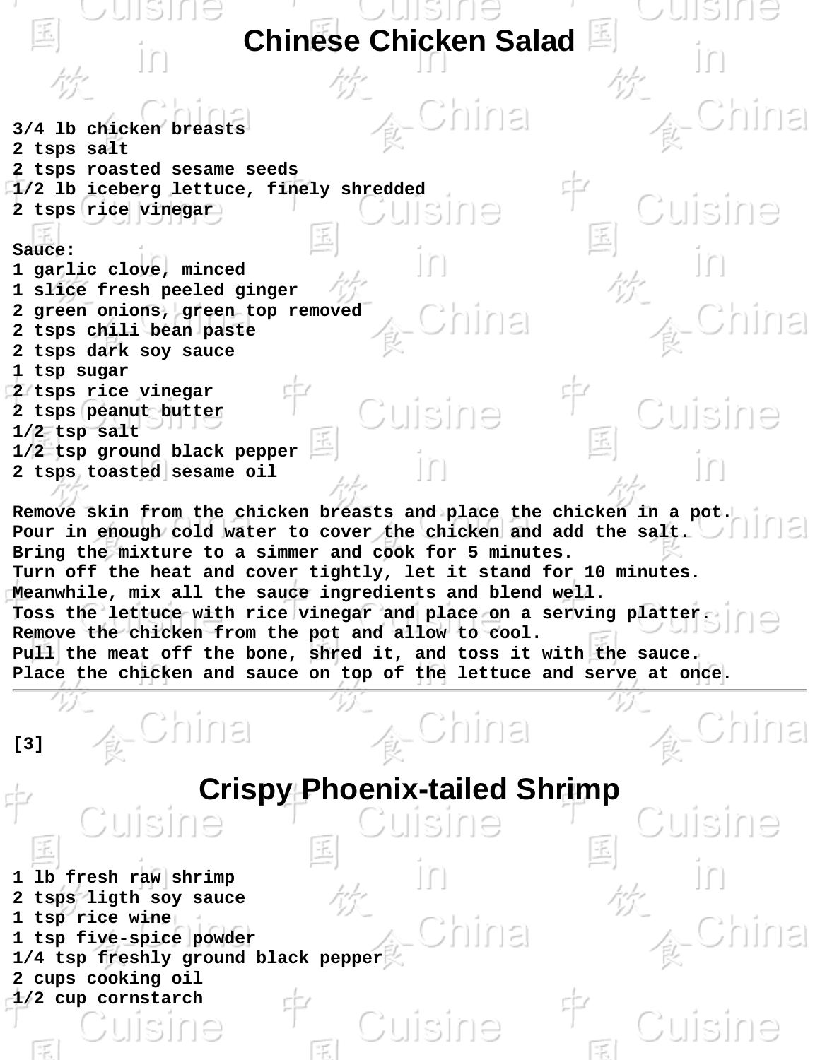# Chinese Chicken Salad

3/4 lb chicken breasts
2 tsps salt
2 tsps roasted sesame seeds
1/2 lb iceberg lettuce, finely shredded
2 tsps rice vinegar

Sauce:
1 garlic clove, minced
1 slice fresh peeled ginger
2 green onions, green top removed
2 tsps chili bean paste
2 tsps dark soy sauce
1 tsp sugar
2 tsps rice vinegar
2 tsps peanut butter
1/2 tsp salt
1/2 tsp ground black pepper
2 tsps toasted sesame oil

Remove skin from the chicken breasts and place the chicken in a pot.
Pour in enough cold water to cover the chicken and add the salt.
Bring the mixture to a simmer and cook for 5 minutes.
Turn off the heat and cover tightly, let it stand for 10 minutes.
Meanwhile, mix all the sauce ingredients and blend well.
Toss the lettuce with rice vinegar and place on a serving platter.
Remove the chicken from the pot and allow to cool.
Pull the meat off the bone, shred it, and toss it with the sauce.
Place the chicken and sauce on top of the lettuce and serve at once.

---

[3]

# Crispy Phoenix-tailed Shrimp

1 lb fresh raw shrimp
2 tsps ligth soy sauce
1 tsp rice wine
1 tsp five-spice powder
1/4 tsp freshly ground black pepper
2 cups cooking oil
1/2 cup cornstarch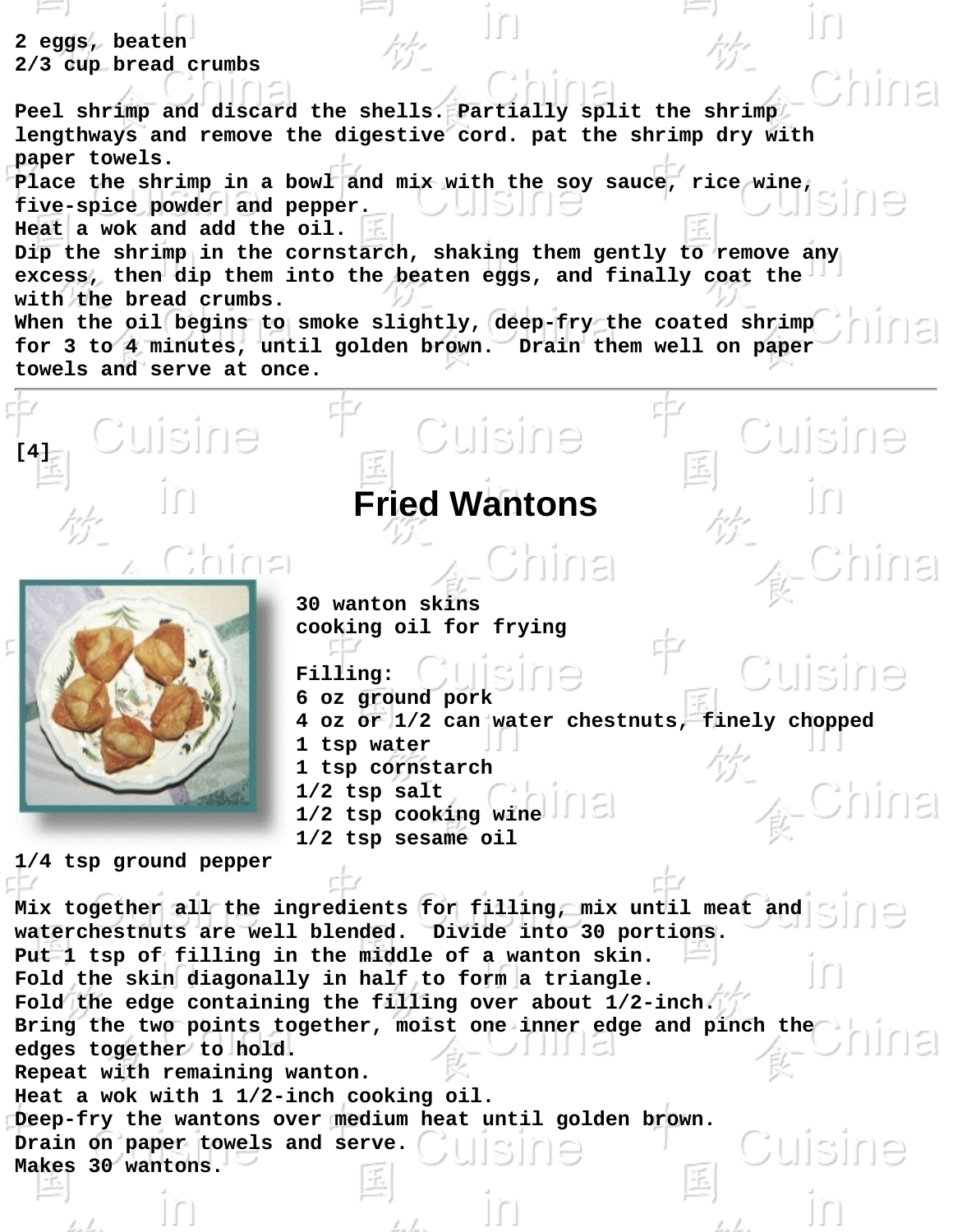2 eggs, beaten
2/3 cup bread crumbs

Peel shrimp and discard the shells. Partially split the shrimp lengthways and remove the digestive cord. pat the shrimp dry with paper towels.
Place the shrimp in a bowl and mix with the soy sauce, rice wine, five-spice powder and pepper.
Heat a wok and add the oil.
Dip the shrimp in the cornstarch, shaking them gently to remove any excess, then dip them into the beaten eggs, and finally coat the with the bread crumbs.
When the oil begins to smoke slightly, deep-fry the coated shrimp for 3 to 4 minutes, until golden brown. Drain them well on paper towels and serve at once.

---

[4]

# Fried Wantons

30 wanton skins
cooking oil for frying

Filling:
6 oz ground pork
4 oz or 1/2 can water chestnuts, finely chopped
1 tsp water
1 tsp cornstarch
1/2 tsp salt
1/2 tsp cooking wine
1/2 tsp sesame oil
1/4 tsp ground pepper

Mix together all the ingredients for filling, mix until meat and waterchestnuts are well blended. Divide into 30 portions.
Put 1 tsp of filling in the middle of a wanton skin.
Fold the skin diagonally in half to form a triangle.
Fold the edge containing the filling over about 1/2-inch.
Bring the two points together, moist one inner edge and pinch the edges together to hold.
Repeat with remaining wanton.
Heat a wok with 1 1/2-inch cooking oil.
Deep-fry the wantons over medium heat until golden brown.
Drain on paper towels and serve.
Makes 30 wantons.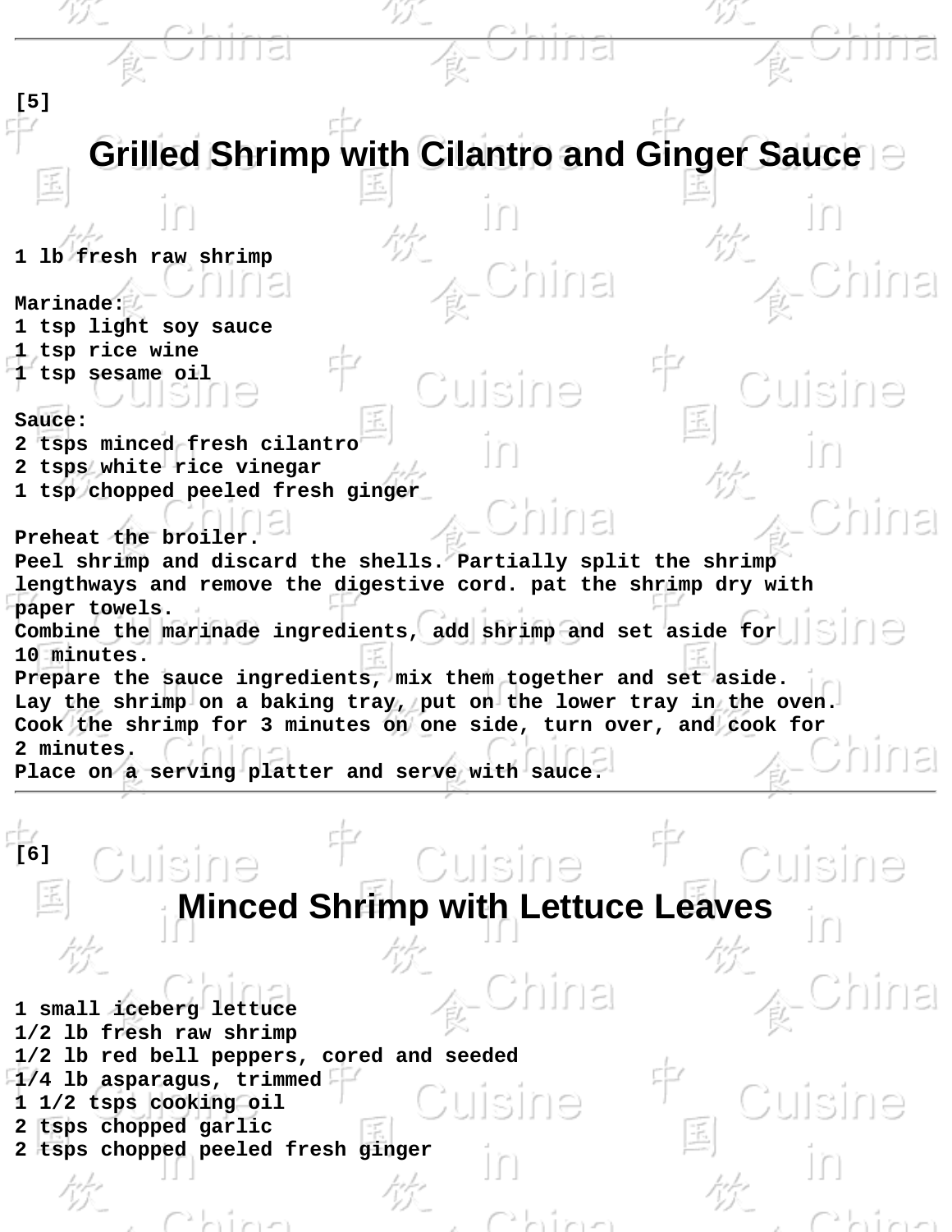[5]

# Grilled Shrimp with Cilantro and Ginger Sauce

1 lb fresh raw shrimp

Marinade:
1 tsp light soy sauce
1 tsp rice wine
1 tsp sesame oil

Sauce:
2 tsps minced fresh cilantro
2 tsps white rice vinegar
1 tsp chopped peeled fresh ginger

Preheat the broiler.
Peel shrimp and discard the shells. Partially split the shrimp lengthways and remove the digestive cord. pat the shrimp dry with paper towels.
Combine the marinade ingredients, add shrimp and set aside for 10 minutes.
Prepare the sauce ingredients, mix them together and set aside.
Lay the shrimp on a baking tray, put on the lower tray in the oven.
Cook the shrimp for 3 minutes on one side, turn over, and cook for 2 minutes.
Place on a serving platter and serve with sauce.

---

[6]

# Minced Shrimp with Lettuce Leaves

1 small iceberg lettuce
1/2 lb fresh raw shrimp
1/2 lb red bell peppers, cored and seeded
1/4 lb asparagus, trimmed
1 1/2 tsps cooking oil
2 tsps chopped garlic
2 tsps chopped peeled fresh ginger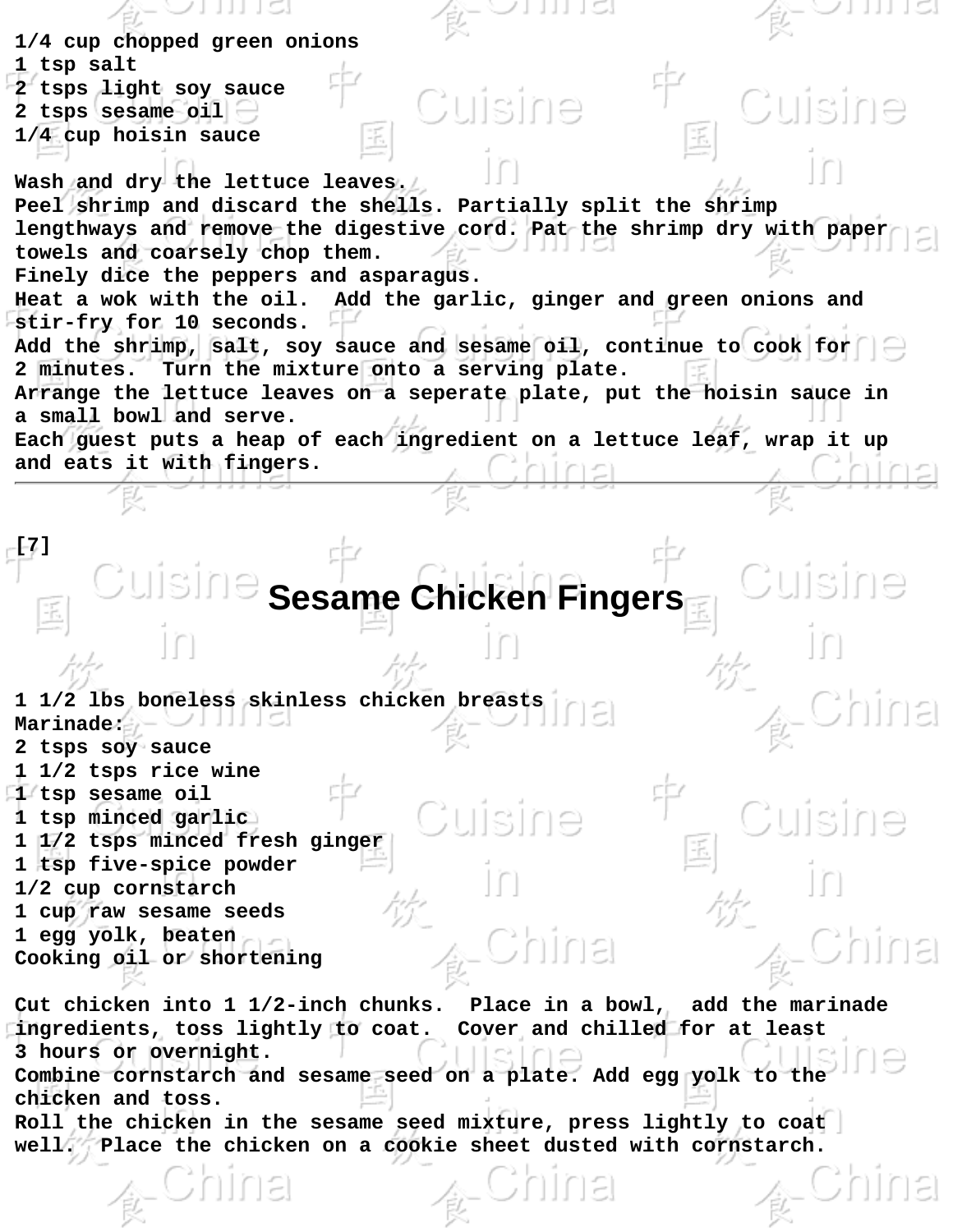1/4 cup chopped green onions
1 tsp salt
2 tsps light soy sauce
2 tsps sesame oil
1/4 cup hoisin sauce

Wash and dry the lettuce leaves.
Peel shrimp and discard the shells. Partially split the shrimp lengthways and remove the digestive cord. Pat the shrimp dry with paper towels and coarsely chop them.
Finely dice the peppers and asparagus.
Heat a wok with the oil. Add the garlic, ginger and green onions and stir-fry for 10 seconds.
Add the shrimp, salt, soy sauce and sesame oil, continue to cook for 2 minutes. Turn the mixture onto a serving plate.
Arrange the lettuce leaves on a seperate plate, put the hoisin sauce in a small bowl and serve.
Each guest puts a heap of each ingredient on a lettuce leaf, wrap it up and eats it with fingers.

---

[7]

# Sesame Chicken Fingers

1 1/2 lbs boneless skinless chicken breasts
Marinade:
2 tsps soy sauce
1 1/2 tsps rice wine
1 tsp sesame oil
1 tsp minced garlic
1 1/2 tsps minced fresh ginger
1 tsp five-spice powder
1/2 cup cornstarch
1 cup raw sesame seeds
1 egg yolk, beaten
Cooking oil or shortening

Cut chicken into 1 1/2-inch chunks. Place in a bowl, add the marinade ingredients, toss lightly to coat. Cover and chilled for at least 3 hours or overnight.
Combine cornstarch and sesame seed on a plate. Add egg yolk to the chicken and toss.
Roll the chicken in the sesame seed mixture, press lightly to coat well. Place the chicken on a cookie sheet dusted with cornstarch.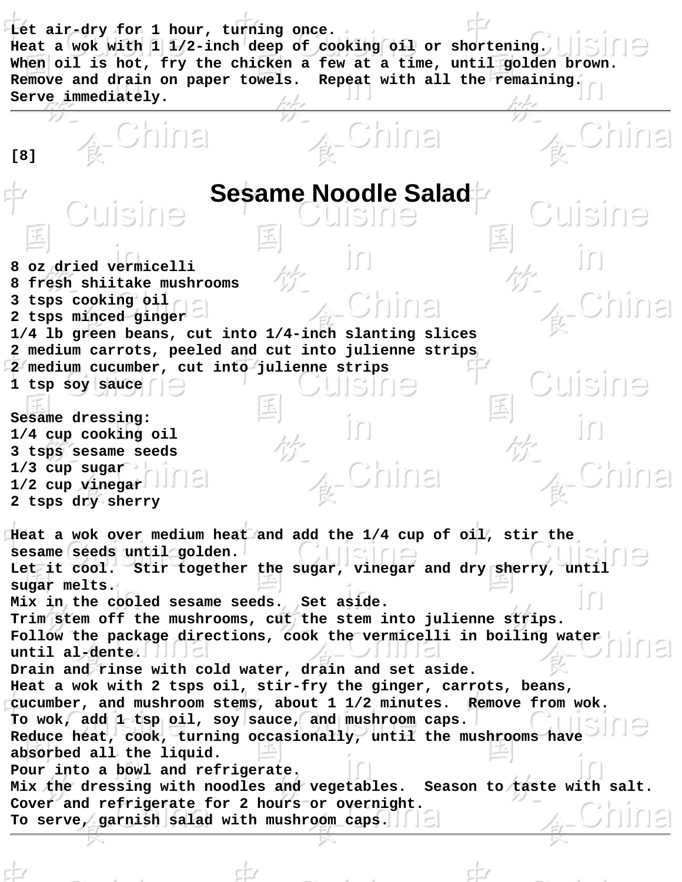Let air-dry for 1 hour, turning once.
Heat a wok with 1 1/2-inch deep of cooking oil or shortening.
When oil is hot, fry the chicken a few at a time, until golden brown.
Remove and drain on paper towels.  Repeat with all the remaining.
Serve immediately.

---

[8]

# Sesame Noodle Salad

8 oz dried vermicelli
8 fresh shiitake mushrooms
3 tsps cooking oil
2 tsps minced ginger
1/4 lb green beans, cut into 1/4-inch slanting slices
2 medium carrots, peeled and cut into julienne strips
2 medium cucumber, cut into julienne strips
1 tsp soy sauce

Sesame dressing:
1/4 cup cooking oil
3 tsps sesame seeds
1/3 cup sugar
1/2 cup vinegar
2 tsps dry sherry

Heat a wok over medium heat and add the 1/4 cup of oil, stir the sesame seeds until golden.
Let it cool.  Stir together the sugar, vinegar and dry sherry, until sugar melts.
Mix in the cooled sesame seeds.  Set aside.
Trim stem off the mushrooms, cut the stem into julienne strips.
Follow the package directions, cook the vermicelli in boiling water until al-dente.
Drain and rinse with cold water, drain and set aside.
Heat a wok with 2 tsps oil, stir-fry the ginger, carrots, beans, cucumber, and mushroom stems, about 1 1/2 minutes.  Remove from wok.
To wok, add 1 tsp oil, soy sauce, and mushroom caps.
Reduce heat, cook, turning occasionally, until the mushrooms have absorbed all the liquid.
Pour into a bowl and refrigerate.
Mix the dressing with noodles and vegetables.  Season to taste with salt.
Cover and refrigerate for 2 hours or overnight.
To serve, garnish salad with mushroom caps.

---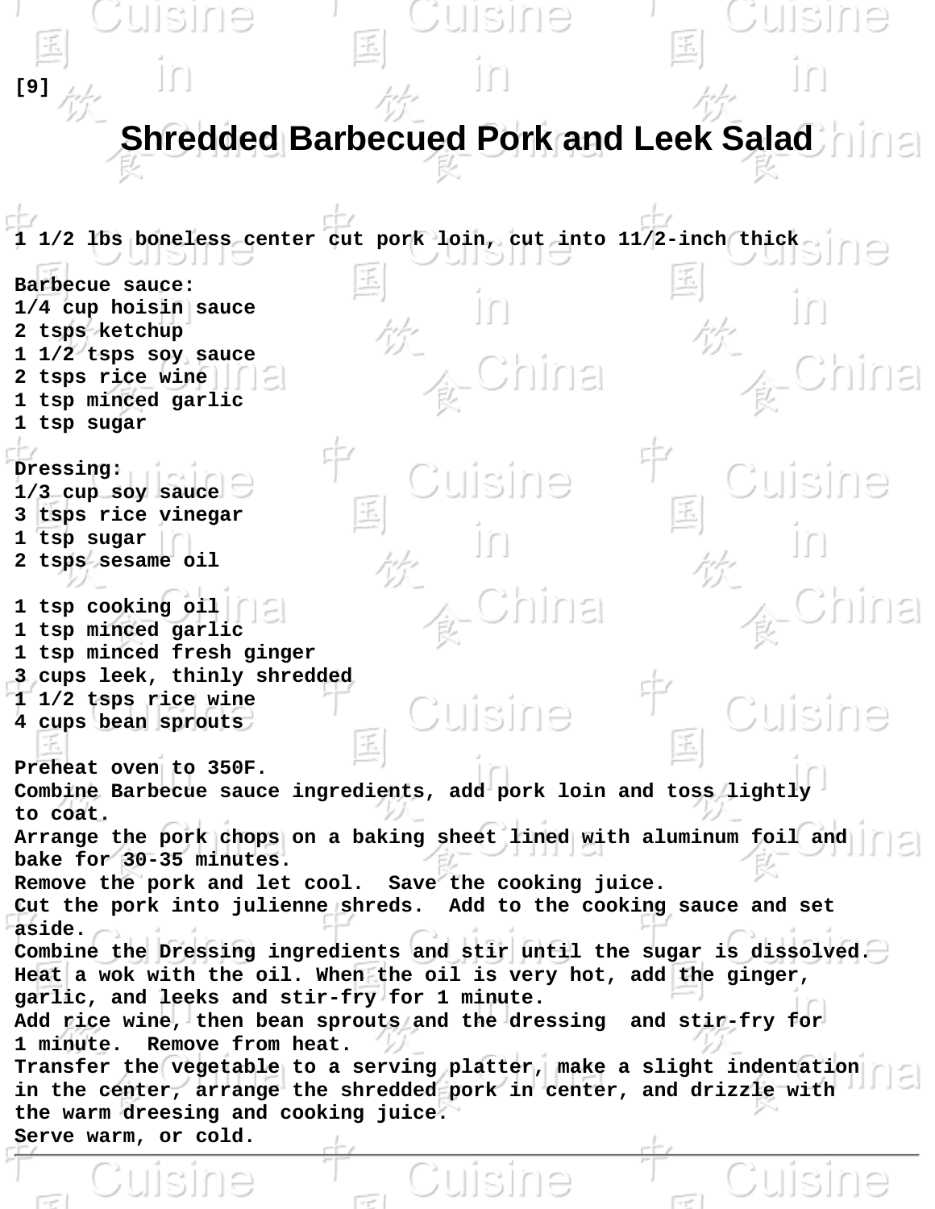[9]

# Shredded Barbecued Pork and Leek Salad

1 1/2 lbs boneless center cut pork loin, cut into 11/2-inch thick

Barbecue sauce:
1/4 cup hoisin sauce
2 tsps ketchup
1 1/2 tsps soy sauce
2 tsps rice wine
1 tsp minced garlic
1 tsp sugar

Dressing:
1/3 cup soy sauce
3 tsps rice vinegar
1 tsp sugar
2 tsps sesame oil

1 tsp cooking oil
1 tsp minced garlic
1 tsp minced fresh ginger
3 cups leek, thinly shredded
1 1/2 tsps rice wine
4 cups bean sprouts

Preheat oven to 350F.
Combine Barbecue sauce ingredients, add pork loin and toss lightly to coat.
Arrange the pork chops on a baking sheet lined with aluminum foil and bake for 30-35 minutes.
Remove the pork and let cool. Save the cooking juice.
Cut the pork into julienne shreds. Add to the cooking sauce and set aside.
Combine the Dressing ingredients and stir until the sugar is dissolved.
Heat a wok with the oil. When the oil is very hot, add the ginger, garlic, and leeks and stir-fry for 1 minute.
Add rice wine, then bean sprouts and the dressing and stir-fry for 1 minute. Remove from heat.
Transfer the vegetable to a serving platter, make a slight indentation in the center, arrange the shredded pork in center, and drizzle with the warm dreesing and cooking juice.
Serve warm, or cold.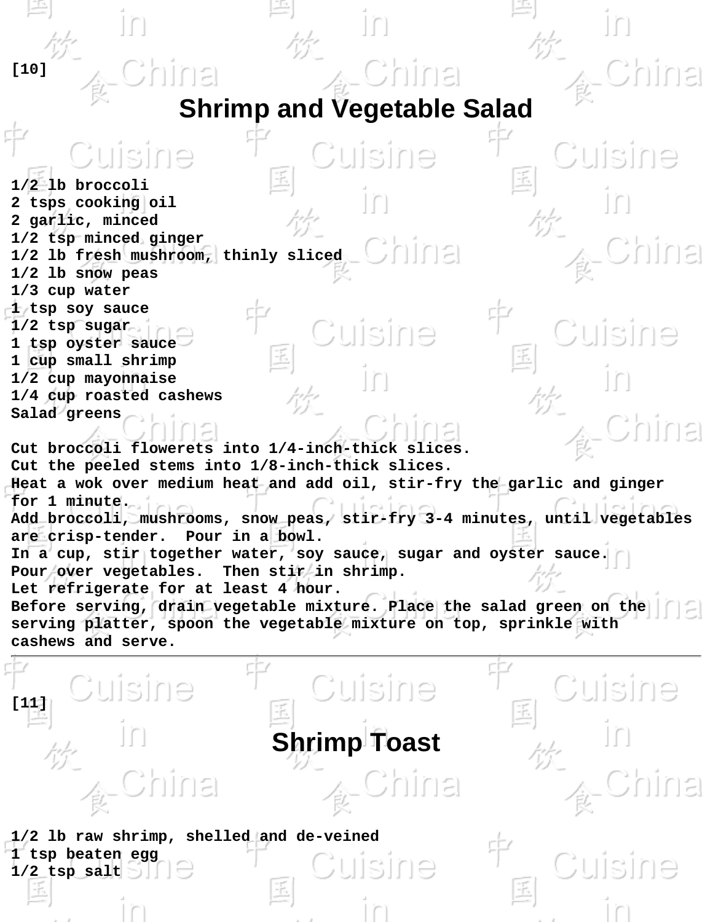[10]

# Shrimp and Vegetable Salad

1/2 lb broccoli
2 tsps cooking oil
2 garlic, minced
1/2 tsp minced ginger
1/2 lb fresh mushroom, thinly sliced
1/2 lb snow peas
1/3 cup water
1 tsp soy sauce
1/2 tsp sugar
1 tsp oyster sauce
1 cup small shrimp
1/2 cup mayonnaise
1/4 cup roasted cashews
Salad greens

Cut broccoli flowerets into 1/4-inch-thick slices.
Cut the peeled stems into 1/8-inch-thick slices.
Heat a wok over medium heat and add oil, stir-fry the garlic and ginger for 1 minute.
Add broccoli, mushrooms, snow peas, stir-fry 3-4 minutes, until vegetables are crisp-tender. Pour in a bowl.
In a cup, stir together water, soy sauce, sugar and oyster sauce.
Pour over vegetables. Then stir in shrimp.
Let refrigerate for at least 4 hour.
Before serving, drain vegetable mixture. Place the salad green on the serving platter, spoon the vegetable mixture on top, sprinkle with cashews and serve.

---

[11]

# Shrimp Toast

1/2 lb raw shrimp, shelled and de-veined
1 tsp beaten egg
1/2 tsp salt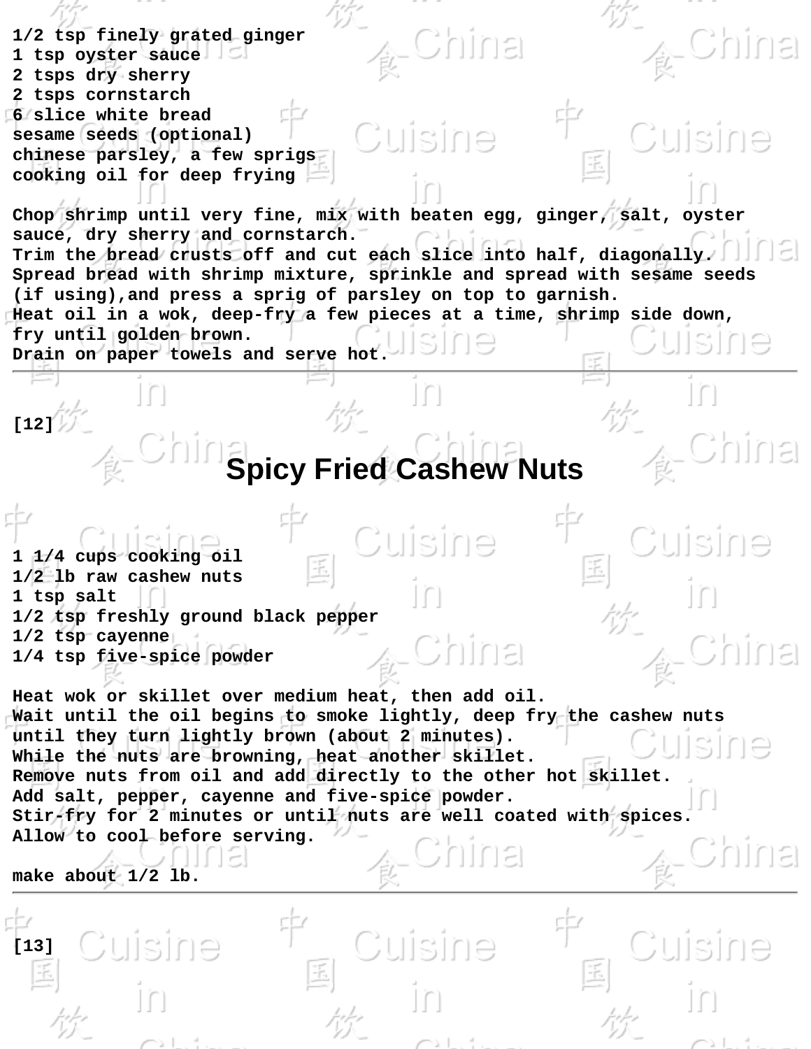1/2 tsp finely grated ginger
1 tsp oyster sauce
2 tsps dry sherry
2 tsps cornstarch
6 slice white bread
sesame seeds (optional)
chinese parsley, a few sprigs
cooking oil for deep frying

Chop shrimp until very fine, mix with beaten egg, ginger, salt, oyster sauce, dry sherry and cornstarch.
Trim the bread crusts off and cut each slice into half, diagonally.
Spread bread with shrimp mixture, sprinkle and spread with sesame seeds (if using),and press a sprig of parsley on top to garnish.
Heat oil in a wok, deep-fry a few pieces at a time, shrimp side down, fry until golden brown.
Drain on paper towels and serve hot.

---

[12]

# Spicy Fried Cashew Nuts

1 1/4 cups cooking oil
1/2 lb raw cashew nuts
1 tsp salt
1/2 tsp freshly ground black pepper
1/2 tsp cayenne
1/4 tsp five-spice powder

Heat wok or skillet over medium heat, then add oil.
Wait until the oil begins to smoke lightly, deep fry the cashew nuts until they turn lightly brown (about 2 minutes).
While the nuts are browning, heat another skillet.
Remove nuts from oil and add directly to the other hot skillet.
Add salt, pepper, cayenne and five-spice powder.
Stir-fry for 2 minutes or until nuts are well coated with spices.
Allow to cool before serving.

make about 1/2 lb.

---

[13]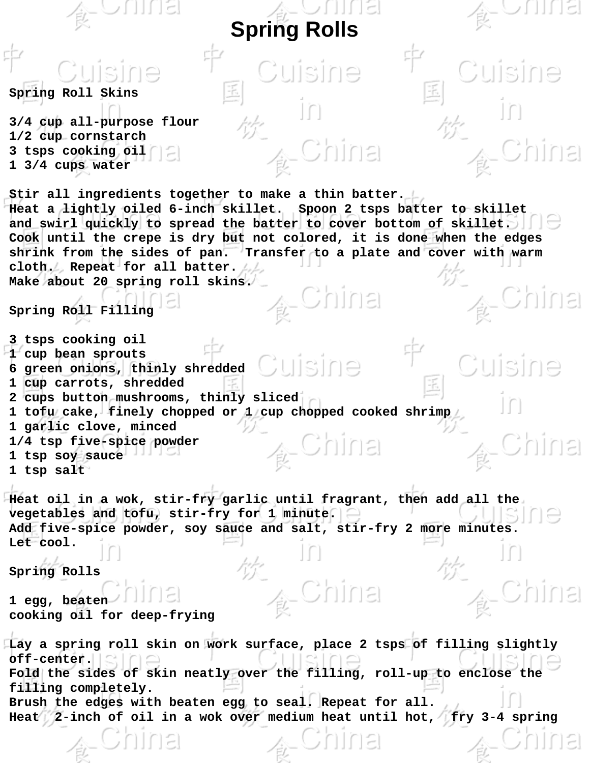# Spring Rolls

**Spring Roll Skins**

3/4 cup all-purpose flour
1/2 cup cornstarch
3 tsps cooking oil
1 3/4 cups water

Stir all ingredients together to make a thin batter.
Heat a lightly oiled 6-inch skillet. Spoon 2 tsps batter to skillet and swirl quickly to spread the batter to cover bottom of skillet.
Cook until the crepe is dry but not colored, it is done when the edges shrink from the sides of pan. Transfer to a plate and cover with warm cloth. Repeat for all batter.
Make about 20 spring roll skins.

**Spring Roll Filling**

3 tsps cooking oil
1 cup bean sprouts
6 green onions, thinly shredded
1 cup carrots, shredded
2 cups button mushrooms, thinly sliced
1 tofu cake, finely chopped or 1 cup chopped cooked shrimp
1 garlic clove, minced
1/4 tsp five-spice powder
1 tsp soy sauce
1 tsp salt

Heat oil in a wok, stir-fry garlic until fragrant, then add all the vegetables and tofu, stir-fry for 1 minute.
Add five-spice powder, soy sauce and salt, stir-fry 2 more minutes.
Let cool.

**Spring Rolls**

1 egg, beaten
cooking oil for deep-frying

Lay a spring roll skin on work surface, place 2 tsps of filling slightly off-center.
Fold the sides of skin neatly over the filling, roll-up to enclose the filling completely.
Brush the edges with beaten egg to seal. Repeat for all.
Heat 2-inch of oil in a wok over medium heat until hot, fry 3-4 spring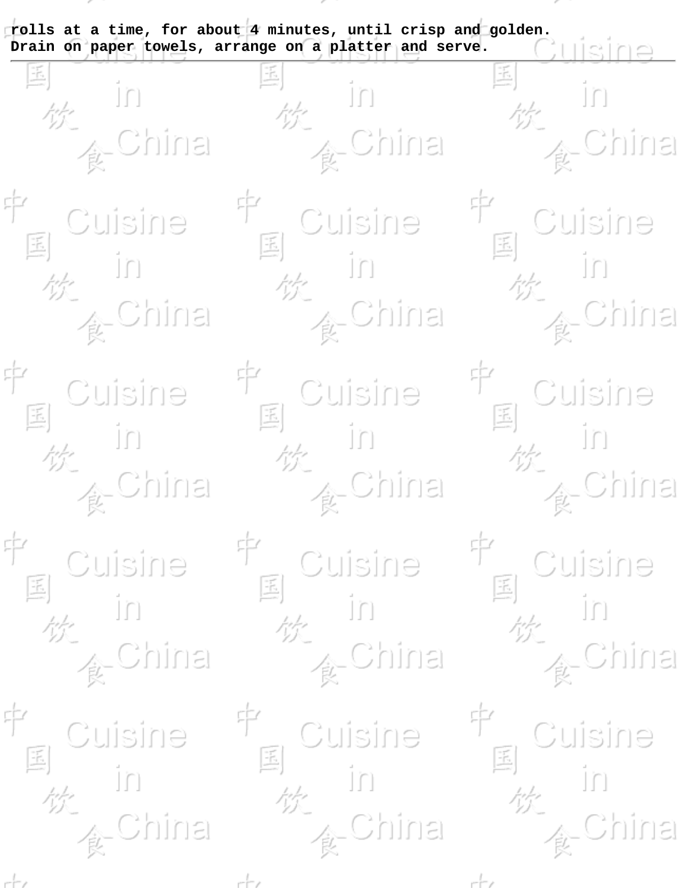rolls at a time, for about 4 minutes, until crisp and golden. Drain on paper towels, arrange on a platter and serve.

---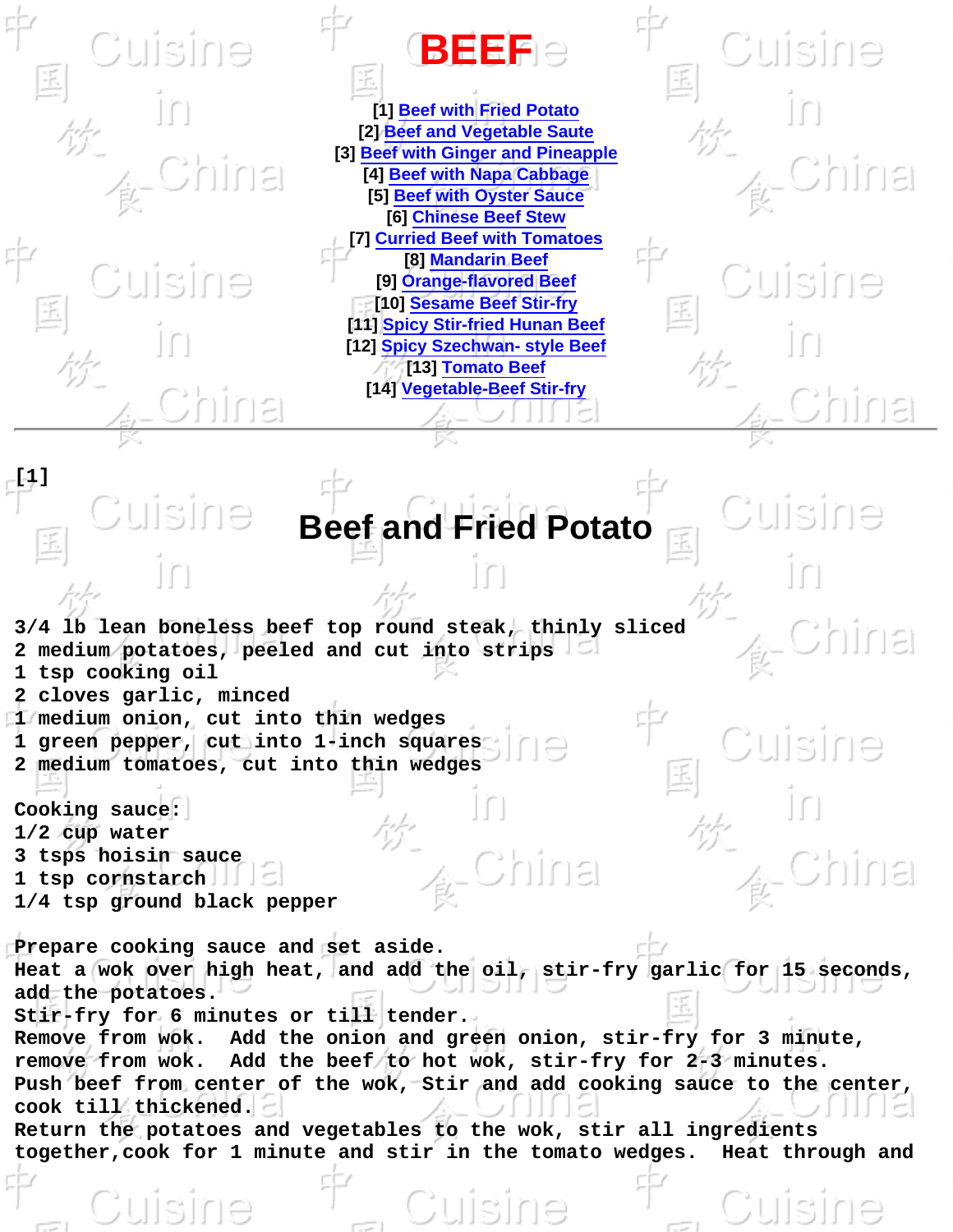# BEEF

[1] Beef with Fried Potato
[2] Beef and Vegetable Saute
[3] Beef with Ginger and Pineapple
[4] Beef with Napa Cabbage
[5] Beef with Oyster Sauce
[6] Chinese Beef Stew
[7] Curried Beef with Tomatoes
[8] Mandarin Beef
[9] Orange-flavored Beef
[10] Sesame Beef Stir-fry
[11] Spicy Stir-fried Hunan Beef
[12] Spicy Szechwan- style Beef
[13] Tomato Beef
[14] Vegetable-Beef Stir-fry

---

[1]

## Beef and Fried Potato

3/4 lb lean boneless beef top round steak, thinly sliced
2 medium potatoes, peeled and cut into strips
1 tsp cooking oil
2 cloves garlic, minced
1 medium onion, cut into thin wedges
1 green pepper, cut into 1-inch squares
2 medium tomatoes, cut into thin wedges

Cooking sauce:
1/2 cup water
3 tsps hoisin sauce
1 tsp cornstarch
1/4 tsp ground black pepper

Prepare cooking sauce and set aside.
Heat a wok over high heat, and add the oil, stir-fry garlic for 15 seconds, add the potatoes.
Stir-fry for 6 minutes or till tender.
Remove from wok. Add the onion and green onion, stir-fry for 3 minute, remove from wok. Add the beef to hot wok, stir-fry for 2-3 minutes.
Push beef from center of the wok, Stir and add cooking sauce to the center, cook till thickened.
Return the potatoes and vegetables to the wok, stir all ingredients together,cook for 1 minute and stir in the tomato wedges. Heat through and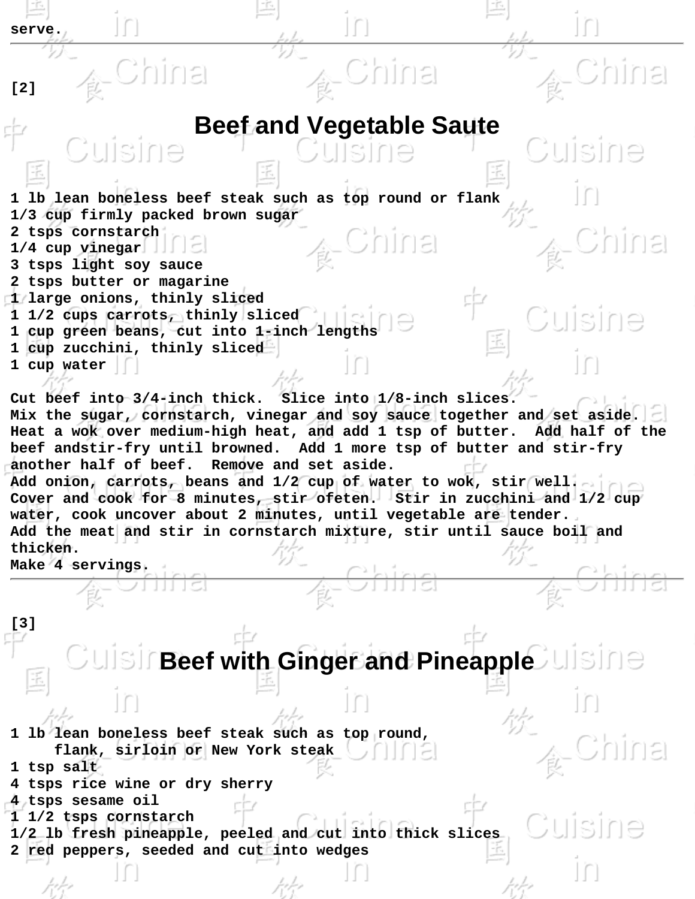serve.

---

[2]

# Beef and Vegetable Saute

1 lb lean boneless beef steak such as top round or flank
1/3 cup firmly packed brown sugar
2 tsps cornstarch
1/4 cup vinegar
3 tsps light soy sauce
2 tsps butter or magarine
1 large onions, thinly sliced
1 1/2 cups carrots, thinly sliced
1 cup green beans, cut into 1-inch lengths
1 cup zucchini, thinly sliced
1 cup water

Cut beef into 3/4-inch thick.  Slice into 1/8-inch slices.
Mix the sugar, cornstarch, vinegar and soy sauce together and set aside.
Heat a wok over medium-high heat, and add 1 tsp of butter.  Add half of the beef andstir-fry until browned.  Add 1 more tsp of butter and stir-fry another half of beef.  Remove and set aside.
Add onion, carrots, beans and 1/2 cup of water to wok, stir well.
Cover and cook for 8 minutes, stir ofeten.  Stir in zucchini and 1/2 cup water, cook uncover about 2 minutes, until vegetable are tender.
Add the meat and stir in cornstarch mixture, stir until sauce boil and thicken.
Make 4 servings.

---

[3]

# Beef with Ginger and Pineapple

1 lb lean boneless beef steak such as top round,
     flank, sirloin or New York steak
1 tsp salt
4 tsps rice wine or dry sherry
4 tsps sesame oil
1 1/2 tsps cornstarch
1/2 lb fresh pineapple, peeled and cut into thick slices
2 red peppers, seeded and cut into wedges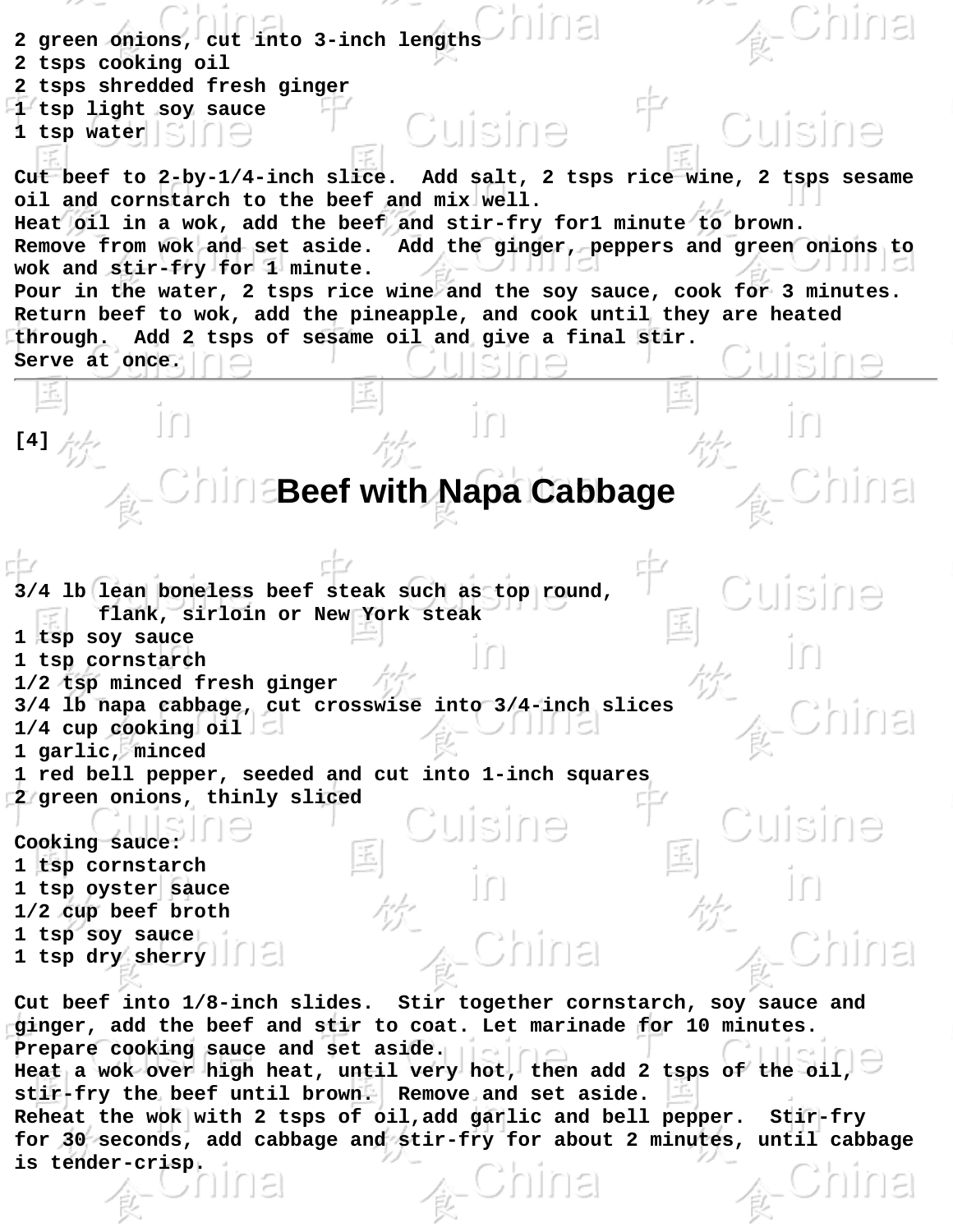2 green onions, cut into 3-inch lengths
2 tsps cooking oil
2 tsps shredded fresh ginger
1 tsp light soy sauce
1 tsp water

Cut beef to 2-by-1/4-inch slice. Add salt, 2 tsps rice wine, 2 tsps sesame oil and cornstarch to the beef and mix well.
Heat oil in a wok, add the beef and stir-fry for1 minute to brown.
Remove from wok and set aside. Add the ginger, peppers and green onions to wok and stir-fry for 1 minute.
Pour in the water, 2 tsps rice wine and the soy sauce, cook for 3 minutes.
Return beef to wok, add the pineapple, and cook until they are heated through. Add 2 tsps of sesame oil and give a final stir.
Serve at once.

---

[4]

# Beef with Napa Cabbage

3/4 lb lean boneless beef steak such as top round,
  flank, sirloin or New York steak
1 tsp soy sauce
1 tsp cornstarch
1/2 tsp minced fresh ginger
3/4 lb napa cabbage, cut crosswise into 3/4-inch slices
1/4 cup cooking oil
1 garlic, minced
1 red bell pepper, seeded and cut into 1-inch squares
2 green onions, thinly sliced

Cooking sauce:
1 tsp cornstarch
1 tsp oyster sauce
1/2 cup beef broth
1 tsp soy sauce
1 tsp dry sherry

Cut beef into 1/8-inch slides. Stir together cornstarch, soy sauce and ginger, add the beef and stir to coat. Let marinade for 10 minutes.
Prepare cooking sauce and set aside.
Heat a wok over high heat, until very hot, then add 2 tsps of the oil, stir-fry the beef until brown. Remove and set aside.
Reheat the wok with 2 tsps of oil,add garlic and bell pepper. Stir-fry for 30 seconds, add cabbage and stir-fry for about 2 minutes, until cabbage is tender-crisp.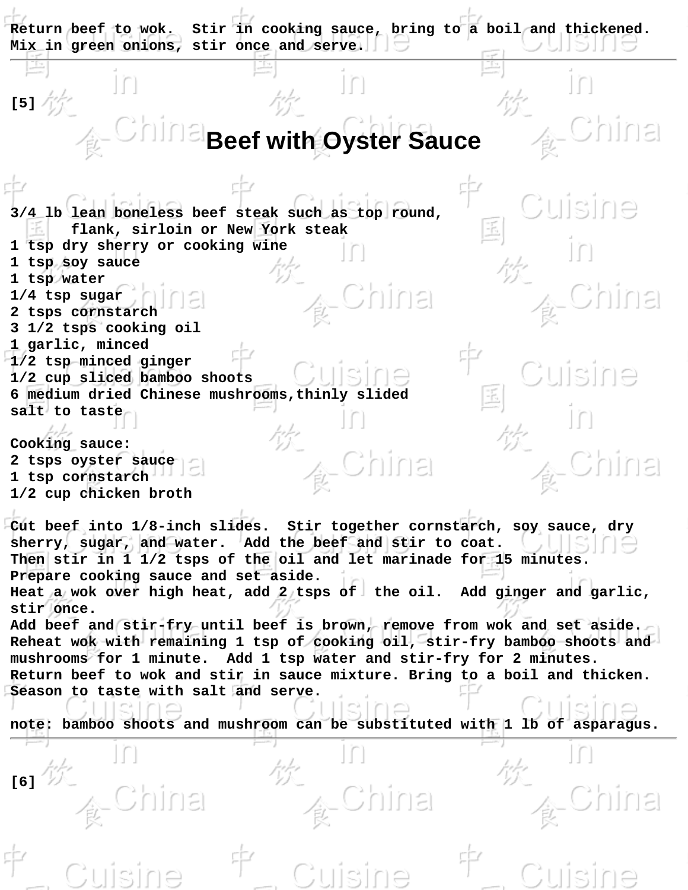Return beef to wok.  Stir in cooking sauce, bring to a boil and thickened. Mix in green onions, stir once and serve.

---

[5]

# Beef with Oyster Sauce

3/4 lb lean boneless beef steak such as top round,
    flank, sirloin or New York steak
1 tsp dry sherry or cooking wine
1 tsp soy sauce
1 tsp water
1/4 tsp sugar
2 tsps cornstarch
3 1/2 tsps cooking oil
1 garlic, minced
1/2 tsp minced ginger
1/2 cup sliced bamboo shoots
6 medium dried Chinese mushrooms,thinly slided
salt to taste

Cooking sauce:
2 tsps oyster sauce
1 tsp cornstarch
1/2 cup chicken broth

Cut beef into 1/8-inch slides.  Stir together cornstarch, soy sauce, dry sherry, sugar, and water.  Add the beef and stir to coat.
Then stir in 1 1/2 tsps of the oil and let marinade for 15 minutes.
Prepare cooking sauce and set aside.
Heat a wok over high heat, add 2 tsps of  the oil.  Add ginger and garlic, stir once.
Add beef and stir-fry until beef is brown, remove from wok and set aside.
Reheat wok with remaining 1 tsp of cooking oil, stir-fry bamboo shoots and mushrooms for 1 minute.  Add 1 tsp water and stir-fry for 2 minutes.
Return beef to wok and stir in sauce mixture. Bring to a boil and thicken.
Season to taste with salt and serve.

note: bamboo shoots and mushroom can be substituted with 1 lb of asparagus.

---

[6]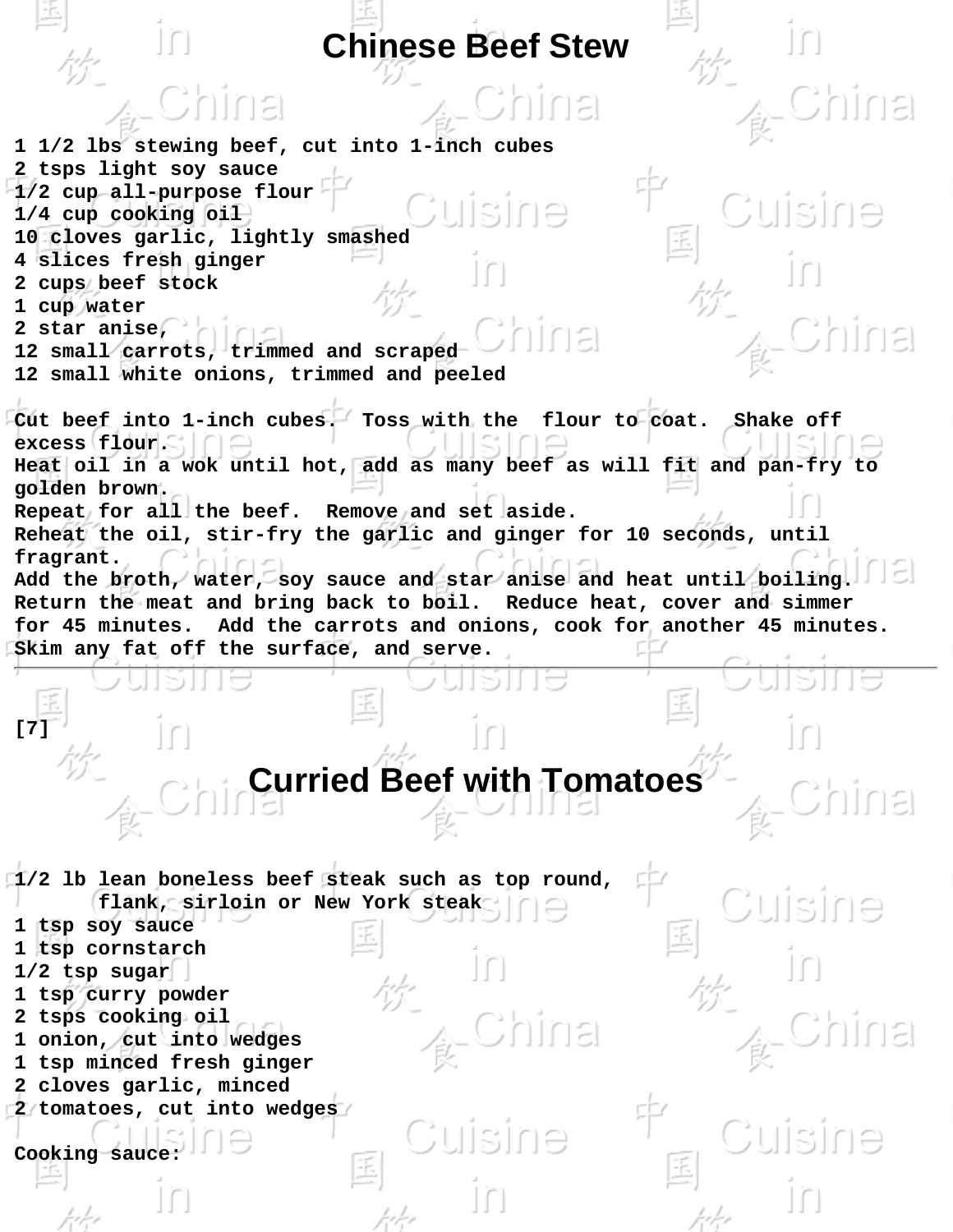# Chinese Beef Stew

1 1/2 lbs stewing beef, cut into 1-inch cubes
2 tsps light soy sauce
1/2 cup all-purpose flour
1/4 cup cooking oil
10 cloves garlic, lightly smashed
4 slices fresh ginger
2 cups beef stock
1 cup water
2 star anise,
12 small carrots, trimmed and scraped
12 small white onions, trimmed and peeled

Cut beef into 1-inch cubes. Toss with the flour to coat. Shake off excess flour.
Heat oil in a wok until hot, add as many beef as will fit and pan-fry to golden brown.
Repeat for all the beef. Remove and set aside.
Reheat the oil, stir-fry the garlic and ginger for 10 seconds, until fragrant.
Add the broth, water, soy sauce and star anise and heat until boiling.
Return the meat and bring back to boil. Reduce heat, cover and simmer for 45 minutes. Add the carrots and onions, cook for another 45 minutes.
Skim any fat off the surface, and serve.

---

[7]

# Curried Beef with Tomatoes

1/2 lb lean boneless beef steak such as top round,
flank, sirloin or New York steak
1 tsp soy sauce
1 tsp cornstarch
1/2 tsp sugar
1 tsp curry powder
2 tsps cooking oil
1 onion, cut into wedges
1 tsp minced fresh ginger
2 cloves garlic, minced
2 tomatoes, cut into wedges

Cooking sauce: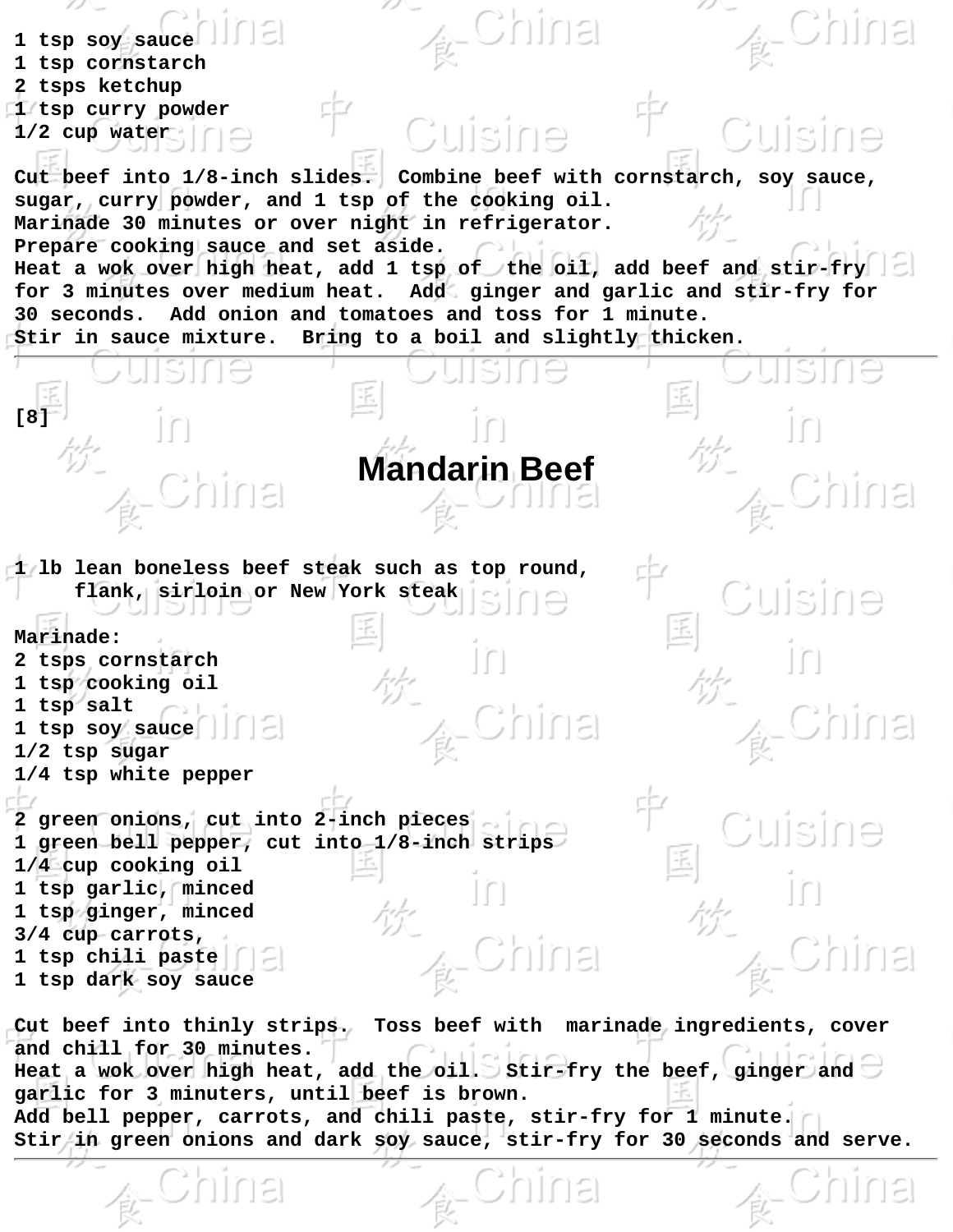1 tsp soy sauce
1 tsp cornstarch
2 tsps ketchup
1 tsp curry powder
1/2 cup water

Cut beef into 1/8-inch slides. Combine beef with cornstarch, soy sauce, sugar, curry powder, and 1 tsp of the cooking oil.
Marinade 30 minutes or over night in refrigerator.
Prepare cooking sauce and set aside.
Heat a wok over high heat, add 1 tsp of the oil, add beef and stir-fry for 3 minutes over medium heat. Add ginger and garlic and stir-fry for 30 seconds. Add onion and tomatoes and toss for 1 minute.
Stir in sauce mixture. Bring to a boil and slightly thicken.

---

[8]

# Mandarin Beef

1 lb lean boneless beef steak such as top round, flank, sirloin or New York steak

Marinade:
2 tsps cornstarch
1 tsp cooking oil
1 tsp salt
1 tsp soy sauce
1/2 tsp sugar
1/4 tsp white pepper

2 green onions, cut into 2-inch pieces
1 green bell pepper, cut into 1/8-inch strips
1/4 cup cooking oil
1 tsp garlic, minced
1 tsp ginger, minced
3/4 cup carrots,
1 tsp chili paste
1 tsp dark soy sauce

Cut beef into thinly strips. Toss beef with marinade ingredients, cover and chill for 30 minutes.
Heat a wok over high heat, add the oil. Stir-fry the beef, ginger and garlic for 3 minuters, until beef is brown.
Add bell pepper, carrots, and chili paste, stir-fry for 1 minute.
Stir in green onions and dark soy sauce, stir-fry for 30 seconds and serve.

---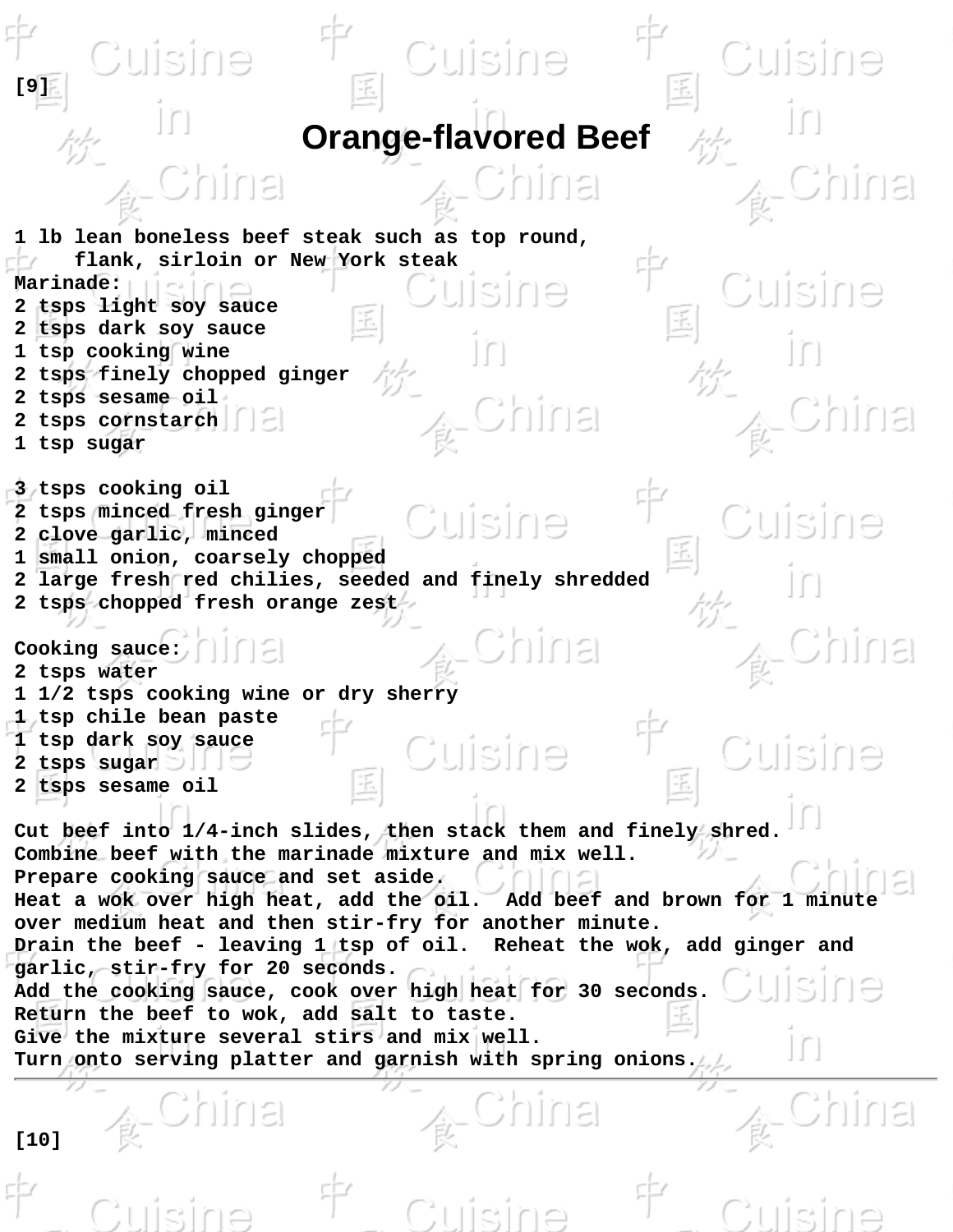[9]

# Orange-flavored Beef

1 lb lean boneless beef steak such as top round, flank, sirloin or New York steak

Marinade:
2 tsps light soy sauce
2 tsps dark soy sauce
1 tsp cooking wine
2 tsps finely chopped ginger
2 tsps sesame oil
2 tsps cornstarch
1 tsp sugar

3 tsps cooking oil
2 tsps minced fresh ginger
2 clove garlic, minced
1 small onion, coarsely chopped
2 large fresh red chilies, seeded and finely shredded
2 tsps chopped fresh orange zest

Cooking sauce:
2 tsps water
1 1/2 tsps cooking wine or dry sherry
1 tsp chile bean paste
1 tsp dark soy sauce
2 tsps sugar
2 tsps sesame oil

Cut beef into 1/4-inch slides, then stack them and finely shred.
Combine beef with the marinade mixture and mix well.
Prepare cooking sauce and set aside.
Heat a wok over high heat, add the oil. Add beef and brown for 1 minute over medium heat and then stir-fry for another minute.
Drain the beef - leaving 1 tsp of oil. Reheat the wok, add ginger and garlic, stir-fry for 20 seconds.
Add the cooking sauce, cook over high heat for 30 seconds.
Return the beef to wok, add salt to taste.
Give the mixture several stirs and mix well.
Turn onto serving platter and garnish with spring onions.

---

[10]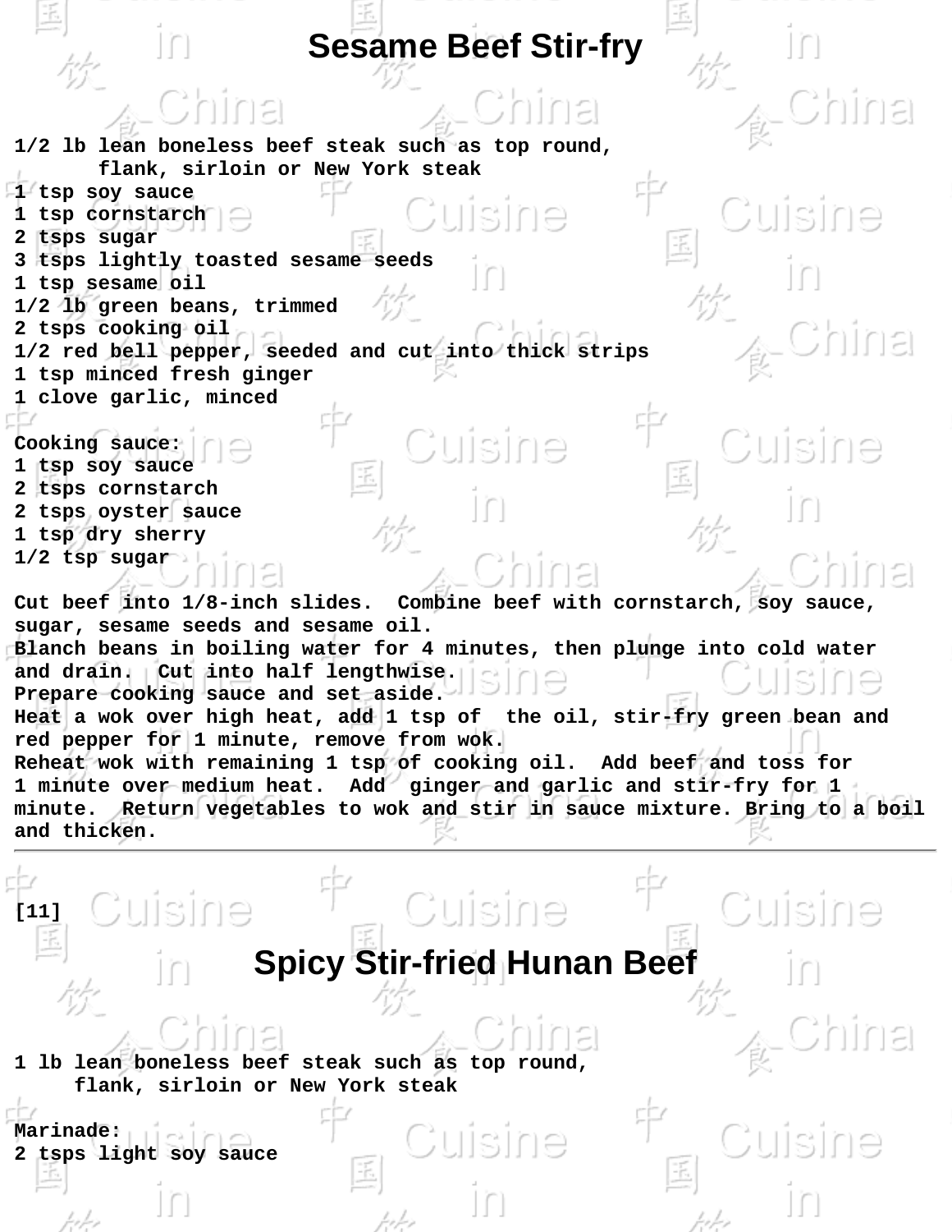# Sesame Beef Stir-fry

1/2 lb lean boneless beef steak such as top round, flank, sirloin or New York steak
1 tsp soy sauce
1 tsp cornstarch
2 tsps sugar
3 tsps lightly toasted sesame seeds
1 tsp sesame oil
1/2 lb green beans, trimmed
2 tsps cooking oil
1/2 red bell pepper, seeded and cut into thick strips
1 tsp minced fresh ginger
1 clove garlic, minced

Cooking sauce:
1 tsp soy sauce
2 tsps cornstarch
2 tsps oyster sauce
1 tsp dry sherry
1/2 tsp sugar

Cut beef into 1/8-inch slides. Combine beef with cornstarch, soy sauce, sugar, sesame seeds and sesame oil.
Blanch beans in boiling water for 4 minutes, then plunge into cold water and drain. Cut into half lengthwise.
Prepare cooking sauce and set aside.
Heat a wok over high heat, add 1 tsp of the oil, stir-fry green bean and red pepper for 1 minute, remove from wok.
Reheat wok with remaining 1 tsp of cooking oil. Add beef and toss for 1 minute over medium heat. Add ginger and garlic and stir-fry for 1 minute. Return vegetables to wok and stir in sauce mixture. Bring to a boil and thicken.

---

[11]

# Spicy Stir-fried Hunan Beef

1 lb lean boneless beef steak such as top round, flank, sirloin or New York steak

Marinade:
2 tsps light soy sauce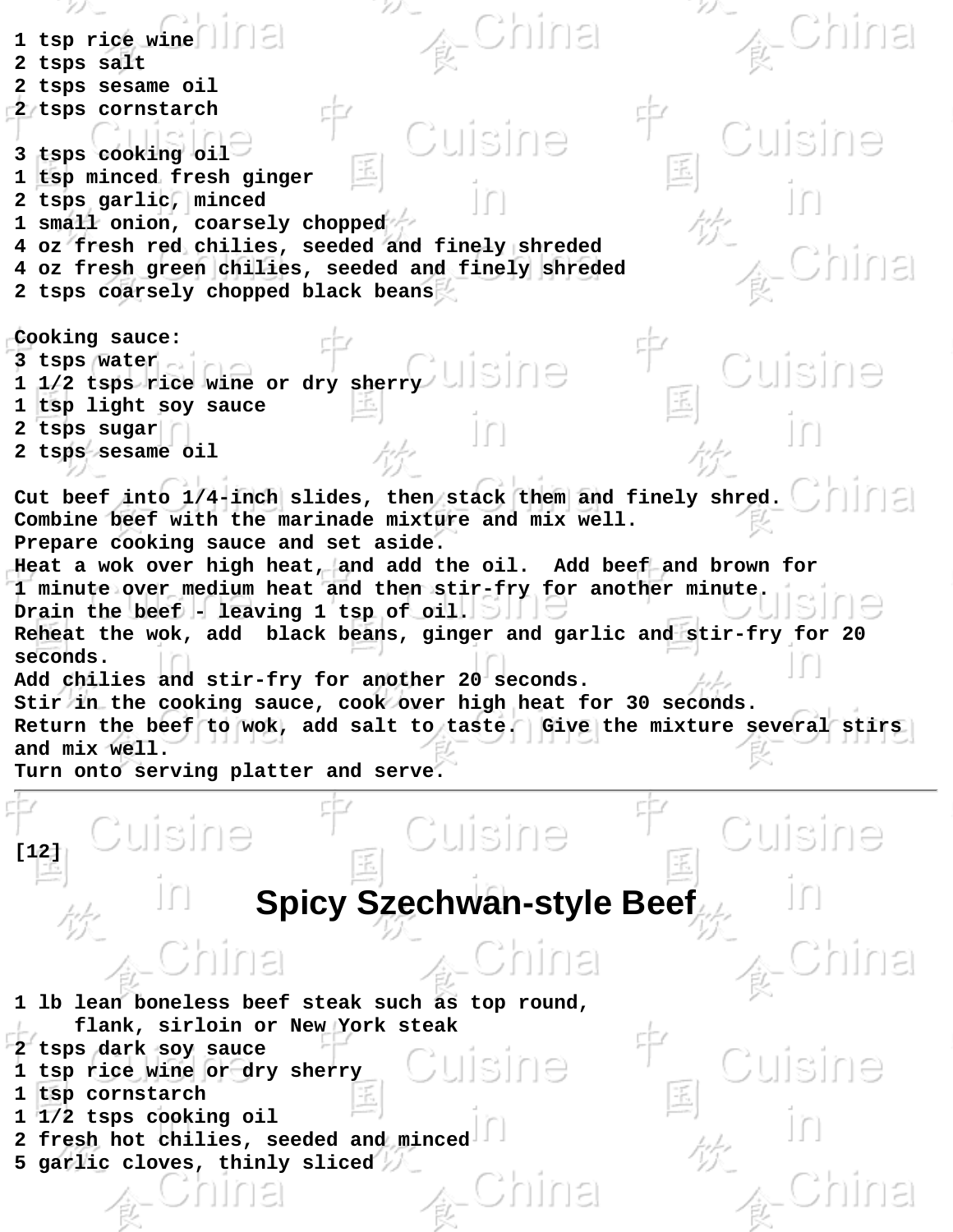1 tsp rice wine
2 tsps salt
2 tsps sesame oil
2 tsps cornstarch

3 tsps cooking oil
1 tsp minced fresh ginger
2 tsps garlic, minced
1 small onion, coarsely chopped
4 oz fresh red chilies, seeded and finely shreded
4 oz fresh green chilies, seeded and finely shreded
2 tsps coarsely chopped black beans

Cooking sauce:
3 tsps water
1 1/2 tsps rice wine or dry sherry
1 tsp light soy sauce
2 tsps sugar
2 tsps sesame oil

Cut beef into 1/4-inch slides, then stack them and finely shred.
Combine beef with the marinade mixture and mix well.
Prepare cooking sauce and set aside.
Heat a wok over high heat, and add the oil. Add beef and brown for 1 minute over medium heat and then stir-fry for another minute.
Drain the beef - leaving 1 tsp of oil.
Reheat the wok, add black beans, ginger and garlic and stir-fry for 20 seconds.
Add chilies and stir-fry for another 20 seconds.
Stir in the cooking sauce, cook over high heat for 30 seconds.
Return the beef to wok, add salt to taste. Give the mixture several stirs and mix well.
Turn onto serving platter and serve.

---

[12]

# Spicy Szechwan-style Beef

1 lb lean boneless beef steak such as top round,
    flank, sirloin or New York steak
2 tsps dark soy sauce
1 tsp rice wine or dry sherry
1 tsp cornstarch
1 1/2 tsps cooking oil
2 fresh hot chilies, seeded and minced
5 garlic cloves, thinly sliced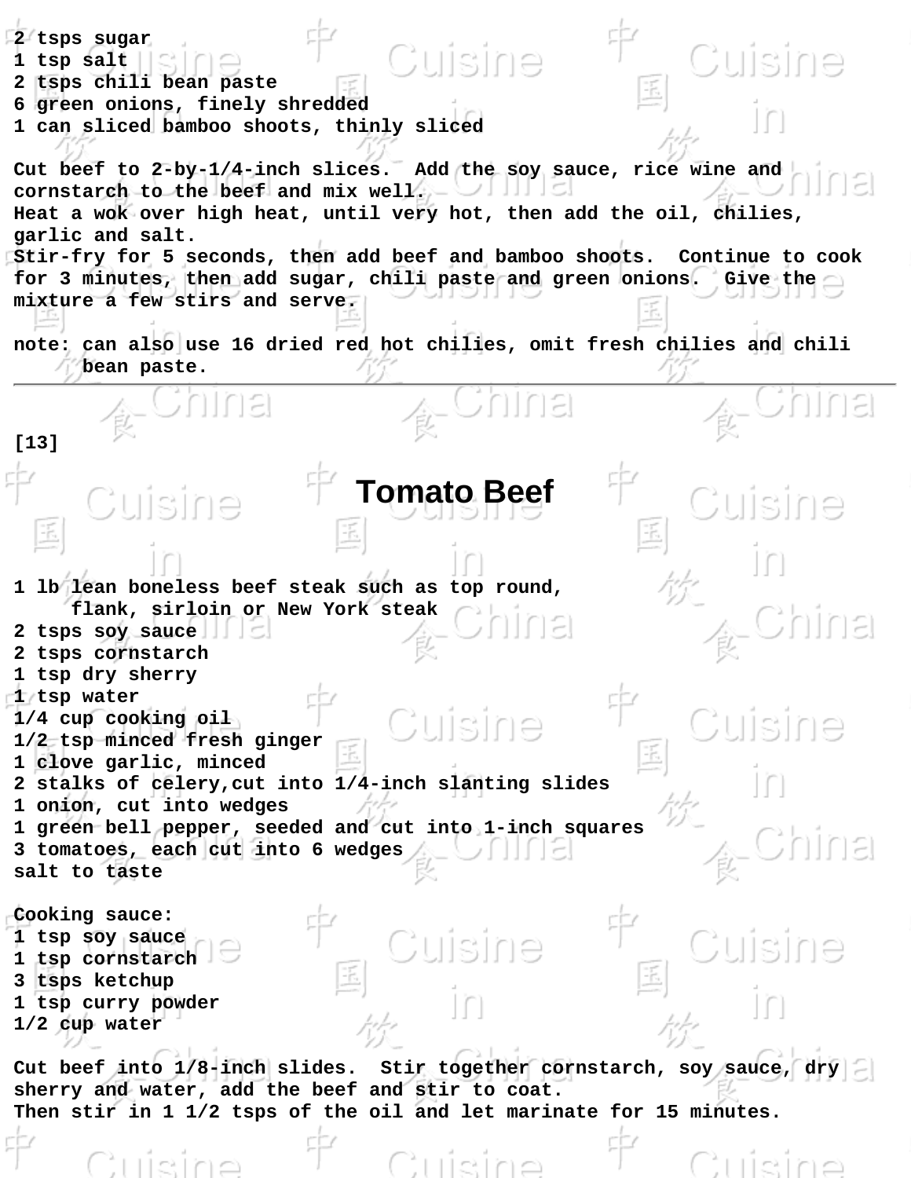2 tsps sugar
1 tsp salt
2 tsps chili bean paste
6 green onions, finely shredded
1 can sliced bamboo shoots, thinly sliced

Cut beef to 2-by-1/4-inch slices. Add the soy sauce, rice wine and cornstarch to the beef and mix well.
Heat a wok over high heat, until very hot, then add the oil, chilies, garlic and salt.
Stir-fry for 5 seconds, then add beef and bamboo shoots. Continue to cook for 3 minutes, then add sugar, chili paste and green onions. Give the mixture a few stirs and serve.

note: can also use 16 dried red hot chilies, omit fresh chilies and chili bean paste.

---

[13]

# Tomato Beef

1 lb lean boneless beef steak such as top round, flank, sirloin or New York steak
2 tsps soy sauce
2 tsps cornstarch
1 tsp dry sherry
1 tsp water
1/4 cup cooking oil
1/2 tsp minced fresh ginger
1 clove garlic, minced
2 stalks of celery,cut into 1/4-inch slanting slides
1 onion, cut into wedges
1 green bell pepper, seeded and cut into 1-inch squares
3 tomatoes, each cut into 6 wedges
salt to taste

Cooking sauce:
1 tsp soy sauce
1 tsp cornstarch
3 tsps ketchup
1 tsp curry powder
1/2 cup water

Cut beef into 1/8-inch slides. Stir together cornstarch, soy sauce, dry sherry and water, add the beef and stir to coat.
Then stir in 1 1/2 tsps of the oil and let marinate for 15 minutes.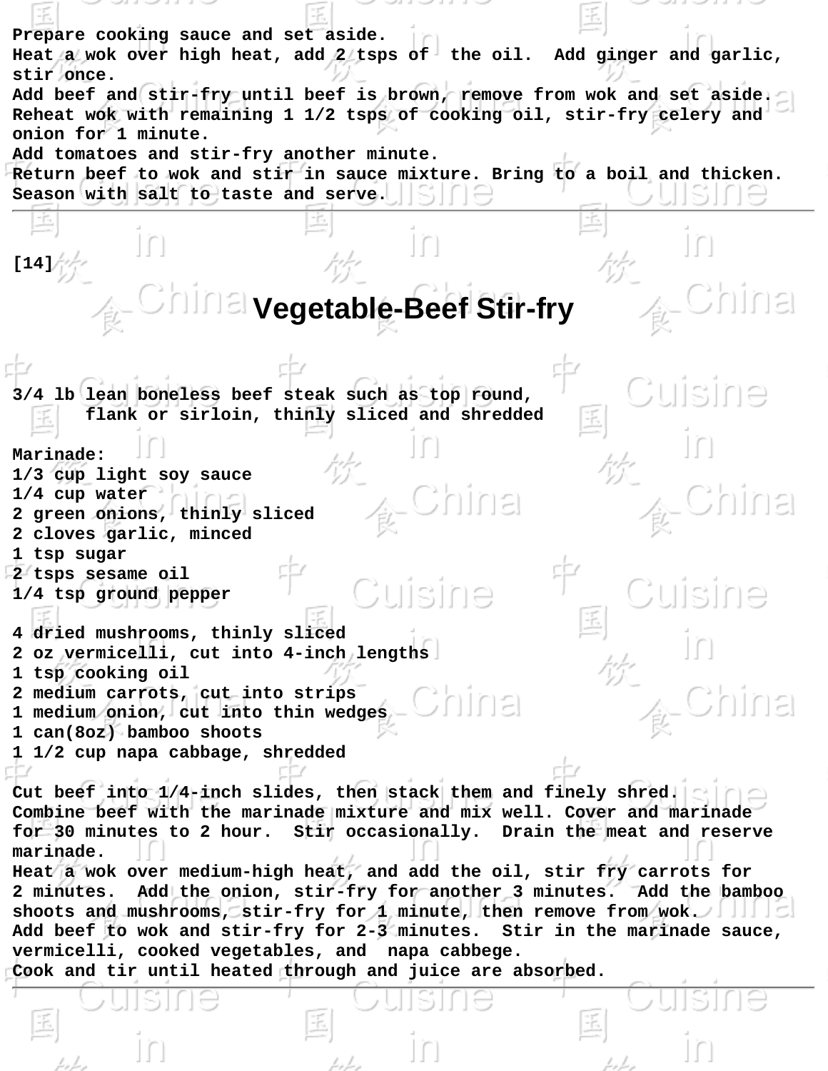Prepare cooking sauce and set aside.
Heat a wok over high heat, add 2 tsps of the oil. Add ginger and garlic, stir once.
Add beef and stir-fry until beef is brown, remove from wok and set aside.
Reheat wok with remaining 1 1/2 tsps of cooking oil, stir-fry celery and onion for 1 minute.
Add tomatoes and stir-fry another minute.
Return beef to wok and stir in sauce mixture. Bring to a boil and thicken.
Season with salt to taste and serve.

---

[14]

# Vegetable-Beef Stir-fry

3/4 lb lean boneless beef steak such as top round,
    flank or sirloin, thinly sliced and shredded

Marinade:
1/3 cup light soy sauce
1/4 cup water
2 green onions, thinly sliced
2 cloves garlic, minced
1 tsp sugar
2 tsps sesame oil
1/4 tsp ground pepper

4 dried mushrooms, thinly sliced
2 oz vermicelli, cut into 4-inch lengths
1 tsp cooking oil
2 medium carrots, cut into strips
1 medium onion, cut into thin wedges
1 can(8oz) bamboo shoots
1 1/2 cup napa cabbage, shredded

Cut beef into 1/4-inch slides, then stack them and finely shred.
Combine beef with the marinade mixture and mix well. Cover and marinade for 30 minutes to 2 hour. Stir occasionally. Drain the meat and reserve marinade.
Heat a wok over medium-high heat, and add the oil, stir fry carrots for 2 minutes. Add the onion, stir-fry for another 3 minutes. Add the bamboo shoots and mushrooms, stir-fry for 1 minute, then remove from wok.
Add beef to wok and stir-fry for 2-3 minutes. Stir in the marinade sauce, vermicelli, cooked vegetables, and napa cabbege.
Cook and tir until heated through and juice are absorbed.

---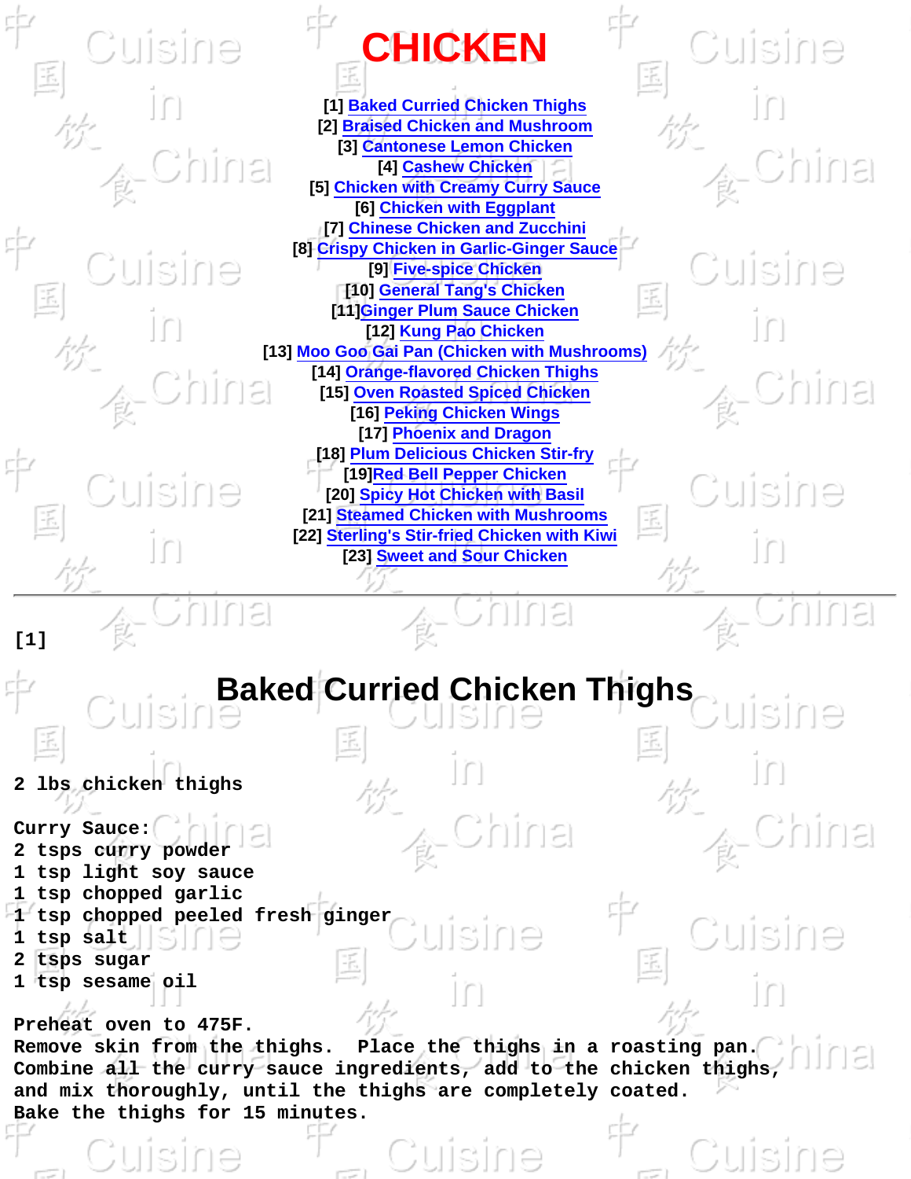# CHICKEN

[1] Baked Curried Chicken Thighs
[2] Braised Chicken and Mushroom
[3] Cantonese Lemon Chicken
[4] Cashew Chicken
[5] Chicken with Creamy Curry Sauce
[6] Chicken with Eggplant
[7] Chinese Chicken and Zucchini
[8] Crispy Chicken in Garlic-Ginger Sauce
[9] Five-spice Chicken
[10] General Tang's Chicken
[11]Ginger Plum Sauce Chicken
[12] Kung Pao Chicken
[13] Moo Goo Gai Pan (Chicken with Mushrooms)
[14] Orange-flavored Chicken Thighs
[15] Oven Roasted Spiced Chicken
[16] Peking Chicken Wings
[17] Phoenix and Dragon
[18] Plum Delicious Chicken Stir-fry
[19]Red Bell Pepper Chicken
[20] Spicy Hot Chicken with Basil
[21] Steamed Chicken with Mushrooms
[22] Sterling's Stir-fried Chicken with Kiwi
[23] Sweet and Sour Chicken

---

[1]

## Baked Curried Chicken Thighs

2 lbs chicken thighs

Curry Sauce:
2 tsps curry powder
1 tsp light soy sauce
1 tsp chopped garlic
1 tsp chopped peeled fresh ginger
1 tsp salt
2 tsps sugar
1 tsp sesame oil

Preheat oven to 475F.
Remove skin from the thighs. Place the thighs in a roasting pan.
Combine all the curry sauce ingredients, add to the chicken thighs,
and mix thoroughly, until the thighs are completely coated.
Bake the thighs for 15 minutes.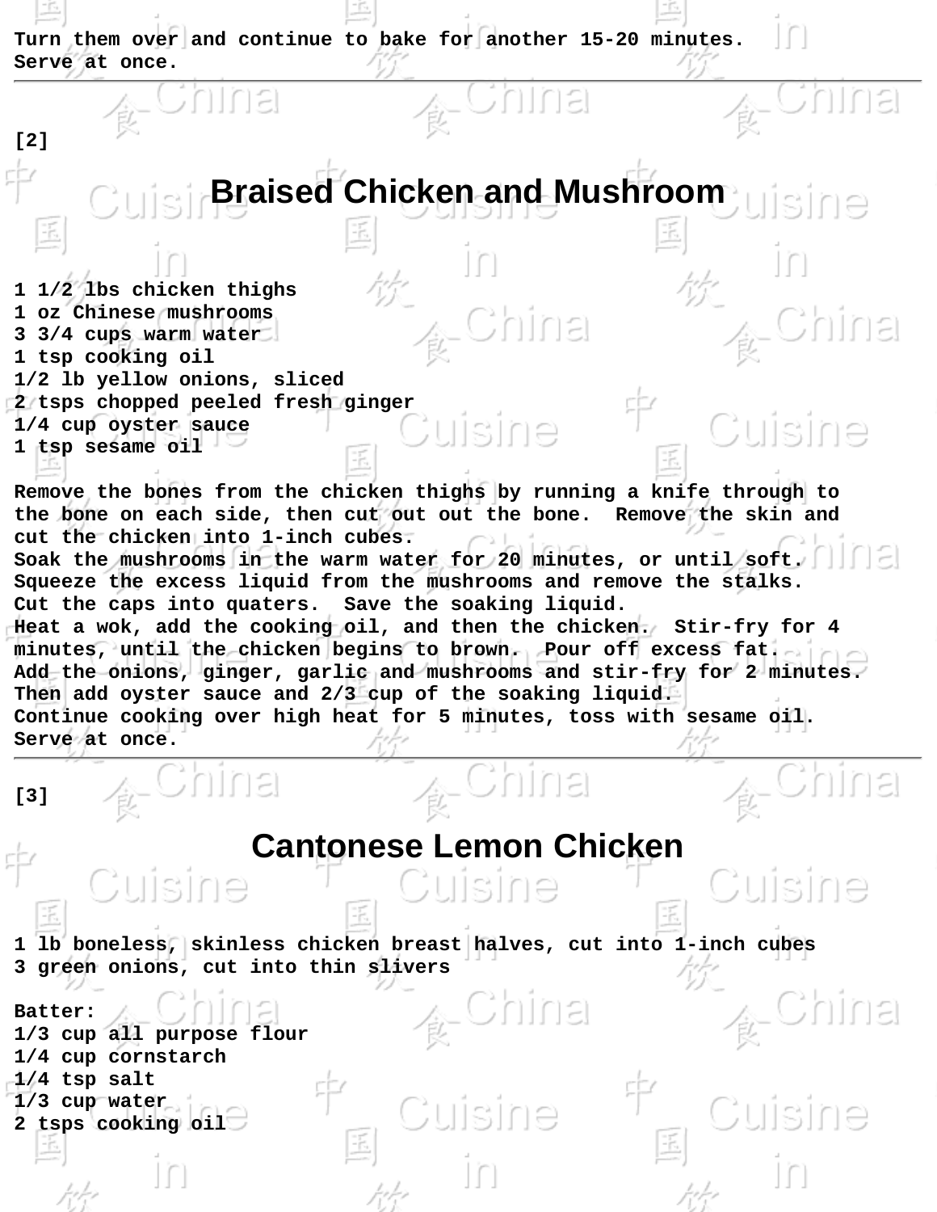Turn them over and continue to bake for another 15-20 minutes.
Serve at once.

---

[2]

## Braised Chicken and Mushroom

1 1/2 lbs chicken thighs
1 oz Chinese mushrooms
3 3/4 cups warm water
1 tsp cooking oil
1/2 lb yellow onions, sliced
2 tsps chopped peeled fresh ginger
1/4 cup oyster sauce
1 tsp sesame oil

Remove the bones from the chicken thighs by running a knife through to the bone on each side, then cut out out the bone. Remove the skin and cut the chicken into 1-inch cubes.
Soak the mushrooms in the warm water for 20 minutes, or until soft.
Squeeze the excess liquid from the mushrooms and remove the stalks.
Cut the caps into quaters. Save the soaking liquid.
Heat a wok, add the cooking oil, and then the chicken. Stir-fry for 4 minutes, until the chicken begins to brown. Pour off excess fat.
Add the onions, ginger, garlic and mushrooms and stir-fry for 2 minutes.
Then add oyster sauce and 2/3 cup of the soaking liquid.
Continue cooking over high heat for 5 minutes, toss with sesame oil.
Serve at once.

---

[3]

## Cantonese Lemon Chicken

1 lb boneless, skinless chicken breast halves, cut into 1-inch cubes
3 green onions, cut into thin slivers

Batter:
1/3 cup all purpose flour
1/4 cup cornstarch
1/4 tsp salt
1/3 cup water
2 tsps cooking oil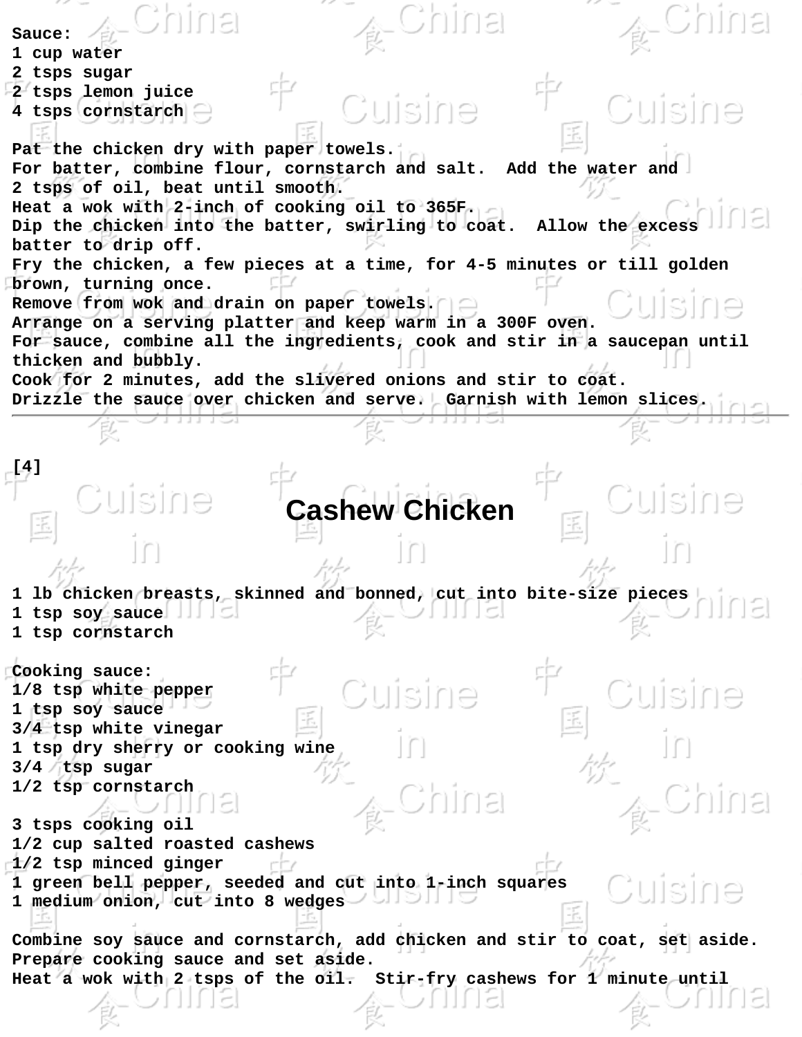Sauce:
1 cup water
2 tsps sugar
2 tsps lemon juice
4 tsps cornstarch

Pat the chicken dry with paper towels.
For batter, combine flour, cornstarch and salt. Add the water and 2 tsps of oil, beat until smooth.
Heat a wok with 2-inch of cooking oil to 365F.
Dip the chicken into the batter, swirling to coat. Allow the excess batter to drip off.
Fry the chicken, a few pieces at a time, for 4-5 minutes or till golden brown, turning once.
Remove from wok and drain on paper towels.
Arrange on a serving platter and keep warm in a 300F oven.
For sauce, combine all the ingredients, cook and stir in a saucepan until thicken and bubbly.
Cook for 2 minutes, add the slivered onions and stir to coat.
Drizzle the sauce over chicken and serve. Garnish with lemon slices.

---

[4]

# Cashew Chicken

1 lb chicken breasts, skinned and bonned, cut into bite-size pieces
1 tsp soy sauce
1 tsp cornstarch

Cooking sauce:
1/8 tsp white pepper
1 tsp soy sauce
3/4 tsp white vinegar
1 tsp dry sherry or cooking wine
3/4 tsp sugar
1/2 tsp cornstarch

3 tsps cooking oil
1/2 cup salted roasted cashews
1/2 tsp minced ginger
1 green bell pepper, seeded and cut into 1-inch squares
1 medium onion, cut into 8 wedges

Combine soy sauce and cornstarch, add chicken and stir to coat, set aside.
Prepare cooking sauce and set aside.
Heat a wok with 2 tsps of the oil. Stir-fry cashews for 1 minute until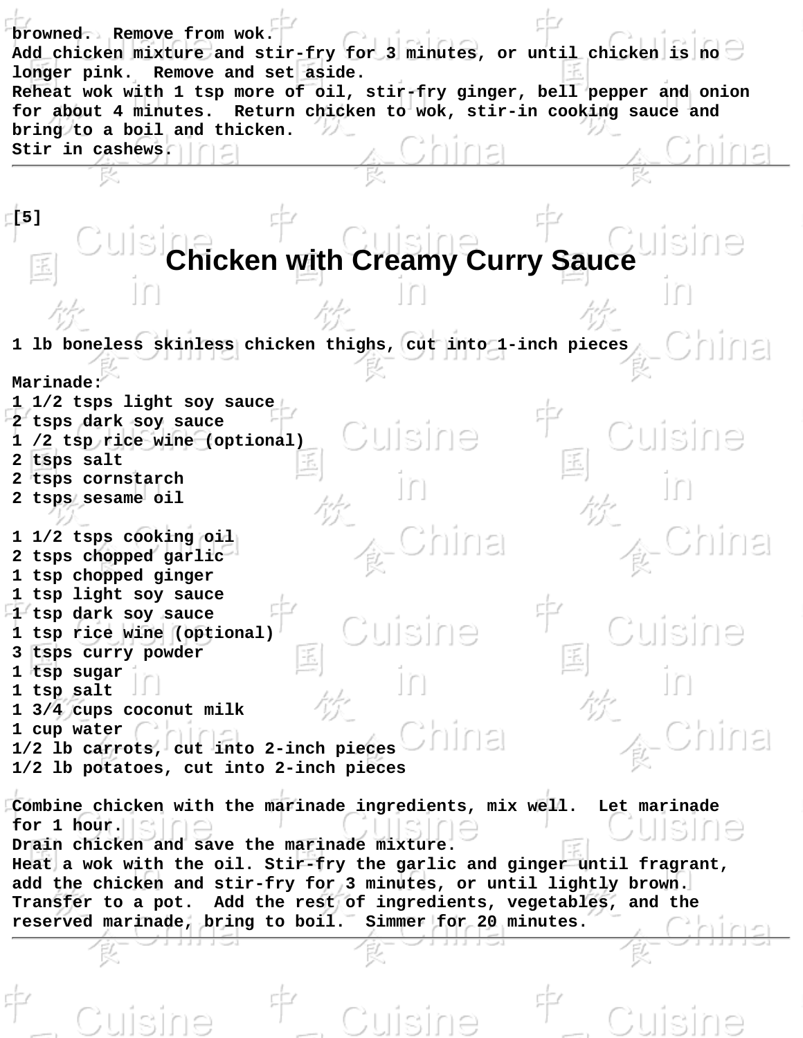browned.  Remove from wok.
Add chicken mixture and stir-fry for 3 minutes, or until chicken is no longer pink.  Remove and set aside.
Reheat wok with 1 tsp more of oil, stir-fry ginger, bell pepper and onion for about 4 minutes.  Return chicken to wok, stir-in cooking sauce and bring to a boil and thicken.
Stir in cashews.

---

[5]

## Chicken with Creamy Curry Sauce

1 lb boneless skinless chicken thighs, cut into 1-inch pieces

Marinade:
1 1/2 tsps light soy sauce
2 tsps dark soy sauce
1 /2 tsp rice wine (optional)
2 tsps salt
2 tsps cornstarch
2 tsps sesame oil

1 1/2 tsps cooking oil
2 tsps chopped garlic
1 tsp chopped ginger
1 tsp light soy sauce
1 tsp dark soy sauce
1 tsp rice wine (optional)
3 tsps curry powder
1 tsp sugar
1 tsp salt
1 3/4 cups coconut milk
1 cup water
1/2 lb carrots, cut into 2-inch pieces
1/2 lb potatoes, cut into 2-inch pieces

Combine chicken with the marinade ingredients, mix well.  Let marinade for 1 hour.
Drain chicken and save the marinade mixture.
Heat a wok with the oil. Stir-fry the garlic and ginger until fragrant, add the chicken and stir-fry for 3 minutes, or until lightly brown.
Transfer to a pot.  Add the rest of ingredients, vegetables, and the reserved marinade, bring to boil.  Simmer for 20 minutes.

---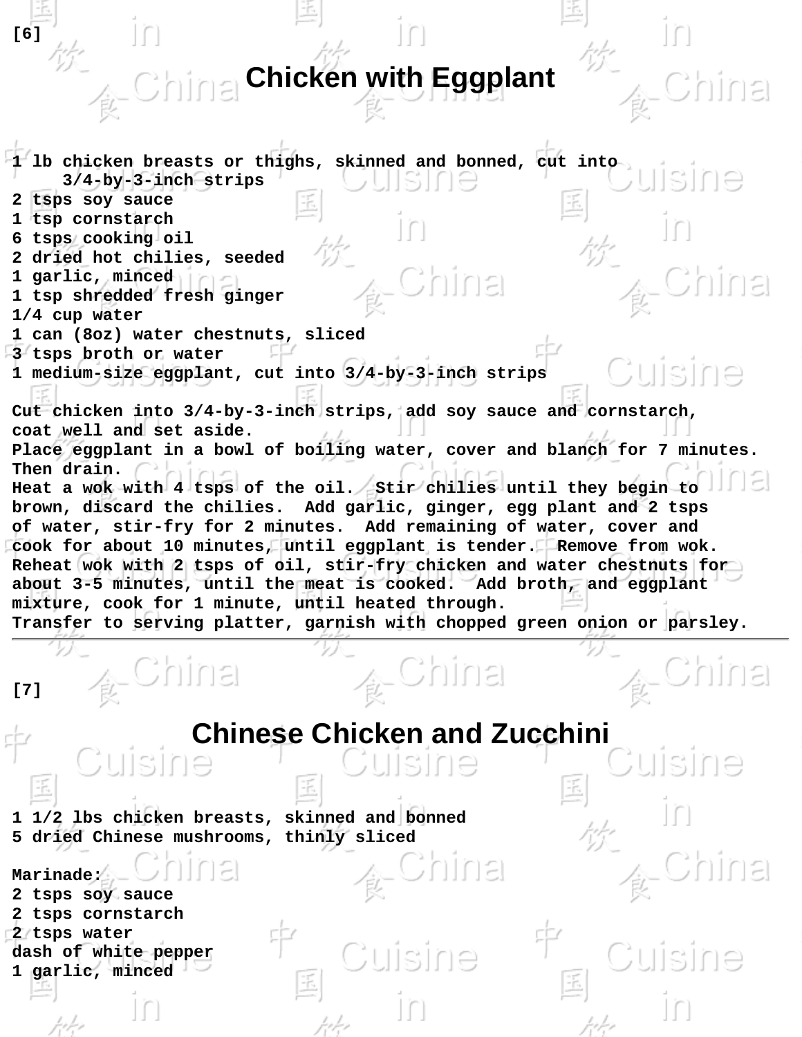[6]

# Chicken with Eggplant

1 lb chicken breasts or thighs, skinned and bonned, cut into
3/4-by-3-inch strips
2 tsps soy sauce
1 tsp cornstarch
6 tsps cooking oil
2 dried hot chilies, seeded
1 garlic, minced
1 tsp shredded fresh ginger
1/4 cup water
1 can (8oz) water chestnuts, sliced
3 tsps broth or water
1 medium-size eggplant, cut into 3/4-by-3-inch strips

Cut chicken into 3/4-by-3-inch strips, add soy sauce and cornstarch, coat well and set aside.
Place eggplant in a bowl of boiling water, cover and blanch for 7 minutes. Then drain.
Heat a wok with 4 tsps of the oil. Stir chilies until they begin to brown, discard the chilies. Add garlic, ginger, egg plant and 2 tsps of water, stir-fry for 2 minutes. Add remaining of water, cover and cook for about 10 minutes, until eggplant is tender. Remove from wok.
Reheat wok with 2 tsps of oil, stir-fry chicken and water chestnuts for about 3-5 minutes, until the meat is cooked. Add broth, and eggplant mixture, cook for 1 minute, until heated through.
Transfer to serving platter, garnish with chopped green onion or parsley.

---

[7]

# Chinese Chicken and Zucchini

1 1/2 lbs chicken breasts, skinned and bonned
5 dried Chinese mushrooms, thinly sliced

Marinade:
2 tsps soy sauce
2 tsps cornstarch
2 tsps water
dash of white pepper
1 garlic, minced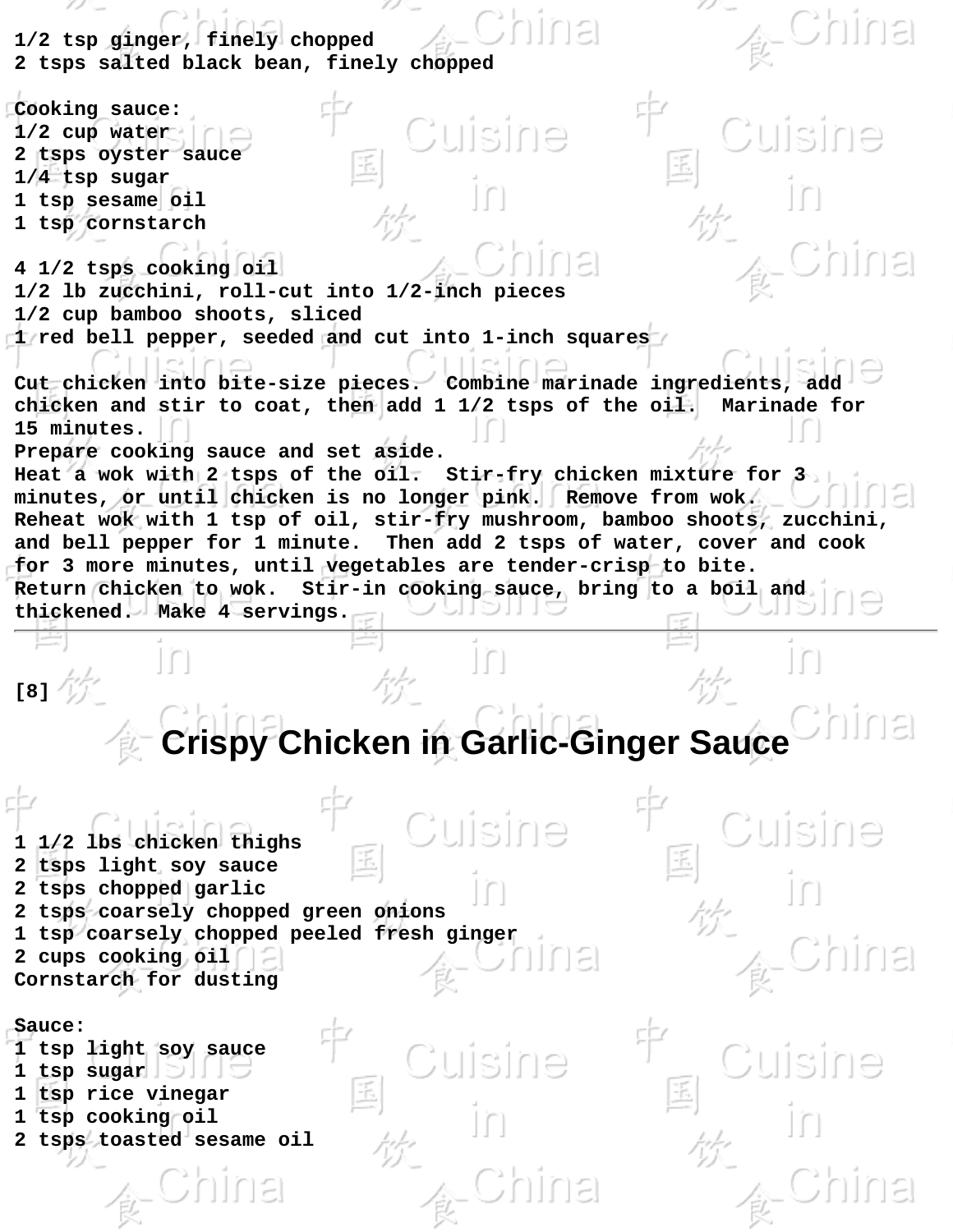1/2 tsp ginger, finely chopped
2 tsps salted black bean, finely chopped

Cooking sauce:
1/2 cup water
2 tsps oyster sauce
1/4 tsp sugar
1 tsp sesame oil
1 tsp cornstarch

4 1/2 tsps cooking oil
1/2 lb zucchini, roll-cut into 1/2-inch pieces
1/2 cup bamboo shoots, sliced
1 red bell pepper, seeded and cut into 1-inch squares

Cut chicken into bite-size pieces. Combine marinade ingredients, add chicken and stir to coat, then add 1 1/2 tsps of the oil. Marinade for 15 minutes.
Prepare cooking sauce and set aside.
Heat a wok with 2 tsps of the oil. Stir-fry chicken mixture for 3 minutes, or until chicken is no longer pink. Remove from wok.
Reheat wok with 1 tsp of oil, stir-fry mushroom, bamboo shoots, zucchini, and bell pepper for 1 minute. Then add 2 tsps of water, cover and cook for 3 more minutes, until vegetables are tender-crisp to bite.
Return chicken to wok. Stir-in cooking sauce, bring to a boil and thickened. Make 4 servings.

---

[8]

# Crispy Chicken in Garlic-Ginger Sauce

1 1/2 lbs chicken thighs
2 tsps light soy sauce
2 tsps chopped garlic
2 tsps coarsely chopped green onions
1 tsp coarsely chopped peeled fresh ginger
2 cups cooking oil
Cornstarch for dusting

Sauce:
1 tsp light soy sauce
1 tsp sugar
1 tsp rice vinegar
1 tsp cooking oil
2 tsps toasted sesame oil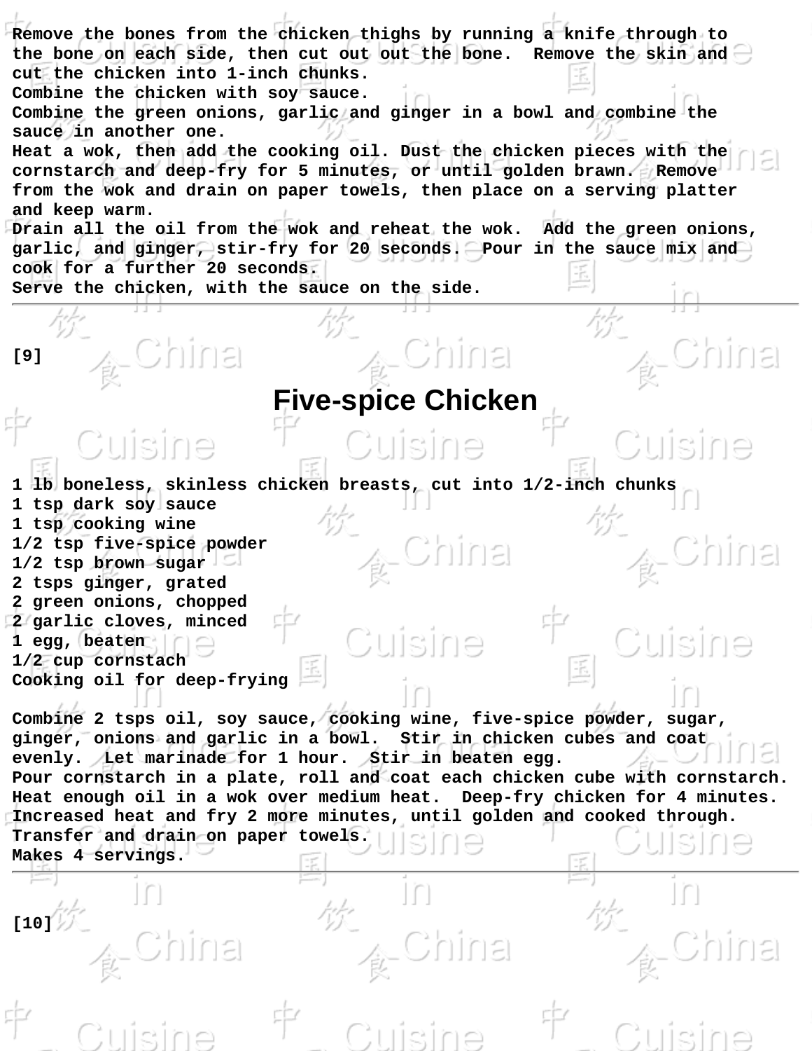Remove the bones from the chicken thighs by running a knife through to the bone on each side, then cut out out the bone. Remove the skin and cut the chicken into 1-inch chunks.
Combine the chicken with soy sauce.
Combine the green onions, garlic and ginger in a bowl and combine the sauce in another one.
Heat a wok, then add the cooking oil. Dust the chicken pieces with the cornstarch and deep-fry for 5 minutes, or until golden brawn. Remove from the wok and drain on paper towels, then place on a serving platter and keep warm.
Drain all the oil from the wok and reheat the wok. Add the green onions, garlic, and ginger, stir-fry for 20 seconds. Pour in the sauce mix and cook for a further 20 seconds.
Serve the chicken, with the sauce on the side.

---

[9]

# Five-spice Chicken

1 lb boneless, skinless chicken breasts, cut into 1/2-inch chunks
1 tsp dark soy sauce
1 tsp cooking wine
1/2 tsp five-spice powder
1/2 tsp brown sugar
2 tsps ginger, grated
2 green onions, chopped
2 garlic cloves, minced
1 egg, beaten
1/2 cup cornstach
Cooking oil for deep-frying

Combine 2 tsps oil, soy sauce, cooking wine, five-spice powder, sugar, ginger, onions and garlic in a bowl. Stir in chicken cubes and coat evenly. Let marinade for 1 hour. Stir in beaten egg.
Pour cornstarch in a plate, roll and coat each chicken cube with cornstarch.
Heat enough oil in a wok over medium heat. Deep-fry chicken for 4 minutes.
Increased heat and fry 2 more minutes, until golden and cooked through.
Transfer and drain on paper towels.
Makes 4 servings.

---

[10]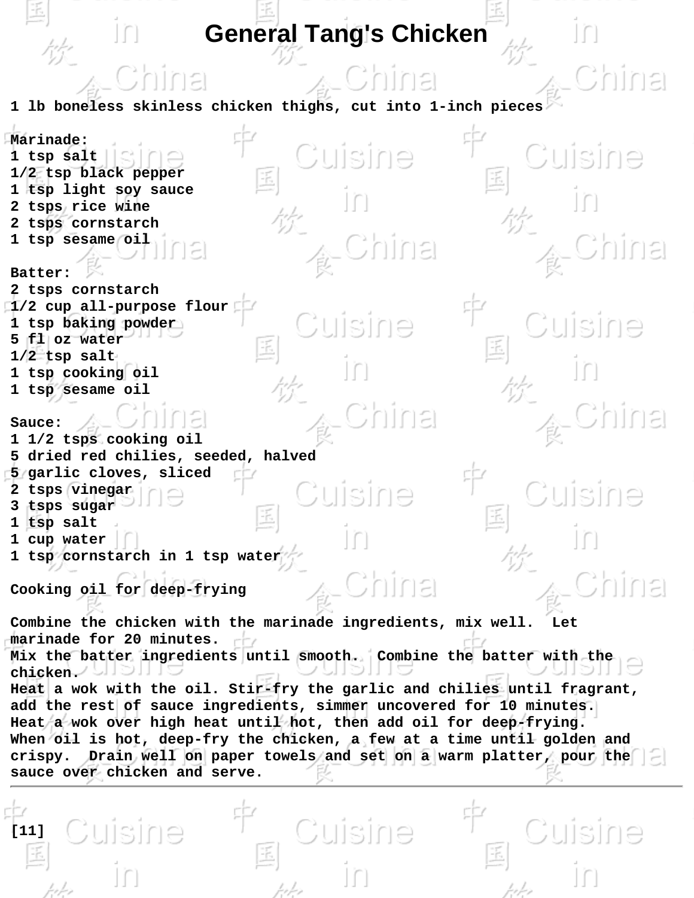# General Tang's Chicken

1 lb boneless skinless chicken thighs, cut into 1-inch pieces

Marinade:
1 tsp salt
1/2 tsp black pepper
1 tsp light soy sauce
2 tsps rice wine
2 tsps cornstarch
1 tsp sesame oil

Batter:
2 tsps cornstarch
1/2 cup all-purpose flour
1 tsp baking powder
5 fl oz water
1/2 tsp salt
1 tsp cooking oil
1 tsp sesame oil

Sauce:
1 1/2 tsps cooking oil
5 dried red chilies, seeded, halved
5 garlic cloves, sliced
2 tsps vinegar
3 tsps sugar
1 tsp salt
1 cup water
1 tsp cornstarch in 1 tsp water

Cooking oil for deep-frying

Combine the chicken with the marinade ingredients, mix well. Let marinade for 20 minutes.
Mix the batter ingredients until smooth. Combine the batter with the chicken.
Heat a wok with the oil. Stir-fry the garlic and chilies until fragrant, add the rest of sauce ingredients, simmer uncovered for 10 minutes.
Heat a wok over high heat until hot, then add oil for deep-frying.
When oil is hot, deep-fry the chicken, a few at a time until golden and crispy. Drain well on paper towels and set on a warm platter, pour the sauce over chicken and serve.

---

[11]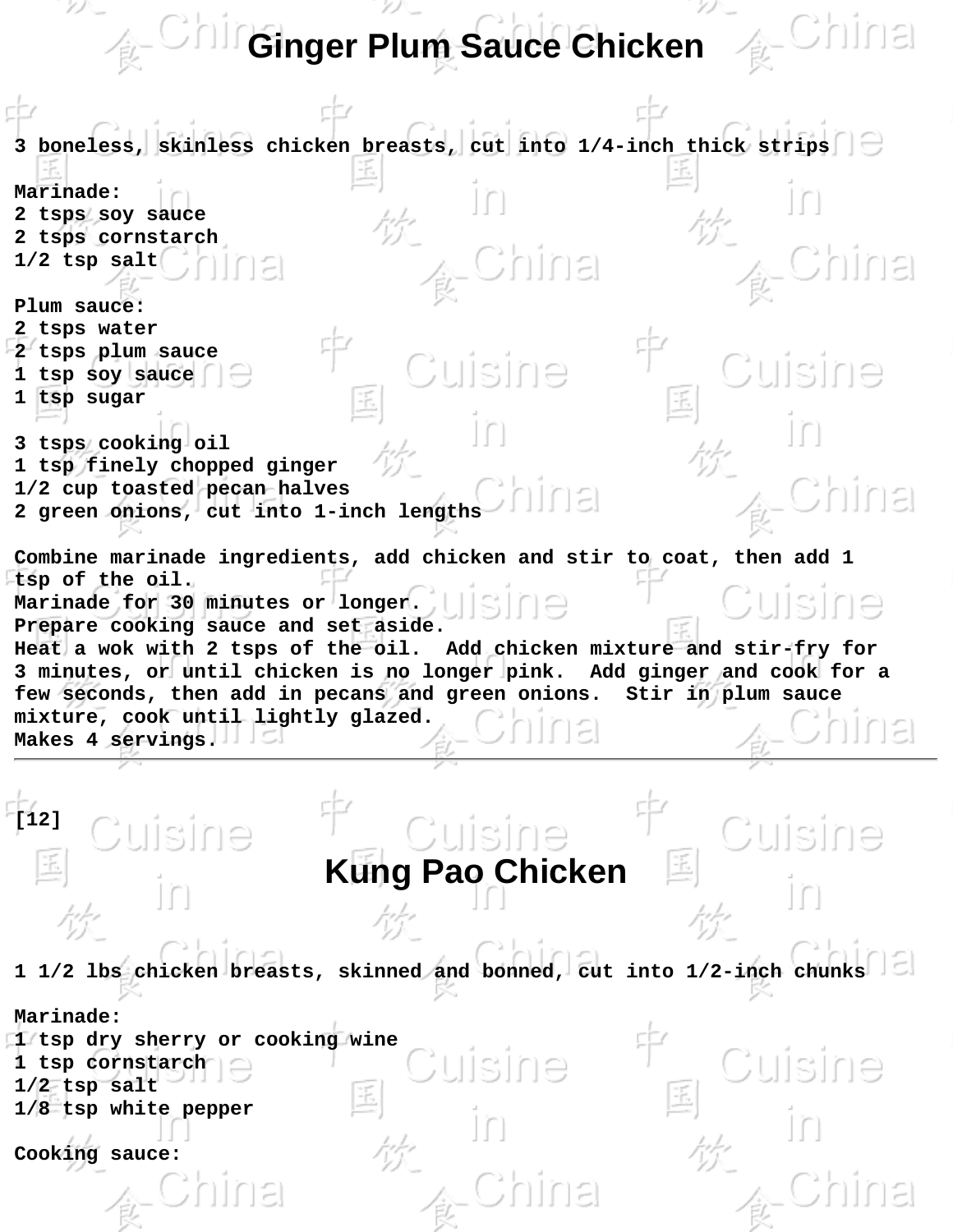# Ginger Plum Sauce Chicken

3 boneless, skinless chicken breasts, cut into 1/4-inch thick strips

Marinade:
2 tsps soy sauce
2 tsps cornstarch
1/2 tsp salt

Plum sauce:
2 tsps water
2 tsps plum sauce
1 tsp soy sauce
1 tsp sugar

3 tsps cooking oil
1 tsp finely chopped ginger
1/2 cup toasted pecan halves
2 green onions, cut into 1-inch lengths

Combine marinade ingredients, add chicken and stir to coat, then add 1 tsp of the oil.
Marinade for 30 minutes or longer.
Prepare cooking sauce and set aside.
Heat a wok with 2 tsps of the oil. Add chicken mixture and stir-fry for 3 minutes, or until chicken is no longer pink. Add ginger and cook for a few seconds, then add in pecans and green onions. Stir in plum sauce mixture, cook until lightly glazed.
Makes 4 servings.

---

[12]

# Kung Pao Chicken

1 1/2 lbs chicken breasts, skinned and bonned, cut into 1/2-inch chunks

Marinade:
1 tsp dry sherry or cooking wine
1 tsp cornstarch
1/2 tsp salt
1/8 tsp white pepper

Cooking sauce: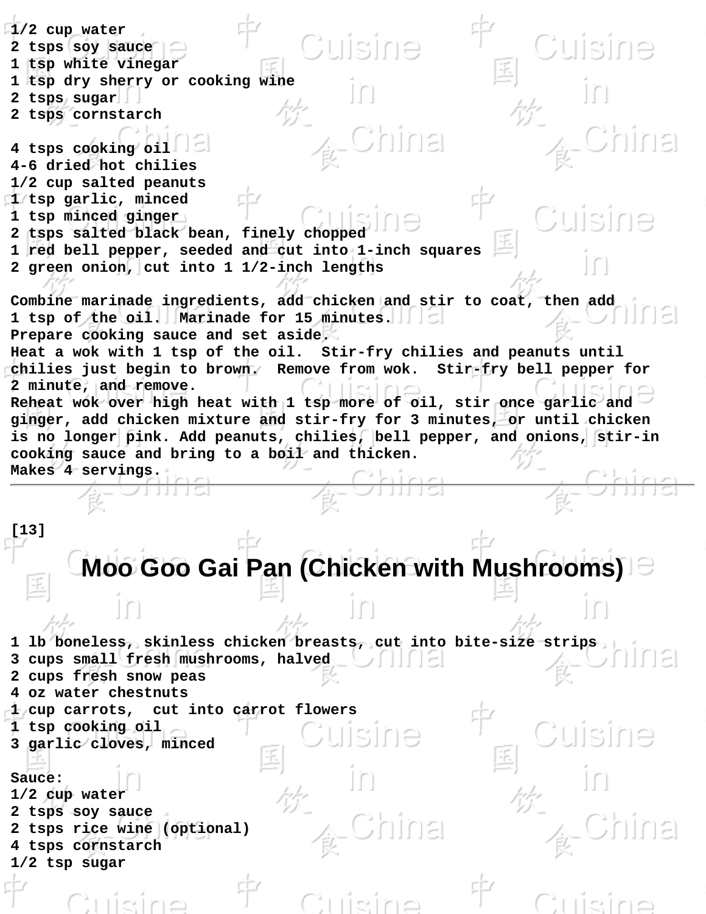1/2 cup water
2 tsps soy sauce
1 tsp white vinegar
1 tsp dry sherry or cooking wine
2 tsps sugar
2 tsps cornstarch

4 tsps cooking oil
4-6 dried hot chilies
1/2 cup salted peanuts
1 tsp garlic, minced
1 tsp minced ginger
2 tsps salted black bean, finely chopped
1 red bell pepper, seeded and cut into 1-inch squares
2 green onion, cut into 1 1/2-inch lengths

Combine marinade ingredients, add chicken and stir to coat, then add 1 tsp of the oil. Marinade for 15 minutes.
Prepare cooking sauce and set aside.
Heat a wok with 1 tsp of the oil. Stir-fry chilies and peanuts until chilies just begin to brown. Remove from wok. Stir-fry bell pepper for 2 minute, and remove.
Reheat wok over high heat with 1 tsp more of oil, stir once garlic and ginger, add chicken mixture and stir-fry for 3 minutes, or until chicken is no longer pink. Add peanuts, chilies, bell pepper, and onions, stir-in cooking sauce and bring to a boil and thicken.
Makes 4 servings.

---

[13]

# Moo Goo Gai Pan (Chicken with Mushrooms)

1 lb boneless, skinless chicken breasts, cut into bite-size strips
3 cups small fresh mushrooms, halved
2 cups fresh snow peas
4 oz water chestnuts
1 cup carrots, cut into carrot flowers
1 tsp cooking oil
3 garlic cloves, minced

Sauce:
1/2 cup water
2 tsps soy sauce
2 tsps rice wine (optional)
4 tsps cornstarch
1/2 tsp sugar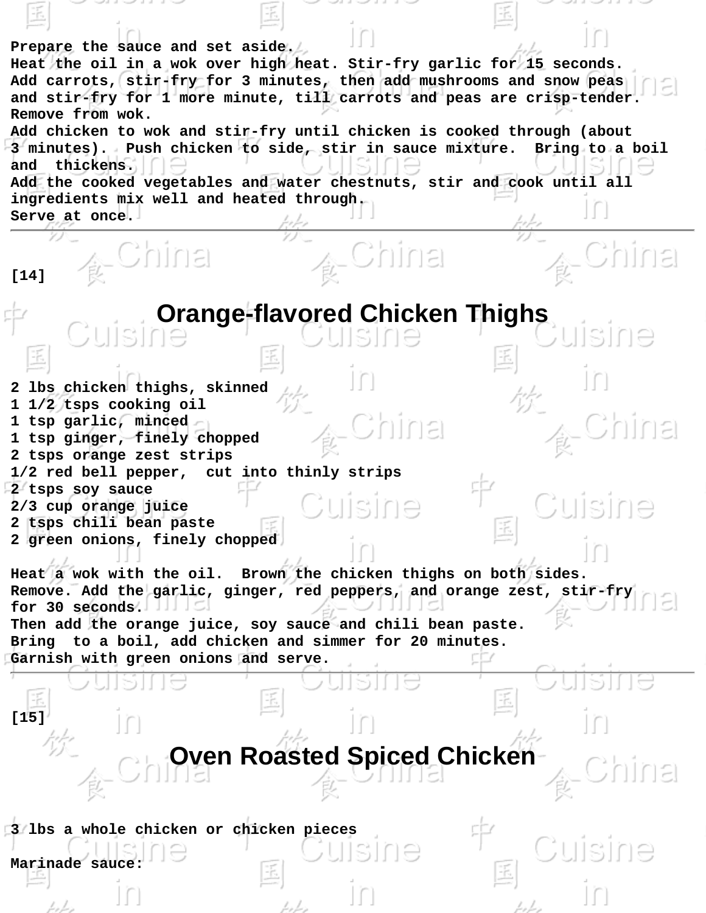Prepare the sauce and set aside.
Heat the oil in a wok over high heat. Stir-fry garlic for 15 seconds.
Add carrots, stir-fry for 3 minutes, then add mushrooms and snow peas and stir-fry for 1 more minute, till carrots and peas are crisp-tender.
Remove from wok.
Add chicken to wok and stir-fry until chicken is cooked through (about 3 minutes). Push chicken to side, stir in sauce mixture. Bring to a boil and thickens.
Add the cooked vegetables and water chestnuts, stir and cook until all ingredients mix well and heated through.
Serve at once.

---

[14]

# Orange-flavored Chicken Thighs

2 lbs chicken thighs, skinned
1 1/2 tsps cooking oil
1 tsp garlic, minced
1 tsp ginger, finely chopped
2 tsps orange zest strips
1/2 red bell pepper, cut into thinly strips
2 tsps soy sauce
2/3 cup orange juice
2 tsps chili bean paste
2 green onions, finely chopped

Heat a wok with the oil. Brown the chicken thighs on both sides.
Remove. Add the garlic, ginger, red peppers, and orange zest, stir-fry for 30 seconds.
Then add the orange juice, soy sauce and chili bean paste.
Bring to a boil, add chicken and simmer for 20 minutes.
Garnish with green onions and serve.

---

[15]

# Oven Roasted Spiced Chicken

3 lbs a whole chicken or chicken pieces

Marinade sauce: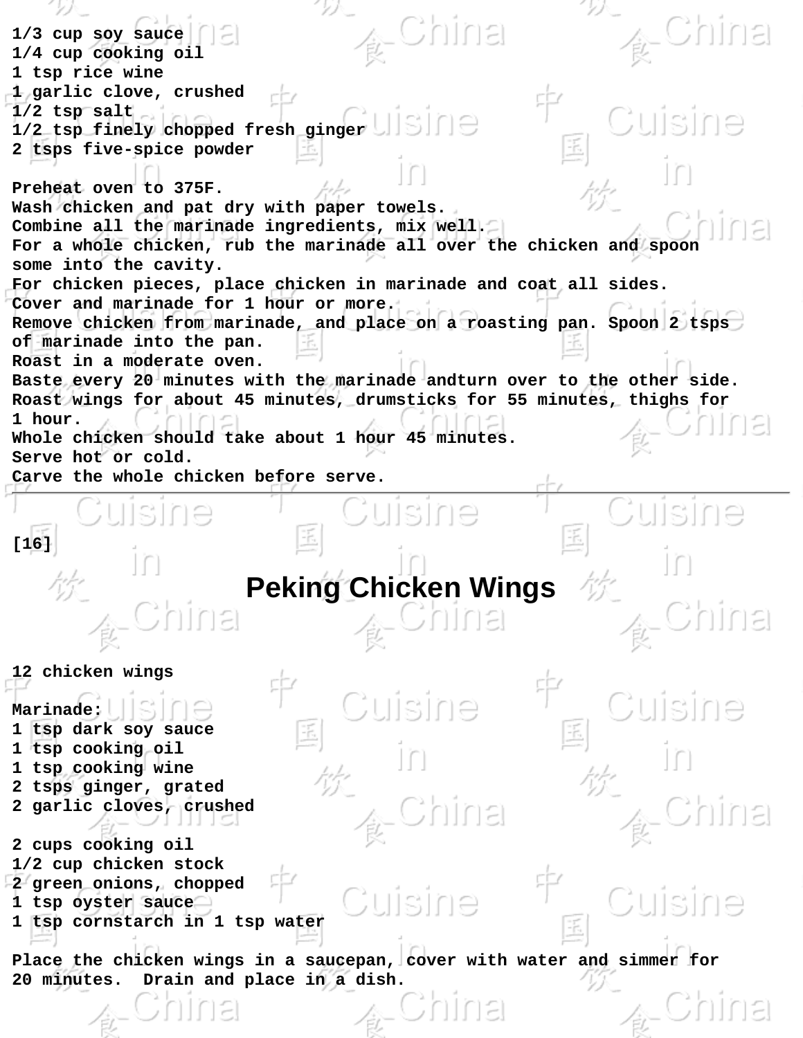1/3 cup soy sauce
1/4 cup cooking oil
1 tsp rice wine
1 garlic clove, crushed
1/2 tsp salt
1/2 tsp finely chopped fresh ginger
2 tsps five-spice powder

Preheat oven to 375F.
Wash chicken and pat dry with paper towels.
Combine all the marinade ingredients, mix well.
For a whole chicken, rub the marinade all over the chicken and spoon some into the cavity.
For chicken pieces, place chicken in marinade and coat all sides.
Cover and marinade for 1 hour or more.
Remove chicken from marinade, and place on a roasting pan. Spoon 2 tsps of marinade into the pan.
Roast in a moderate oven.
Baste every 20 minutes with the marinade andturn over to the other side.
Roast wings for about 45 minutes, drumsticks for 55 minutes, thighs for 1 hour.
Whole chicken should take about 1 hour 45 minutes.
Serve hot or cold.
Carve the whole chicken before serve.

---

[16]

# Peking Chicken Wings

12 chicken wings

Marinade:
1 tsp dark soy sauce
1 tsp cooking oil
1 tsp cooking wine
2 tsps ginger, grated
2 garlic cloves, crushed

2 cups cooking oil
1/2 cup chicken stock
2 green onions, chopped
1 tsp oyster sauce
1 tsp cornstarch in 1 tsp water

Place the chicken wings in a saucepan, cover with water and simmer for 20 minutes.  Drain and place in a dish.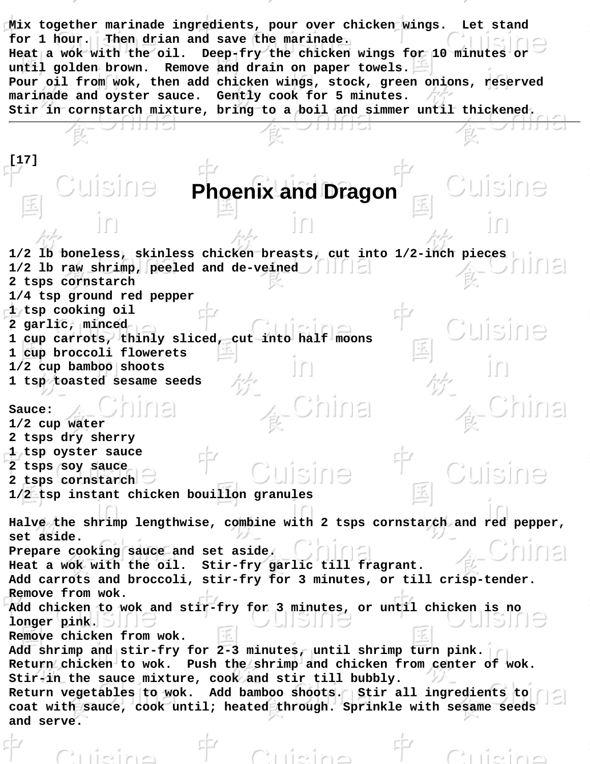Mix together marinade ingredients, pour over chicken wings. Let stand for 1 hour. Then drian and save the marinade.
Heat a wok with the oil. Deep-fry the chicken wings for 10 minutes or until golden brown. Remove and drain on paper towels.
Pour oil from wok, then add chicken wings, stock, green onions, reserved marinade and oyster sauce. Gently cook for 5 minutes.
Stir in cornstarch mixture, bring to a boil and simmer until thickened.

---

[17]

# Phoenix and Dragon

1/2 lb boneless, skinless chicken breasts, cut into 1/2-inch pieces
1/2 lb raw shrimp, peeled and de-veined
2 tsps cornstarch
1/4 tsp ground red pepper
1 tsp cooking oil
2 garlic, minced
1 cup carrots, thinly sliced, cut into half moons
1 cup broccoli flowerets
1/2 cup bamboo shoots
1 tsp toasted sesame seeds

Sauce:
1/2 cup water
2 tsps dry sherry
1 tsp oyster sauce
2 tsps soy sauce
2 tsps cornstarch
1/2 tsp instant chicken bouillon granules

Halve the shrimp lengthwise, combine with 2 tsps cornstarch and red pepper, set aside.
Prepare cooking sauce and set aside.
Heat a wok with the oil. Stir-fry garlic till fragrant.
Add carrots and broccoli, stir-fry for 3 minutes, or till crisp-tender.
Remove from wok.
Add chicken to wok and stir-fry for 3 minutes, or until chicken is no longer pink.
Remove chicken from wok.
Add shrimp and stir-fry for 2-3 minutes, until shrimp turn pink.
Return chicken to wok. Push the shrimp and chicken from center of wok.
Stir-in the sauce mixture, cook and stir till bubbly.
Return vegetables to wok. Add bamboo shoots. Stir all ingredients to coat with sauce, cook until; heated through. Sprinkle with sesame seeds and serve.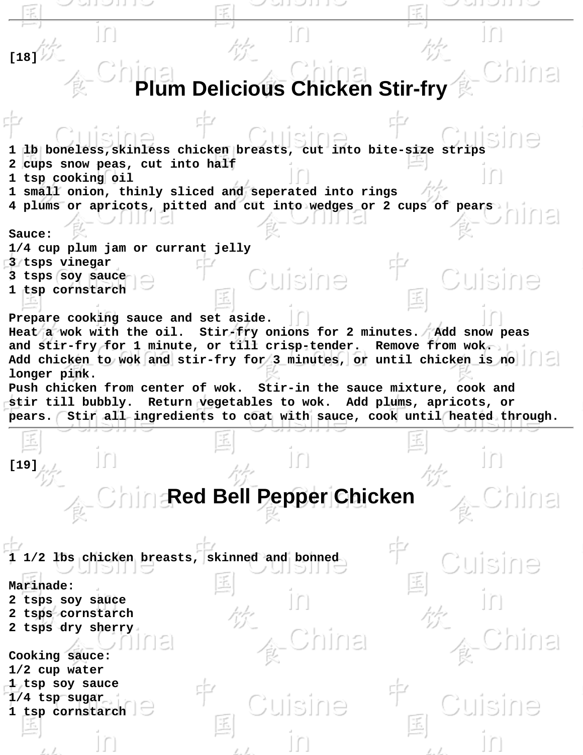[18]

## Plum Delicious Chicken Stir-fry

1 lb boneless,skinless chicken breasts, cut into bite-size strips
2 cups snow peas, cut into half
1 tsp cooking oil
1 small onion, thinly sliced and seperated into rings
4 plums or apricots, pitted and cut into wedges or 2 cups of pears

Sauce:
1/4 cup plum jam or currant jelly
3 tsps vinegar
3 tsps soy sauce
1 tsp cornstarch

Prepare cooking sauce and set aside.
Heat a wok with the oil. Stir-fry onions for 2 minutes. Add snow peas and stir-fry for 1 minute, or till crisp-tender. Remove from wok.
Add chicken to wok and stir-fry for 3 minutes, or until chicken is no longer pink.
Push chicken from center of wok. Stir-in the sauce mixture, cook and stir till bubbly. Return vegetables to wok. Add plums, apricots, or pears. Stir all ingredients to coat with sauce, cook until heated through.

---

[19]

## Red Bell Pepper Chicken

1 1/2 lbs chicken breasts, skinned and bonned

Marinade:
2 tsps soy sauce
2 tsps cornstarch
2 tsps dry sherry

Cooking sauce:
1/2 cup water
1 tsp soy sauce
1/4 tsp sugar
1 tsp cornstarch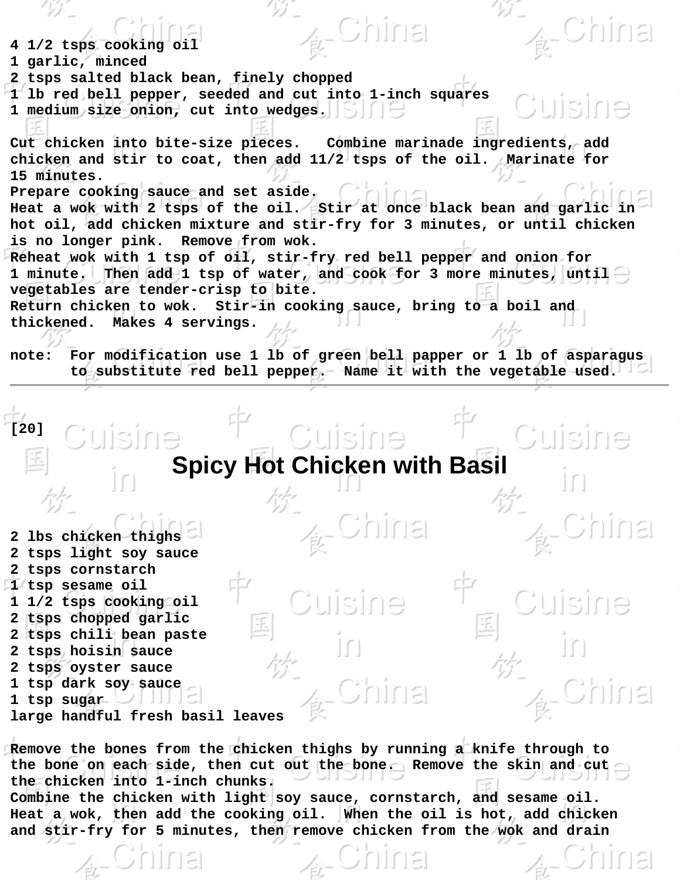4 1/2 tsps cooking oil
1 garlic, minced
2 tsps salted black bean, finely chopped
1 lb red bell pepper, seeded and cut into 1-inch squares
1 medium size onion, cut into wedges.

Cut chicken into bite-size pieces. Combine marinade ingredients, add chicken and stir to coat, then add 11/2 tsps of the oil. Marinate for 15 minutes.
Prepare cooking sauce and set aside.
Heat a wok with 2 tsps of the oil. Stir at once black bean and garlic in hot oil, add chicken mixture and stir-fry for 3 minutes, or until chicken is no longer pink. Remove from wok.
Reheat wok with 1 tsp of oil, stir-fry red bell pepper and onion for 1 minute. Then add 1 tsp of water, and cook for 3 more minutes, until vegetables are tender-crisp to bite.
Return chicken to wok. Stir-in cooking sauce, bring to a boil and thickened. Makes 4 servings.

note: For modification use 1 lb of green bell papper or 1 lb of asparagus to substitute red bell pepper. Name it with the vegetable used.

---

[20]

# Spicy Hot Chicken with Basil

2 lbs chicken thighs
2 tsps light soy sauce
2 tsps cornstarch
1 tsp sesame oil
1 1/2 tsps cooking oil
2 tsps chopped garlic
2 tsps chili bean paste
2 tsps hoisin sauce
2 tsps oyster sauce
1 tsp dark soy sauce
1 tsp sugar
large handful fresh basil leaves

Remove the bones from the chicken thighs by running a knife through to the bone on each side, then cut out the bone. Remove the skin and cut the chicken into 1-inch chunks.
Combine the chicken with light soy sauce, cornstarch, and sesame oil.
Heat a wok, then add the cooking oil. When the oil is hot, add chicken and stir-fry for 5 minutes, then remove chicken from the wok and drain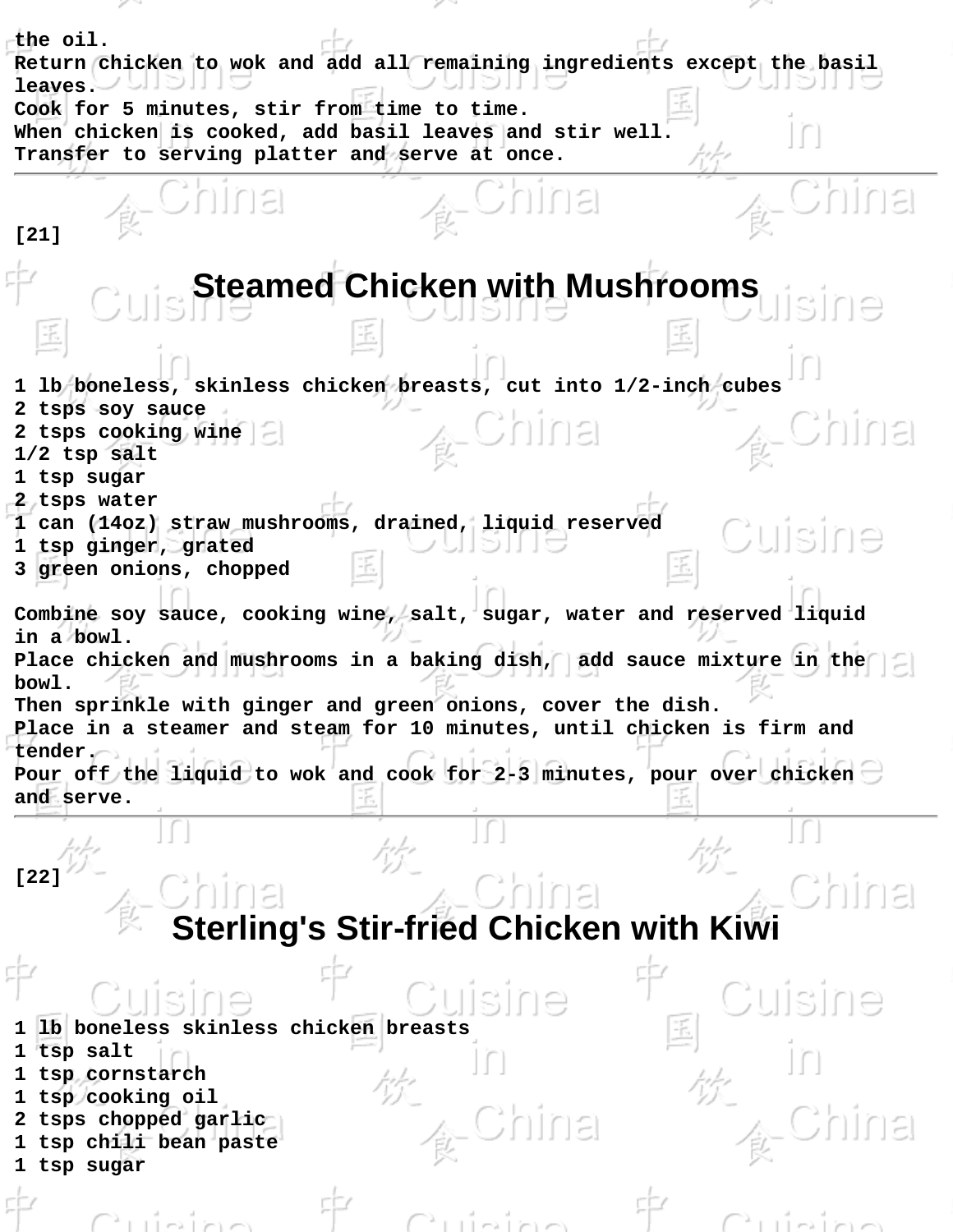the oil.
Return chicken to wok and add all remaining ingredients except the basil leaves.
Cook for 5 minutes, stir from time to time.
When chicken is cooked, add basil leaves and stir well.
Transfer to serving platter and serve at once.

---

[21]

# Steamed Chicken with Mushrooms

1 lb boneless, skinless chicken breasts, cut into 1/2-inch cubes
2 tsps soy sauce
2 tsps cooking wine
1/2 tsp salt
1 tsp sugar
2 tsps water
1 can (14oz) straw mushrooms, drained, liquid reserved
1 tsp ginger, grated
3 green onions, chopped

Combine soy sauce, cooking wine, salt, sugar, water and reserved liquid in a bowl.
Place chicken and mushrooms in a baking dish, add sauce mixture in the bowl.
Then sprinkle with ginger and green onions, cover the dish.
Place in a steamer and steam for 10 minutes, until chicken is firm and tender.
Pour off the liquid to wok and cook for 2-3 minutes, pour over chicken and serve.

---

[22]

# Sterling's Stir-fried Chicken with Kiwi

1 lb boneless skinless chicken breasts
1 tsp salt
1 tsp cornstarch
1 tsp cooking oil
2 tsps chopped garlic
1 tsp chili bean paste
1 tsp sugar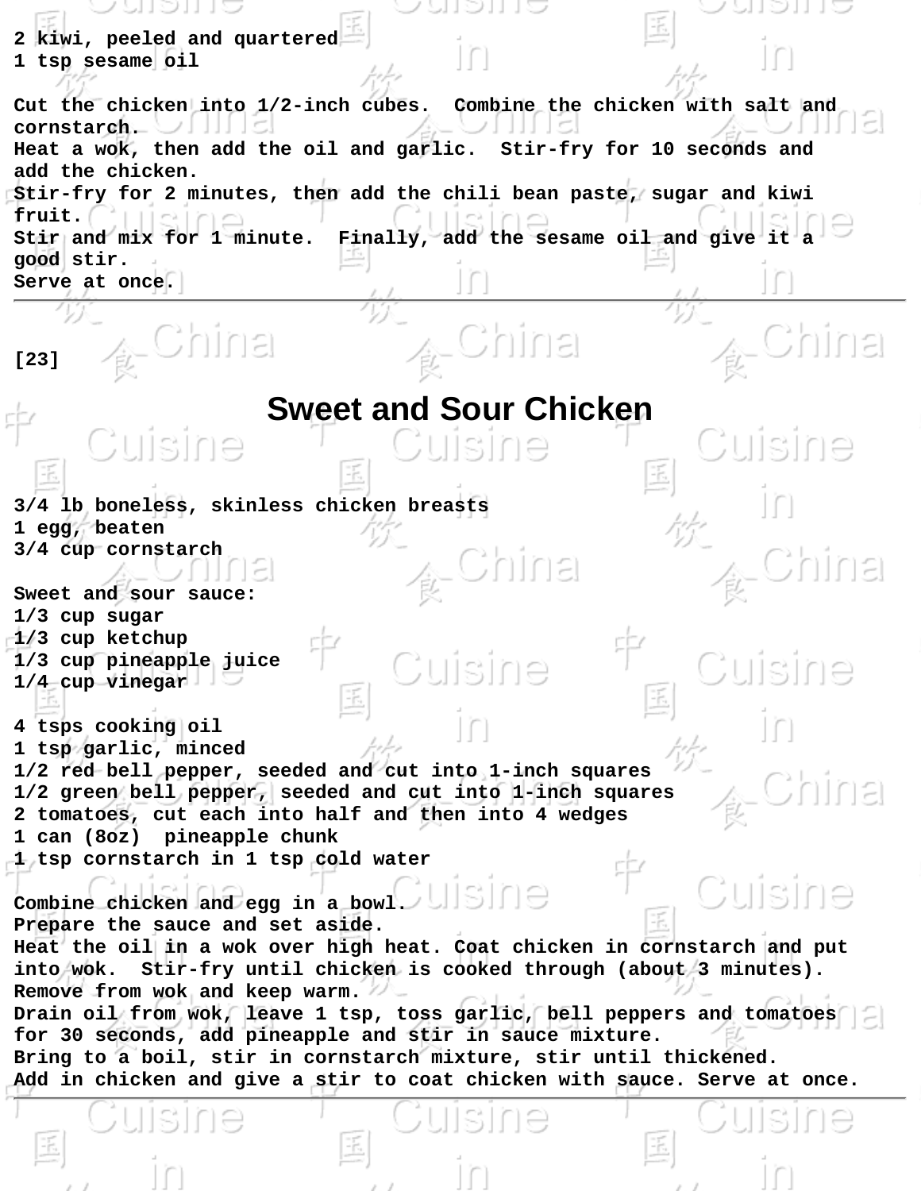2 kiwi, peeled and quartered
1 tsp sesame oil

Cut the chicken into 1/2-inch cubes. Combine the chicken with salt and cornstarch.
Heat a wok, then add the oil and garlic. Stir-fry for 10 seconds and add the chicken.
Stir-fry for 2 minutes, then add the chili bean paste, sugar and kiwi fruit.
Stir and mix for 1 minute. Finally, add the sesame oil and give it a good stir.
Serve at once.

---

[23]

# Sweet and Sour Chicken

3/4 lb boneless, skinless chicken breasts
1 egg, beaten
3/4 cup cornstarch

Sweet and sour sauce:
1/3 cup sugar
1/3 cup ketchup
1/3 cup pineapple juice
1/4 cup vinegar

4 tsps cooking oil
1 tsp garlic, minced
1/2 red bell pepper, seeded and cut into 1-inch squares
1/2 green bell pepper, seeded and cut into 1-inch squares
2 tomatoes, cut each into half and then into 4 wedges
1 can (8oz) pineapple chunk
1 tsp cornstarch in 1 tsp cold water

Combine chicken and egg in a bowl.
Prepare the sauce and set aside.
Heat the oil in a wok over high heat. Coat chicken in cornstarch and put into wok. Stir-fry until chicken is cooked through (about 3 minutes).
Remove from wok and keep warm.
Drain oil from wok, leave 1 tsp, toss garlic, bell peppers and tomatoes for 30 seconds, add pineapple and stir in sauce mixture.
Bring to a boil, stir in cornstarch mixture, stir until thickened.
Add in chicken and give a stir to coat chicken with sauce. Serve at once.

---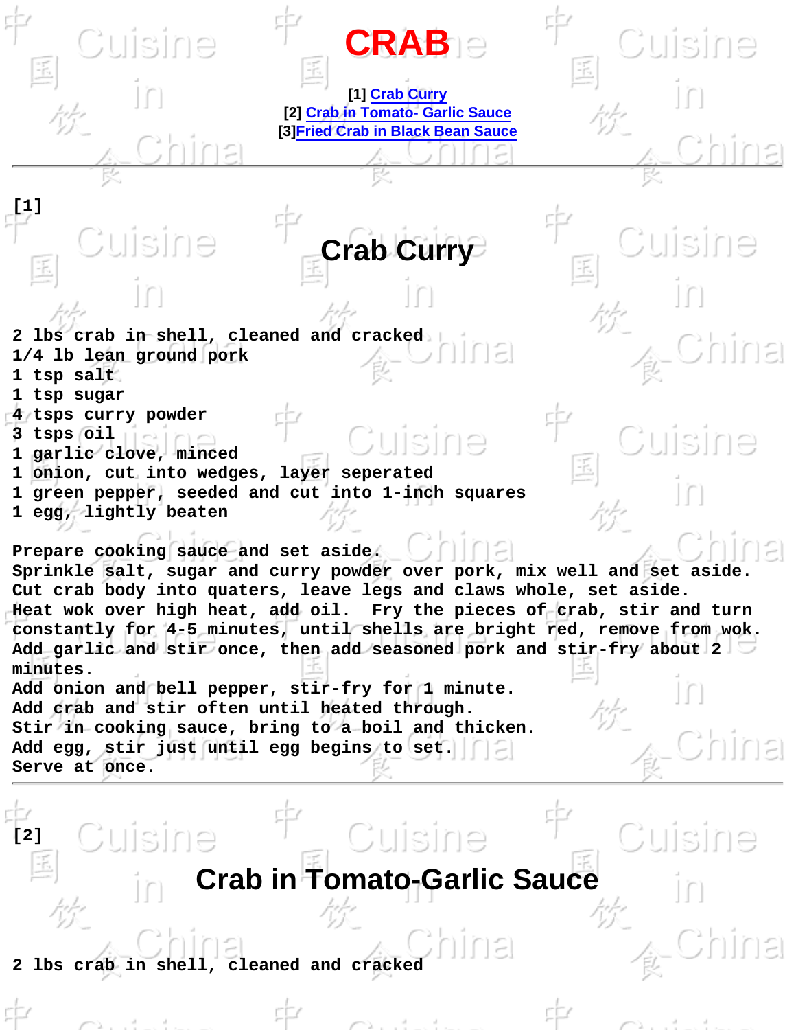# CRAB

[1] Crab Curry
[2] Crab in Tomato- Garlic Sauce
[3]Fried Crab in Black Bean Sauce

---

[1]

## Crab Curry

2 lbs crab in shell, cleaned and cracked
1/4 lb lean ground pork
1 tsp salt
1 tsp sugar
4 tsps curry powder
3 tsps oil
1 garlic clove, minced
1 onion, cut into wedges, layer seperated
1 green pepper, seeded and cut into 1-inch squares
1 egg, lightly beaten

Prepare cooking sauce and set aside.
Sprinkle salt, sugar and curry powder over pork, mix well and set aside.
Cut crab body into quaters, leave legs and claws whole, set aside.
Heat wok over high heat, add oil. Fry the pieces of crab, stir and turn constantly for 4-5 minutes, until shells are bright red, remove from wok.
Add garlic and stir once, then add seasoned pork and stir-fry about 2 minutes.
Add onion and bell pepper, stir-fry for 1 minute.
Add crab and stir often until heated through.
Stir in cooking sauce, bring to a boil and thicken.
Add egg, stir just until egg begins to set.
Serve at once.

---

[2]

## Crab in Tomato-Garlic Sauce

2 lbs crab in shell, cleaned and cracked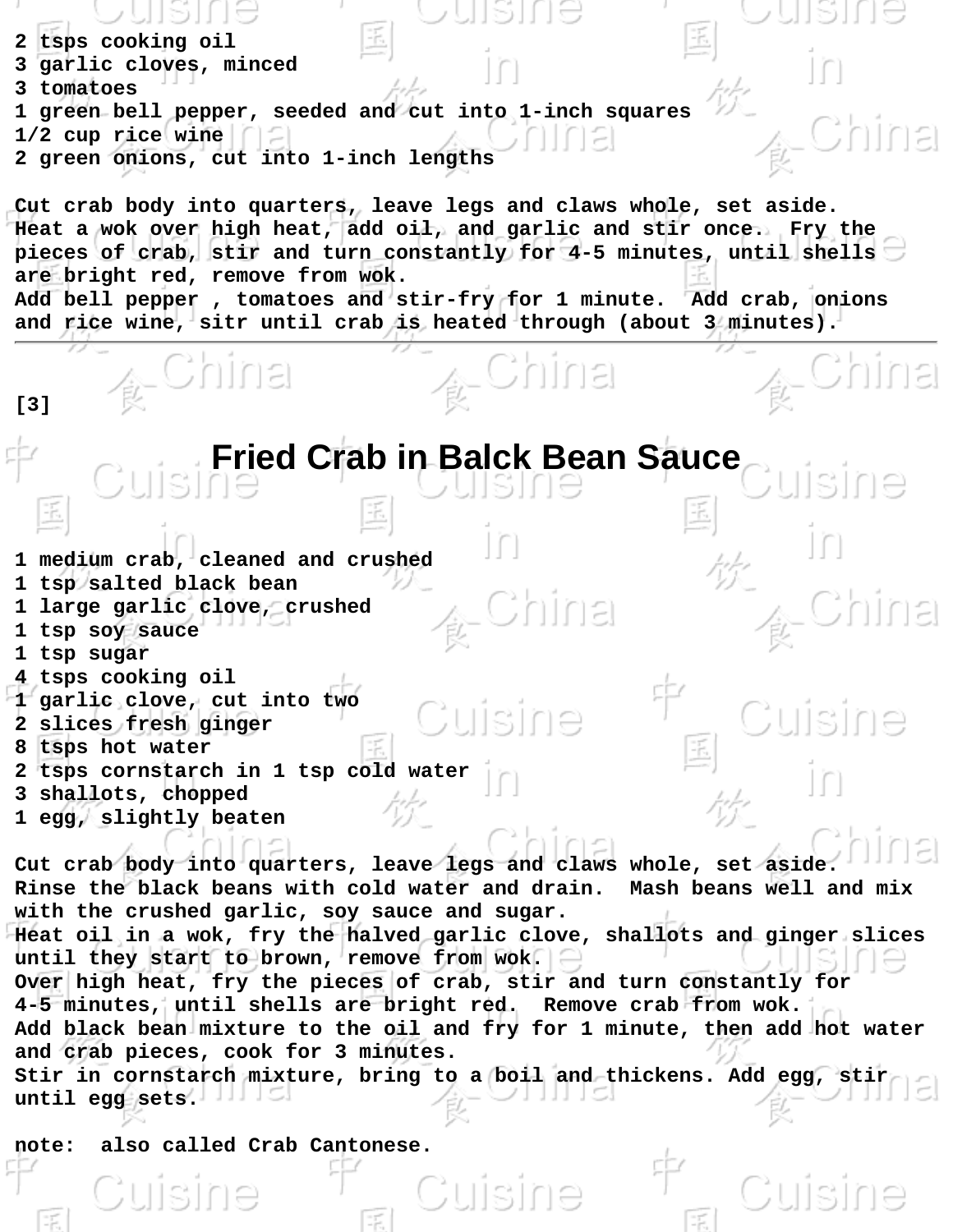2 tsps cooking oil
3 garlic cloves, minced
3 tomatoes
1 green bell pepper, seeded and cut into 1-inch squares
1/2 cup rice wine
2 green onions, cut into 1-inch lengths

Cut crab body into quarters, leave legs and claws whole, set aside.
Heat a wok over high heat, add oil, and garlic and stir once. Fry the pieces of crab, stir and turn constantly for 4-5 minutes, until shells are bright red, remove from wok.
Add bell pepper , tomatoes and stir-fry for 1 minute. Add crab, onions and rice wine, sitr until crab is heated through (about 3 minutes).

---

[3]

# Fried Crab in Balck Bean Sauce

1 medium crab, cleaned and crushed
1 tsp salted black bean
1 large garlic clove, crushed
1 tsp soy sauce
1 tsp sugar
4 tsps cooking oil
1 garlic clove, cut into two
2 slices fresh ginger
8 tsps hot water
2 tsps cornstarch in 1 tsp cold water
3 shallots, chopped
1 egg, slightly beaten

Cut crab body into quarters, leave legs and claws whole, set aside.
Rinse the black beans with cold water and drain. Mash beans well and mix with the crushed garlic, soy sauce and sugar.
Heat oil in a wok, fry the halved garlic clove, shallots and ginger slices until they start to brown, remove from wok.
Over high heat, fry the pieces of crab, stir and turn constantly for 4-5 minutes, until shells are bright red. Remove crab from wok.
Add black bean mixture to the oil and fry for 1 minute, then add hot water and crab pieces, cook for 3 minutes.
Stir in cornstarch mixture, bring to a boil and thickens. Add egg, stir until egg sets.

note: also called Crab Cantonese.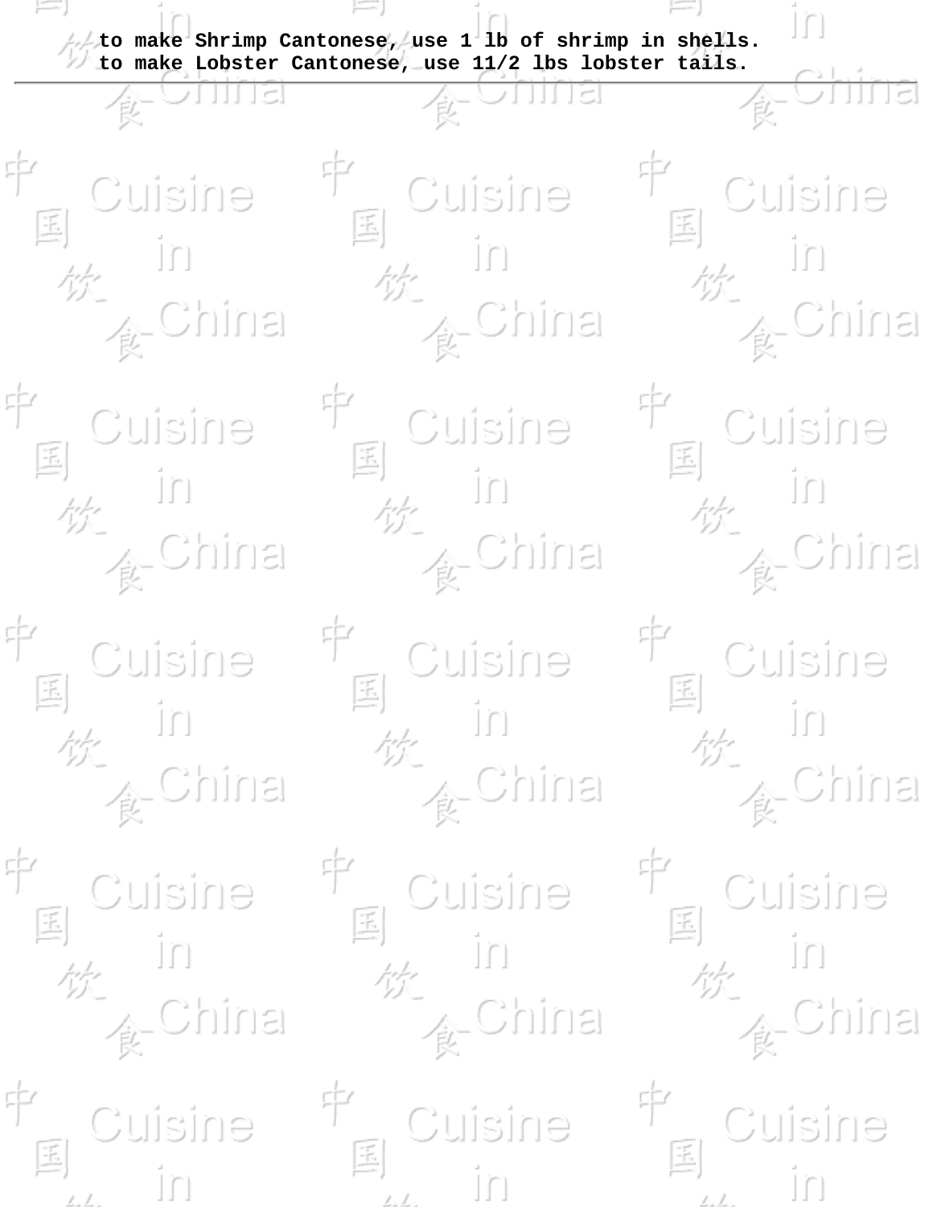**to make Shrimp Cantonese, use 1 lb of shrimp in shells.**
**to make Lobster Cantonese, use 11/2 lbs lobster tails.**

---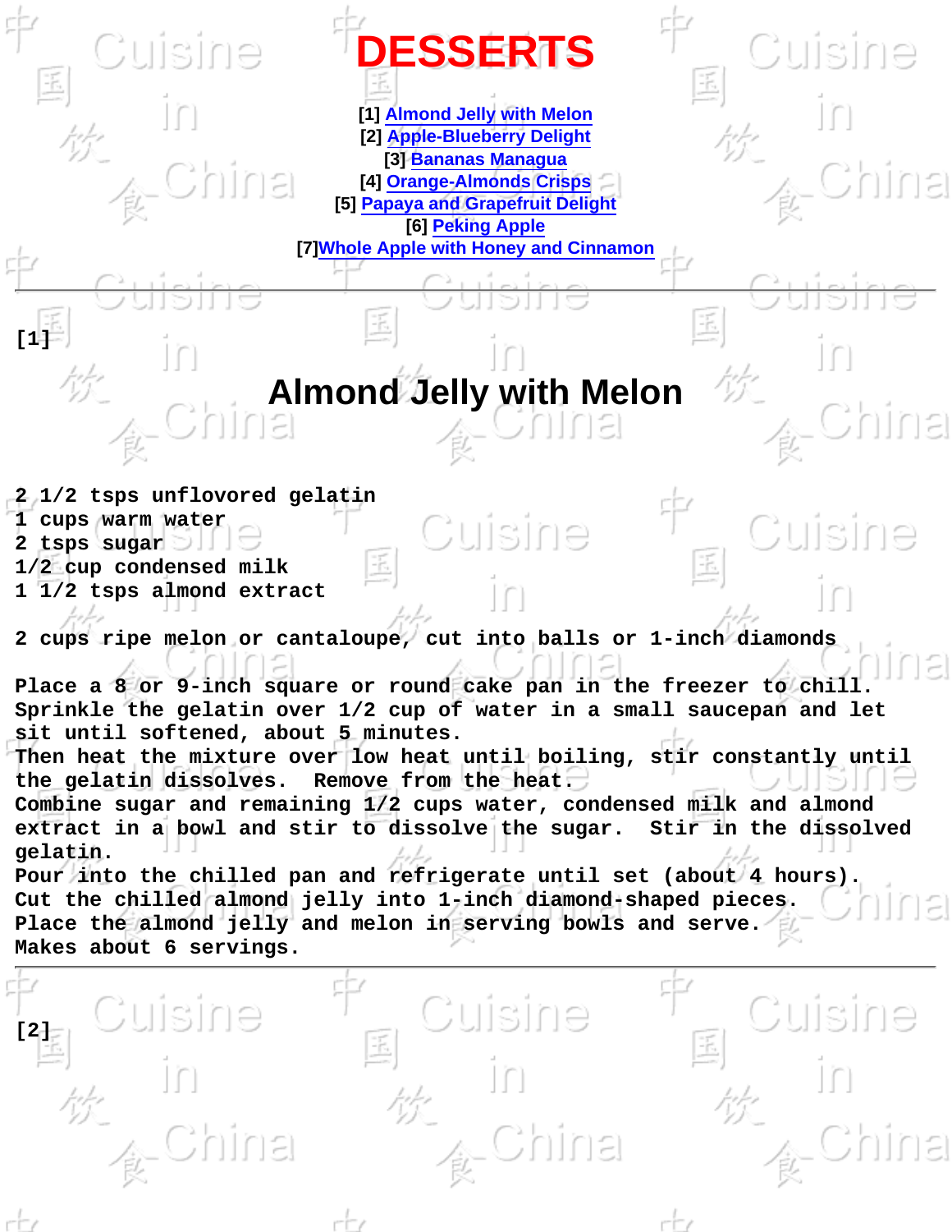# DESSERTS

[1] Almond Jelly with Melon
[2] Apple-Blueberry Delight
[3] Bananas Managua
[4] Orange-Almonds Crisps
[5] Papaya and Grapefruit Delight
[6] Peking Apple
[7]Whole Apple with Honey and Cinnamon

---

[1]

## Almond Jelly with Melon

2 1/2 tsps unflovored gelatin
1 cups warm water
2 tsps sugar
1/2 cup condensed milk
1 1/2 tsps almond extract

2 cups ripe melon or cantaloupe, cut into balls or 1-inch diamonds

Place a 8 or 9-inch square or round cake pan in the freezer to chill.
Sprinkle the gelatin over 1/2 cup of water in a small saucepan and let sit until softened, about 5 minutes.
Then heat the mixture over low heat until boiling, stir constantly until the gelatin dissolves. Remove from the heat.
Combine sugar and remaining 1/2 cups water, condensed milk and almond extract in a bowl and stir to dissolve the sugar. Stir in the dissolved gelatin.
Pour into the chilled pan and refrigerate until set (about 4 hours).
Cut the chilled almond jelly into 1-inch diamond-shaped pieces.
Place the almond jelly and melon in serving bowls and serve.
Makes about 6 servings.

---

[2]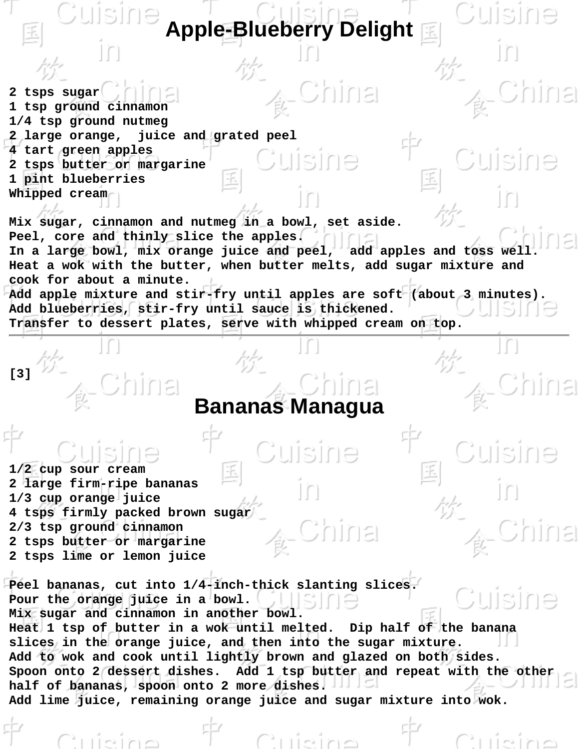# Apple-Blueberry Delight

2 tsps sugar
1 tsp ground cinnamon
1/4 tsp ground nutmeg
2 large orange, juice and grated peel
4 tart green apples
2 tsps butter or margarine
1 pint blueberries
Whipped cream

Mix sugar, cinnamon and nutmeg in a bowl, set aside.
Peel, core and thinly slice the apples.
In a large bowl, mix orange juice and peel, add apples and toss well.
Heat a wok with the butter, when butter melts, add sugar mixture and cook for about a minute.
Add apple mixture and stir-fry until apples are soft (about 3 minutes).
Add blueberries, stir-fry until sauce is thickened.
Transfer to dessert plates, serve with whipped cream on top.

---

[3]

# Bananas Managua

1/2 cup sour cream
2 large firm-ripe bananas
1/3 cup orange juice
4 tsps firmly packed brown sugar
2/3 tsp ground cinnamon
2 tsps butter or margarine
2 tsps lime or lemon juice

Peel bananas, cut into 1/4-inch-thick slanting slices.
Pour the orange juice in a bowl.
Mix sugar and cinnamon in another bowl.
Heat 1 tsp of butter in a wok until melted. Dip half of the banana slices in the orange juice, and then into the sugar mixture.
Add to wok and cook until lightly brown and glazed on both sides.
Spoon onto 2 dessert dishes. Add 1 tsp butter and repeat with the other half of bananas, spoon onto 2 more dishes.
Add lime juice, remaining orange juice and sugar mixture into wok.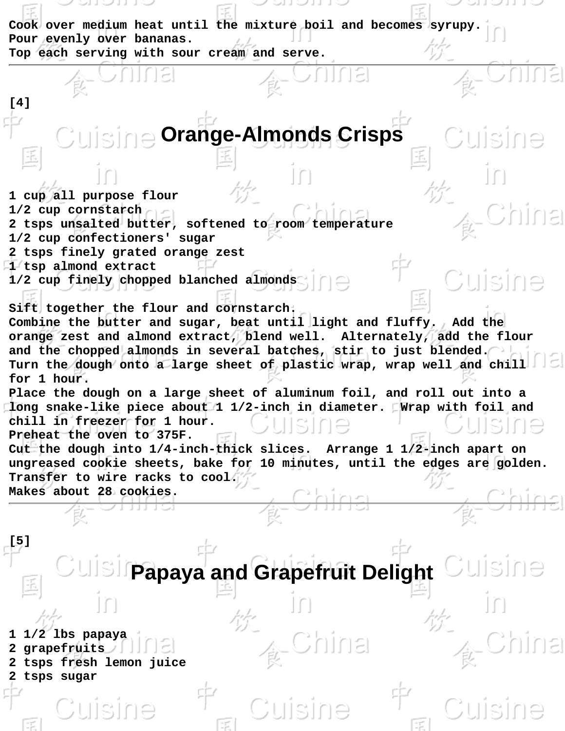Cook over medium heat until the mixture boil and becomes syrupy.
Pour evenly over bananas.
Top each serving with sour cream and serve.

---

[4]

## Orange-Almonds Crisps

1 cup all purpose flour
1/2 cup cornstarch
2 tsps unsalted butter, softened to room temperature
1/2 cup confectioners' sugar
2 tsps finely grated orange zest
1 tsp almond extract
1/2 cup finely chopped blanched almonds

Sift together the flour and cornstarch.
Combine the butter and sugar, beat until light and fluffy. Add the orange zest and almond extract, blend well. Alternately, add the flour and the chopped almonds in several batches, stir to just blended.
Turn the dough onto a large sheet of plastic wrap, wrap well and chill for 1 hour.
Place the dough on a large sheet of aluminum foil, and roll out into a long snake-like piece about 1 1/2-inch in diameter. Wrap with foil and chill in freezer for 1 hour.
Preheat the oven to 375F.
Cut the dough into 1/4-inch-thick slices. Arrange 1 1/2-inch apart on ungreased cookie sheets, bake for 10 minutes, until the edges are golden.
Transfer to wire racks to cool.
Makes about 28 cookies.

---

[5]

## Papaya and Grapefruit Delight

1 1/2 lbs papaya
2 grapefruits
2 tsps fresh lemon juice
2 tsps sugar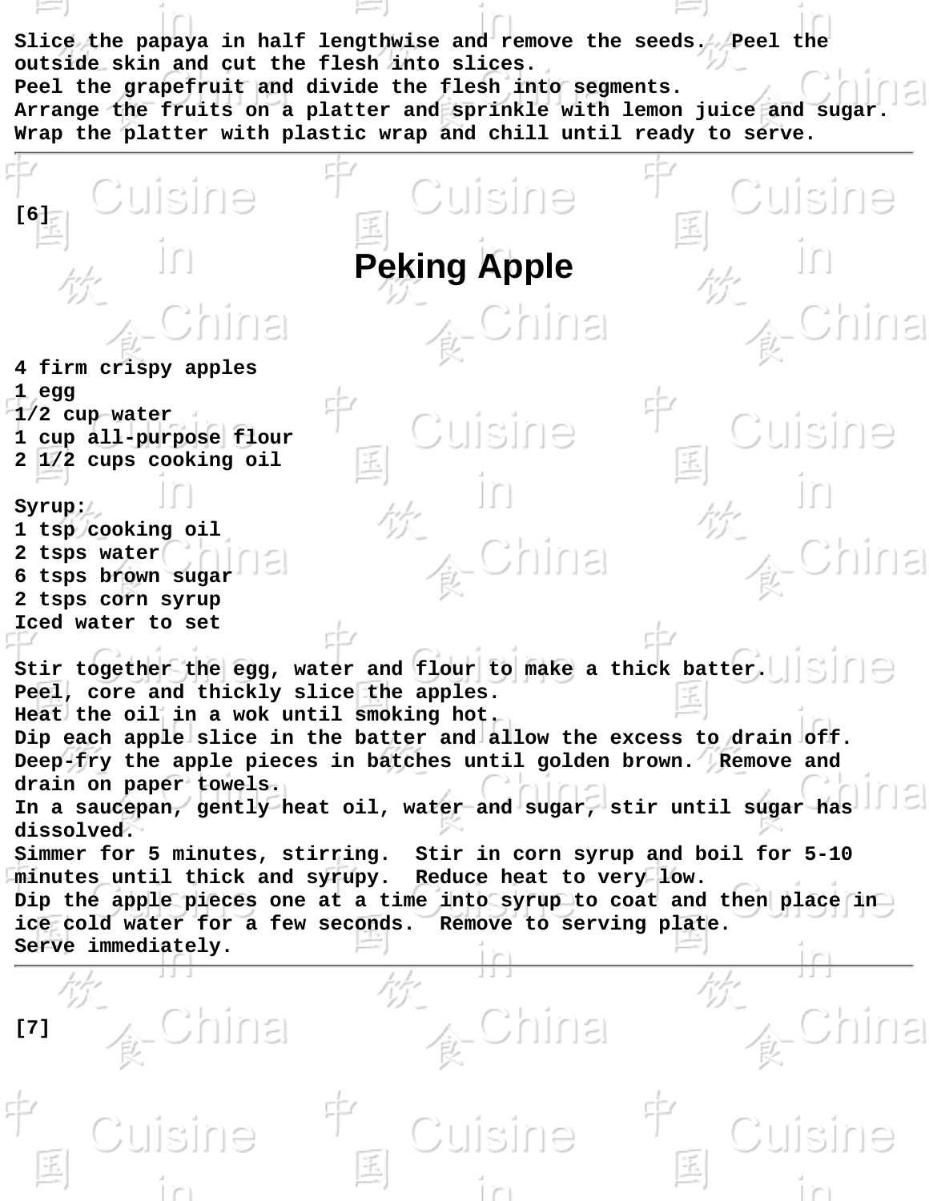Slice the papaya in half lengthwise and remove the seeds. Peel the outside skin and cut the flesh into slices.
Peel the grapefruit and divide the flesh into segments.
Arrange the fruits on a platter and sprinkle with lemon juice and sugar.
Wrap the platter with plastic wrap and chill until ready to serve.

---

[6]

# Peking Apple

4 firm crispy apples
1 egg
1/2 cup water
1 cup all-purpose flour
2 1/2 cups cooking oil

Syrup:
1 tsp cooking oil
2 tsps water
6 tsps brown sugar
2 tsps corn syrup
Iced water to set

Stir together the egg, water and flour to make a thick batter.
Peel, core and thickly slice the apples.
Heat the oil in a wok until smoking hot.
Dip each apple slice in the batter and allow the excess to drain off.
Deep-fry the apple pieces in batches until golden brown. Remove and drain on paper towels.
In a saucepan, gently heat oil, water and sugar, stir until sugar has dissolved.
Simmer for 5 minutes, stirring. Stir in corn syrup and boil for 5-10 minutes until thick and syrupy. Reduce heat to very low.
Dip the apple pieces one at a time into syrup to coat and then place in ice cold water for a few seconds. Remove to serving plate.
Serve immediately.

---

[7]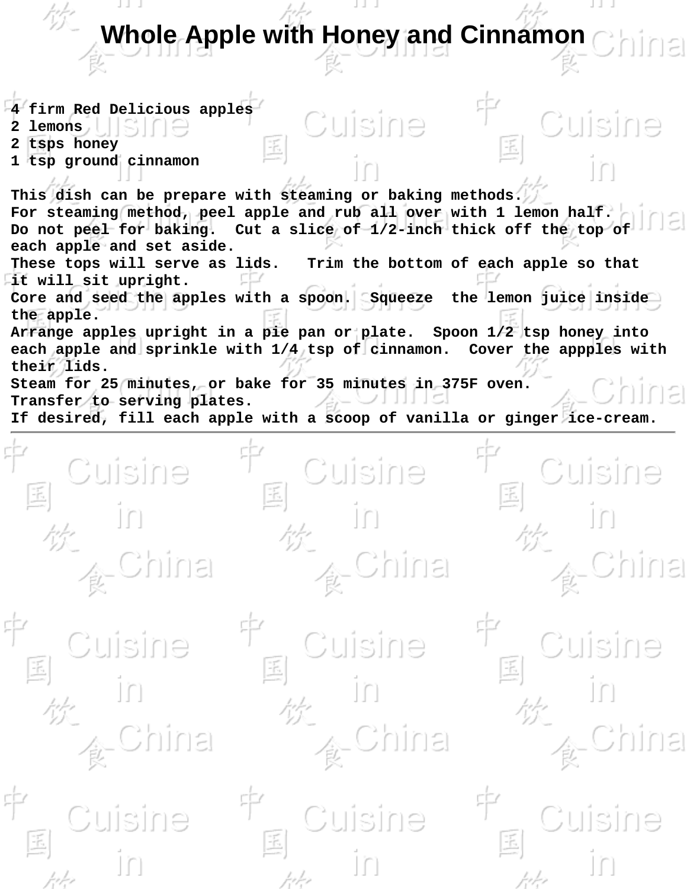# Whole Apple with Honey and Cinnamon

4 firm Red Delicious apples
2 lemons
2 tsps honey
1 tsp ground cinnamon

This dish can be prepare with steaming or baking methods.
For steaming method, peel apple and rub all over with 1 lemon half.
Do not peel for baking. Cut a slice of 1/2-inch thick off the top of each apple and set aside.
These tops will serve as lids. Trim the bottom of each apple so that it will sit upright.
Core and seed the apples with a spoon. Squeeze the lemon juice inside the apple.
Arrange apples upright in a pie pan or plate. Spoon 1/2 tsp honey into each apple and sprinkle with 1/4 tsp of cinnamon. Cover the appples with their lids.
Steam for 25 minutes, or bake for 35 minutes in 375F oven.
Transfer to serving plates.
If desired, fill each apple with a scoop of vanilla or ginger ice-cream.

---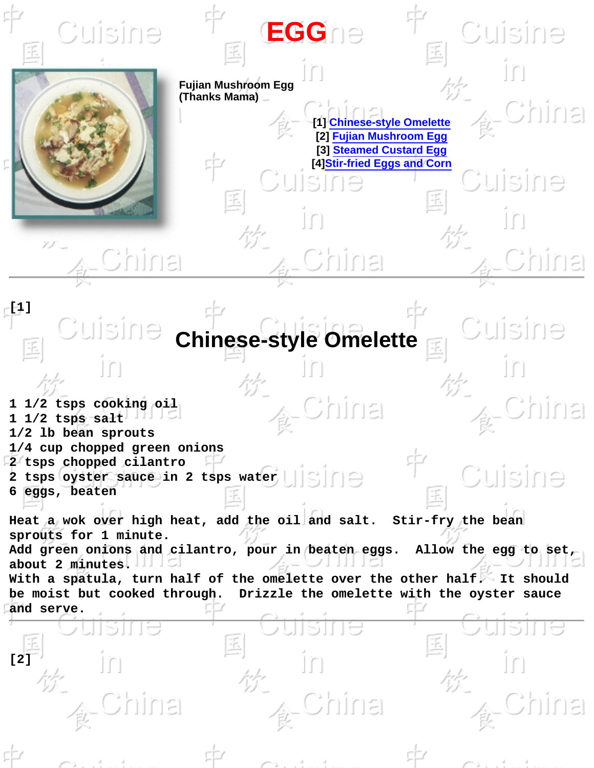# EGG

Fujian Mushroom Egg
(Thanks Mama)

[1] Chinese-style Omelette
[2] Fujian Mushroom Egg
[3] Steamed Custard Egg
[4]Stir-fried Eggs and Corn

---

[1]

## Chinese-style Omelette

1 1/2 tsps cooking oil
1 1/2 tsps salt
1/2 lb bean sprouts
1/4 cup chopped green onions
2 tsps chopped cilantro
2 tsps oyster sauce in 2 tsps water
6 eggs, beaten

Heat a wok over high heat, add the oil and salt. Stir-fry the bean sprouts for 1 minute.
Add green onions and cilantro, pour in beaten eggs. Allow the egg to set, about 2 minutes.
With a spatula, turn half of the omelette over the other half. It should be moist but cooked through. Drizzle the omelette with the oyster sauce and serve.

---

[2]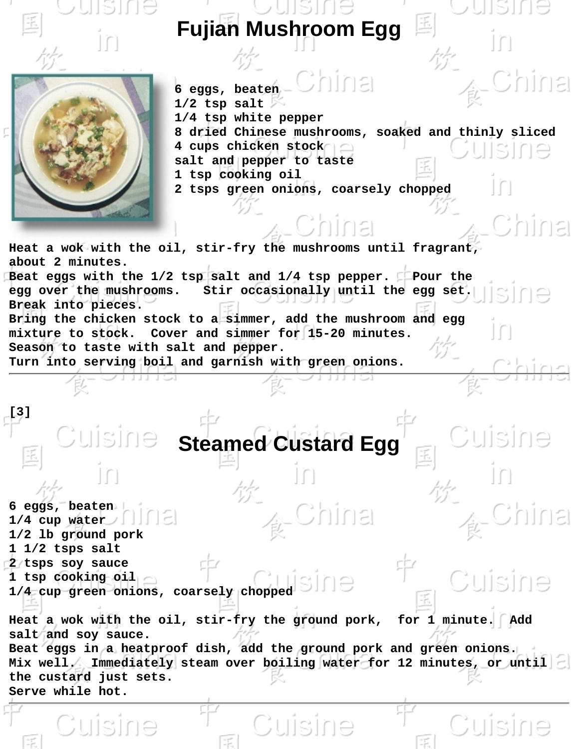# Fujian Mushroom Egg

6 eggs, beaten
1/2 tsp salt
1/4 tsp white pepper
8 dried Chinese mushrooms, soaked and thinly sliced
4 cups chicken stock
salt and pepper to taste
1 tsp cooking oil
2 tsps green onions, coarsely chopped

Heat a wok with the oil, stir-fry the mushrooms until fragrant, about 2 minutes.
Beat eggs with the 1/2 tsp salt and 1/4 tsp pepper. Pour the egg over the mushrooms. Stir occasionally until the egg set. Break into pieces.
Bring the chicken stock to a simmer, add the mushroom and egg mixture to stock. Cover and simmer for 15-20 minutes.
Season to taste with salt and pepper.
Turn into serving boil and garnish with green onions.

---

[3]

# Steamed Custard Egg

6 eggs, beaten
1/4 cup water
1/2 lb ground pork
1 1/2 tsps salt
2 tsps soy sauce
1 tsp cooking oil
1/4 cup green onions, coarsely chopped

Heat a wok with the oil, stir-fry the ground pork, for 1 minute. Add salt and soy sauce.
Beat eggs in a heatproof dish, add the ground pork and green onions. Mix well. Immediately steam over boiling water for 12 minutes, or until the custard just sets.
Serve while hot.

---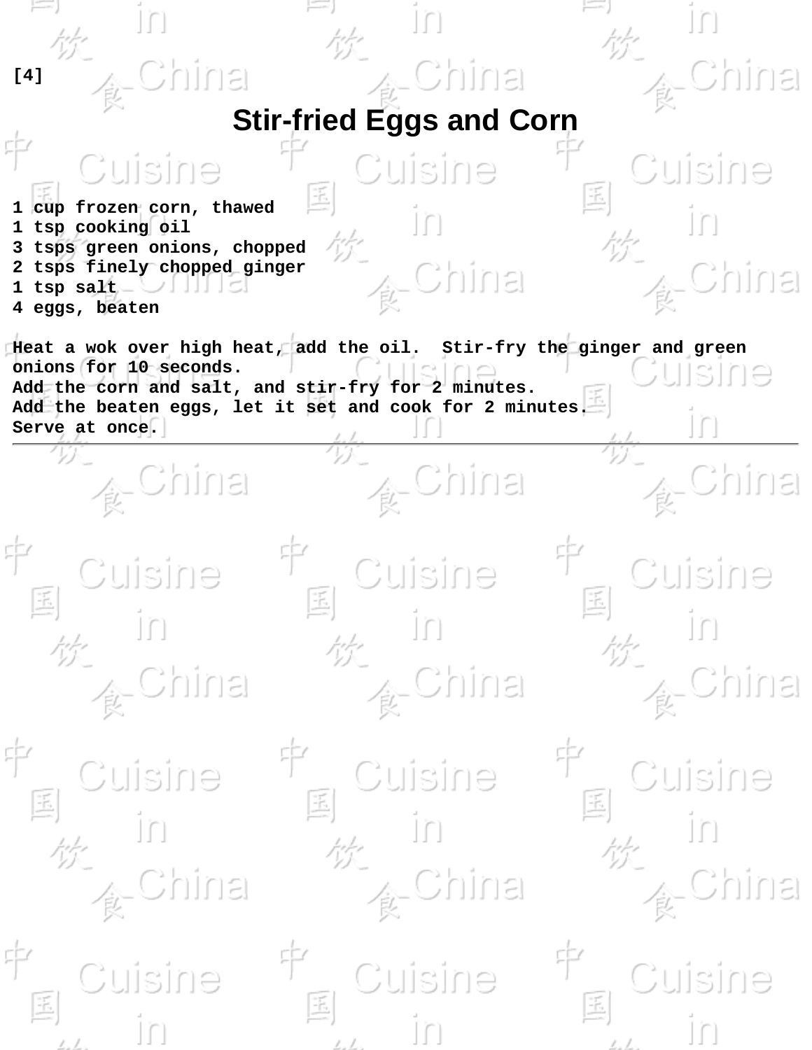[4]

# Stir-fried Eggs and Corn

1 cup frozen corn, thawed
1 tsp cooking oil
3 tsps green onions, chopped
2 tsps finely chopped ginger
1 tsp salt
4 eggs, beaten

Heat a wok over high heat, add the oil. Stir-fry the ginger and green onions for 10 seconds.
Add the corn and salt, and stir-fry for 2 minutes.
Add the beaten eggs, let it set and cook for 2 minutes.
Serve at once.

---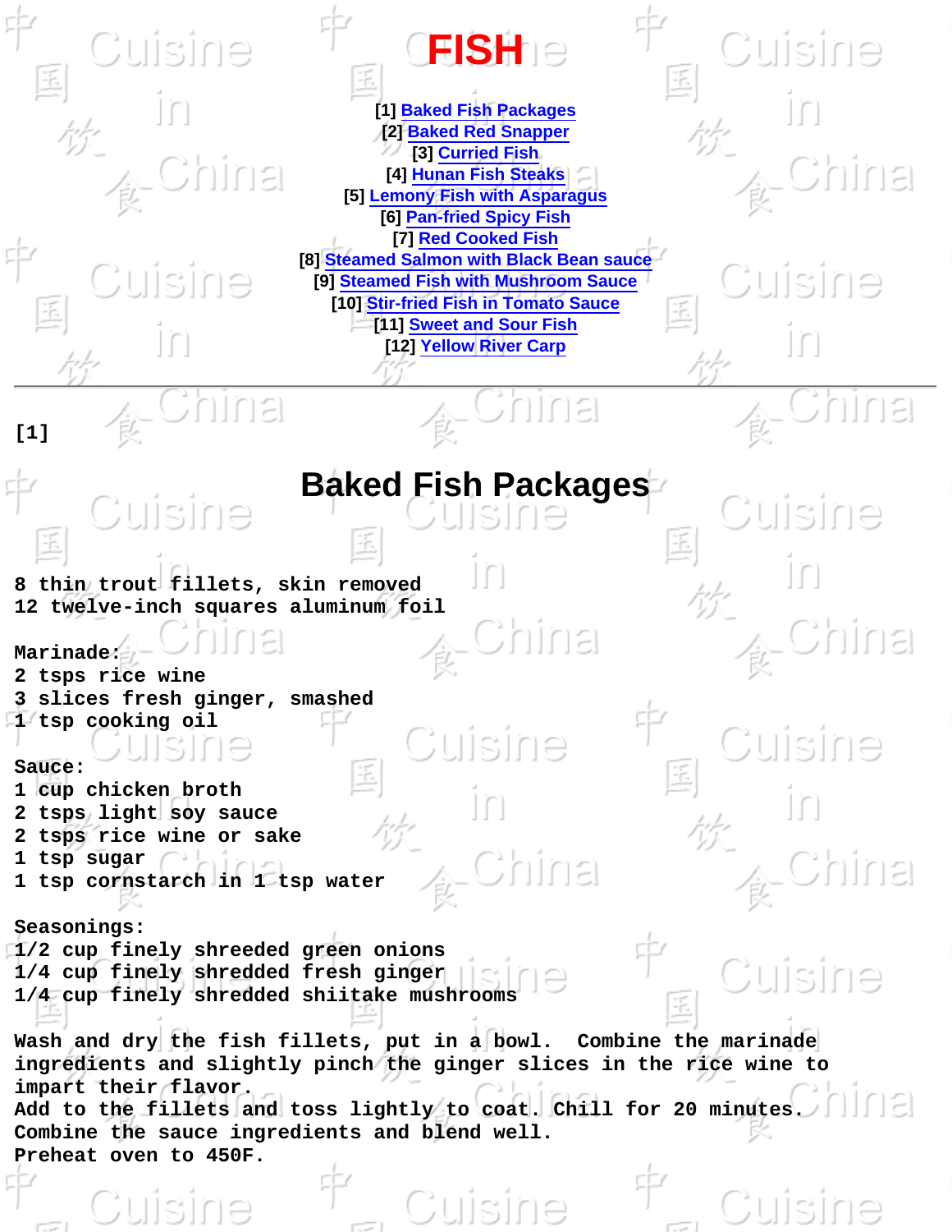# FISH

[1] Baked Fish Packages
[2] Baked Red Snapper
[3] Curried Fish
[4] Hunan Fish Steaks
[5] Lemony Fish with Asparagus
[6] Pan-fried Spicy Fish
[7] Red Cooked Fish
[8] Steamed Salmon with Black Bean sauce
[9] Steamed Fish with Mushroom Sauce
[10] Stir-fried Fish in Tomato Sauce
[11] Sweet and Sour Fish
[12] Yellow River Carp

---

[1]

## Baked Fish Packages

8 thin trout fillets, skin removed
12 twelve-inch squares aluminum foil

Marinade:
2 tsps rice wine
3 slices fresh ginger, smashed
1 tsp cooking oil

Sauce:
1 cup chicken broth
2 tsps light soy sauce
2 tsps rice wine or sake
1 tsp sugar
1 tsp cornstarch in 1 tsp water

Seasonings:
1/2 cup finely shreeded green onions
1/4 cup finely shredded fresh ginger
1/4 cup finely shredded shiitake mushrooms

Wash and dry the fish fillets, put in a bowl. Combine the marinade ingredients and slightly pinch the ginger slices in the rice wine to impart their flavor.
Add to the fillets and toss lightly to coat. Chill for 20 minutes.
Combine the sauce ingredients and blend well.
Preheat oven to 450F.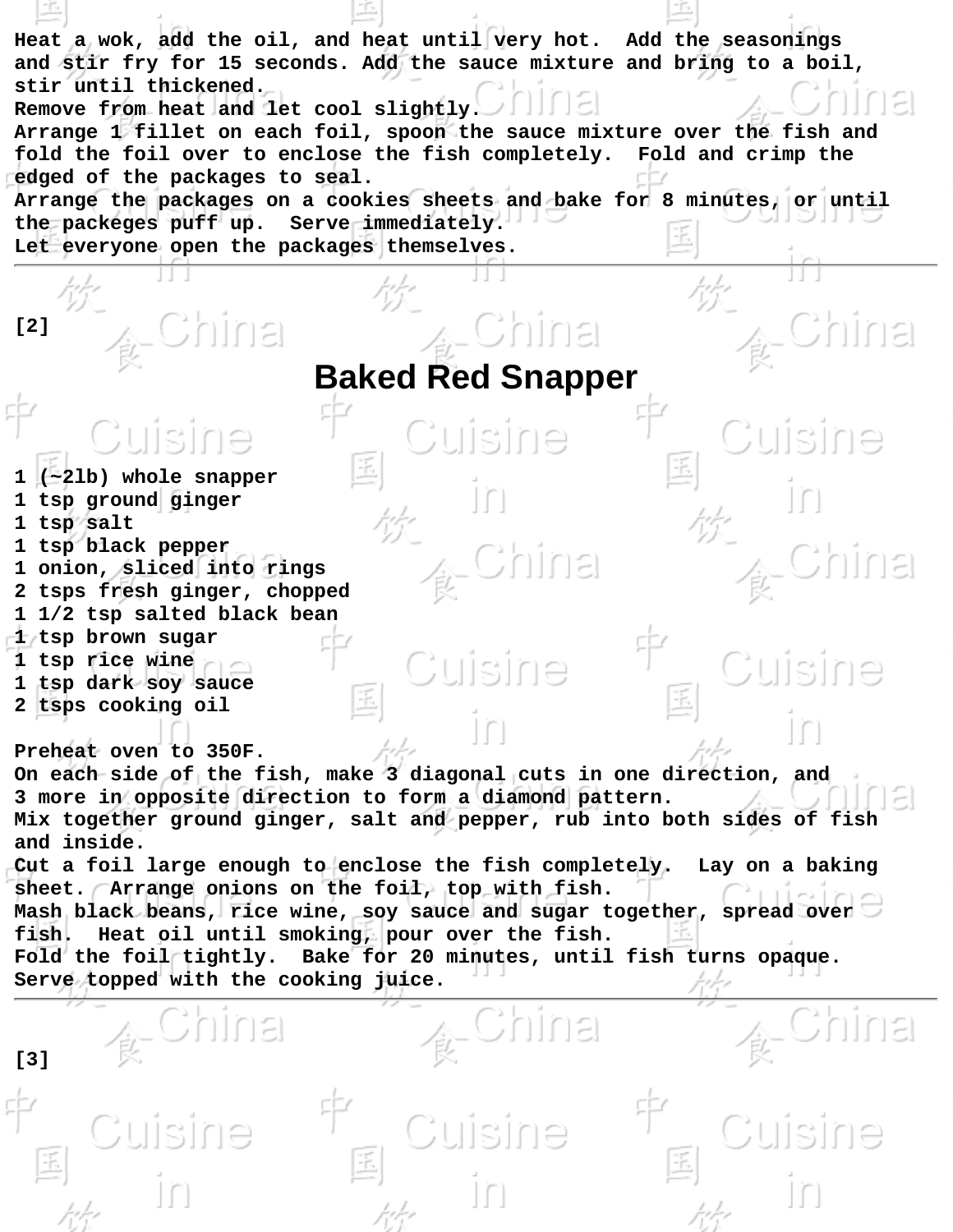Heat a wok, add the oil, and heat until very hot. Add the seasonings and stir fry for 15 seconds. Add the sauce mixture and bring to a boil, stir until thickened.
Remove from heat and let cool slightly.
Arrange 1 fillet on each foil, spoon the sauce mixture over the fish and fold the foil over to enclose the fish completely. Fold and crimp the edged of the packages to seal.
Arrange the packages on a cookies sheets and bake for 8 minutes, or until the packeges puff up. Serve immediately.
Let everyone open the packages themselves.

---

[2]

# Baked Red Snapper

1 (~2lb) whole snapper
1 tsp ground ginger
1 tsp salt
1 tsp black pepper
1 onion, sliced into rings
2 tsps fresh ginger, chopped
1 1/2 tsp salted black bean
1 tsp brown sugar
1 tsp rice wine
1 tsp dark soy sauce
2 tsps cooking oil

Preheat oven to 350F.
On each side of the fish, make 3 diagonal cuts in one direction, and 3 more in opposite direction to form a diamond pattern.
Mix together ground ginger, salt and pepper, rub into both sides of fish and inside.
Cut a foil large enough to enclose the fish completely. Lay on a baking sheet. Arrange onions on the foil, top with fish.
Mash black beans, rice wine, soy sauce and sugar together, spread over fish. Heat oil until smoking, pour over the fish.
Fold the foil tightly. Bake for 20 minutes, until fish turns opaque.
Serve topped with the cooking juice.

---

[3]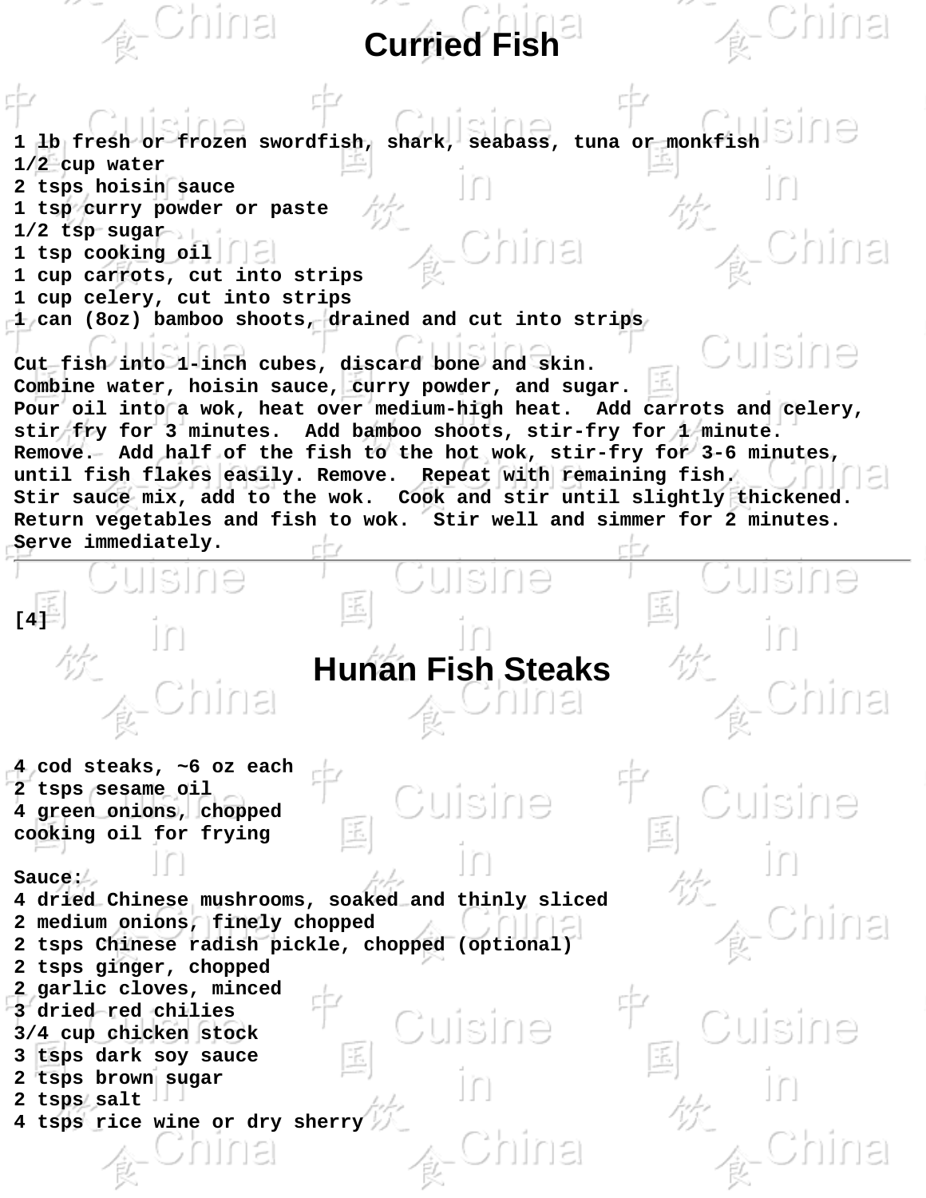# Curried Fish

1 lb fresh or frozen swordfish, shark, seabass, tuna or monkfish
1/2 cup water
2 tsps hoisin sauce
1 tsp curry powder or paste
1/2 tsp sugar
1 tsp cooking oil
1 cup carrots, cut into strips
1 cup celery, cut into strips
1 can (8oz) bamboo shoots, drained and cut into strips

Cut fish into 1-inch cubes, discard bone and skin.
Combine water, hoisin sauce, curry powder, and sugar.
Pour oil into a wok, heat over medium-high heat. Add carrots and celery, stir fry for 3 minutes. Add bamboo shoots, stir-fry for 1 minute. Remove. Add half of the fish to the hot wok, stir-fry for 3-6 minutes, until fish flakes easily. Remove. Repeat with remaining fish.
Stir sauce mix, add to the wok. Cook and stir until slightly thickened.
Return vegetables and fish to wok. Stir well and simmer for 2 minutes.
Serve immediately.

---

[4]

# Hunan Fish Steaks

4 cod steaks, ~6 oz each
2 tsps sesame oil
4 green onions, chopped
cooking oil for frying

Sauce:
4 dried Chinese mushrooms, soaked and thinly sliced
2 medium onions, finely chopped
2 tsps Chinese radish pickle, chopped (optional)
2 tsps ginger, chopped
2 garlic cloves, minced
3 dried red chilies
3/4 cup chicken stock
3 tsps dark soy sauce
2 tsps brown sugar
2 tsps salt
4 tsps rice wine or dry sherry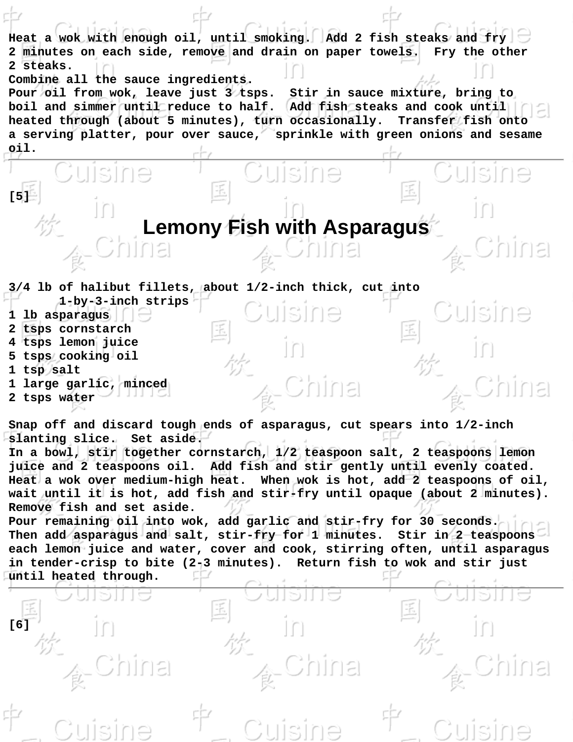Heat a wok with enough oil, until smoking.  Add 2 fish steaks and fry 2 minutes on each side, remove and drain on paper towels.  Fry the other 2 steaks.
Combine all the sauce ingredients.
Pour oil from wok, leave just 3 tsps.  Stir in sauce mixture, bring to boil and simmer until reduce to half.  Add fish steaks and cook until heated through (about 5 minutes), turn occasionally.  Transfer fish onto a serving platter, pour over sauce,  sprinkle with green onions and sesame oil.

---

[5]

# Lemony Fish with Asparagus

3/4 lb of halibut fillets, about 1/2-inch thick, cut into
    1-by-3-inch strips
1 lb asparagus
2 tsps cornstarch
4 tsps lemon juice
5 tsps cooking oil
1 tsp salt
1 large garlic, minced
2 tsps water

Snap off and discard tough ends of asparagus, cut spears into 1/2-inch slanting slice.  Set aside.
In a bowl, stir together cornstarch, 1/2 teaspoon salt, 2 teaspoons lemon juice and 2 teaspoons oil.  Add fish and stir gently until evenly coated.
Heat a wok over medium-high heat.  When wok is hot, add 2 teaspoons of oil, wait until it is hot, add fish and stir-fry until opaque (about 2 minutes).
Remove fish and set aside.
Pour remaining oil into wok, add garlic and stir-fry for 30 seconds.
Then add asparagus and salt, stir-fry for 1 minutes.  Stir in 2 teaspoons each lemon juice and water, cover and cook, stirring often, until asparagus in tender-crisp to bite (2-3 minutes).  Return fish to wok and stir just until heated through.

---

[6]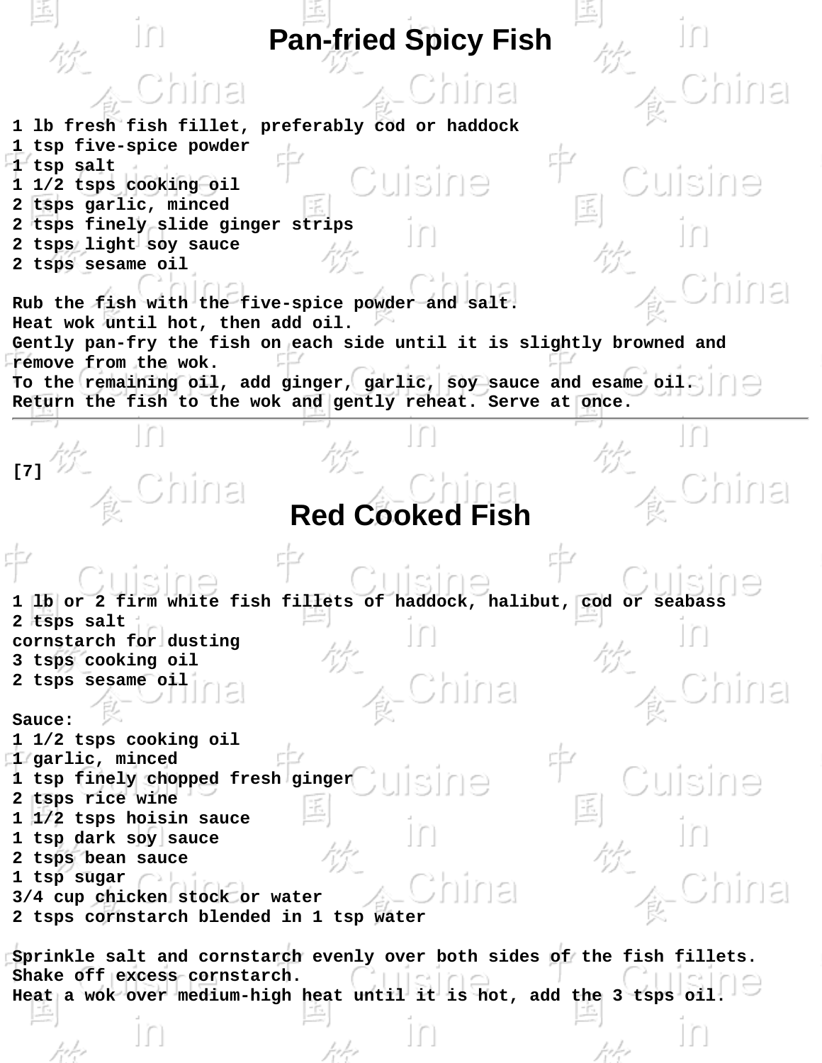# Pan-fried Spicy Fish

1 lb fresh fish fillet, preferably cod or haddock
1 tsp five-spice powder
1 tsp salt
1 1/2 tsps cooking oil
2 tsps garlic, minced
2 tsps finely slide ginger strips
2 tsps light soy sauce
2 tsps sesame oil

Rub the fish with the five-spice powder and salt.
Heat wok until hot, then add oil.
Gently pan-fry the fish on each side until it is slightly browned and remove from the wok.
To the remaining oil, add ginger, garlic, soy sauce and esame oil.
Return the fish to the wok and gently reheat. Serve at once.

---

[7]

# Red Cooked Fish

1 lb or 2 firm white fish fillets of haddock, halibut, cod or seabass
2 tsps salt
cornstarch for dusting
3 tsps cooking oil
2 tsps sesame oil

Sauce:
1 1/2 tsps cooking oil
1 garlic, minced
1 tsp finely chopped fresh ginger
2 tsps rice wine
1 1/2 tsps hoisin sauce
1 tsp dark soy sauce
2 tsps bean sauce
1 tsp sugar
3/4 cup chicken stock or water
2 tsps cornstarch blended in 1 tsp water

Sprinkle salt and cornstarch evenly over both sides of the fish fillets.
Shake off excess cornstarch.
Heat a wok over medium-high heat until it is hot, add the 3 tsps oil.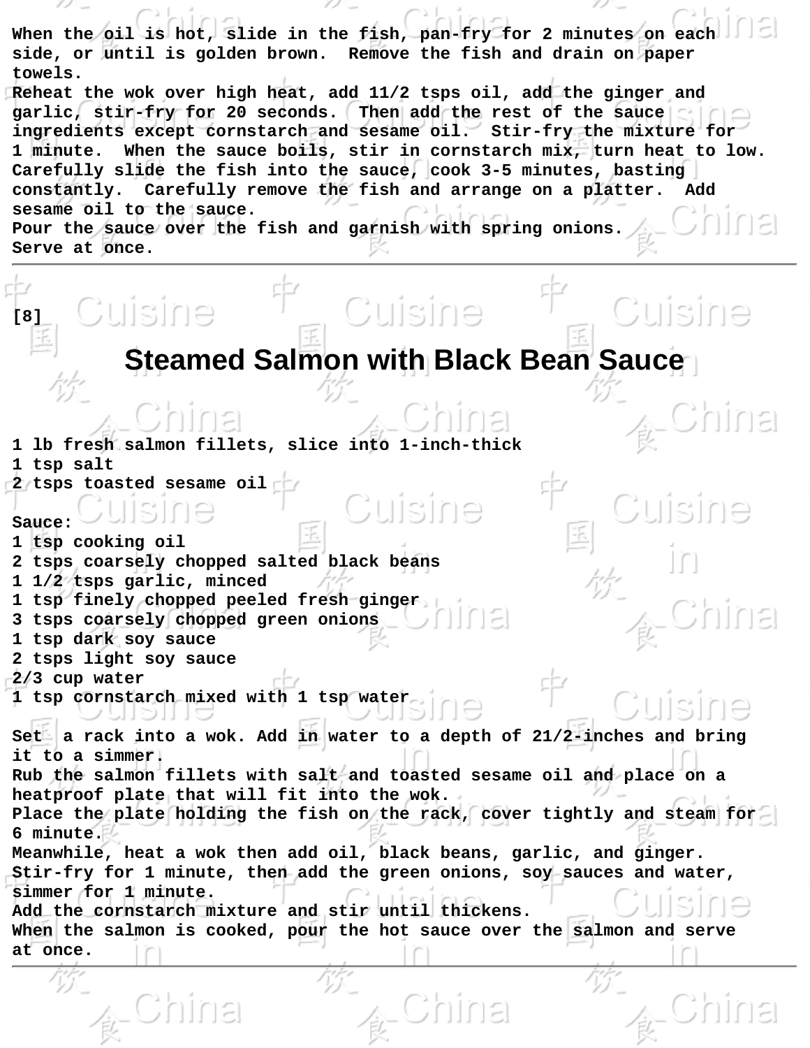When the oil is hot, slide in the fish, pan-fry for 2 minutes on each side, or until is golden brown. Remove the fish and drain on paper towels.
Reheat the wok over high heat, add 11/2 tsps oil, add the ginger and garlic, stir-fry for 20 seconds. Then add the rest of the sauce ingredients except cornstarch and sesame oil. Stir-fry the mixture for 1 minute. When the sauce boils, stir in cornstarch mix, turn heat to low. Carefully slide the fish into the sauce, cook 3-5 minutes, basting constantly. Carefully remove the fish and arrange on a platter. Add sesame oil to the sauce.
Pour the sauce over the fish and garnish with spring onions.
Serve at once.

---

[8]

# Steamed Salmon with Black Bean Sauce

1 lb fresh salmon fillets, slice into 1-inch-thick
1 tsp salt
2 tsps toasted sesame oil

Sauce:
1 tsp cooking oil
2 tsps coarsely chopped salted black beans
1 1/2 tsps garlic, minced
1 tsp finely chopped peeled fresh ginger
3 tsps coarsely chopped green onions
1 tsp dark soy sauce
2 tsps light soy sauce
2/3 cup water
1 tsp cornstarch mixed with 1 tsp water

Set a rack into a wok. Add in water to a depth of 21/2-inches and bring it to a simmer.
Rub the salmon fillets with salt and toasted sesame oil and place on a heatproof plate that will fit into the wok.
Place the plate holding the fish on the rack, cover tightly and steam for 6 minute.
Meanwhile, heat a wok then add oil, black beans, garlic, and ginger. Stir-fry for 1 minute, then add the green onions, soy sauces and water, simmer for 1 minute.
Add the cornstarch mixture and stir until thickens.
When the salmon is cooked, pour the hot sauce over the salmon and serve at once.

---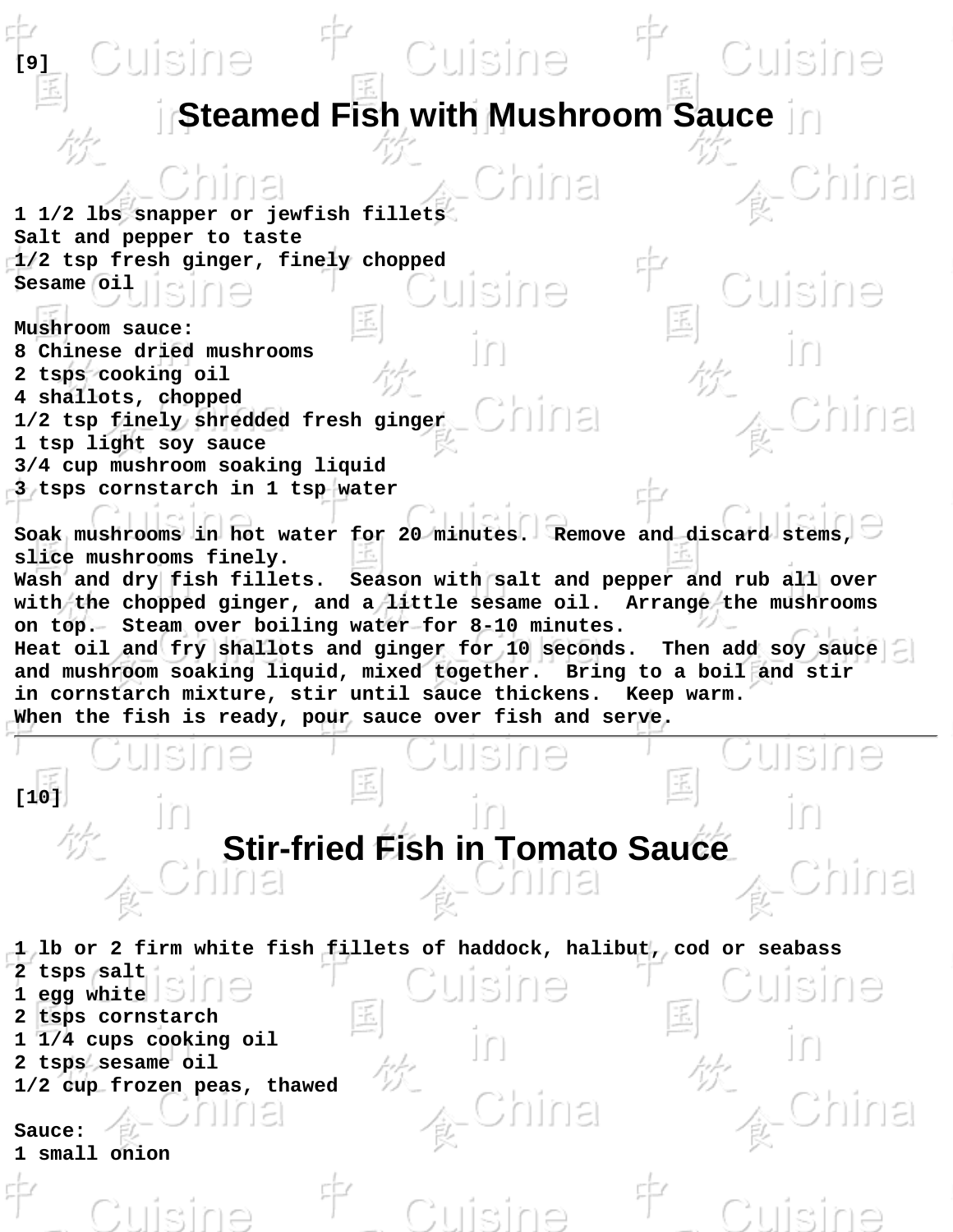[9]

# Steamed Fish with Mushroom Sauce

1 1/2 lbs snapper or jewfish fillets
Salt and pepper to taste
1/2 tsp fresh ginger, finely chopped
Sesame oil

Mushroom sauce:
8 Chinese dried mushrooms
2 tsps cooking oil
4 shallots, chopped
1/2 tsp finely shredded fresh ginger
1 tsp light soy sauce
3/4 cup mushroom soaking liquid
3 tsps cornstarch in 1 tsp water

Soak mushrooms in hot water for 20 minutes. Remove and discard stems, slice mushrooms finely.
Wash and dry fish fillets. Season with salt and pepper and rub all over with the chopped ginger, and a little sesame oil. Arrange the mushrooms on top. Steam over boiling water for 8-10 minutes.
Heat oil and fry shallots and ginger for 10 seconds. Then add soy sauce and mushroom soaking liquid, mixed together. Bring to a boil and stir in cornstarch mixture, stir until sauce thickens. Keep warm.
When the fish is ready, pour sauce over fish and serve.

---

[10]

# Stir-fried Fish in Tomato Sauce

1 lb or 2 firm white fish fillets of haddock, halibut, cod or seabass
2 tsps salt
1 egg white
2 tsps cornstarch
1 1/4 cups cooking oil
2 tsps sesame oil
1/2 cup frozen peas, thawed

Sauce:
1 small onion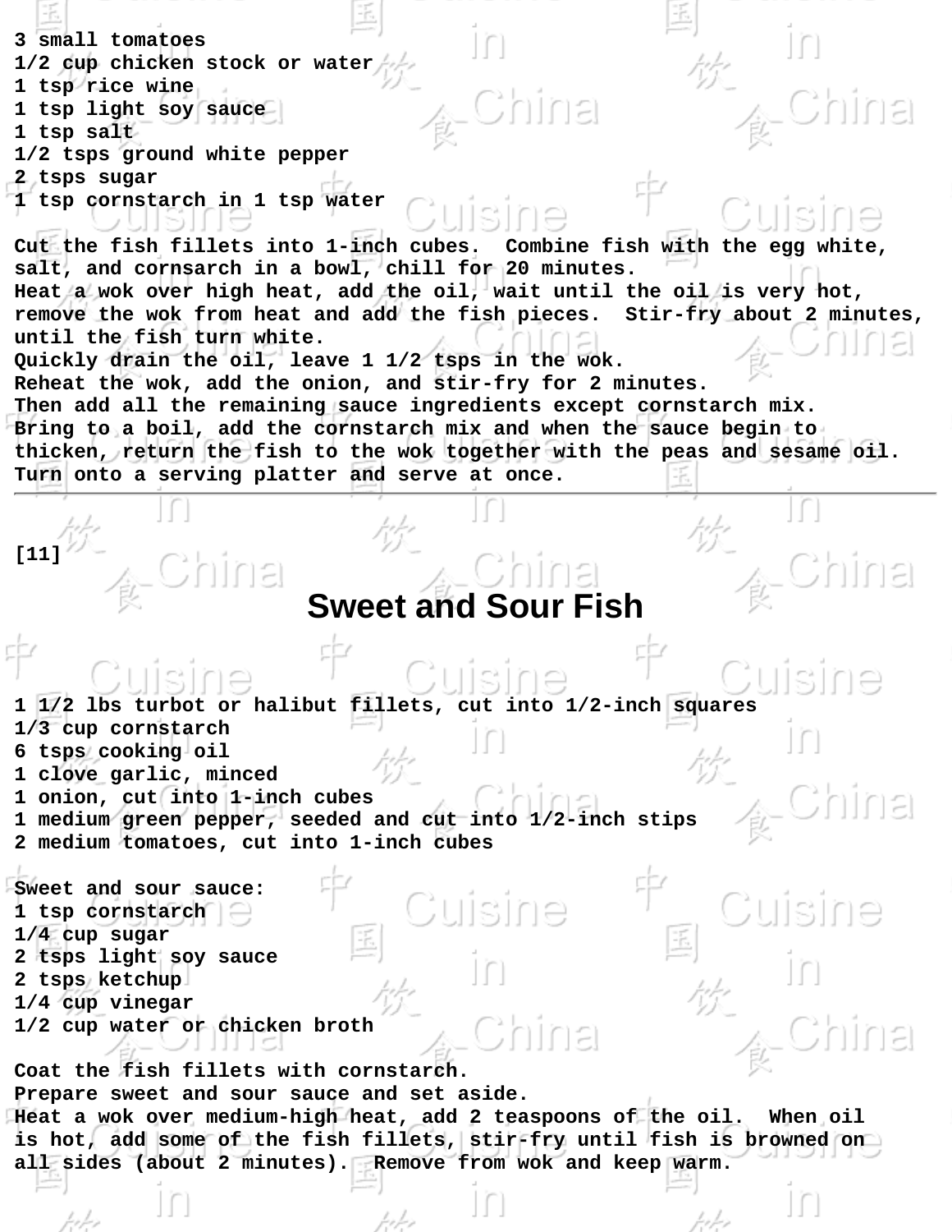3 small tomatoes
1/2 cup chicken stock or water
1 tsp rice wine
1 tsp light soy sauce
1 tsp salt
1/2 tsps ground white pepper
2 tsps sugar
1 tsp cornstarch in 1 tsp water

Cut the fish fillets into 1-inch cubes. Combine fish with the egg white, salt, and cornsarch in a bowl, chill for 20 minutes.
Heat a wok over high heat, add the oil, wait until the oil is very hot, remove the wok from heat and add the fish pieces. Stir-fry about 2 minutes, until the fish turn white.
Quickly drain the oil, leave 1 1/2 tsps in the wok.
Reheat the wok, add the onion, and stir-fry for 2 minutes.
Then add all the remaining sauce ingredients except cornstarch mix.
Bring to a boil, add the cornstarch mix and when the sauce begin to thicken, return the fish to the wok together with the peas and sesame oil.
Turn onto a serving platter and serve at once.

---

[11]

# Sweet and Sour Fish

1 1/2 lbs turbot or halibut fillets, cut into 1/2-inch squares
1/3 cup cornstarch
6 tsps cooking oil
1 clove garlic, minced
1 onion, cut into 1-inch cubes
1 medium green pepper, seeded and cut into 1/2-inch stips
2 medium tomatoes, cut into 1-inch cubes

Sweet and sour sauce:
1 tsp cornstarch
1/4 cup sugar
2 tsps light soy sauce
2 tsps ketchup
1/4 cup vinegar
1/2 cup water or chicken broth

Coat the fish fillets with cornstarch.
Prepare sweet and sour sauce and set aside.
Heat a wok over medium-high heat, add 2 teaspoons of the oil. When oil is hot, add some of the fish fillets, stir-fry until fish is browned on all sides (about 2 minutes). Remove from wok and keep warm.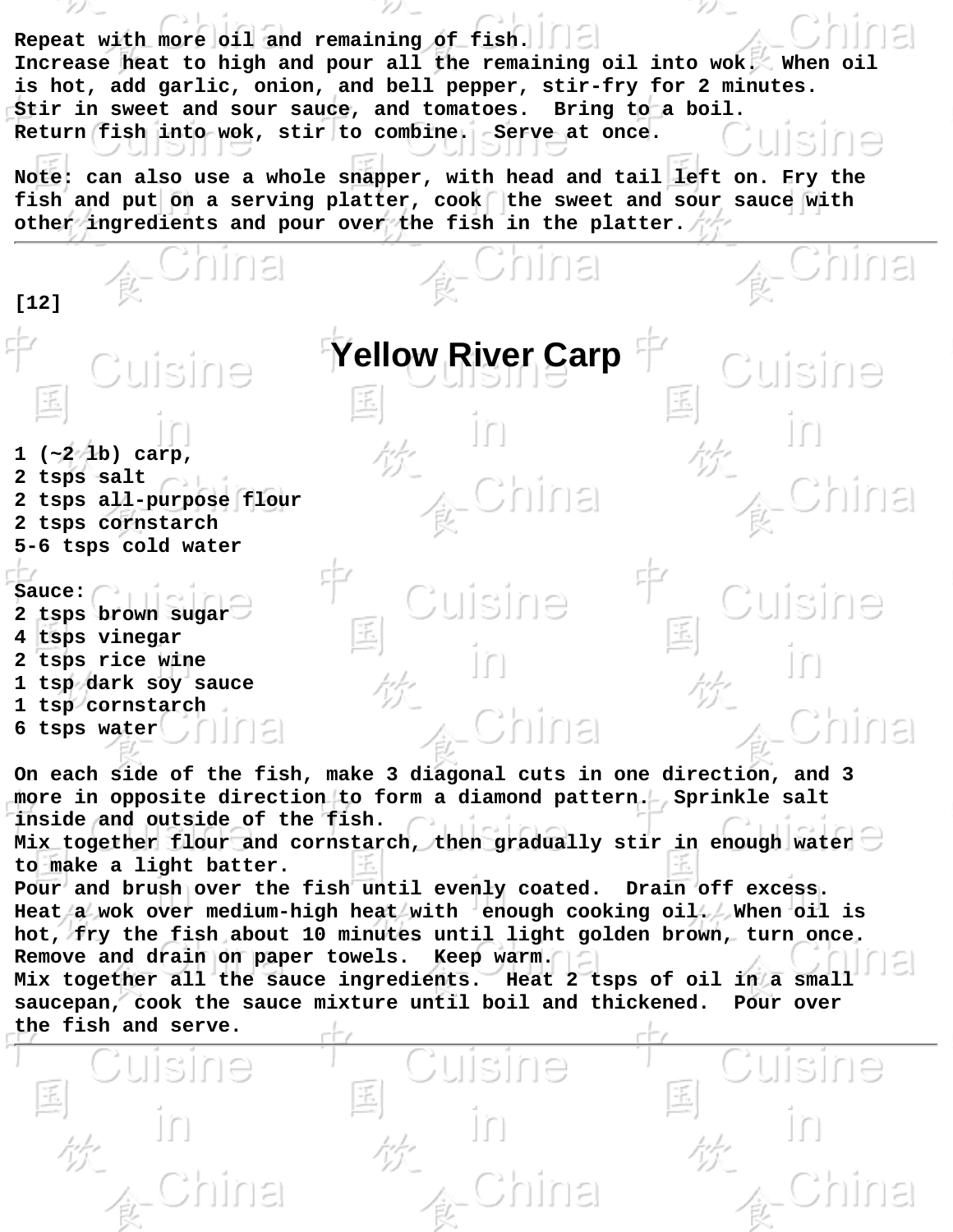Repeat with more oil and remaining of fish.
Increase heat to high and pour all the remaining oil into wok. When oil is hot, add garlic, onion, and bell pepper, stir-fry for 2 minutes.
Stir in sweet and sour sauce, and tomatoes. Bring to a boil.
Return fish into wok, stir to combine. Serve at once.

Note: can also use a whole snapper, with head and tail left on. Fry the fish and put on a serving platter, cook the sweet and sour sauce with other ingredients and pour over the fish in the platter.

---

**[12]**

# Yellow River Carp

1 (~2 lb) carp,
2 tsps salt
2 tsps all-purpose flour
2 tsps cornstarch
5-6 tsps cold water

Sauce:
2 tsps brown sugar
4 tsps vinegar
2 tsps rice wine
1 tsp dark soy sauce
1 tsp cornstarch
6 tsps water

On each side of the fish, make 3 diagonal cuts in one direction, and 3 more in opposite direction to form a diamond pattern. Sprinkle salt inside and outside of the fish.
Mix together flour and cornstarch, then gradually stir in enough water to make a light batter.
Pour and brush over the fish until evenly coated. Drain off excess.
Heat a wok over medium-high heat with enough cooking oil. When oil is hot, fry the fish about 10 minutes until light golden brown, turn once.
Remove and drain on paper towels. Keep warm.
Mix together all the sauce ingredients. Heat 2 tsps of oil in a small saucepan, cook the sauce mixture until boil and thickened. Pour over the fish and serve.

---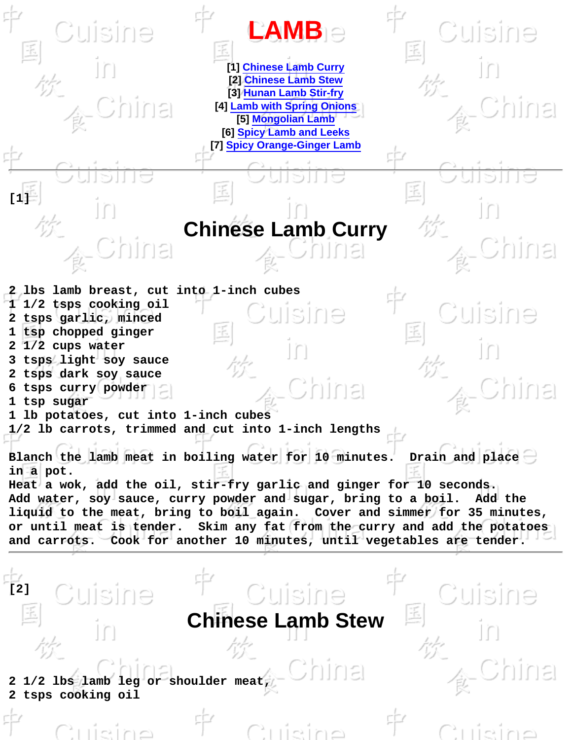# LAMB

[1] Chinese Lamb Curry
[2] Chinese Lamb Stew
[3] Hunan Lamb Stir-fry
[4] Lamb with Spring Onions
[5] Mongolian Lamb
[6] Spicy Lamb and Leeks
[7] Spicy Orange-Ginger Lamb

---

[1]

## Chinese Lamb Curry

2 lbs lamb breast, cut into 1-inch cubes
1 1/2 tsps cooking oil
2 tsps garlic, minced
1 tsp chopped ginger
2 1/2 cups water
3 tsps light soy sauce
2 tsps dark soy sauce
6 tsps curry powder
1 tsp sugar
1 lb potatoes, cut into 1-inch cubes
1/2 lb carrots, trimmed and cut into 1-inch lengths

Blanch the lamb meat in boiling water for 10 minutes. Drain and place in a pot.
Heat a wok, add the oil, stir-fry garlic and ginger for 10 seconds.
Add water, soy sauce, curry powder and sugar, bring to a boil. Add the liquid to the meat, bring to boil again. Cover and simmer for 35 minutes, or until meat is tender. Skim any fat from the curry and add the potatoes and carrots. Cook for another 10 minutes, until vegetables are tender.

---

[2]

## Chinese Lamb Stew

2 1/2 lbs lamb leg or shoulder meat,
2 tsps cooking oil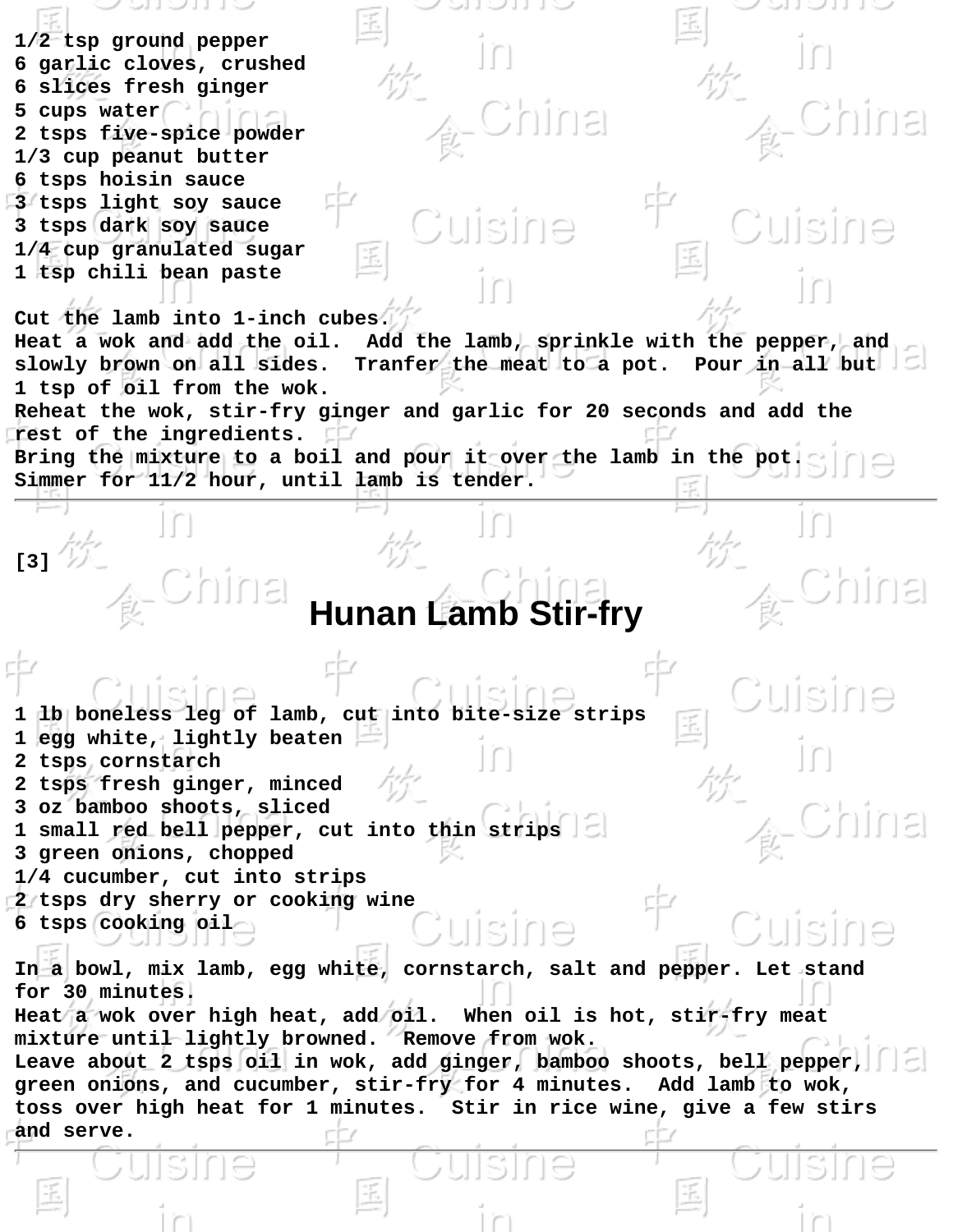1/2 tsp ground pepper
6 garlic cloves, crushed
6 slices fresh ginger
5 cups water
2 tsps five-spice powder
1/3 cup peanut butter
6 tsps hoisin sauce
3 tsps light soy sauce
3 tsps dark soy sauce
1/4 cup granulated sugar
1 tsp chili bean paste

Cut the lamb into 1-inch cubes.
Heat a wok and add the oil. Add the lamb, sprinkle with the pepper, and slowly brown on all sides. Tranfer the meat to a pot. Pour in all but 1 tsp of oil from the wok.
Reheat the wok, stir-fry ginger and garlic for 20 seconds and add the rest of the ingredients.
Bring the mixture to a boil and pour it over the lamb in the pot.
Simmer for 11/2 hour, until lamb is tender.

---

[3]

# Hunan Lamb Stir-fry

1 lb boneless leg of lamb, cut into bite-size strips
1 egg white, lightly beaten
2 tsps cornstarch
2 tsps fresh ginger, minced
3 oz bamboo shoots, sliced
1 small red bell pepper, cut into thin strips
3 green onions, chopped
1/4 cucumber, cut into strips
2 tsps dry sherry or cooking wine
6 tsps cooking oil

In a bowl, mix lamb, egg white, cornstarch, salt and pepper. Let stand for 30 minutes.
Heat a wok over high heat, add oil. When oil is hot, stir-fry meat mixture until lightly browned. Remove from wok.
Leave about 2 tsps oil in wok, add ginger, bamboo shoots, bell pepper, green onions, and cucumber, stir-fry for 4 minutes. Add lamb to wok, toss over high heat for 1 minutes. Stir in rice wine, give a few stirs and serve.

---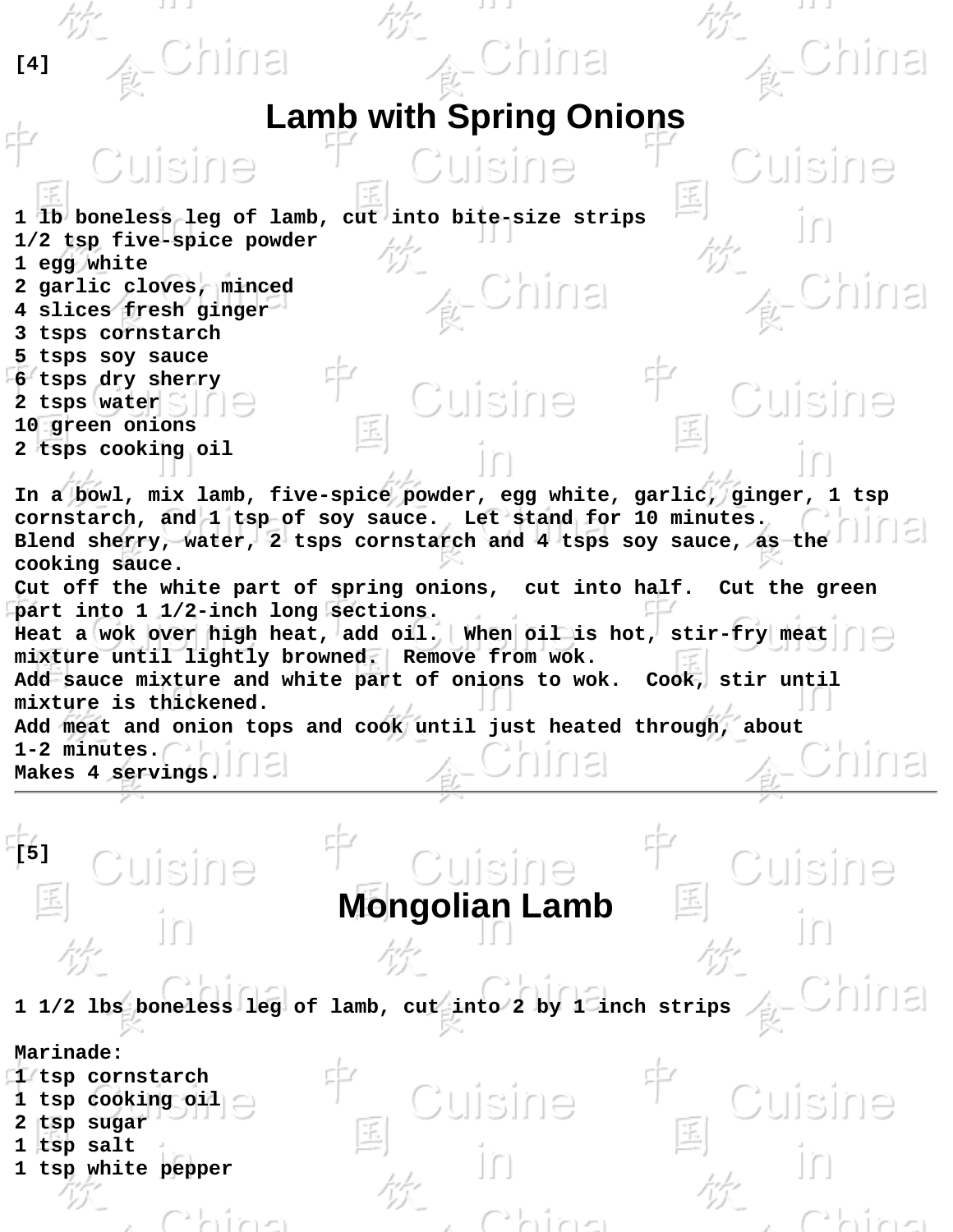[4]

# Lamb with Spring Onions

1 lb boneless leg of lamb, cut into bite-size strips
1/2 tsp five-spice powder
1 egg white
2 garlic cloves, minced
4 slices fresh ginger
3 tsps cornstarch
5 tsps soy sauce
6 tsps dry sherry
2 tsps water
10 green onions
2 tsps cooking oil

In a bowl, mix lamb, five-spice powder, egg white, garlic, ginger, 1 tsp cornstarch, and 1 tsp of soy sauce. Let stand for 10 minutes.
Blend sherry, water, 2 tsps cornstarch and 4 tsps soy sauce, as the cooking sauce.
Cut off the white part of spring onions, cut into half. Cut the green part into 1 1/2-inch long sections.
Heat a wok over high heat, add oil. When oil is hot, stir-fry meat mixture until lightly browned. Remove from wok.
Add sauce mixture and white part of onions to wok. Cook, stir until mixture is thickened.
Add meat and onion tops and cook until just heated through, about 1-2 minutes.
Makes 4 servings.

---

[5]

# Mongolian Lamb

1 1/2 lbs boneless leg of lamb, cut into 2 by 1 inch strips

Marinade:
1 tsp cornstarch
1 tsp cooking oil
2 tsp sugar
1 tsp salt
1 tsp white pepper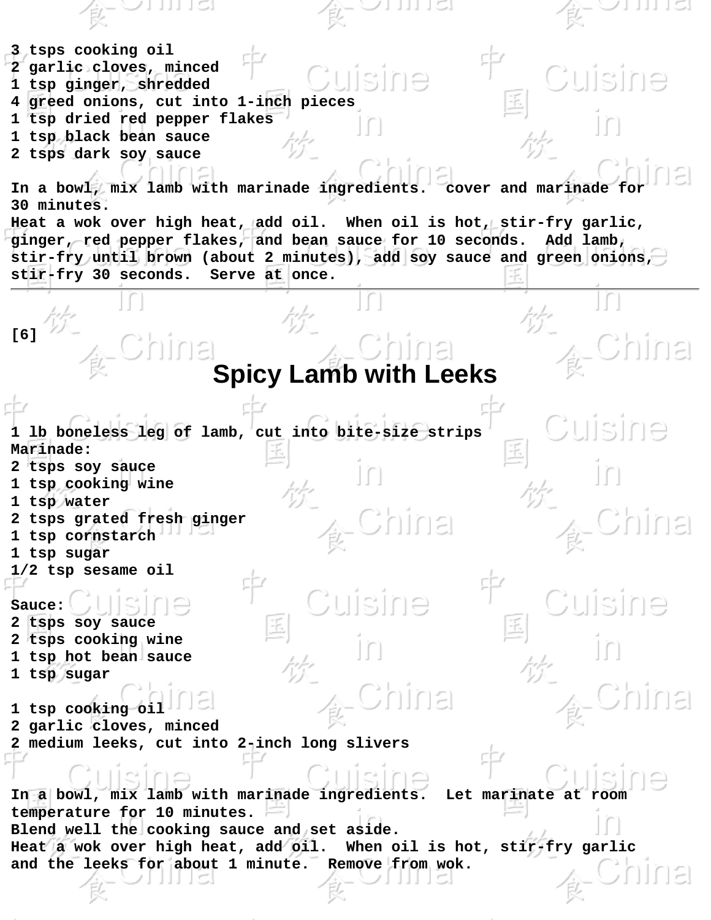3 tsps cooking oil
2 garlic cloves, minced
1 tsp ginger, shredded
4 greed onions, cut into 1-inch pieces
1 tsp dried red pepper flakes
1 tsp black bean sauce
2 tsps dark soy sauce

In a bowl, mix lamb with marinade ingredients.  cover and marinade for 30 minutes.
Heat a wok over high heat, add oil.  When oil is hot, stir-fry garlic, ginger, red pepper flakes, and bean sauce for 10 seconds.  Add lamb, stir-fry until brown (about 2 minutes), add soy sauce and green onions, stir-fry 30 seconds.  Serve at once.

---

[6]

# Spicy Lamb with Leeks

1 lb boneless leg of lamb, cut into bite-size strips
Marinade:
2 tsps soy sauce
1 tsp cooking wine
1 tsp water
2 tsps grated fresh ginger
1 tsp cornstarch
1 tsp sugar
1/2 tsp sesame oil

Sauce:
2 tsps soy sauce
2 tsps cooking wine
1 tsp hot bean sauce
1 tsp sugar

1 tsp cooking oil
2 garlic cloves, minced
2 medium leeks, cut into 2-inch long slivers

In a bowl, mix lamb with marinade ingredients.  Let marinate at room temperature for 10 minutes.
Blend well the cooking sauce and set aside.
Heat a wok over high heat, add oil.  When oil is hot, stir-fry garlic and the leeks for about 1 minute.  Remove from wok.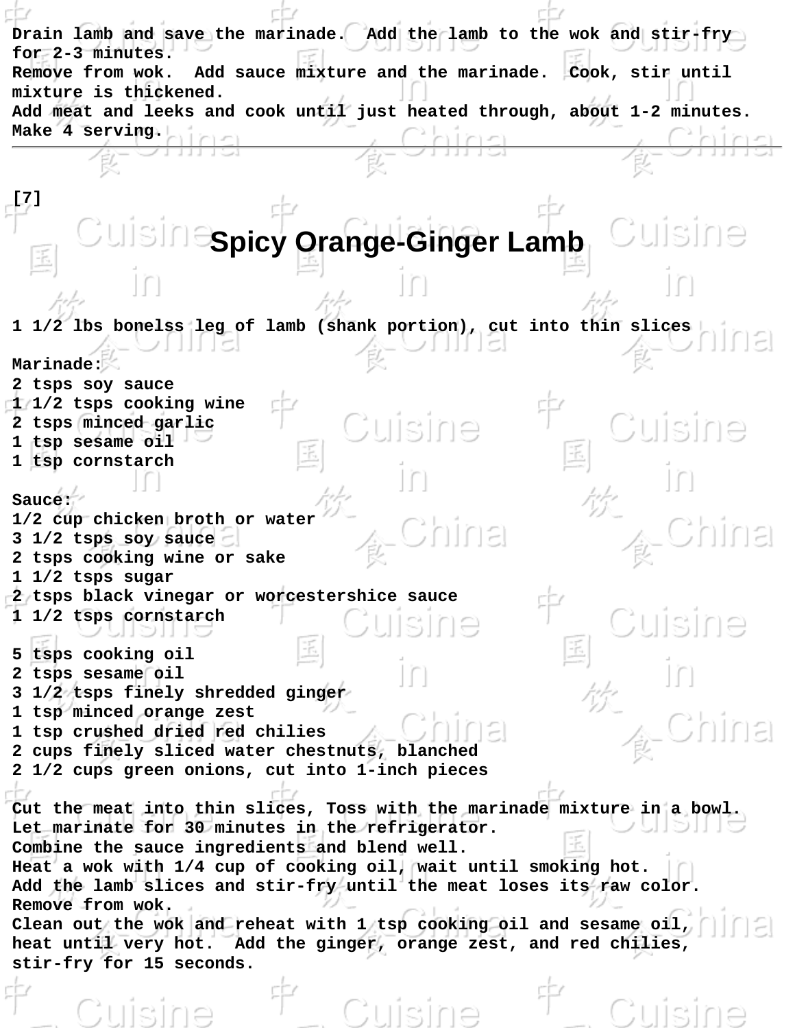Drain lamb and save the marinade.  Add the lamb to the wok and stir-fry for 2-3 minutes.
Remove from wok.  Add sauce mixture and the marinade.  Cook, stir until mixture is thickened.
Add meat and leeks and cook until just heated through, about 1-2 minutes.
Make 4 serving.

---

[7]

## Spicy Orange-Ginger Lamb

1 1/2 lbs bonelss leg of lamb (shank portion), cut into thin slices

Marinade:
2 tsps soy sauce
1 1/2 tsps cooking wine
2 tsps minced garlic
1 tsp sesame oil
1 tsp cornstarch

Sauce:
1/2 cup chicken broth or water
3 1/2 tsps soy sauce
2 tsps cooking wine or sake
1 1/2 tsps sugar
2 tsps black vinegar or worcestershice sauce
1 1/2 tsps cornstarch

5 tsps cooking oil
2 tsps sesame oil
3 1/2 tsps finely shredded ginger
1 tsp minced orange zest
1 tsp crushed dried red chilies
2 cups finely sliced water chestnuts, blanched
2 1/2 cups green onions, cut into 1-inch pieces

Cut the meat into thin slices, Toss with the marinade mixture in a bowl.
Let marinate for 30 minutes in the refrigerator.
Combine the sauce ingredients and blend well.
Heat a wok with 1/4 cup of cooking oil, wait until smoking hot.
Add the lamb slices and stir-fry until the meat loses its raw color.
Remove from wok.
Clean out the wok and reheat with 1 tsp cooking oil and sesame oil, heat until very hot.  Add the ginger, orange zest, and red chilies, stir-fry for 15 seconds.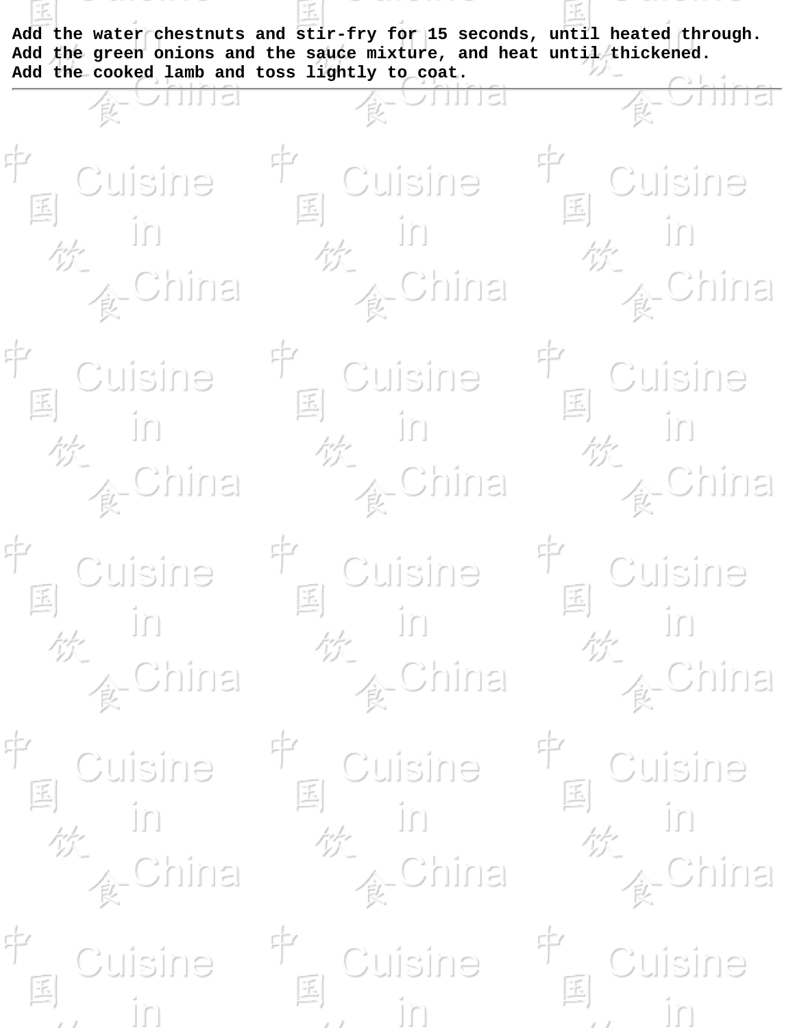**Add the water chestnuts and stir-fry for 15 seconds, until heated through. Add the green onions and the sauce mixture, and heat until thickened. Add the cooked lamb and toss lightly to coat.**

---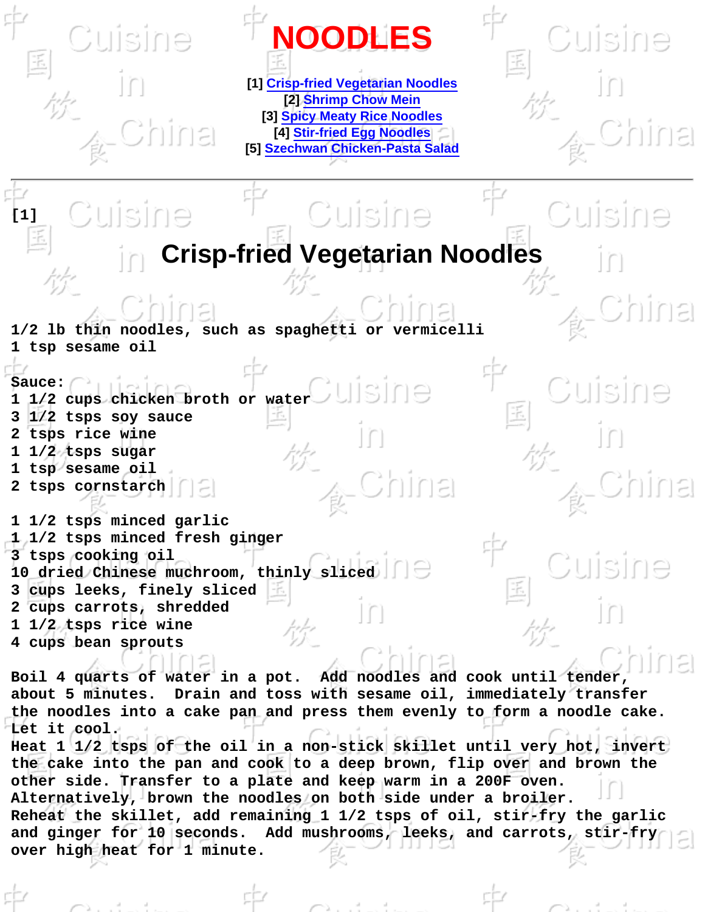# NOODLES

[1] Crisp-fried Vegetarian Noodles
[2] Shrimp Chow Mein
[3] Spicy Meaty Rice Noodles
[4] Stir-fried Egg Noodles
[5] Szechwan Chicken-Pasta Salad

---

[1]

## Crisp-fried Vegetarian Noodles

1/2 lb thin noodles, such as spaghetti or vermicelli
1 tsp sesame oil

Sauce:
1 1/2 cups chicken broth or water
3 1/2 tsps soy sauce
2 tsps rice wine
1 1/2 tsps sugar
1 tsp sesame oil
2 tsps cornstarch

1 1/2 tsps minced garlic
1 1/2 tsps minced fresh ginger
3 tsps cooking oil
10 dried Chinese muchroom, thinly sliced
3 cups leeks, finely sliced
2 cups carrots, shredded
1 1/2 tsps rice wine
4 cups bean sprouts

Boil 4 quarts of water in a pot. Add noodles and cook until tender, about 5 minutes. Drain and toss with sesame oil, immediately transfer the noodles into a cake pan and press them evenly to form a noodle cake. Let it cool.
Heat 1 1/2 tsps of the oil in a non-stick skillet until very hot, invert the cake into the pan and cook to a deep brown, flip over and brown the other side. Transfer to a plate and keep warm in a 200F oven. Alternatively, brown the noodles on both side under a broiler.
Reheat the skillet, add remaining 1 1/2 tsps of oil, stir-fry the garlic and ginger for 10 seconds. Add mushrooms, leeks, and carrots, stir-fry over high heat for 1 minute.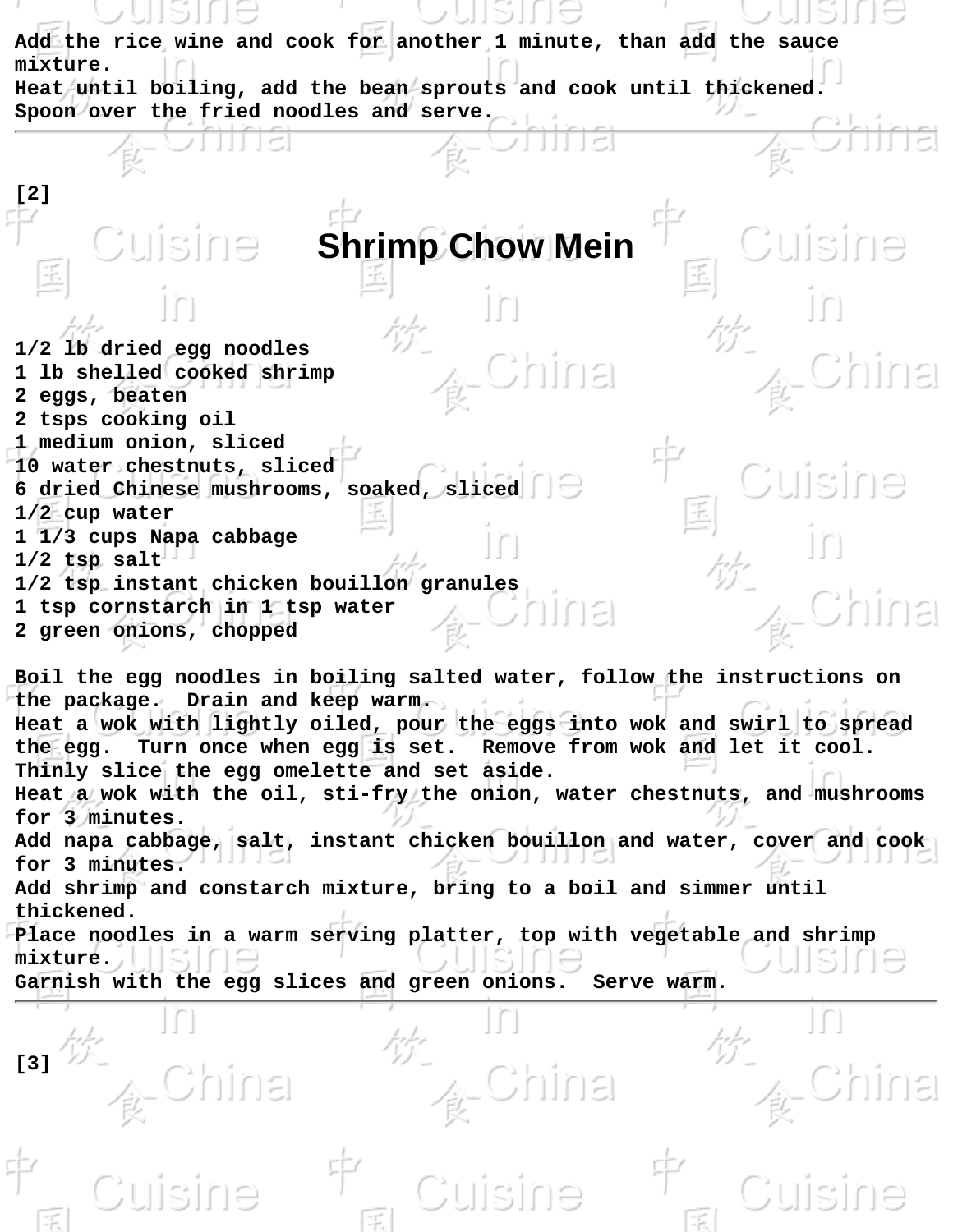Add the rice wine and cook for another 1 minute, than add the sauce mixture.
Heat until boiling, add the bean sprouts and cook until thickened.
Spoon over the fried noodles and serve.

---

[2]

# Shrimp Chow Mein

1/2 lb dried egg noodles
1 lb shelled cooked shrimp
2 eggs, beaten
2 tsps cooking oil
1 medium onion, sliced
10 water chestnuts, sliced
6 dried Chinese mushrooms, soaked, sliced
1/2 cup water
1 1/3 cups Napa cabbage
1/2 tsp salt
1/2 tsp instant chicken bouillon granules
1 tsp cornstarch in 1 tsp water
2 green onions, chopped

Boil the egg noodles in boiling salted water, follow the instructions on the package. Drain and keep warm.
Heat a wok with lightly oiled, pour the eggs into wok and swirl to spread the egg. Turn once when egg is set. Remove from wok and let it cool. Thinly slice the egg omelette and set aside.
Heat a wok with the oil, sti-fry the onion, water chestnuts, and mushrooms for 3 minutes.
Add napa cabbage, salt, instant chicken bouillon and water, cover and cook for 3 minutes.
Add shrimp and constarch mixture, bring to a boil and simmer until thickened.
Place noodles in a warm serving platter, top with vegetable and shrimp mixture.
Garnish with the egg slices and green onions. Serve warm.

---

[3]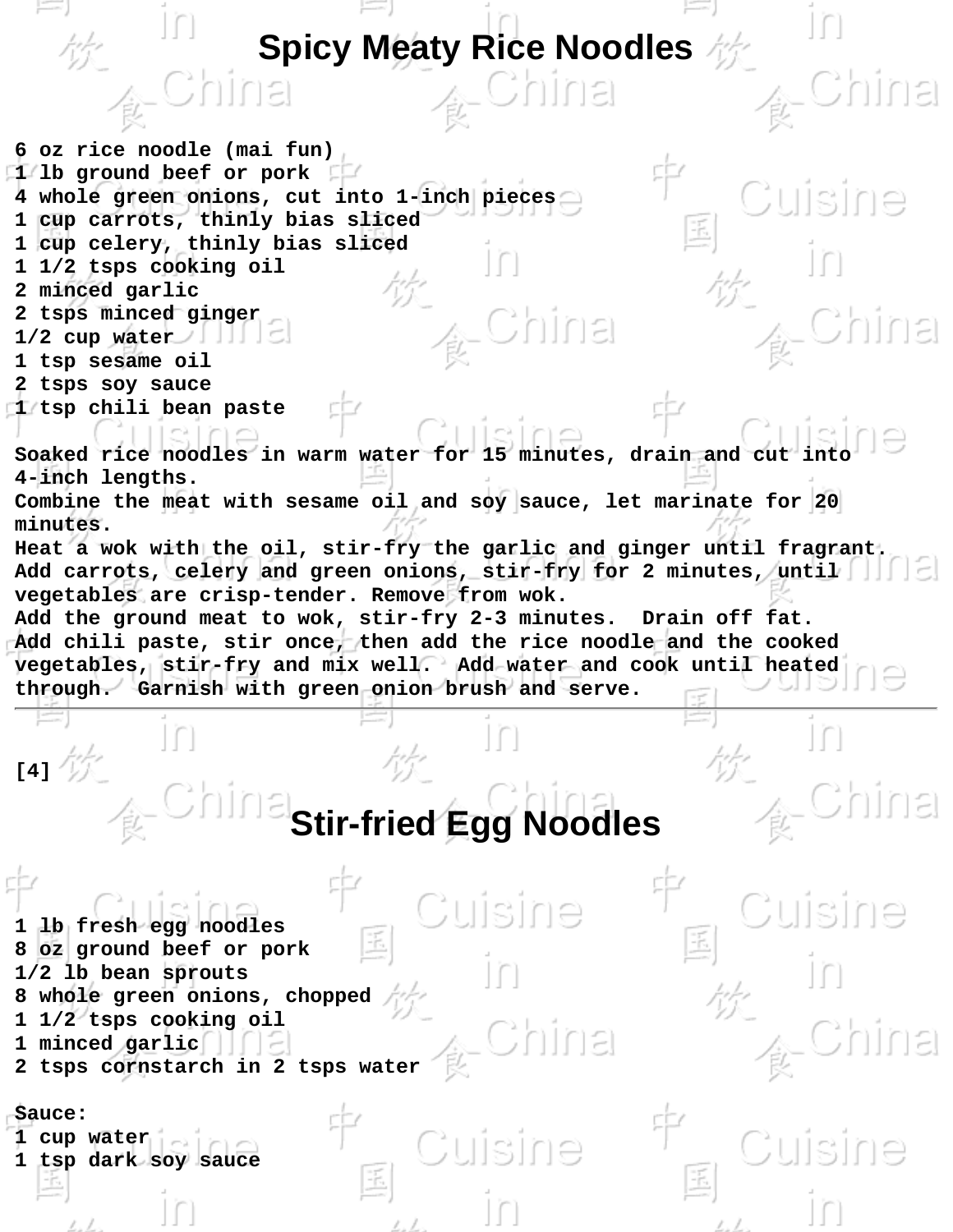# Spicy Meaty Rice Noodles

6 oz rice noodle (mai fun)
1 lb ground beef or pork
4 whole green onions, cut into 1-inch pieces
1 cup carrots, thinly bias sliced
1 cup celery, thinly bias sliced
1 1/2 tsps cooking oil
2 minced garlic
2 tsps minced ginger
1/2 cup water
1 tsp sesame oil
2 tsps soy sauce
1 tsp chili bean paste

Soaked rice noodles in warm water for 15 minutes, drain and cut into 4-inch lengths.
Combine the meat with sesame oil and soy sauce, let marinate for 20 minutes.
Heat a wok with the oil, stir-fry the garlic and ginger until fragrant. Add carrots, celery and green onions, stir-fry for 2 minutes, until vegetables are crisp-tender. Remove from wok.
Add the ground meat to wok, stir-fry 2-3 minutes. Drain off fat.
Add chili paste, stir once, then add the rice noodle and the cooked vegetables, stir-fry and mix well. Add water and cook until heated through. Garnish with green onion brush and serve.

---

[4]

# Stir-fried Egg Noodles

1 lb fresh egg noodles
8 oz ground beef or pork
1/2 lb bean sprouts
8 whole green onions, chopped
1 1/2 tsps cooking oil
1 minced garlic
2 tsps cornstarch in 2 tsps water

Sauce:
1 cup water
1 tsp dark soy sauce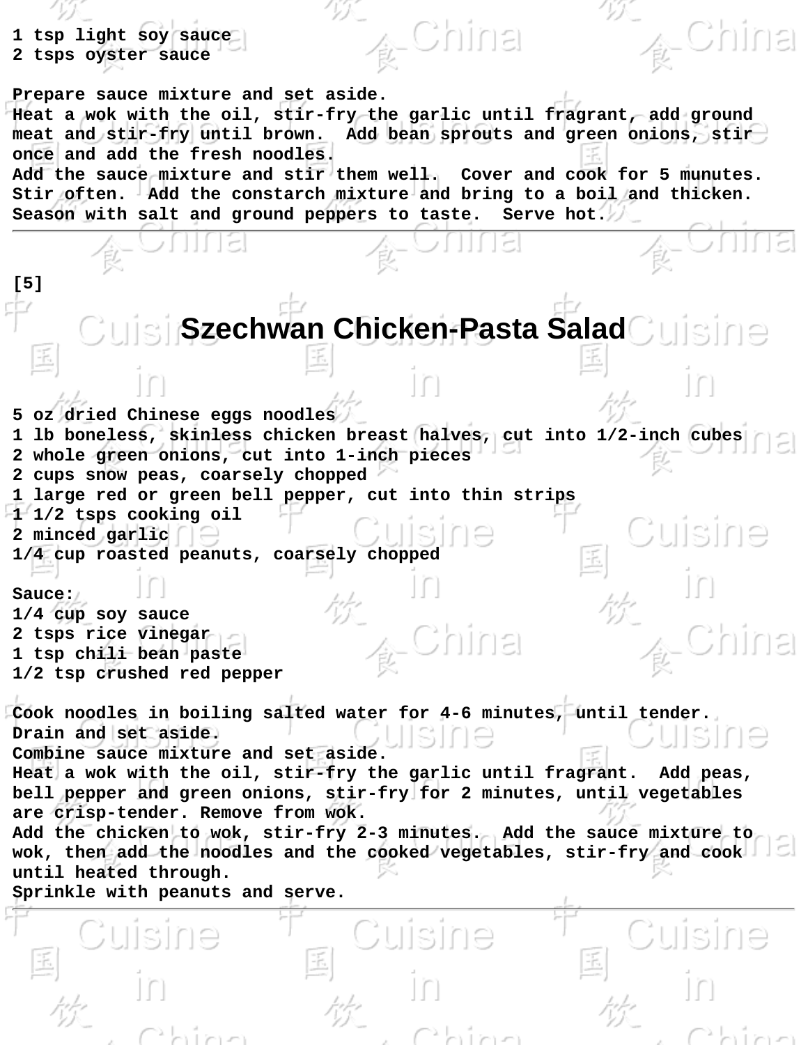1 tsp light soy sauce
2 tsps oyster sauce

Prepare sauce mixture and set aside.
Heat a wok with the oil, stir-fry the garlic until fragrant, add ground meat and stir-fry until brown. Add bean sprouts and green onions, stir once and add the fresh noodles.
Add the sauce mixture and stir them well. Cover and cook for 5 munutes. Stir often. Add the constarch mixture and bring to a boil and thicken. Season with salt and ground peppers to taste. Serve hot.

---

[5]

# Szechwan Chicken-Pasta Salad

5 oz dried Chinese eggs noodles
1 lb boneless, skinless chicken breast halves, cut into 1/2-inch cubes
2 whole green onions, cut into 1-inch pieces
2 cups snow peas, coarsely chopped
1 large red or green bell pepper, cut into thin strips
1 1/2 tsps cooking oil
2 minced garlic
1/4 cup roasted peanuts, coarsely chopped

Sauce:
1/4 cup soy sauce
2 tsps rice vinegar
1 tsp chili bean paste
1/2 tsp crushed red pepper

Cook noodles in boiling salted water for 4-6 minutes, until tender. Drain and set aside.
Combine sauce mixture and set aside.
Heat a wok with the oil, stir-fry the garlic until fragrant. Add peas, bell pepper and green onions, stir-fry for 2 minutes, until vegetables are crisp-tender. Remove from wok.
Add the chicken to wok, stir-fry 2-3 minutes. Add the sauce mixture to wok, then add the noodles and the cooked vegetables, stir-fry and cook until heated through.
Sprinkle with peanuts and serve.

---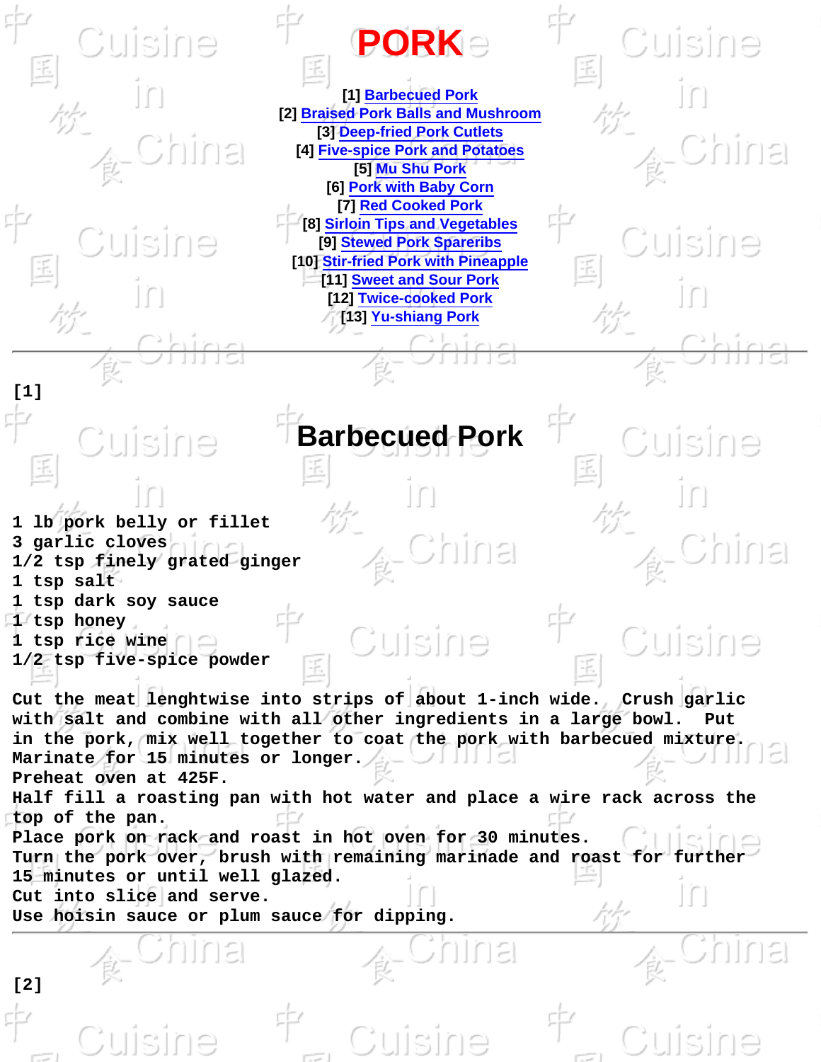# PORK

[1] Barbecued Pork
[2] Braised Pork Balls and Mushroom
[3] Deep-fried Pork Cutlets
[4] Five-spice Pork and Potatoes
[5] Mu Shu Pork
[6] Pork with Baby Corn
[7] Red Cooked Pork
[8] Sirloin Tips and Vegetables
[9] Stewed Pork Spareribs
[10] Stir-fried Pork with Pineapple
[11] Sweet and Sour Pork
[12] Twice-cooked Pork
[13] Yu-shiang Pork

---

[1]

## Barbecued Pork

1 lb pork belly or fillet
3 garlic cloves
1/2 tsp finely grated ginger
1 tsp salt
1 tsp dark soy sauce
1 tsp honey
1 tsp rice wine
1/2 tsp five-spice powder

Cut the meat lenghtwise into strips of about 1-inch wide. Crush garlic with salt and combine with all other ingredients in a large bowl. Put in the pork, mix well together to coat the pork with barbecued mixture. Marinate for 15 minutes or longer.
Preheat oven at 425F.
Half fill a roasting pan with hot water and place a wire rack across the top of the pan.
Place pork on rack and roast in hot oven for 30 minutes.
Turn the pork over, brush with remaining marinade and roast for further 15 minutes or until well glazed.
Cut into slice and serve.
Use hoisin sauce or plum sauce for dipping.

---

[2]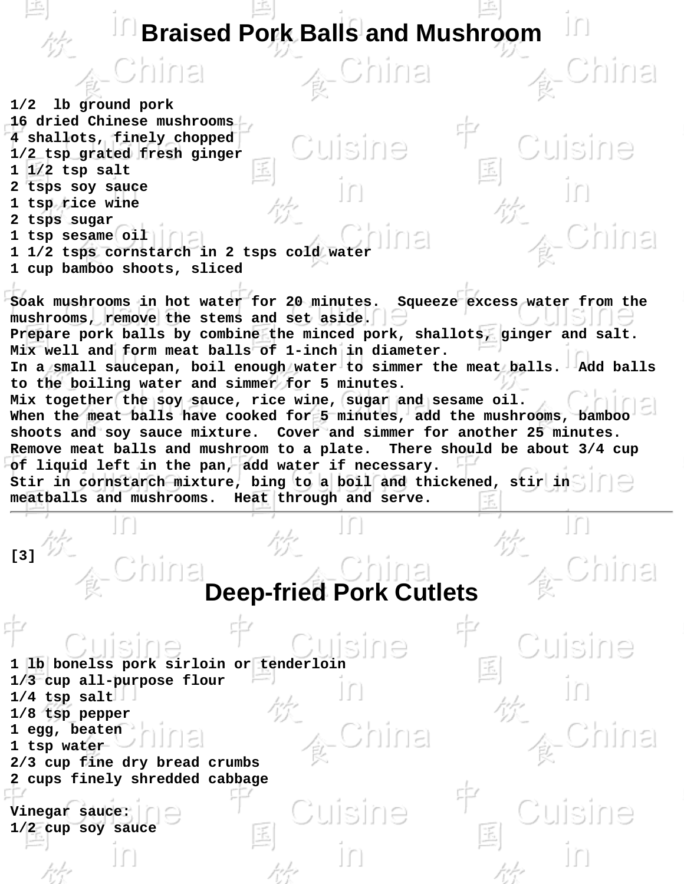# Braised Pork Balls and Mushroom

1/2 lb ground pork
16 dried Chinese mushrooms
4 shallots, finely chopped
1/2 tsp grated fresh ginger
1 1/2 tsp salt
2 tsps soy sauce
1 tsp rice wine
2 tsps sugar
1 tsp sesame oil
1 1/2 tsps cornstarch in 2 tsps cold water
1 cup bamboo shoots, sliced

Soak mushrooms in hot water for 20 minutes. Squeeze excess water from the mushrooms, remove the stems and set aside.
Prepare pork balls by combine the minced pork, shallots, ginger and salt. Mix well and form meat balls of 1-inch in diameter.
In a small saucepan, boil enough water to simmer the meat balls. Add balls to the boiling water and simmer for 5 minutes.
Mix together the soy sauce, rice wine, sugar and sesame oil.
When the meat balls have cooked for 5 minutes, add the mushrooms, bamboo shoots and soy sauce mixture. Cover and simmer for another 25 minutes.
Remove meat balls and mushroom to a plate. There should be about 3/4 cup of liquid left in the pan, add water if necessary.
Stir in cornstarch mixture, bing to a boil and thickened, stir in meatballs and mushrooms. Heat through and serve.

---

[3]

# Deep-fried Pork Cutlets

1 lb bonelss pork sirloin or tenderloin
1/3 cup all-purpose flour
1/4 tsp salt
1/8 tsp pepper
1 egg, beaten
1 tsp water
2/3 cup fine dry bread crumbs
2 cups finely shredded cabbage

Vinegar sauce:
1/2 cup soy sauce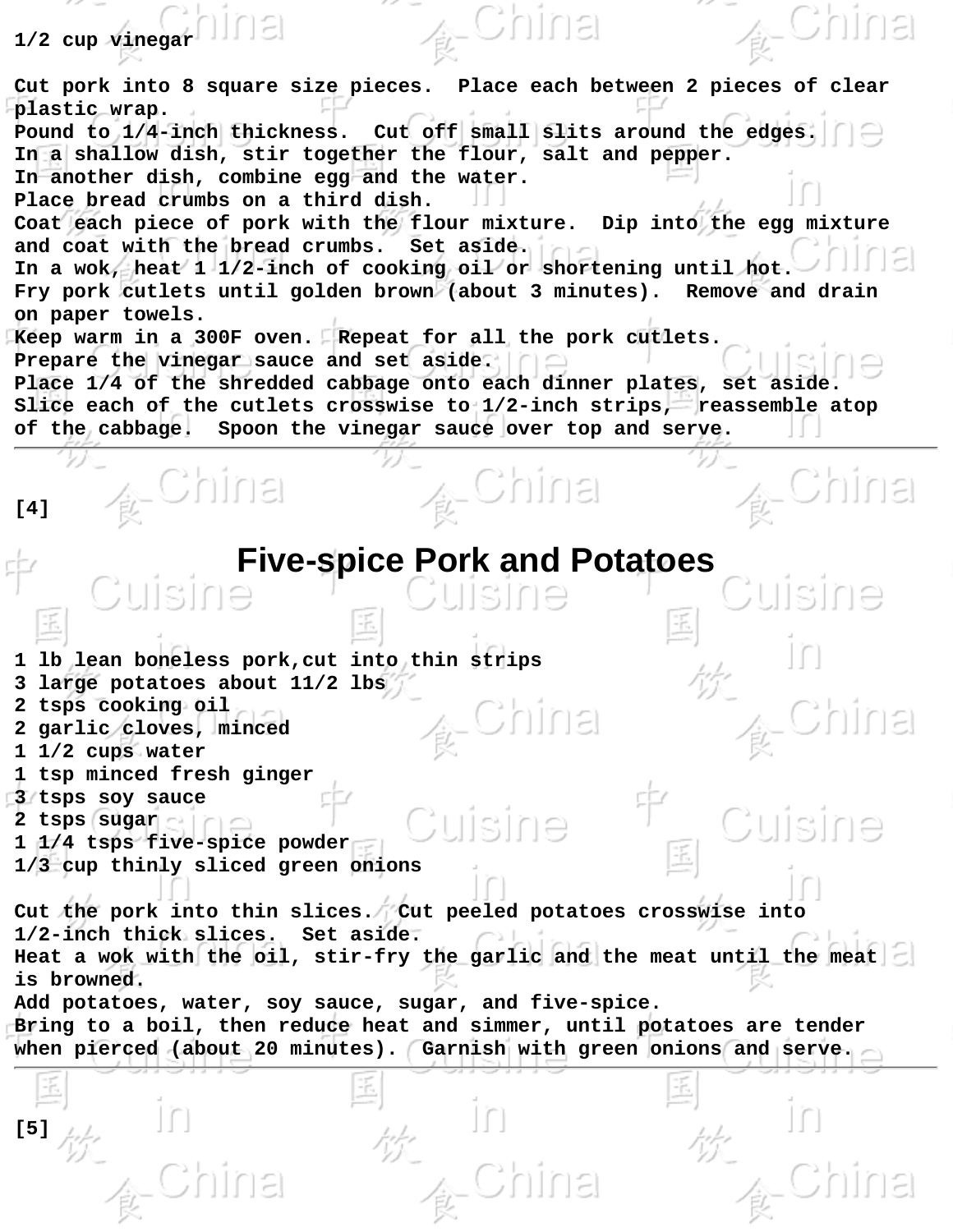1/2 cup vinegar

Cut pork into 8 square size pieces. Place each between 2 pieces of clear plastic wrap.
Pound to 1/4-inch thickness. Cut off small slits around the edges.
In a shallow dish, stir together the flour, salt and pepper.
In another dish, combine egg and the water.
Place bread crumbs on a third dish.
Coat each piece of pork with the flour mixture. Dip into the egg mixture and coat with the bread crumbs. Set aside.
In a wok, heat 1 1/2-inch of cooking oil or shortening until hot.
Fry pork cutlets until golden brown (about 3 minutes). Remove and drain on paper towels.
Keep warm in a 300F oven. Repeat for all the pork cutlets.
Prepare the vinegar sauce and set aside.
Place 1/4 of the shredded cabbage onto each dinner plates, set aside.
Slice each of the cutlets crosswise to 1/2-inch strips, reassemble atop of the cabbage. Spoon the vinegar sauce over top and serve.

---

[4]

# Five-spice Pork and Potatoes

1 lb lean boneless pork,cut into thin strips
3 large potatoes about 11/2 lbs
2 tsps cooking oil
2 garlic cloves, minced
1 1/2 cups water
1 tsp minced fresh ginger
3 tsps soy sauce
2 tsps sugar
1 1/4 tsps five-spice powder
1/3 cup thinly sliced green onions

Cut the pork into thin slices. Cut peeled potatoes crosswise into 1/2-inch thick slices. Set aside.
Heat a wok with the oil, stir-fry the garlic and the meat until the meat is browned.
Add potatoes, water, soy sauce, sugar, and five-spice.
Bring to a boil, then reduce heat and simmer, until potatoes are tender when pierced (about 20 minutes). Garnish with green onions and serve.

---

[5]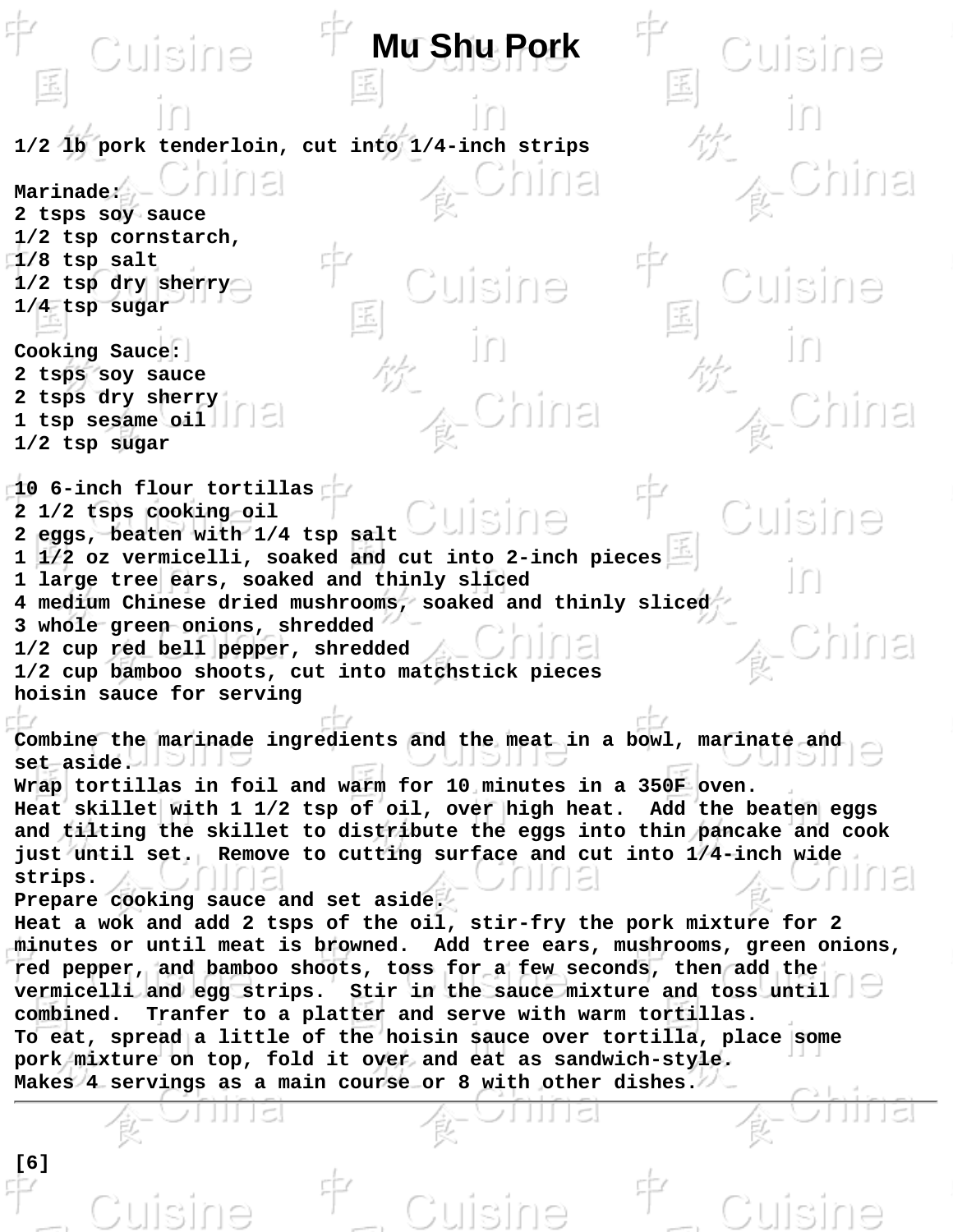# Mu Shu Pork

1/2 lb pork tenderloin, cut into 1/4-inch strips

Marinade:
2 tsps soy sauce
1/2 tsp cornstarch,
1/8 tsp salt
1/2 tsp dry sherry
1/4 tsp sugar

Cooking Sauce:
2 tsps soy sauce
2 tsps dry sherry
1 tsp sesame oil
1/2 tsp sugar

10 6-inch flour tortillas
2 1/2 tsps cooking oil
2 eggs, beaten with 1/4 tsp salt
1 1/2 oz vermicelli, soaked and cut into 2-inch pieces
1 large tree ears, soaked and thinly sliced
4 medium Chinese dried mushrooms, soaked and thinly sliced
3 whole green onions, shredded
1/2 cup red bell pepper, shredded
1/2 cup bamboo shoots, cut into matchstick pieces
hoisin sauce for serving

Combine the marinade ingredients and the meat in a bowl, marinate and set aside.
Wrap tortillas in foil and warm for 10 minutes in a 350F oven.
Heat skillet with 1 1/2 tsp of oil, over high heat. Add the beaten eggs and tilting the skillet to distribute the eggs into thin pancake and cook just until set. Remove to cutting surface and cut into 1/4-inch wide strips.
Prepare cooking sauce and set aside.
Heat a wok and add 2 tsps of the oil, stir-fry the pork mixture for 2 minutes or until meat is browned. Add tree ears, mushrooms, green onions, red pepper, and bamboo shoots, toss for a few seconds, then add the vermicelli and egg strips. Stir in the sauce mixture and toss until combined. Tranfer to a platter and serve with warm tortillas.
To eat, spread a little of the hoisin sauce over tortilla, place some pork mixture on top, fold it over and eat as sandwich-style.
Makes 4 servings as a main course or 8 with other dishes.

---

[6]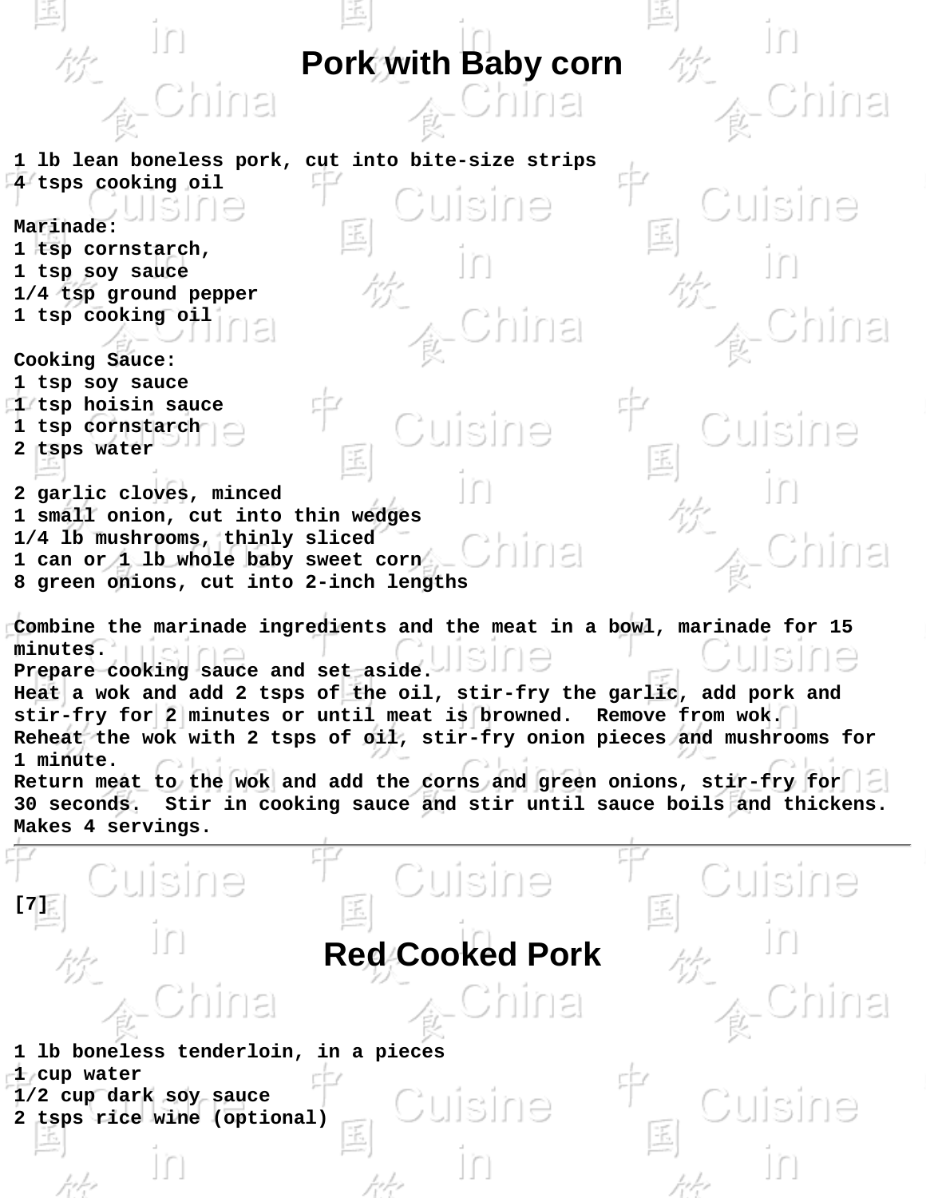# Pork with Baby corn

1 lb lean boneless pork, cut into bite-size strips
4 tsps cooking oil

Marinade:
1 tsp cornstarch,
1 tsp soy sauce
1/4 tsp ground pepper
1 tsp cooking oil

Cooking Sauce:
1 tsp soy sauce
1 tsp hoisin sauce
1 tsp cornstarch
2 tsps water

2 garlic cloves, minced
1 small onion, cut into thin wedges
1/4 lb mushrooms, thinly sliced
1 can or 1 lb whole baby sweet corn
8 green onions, cut into 2-inch lengths

Combine the marinade ingredients and the meat in a bowl, marinade for 15 minutes.
Prepare cooking sauce and set aside.
Heat a wok and add 2 tsps of the oil, stir-fry the garlic, add pork and stir-fry for 2 minutes or until meat is browned. Remove from wok.
Reheat the wok with 2 tsps of oil, stir-fry onion pieces and mushrooms for 1 minute.
Return meat to the wok and add the corns and green onions, stir-fry for 30 seconds. Stir in cooking sauce and stir until sauce boils and thickens.
Makes 4 servings.

---

[7]

# Red Cooked Pork

1 lb boneless tenderloin, in a pieces
1 cup water
1/2 cup dark soy sauce
2 tsps rice wine (optional)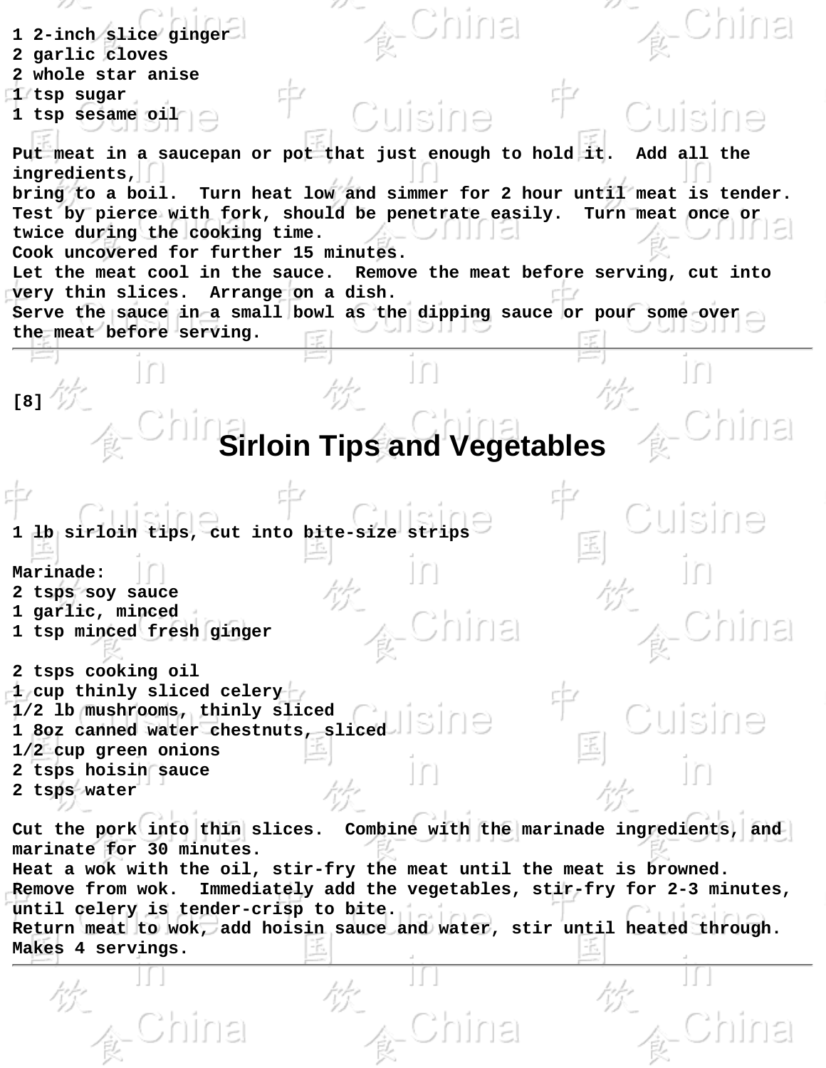1 2-inch slice ginger
2 garlic cloves
2 whole star anise
1 tsp sugar
1 tsp sesame oil

Put meat in a saucepan or pot that just enough to hold it. Add all the ingredients,
bring to a boil. Turn heat low and simmer for 2 hour until meat is tender.
Test by pierce with fork, should be penetrate easily. Turn meat once or twice during the cooking time.
Cook uncovered for further 15 minutes.
Let the meat cool in the sauce. Remove the meat before serving, cut into very thin slices. Arrange on a dish.
Serve the sauce in a small bowl as the dipping sauce or pour some over the meat before serving.

---

[8]

# Sirloin Tips and Vegetables

1 lb sirloin tips, cut into bite-size strips

Marinade:
2 tsps soy sauce
1 garlic, minced
1 tsp minced fresh ginger

2 tsps cooking oil
1 cup thinly sliced celery
1/2 lb mushrooms, thinly sliced
1 8oz canned water chestnuts, sliced
1/2 cup green onions
2 tsps hoisin sauce
2 tsps water

Cut the pork into thin slices. Combine with the marinade ingredients, and marinate for 30 minutes.
Heat a wok with the oil, stir-fry the meat until the meat is browned.
Remove from wok. Immediately add the vegetables, stir-fry for 2-3 minutes, until celery is tender-crisp to bite.
Return meat to wok, add hoisin sauce and water, stir until heated through.
Makes 4 servings.

---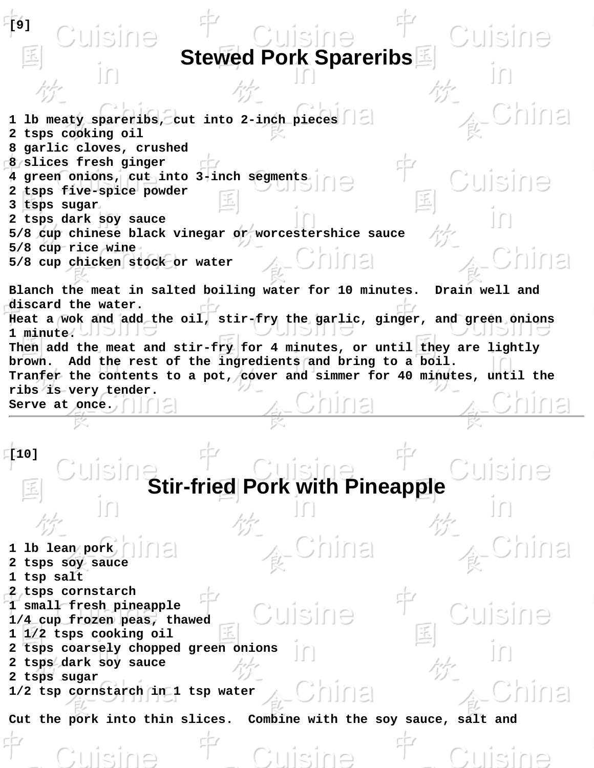[9]

# Stewed Pork Spareribs

1 lb meaty spareribs, cut into 2-inch pieces
2 tsps cooking oil
8 garlic cloves, crushed
8 slices fresh ginger
4 green onions, cut into 3-inch segments
2 tsps five-spice powder
3 tsps sugar
2 tsps dark soy sauce
5/8 cup chinese black vinegar or worcestershice sauce
5/8 cup rice wine
5/8 cup chicken stock or water

Blanch the meat in salted boiling water for 10 minutes. Drain well and discard the water.
Heat a wok and add the oil, stir-fry the garlic, ginger, and green onions 1 minute.
Then add the meat and stir-fry for 4 minutes, or until they are lightly brown. Add the rest of the ingredients and bring to a boil.
Tranfer the contents to a pot, cover and simmer for 40 minutes, until the ribs is very tender.
Serve at once.

---

[10]

# Stir-fried Pork with Pineapple

1 lb lean pork
2 tsps soy sauce
1 tsp salt
2 tsps cornstarch
1 small fresh pineapple
1/4 cup frozen peas, thawed
1 1/2 tsps cooking oil
2 tsps coarsely chopped green onions
2 tsps dark soy sauce
2 tsps sugar
1/2 tsp cornstarch in 1 tsp water

Cut the pork into thin slices. Combine with the soy sauce, salt and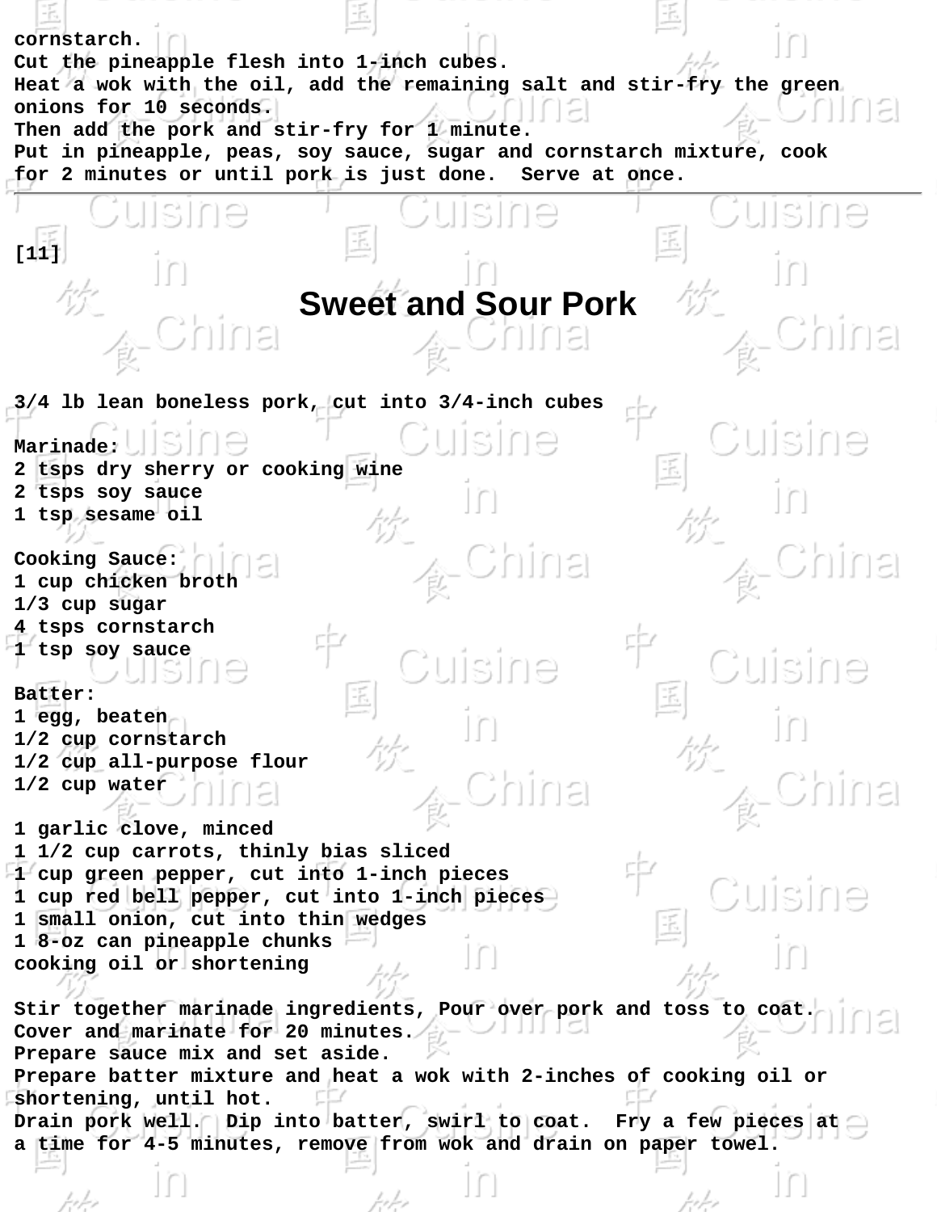cornstarch.
Cut the pineapple flesh into 1-inch cubes.
Heat a wok with the oil, add the remaining salt and stir-fry the green onions for 10 seconds.
Then add the pork and stir-fry for 1 minute.
Put in pineapple, peas, soy sauce, sugar and cornstarch mixture, cook for 2 minutes or until pork is just done. Serve at once.

---

[11]

# Sweet and Sour Pork

3/4 lb lean boneless pork, cut into 3/4-inch cubes

Marinade:
2 tsps dry sherry or cooking wine
2 tsps soy sauce
1 tsp sesame oil

Cooking Sauce:
1 cup chicken broth
1/3 cup sugar
4 tsps cornstarch
1 tsp soy sauce

Batter:
1 egg, beaten
1/2 cup cornstarch
1/2 cup all-purpose flour
1/2 cup water

1 garlic clove, minced
1 1/2 cup carrots, thinly bias sliced
1 cup green pepper, cut into 1-inch pieces
1 cup red bell pepper, cut into 1-inch pieces
1 small onion, cut into thin wedges
1 8-oz can pineapple chunks
cooking oil or shortening

Stir together marinade ingredients, Pour over pork and toss to coat.
Cover and marinate for 20 minutes.
Prepare sauce mix and set aside.
Prepare batter mixture and heat a wok with 2-inches of cooking oil or shortening, until hot.
Drain pork well. Dip into batter, swirl to coat. Fry a few pieces at a time for 4-5 minutes, remove from wok and drain on paper towel.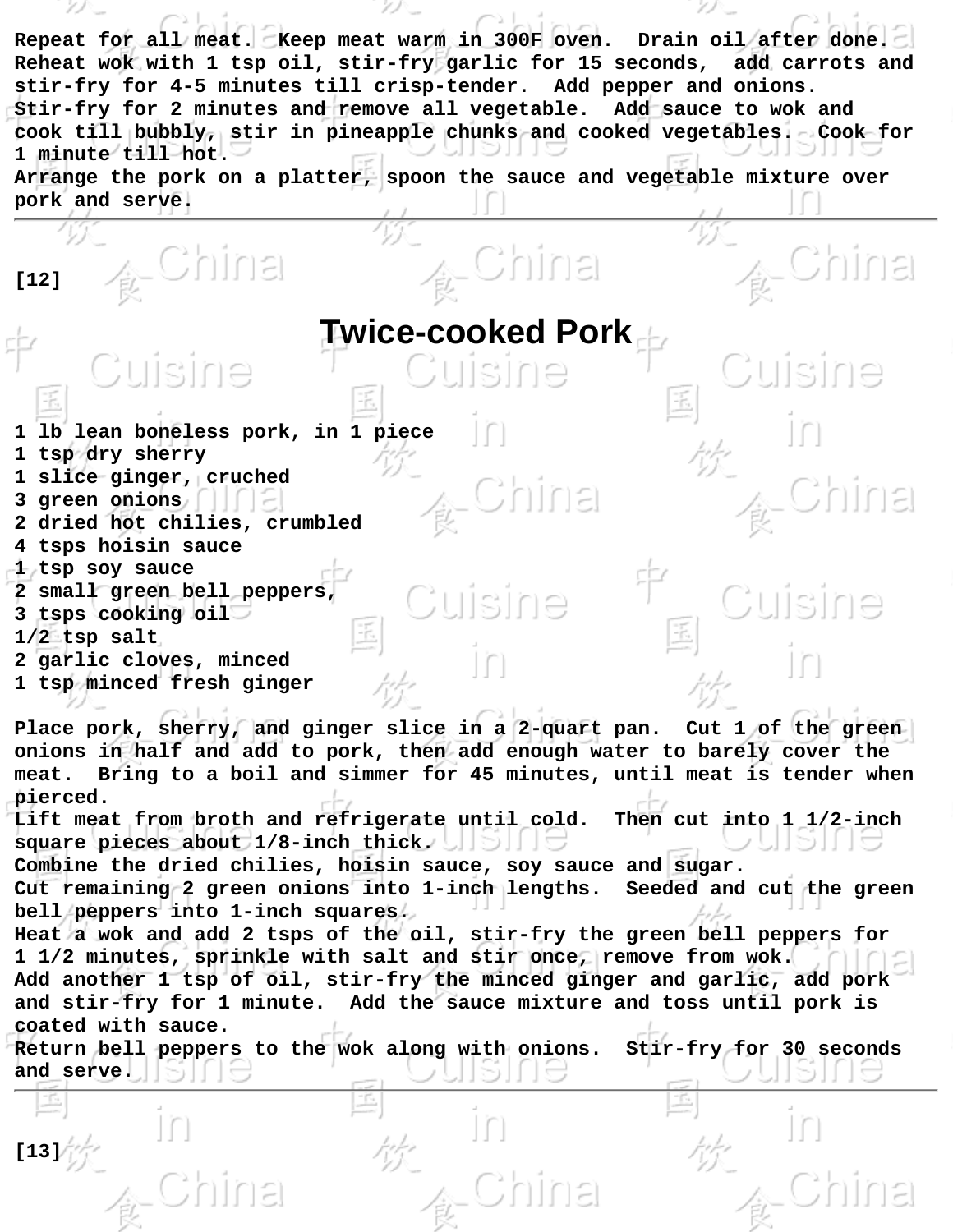Repeat for all meat. Keep meat warm in 300F oven. Drain oil after done. Reheat wok with 1 tsp oil, stir-fry garlic for 15 seconds, add carrots and stir-fry for 4-5 minutes till crisp-tender. Add pepper and onions. Stir-fry for 2 minutes and remove all vegetable. Add sauce to wok and cook till bubbly, stir in pineapple chunks and cooked vegetables. Cook for 1 minute till hot.
Arrange the pork on a platter, spoon the sauce and vegetable mixture over pork and serve.

---

[12]

# Twice-cooked Pork

1 lb lean boneless pork, in 1 piece
1 tsp dry sherry
1 slice ginger, cruched
3 green onions
2 dried hot chilies, crumbled
4 tsps hoisin sauce
1 tsp soy sauce
2 small green bell peppers,
3 tsps cooking oil
1/2 tsp salt
2 garlic cloves, minced
1 tsp minced fresh ginger

Place pork, sherry, and ginger slice in a 2-quart pan. Cut 1 of the green onions in half and add to pork, then add enough water to barely cover the meat. Bring to a boil and simmer for 45 minutes, until meat is tender when pierced.
Lift meat from broth and refrigerate until cold. Then cut into 1 1/2-inch square pieces about 1/8-inch thick.
Combine the dried chilies, hoisin sauce, soy sauce and sugar.
Cut remaining 2 green onions into 1-inch lengths. Seeded and cut the green bell peppers into 1-inch squares.
Heat a wok and add 2 tsps of the oil, stir-fry the green bell peppers for 1 1/2 minutes, sprinkle with salt and stir once, remove from wok.
Add another 1 tsp of oil, stir-fry the minced ginger and garlic, add pork and stir-fry for 1 minute. Add the sauce mixture and toss until pork is coated with sauce.
Return bell peppers to the wok along with onions. Stir-fry for 30 seconds and serve.

---

[13]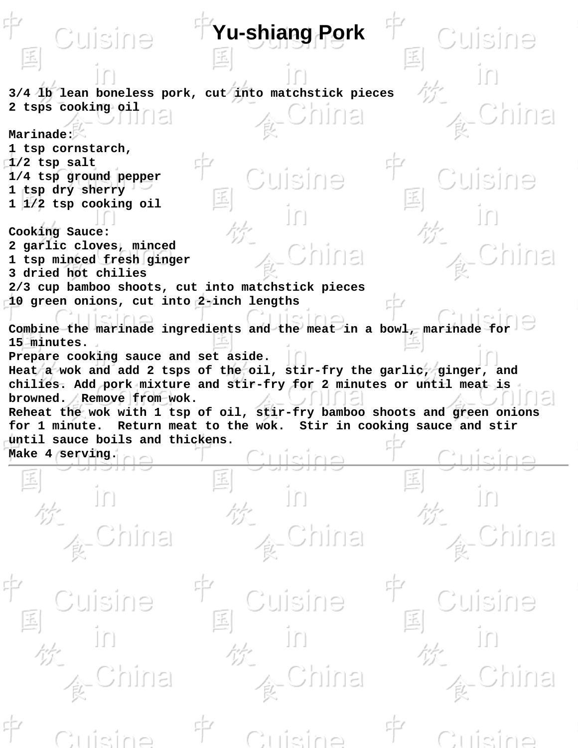# Yu-shiang Pork

3/4 lb lean boneless pork, cut into matchstick pieces
2 tsps cooking oil

Marinade:
1 tsp cornstarch,
1/2 tsp salt
1/4 tsp ground pepper
1 tsp dry sherry
1 1/2 tsp cooking oil

Cooking Sauce:
2 garlic cloves, minced
1 tsp minced fresh ginger
3 dried hot chilies
2/3 cup bamboo shoots, cut into matchstick pieces
10 green onions, cut into 2-inch lengths

Combine the marinade ingredients and the meat in a bowl, marinade for 15 minutes.
Prepare cooking sauce and set aside.
Heat a wok and add 2 tsps of the oil, stir-fry the garlic, ginger, and chilies. Add pork mixture and stir-fry for 2 minutes or until meat is browned. Remove from wok.
Reheat the wok with 1 tsp of oil, stir-fry bamboo shoots and green onions for 1 minute. Return meat to the wok. Stir in cooking sauce and stir until sauce boils and thickens.
Make 4 serving.

---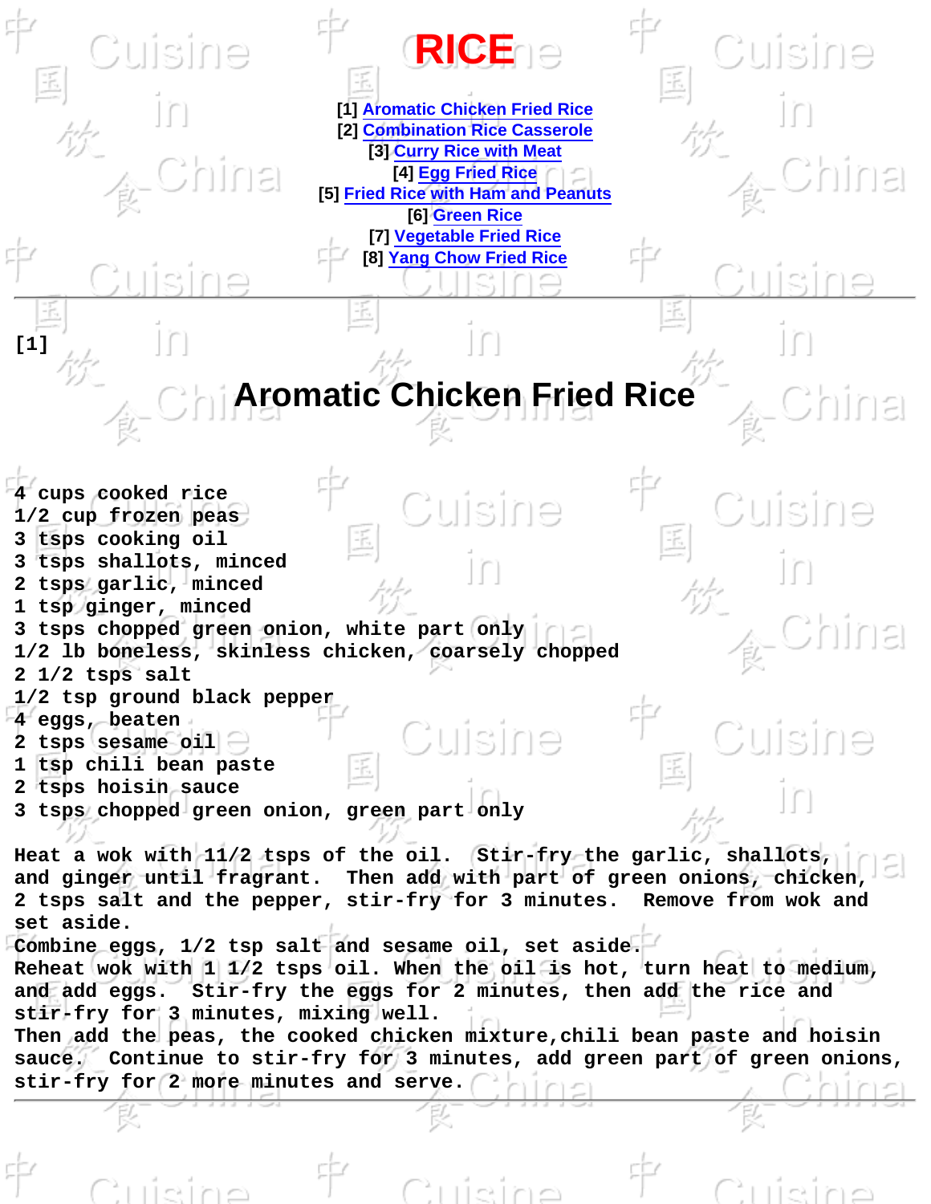# RICE

[1] Aromatic Chicken Fried Rice
[2] Combination Rice Casserole
[3] Curry Rice with Meat
[4] Egg Fried Rice
[5] Fried Rice with Ham and Peanuts
[6] Green Rice
[7] Vegetable Fried Rice
[8] Yang Chow Fried Rice

---

[1]

## Aromatic Chicken Fried Rice

4 cups cooked rice
1/2 cup frozen peas
3 tsps cooking oil
3 tsps shallots, minced
2 tsps garlic, minced
1 tsp ginger, minced
3 tsps chopped green onion, white part only
1/2 lb boneless, skinless chicken, coarsely chopped
2 1/2 tsps salt
1/2 tsp ground black pepper
4 eggs, beaten
2 tsps sesame oil
1 tsp chili bean paste
2 tsps hoisin sauce
3 tsps chopped green onion, green part only

Heat a wok with 11/2 tsps of the oil. Stir-fry the garlic, shallots, and ginger until fragrant. Then add with part of green onions, chicken, 2 tsps salt and the pepper, stir-fry for 3 minutes. Remove from wok and set aside.
Combine eggs, 1/2 tsp salt and sesame oil, set aside.
Reheat wok with 1 1/2 tsps oil. When the oil is hot, turn heat to medium, and add eggs. Stir-fry the eggs for 2 minutes, then add the rice and stir-fry for 3 minutes, mixing well.
Then add the peas, the cooked chicken mixture,chili bean paste and hoisin sauce. Continue to stir-fry for 3 minutes, add green part of green onions, stir-fry for 2 more minutes and serve.

---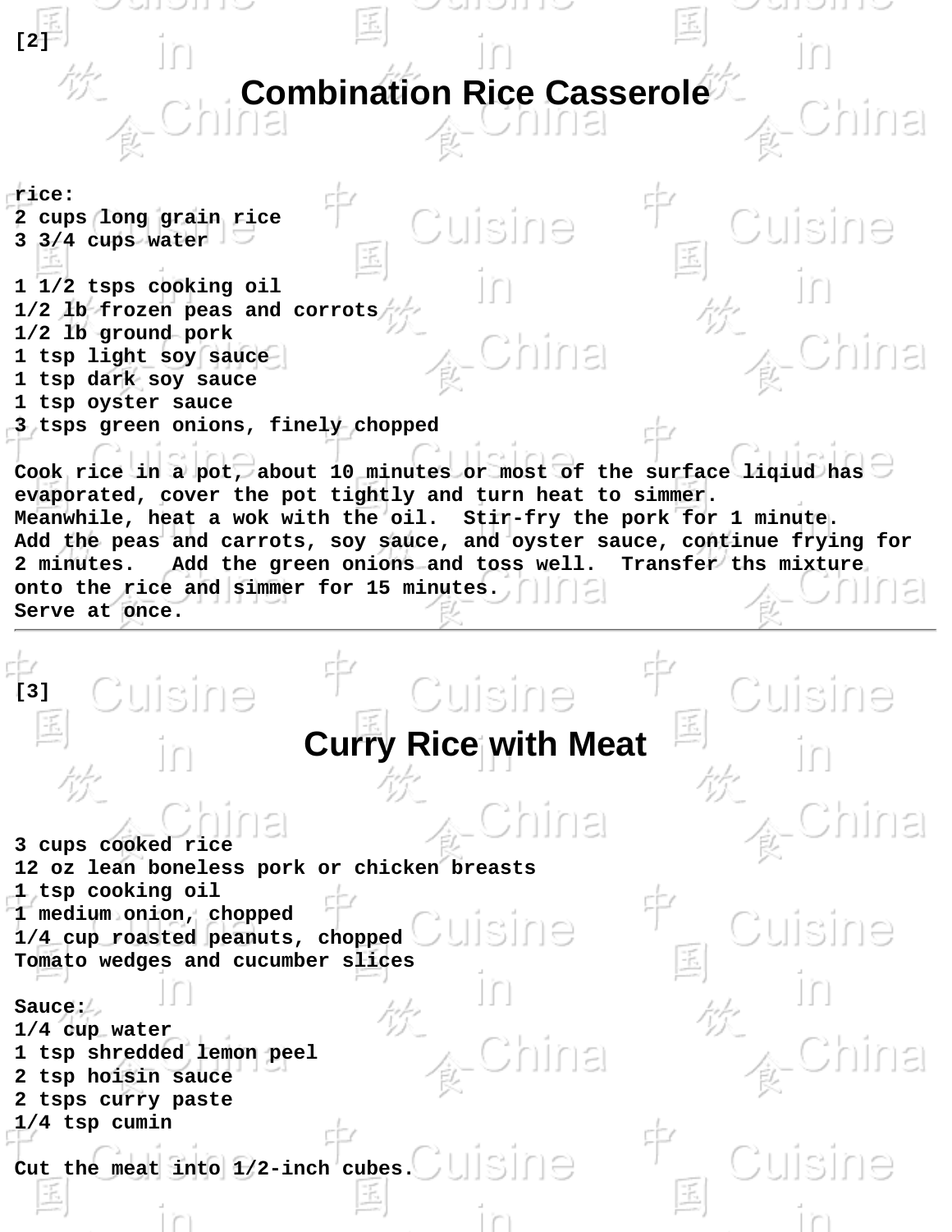[2]

# Combination Rice Casserole

rice:
2 cups long grain rice
3 3/4 cups water

1 1/2 tsps cooking oil
1/2 lb frozen peas and corrots
1/2 lb ground pork
1 tsp light soy sauce
1 tsp dark soy sauce
1 tsp oyster sauce
3 tsps green onions, finely chopped

Cook rice in a pot, about 10 minutes or most of the surface liqiud has evaporated, cover the pot tightly and turn heat to simmer.
Meanwhile, heat a wok with the oil. Stir-fry the pork for 1 minute.
Add the peas and carrots, soy sauce, and oyster sauce, continue frying for 2 minutes. Add the green onions and toss well. Transfer ths mixture onto the rice and simmer for 15 minutes.
Serve at once.

---

[3]

# Curry Rice with Meat

3 cups cooked rice
12 oz lean boneless pork or chicken breasts
1 tsp cooking oil
1 medium onion, chopped
1/4 cup roasted peanuts, chopped
Tomato wedges and cucumber slices

Sauce:
1/4 cup water
1 tsp shredded lemon peel
2 tsp hoisin sauce
2 tsps curry paste
1/4 tsp cumin

Cut the meat into 1/2-inch cubes.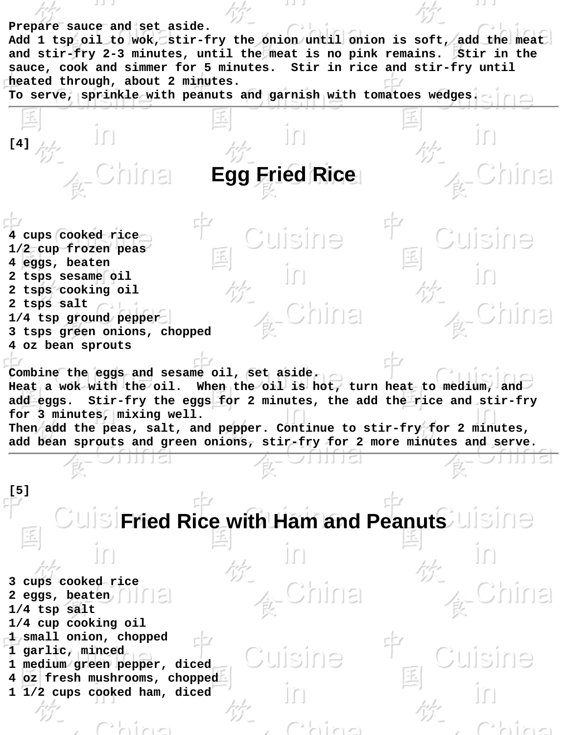Prepare sauce and set aside.
Add 1 tsp oil to wok, stir-fry the onion until onion is soft, add the meat and stir-fry 2-3 minutes, until the meat is no pink remains. Stir in the sauce, cook and simmer for 5 minutes. Stir in rice and stir-fry until heated through, about 2 minutes.
To serve, sprinkle with peanuts and garnish with tomatoes wedges.

---

[4]

# Egg Fried Rice

4 cups cooked rice
1/2 cup frozen peas
4 eggs, beaten
2 tsps sesame oil
2 tsps cooking oil
2 tsps salt
1/4 tsp ground pepper
3 tsps green onions, chopped
4 oz bean sprouts

Combine the eggs and sesame oil, set aside.
Heat a wok with the oil. When the oil is hot, turn heat to medium, and add eggs. Stir-fry the eggs for 2 minutes, the add the rice and stir-fry for 3 minutes, mixing well.
Then add the peas, salt, and pepper. Continue to stir-fry for 2 minutes, add bean sprouts and green onions, stir-fry for 2 more minutes and serve.

---

[5]

# Fried Rice with Ham and Peanuts

3 cups cooked rice
2 eggs, beaten
1/4 tsp salt
1/4 cup cooking oil
1 small onion, chopped
1 garlic, minced
1 medium green pepper, diced
4 oz fresh mushrooms, chopped
1 1/2 cups cooked ham, diced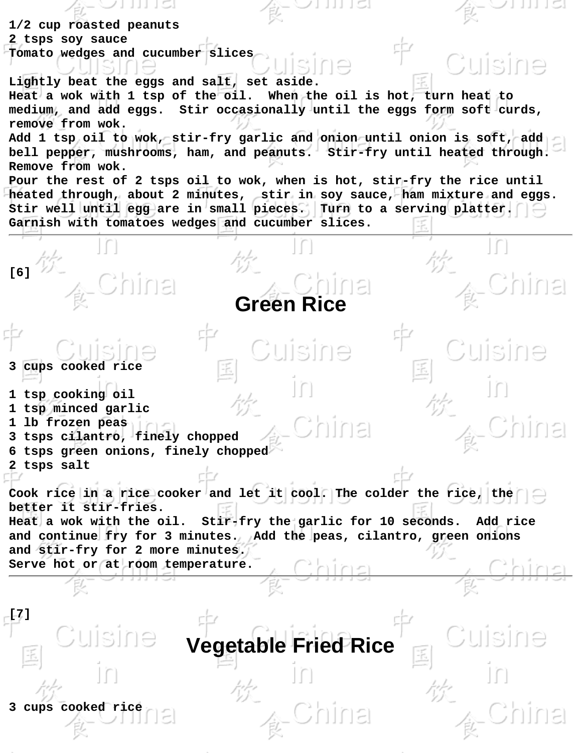1/2 cup roasted peanuts
2 tsps soy sauce
Tomato wedges and cucumber slices

Lightly beat the eggs and salt, set aside.
Heat a wok with 1 tsp of the oil. When the oil is hot, turn heat to medium, and add eggs. Stir occasionally until the eggs form soft curds, remove from wok.
Add 1 tsp oil to wok, stir-fry garlic and onion until onion is soft, add bell pepper, mushrooms, ham, and peanuts. Stir-fry until heated through. Remove from wok.
Pour the rest of 2 tsps oil to wok, when is hot, stir-fry the rice until heated through, about 2 minutes, stir in soy sauce, ham mixture and eggs. Stir well until egg are in small pieces. Turn to a serving platter. Garnish with tomatoes wedges and cucumber slices.

---

[6]

## Green Rice

3 cups cooked rice

1 tsp cooking oil
1 tsp minced garlic
1 lb frozen peas
3 tsps cilantro, finely chopped
6 tsps green onions, finely chopped
2 tsps salt

Cook rice in a rice cooker and let it cool. The colder the rice, the better it stir-fries.
Heat a wok with the oil. Stir-fry the garlic for 10 seconds. Add rice and continue fry for 3 minutes. Add the peas, cilantro, green onions and stir-fry for 2 more minutes.
Serve hot or at room temperature.

---

[7]

## Vegetable Fried Rice

3 cups cooked rice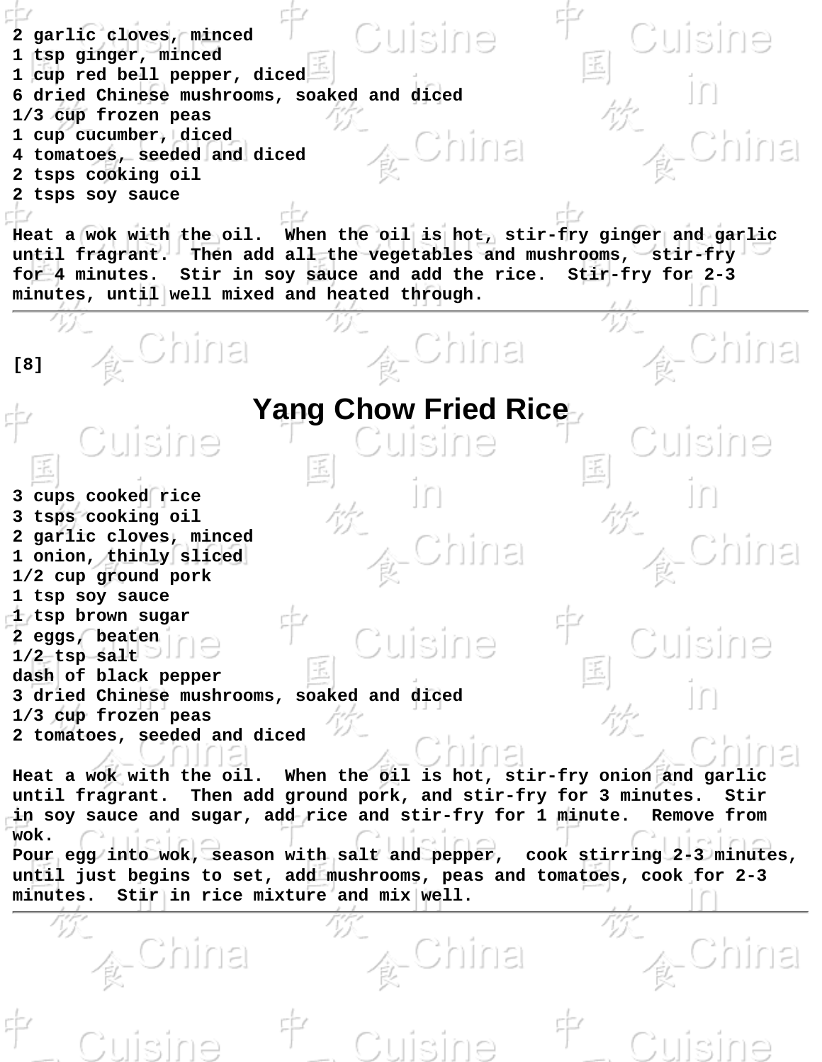2 garlic cloves, minced
1 tsp ginger, minced
1 cup red bell pepper, diced
6 dried Chinese mushrooms, soaked and diced
1/3 cup frozen peas
1 cup cucumber, diced
4 tomatoes, seeded and diced
2 tsps cooking oil
2 tsps soy sauce

Heat a wok with the oil. When the oil is hot, stir-fry ginger and garlic until fragrant. Then add all the vegetables and mushrooms, stir-fry for 4 minutes. Stir in soy sauce and add the rice. Stir-fry for 2-3 minutes, until well mixed and heated through.

---

[8]

# Yang Chow Fried Rice

3 cups cooked rice
3 tsps cooking oil
2 garlic cloves, minced
1 onion, thinly sliced
1/2 cup ground pork
1 tsp soy sauce
1 tsp brown sugar
2 eggs, beaten
1/2 tsp salt
dash of black pepper
3 dried Chinese mushrooms, soaked and diced
1/3 cup frozen peas
2 tomatoes, seeded and diced

Heat a wok with the oil. When the oil is hot, stir-fry onion and garlic until fragrant. Then add ground pork, and stir-fry for 3 minutes. Stir in soy sauce and sugar, add rice and stir-fry for 1 minute. Remove from wok.
Pour egg into wok, season with salt and pepper, cook stirring 2-3 minutes, until just begins to set, add mushrooms, peas and tomatoes, cook for 2-3 minutes. Stir in rice mixture and mix well.

---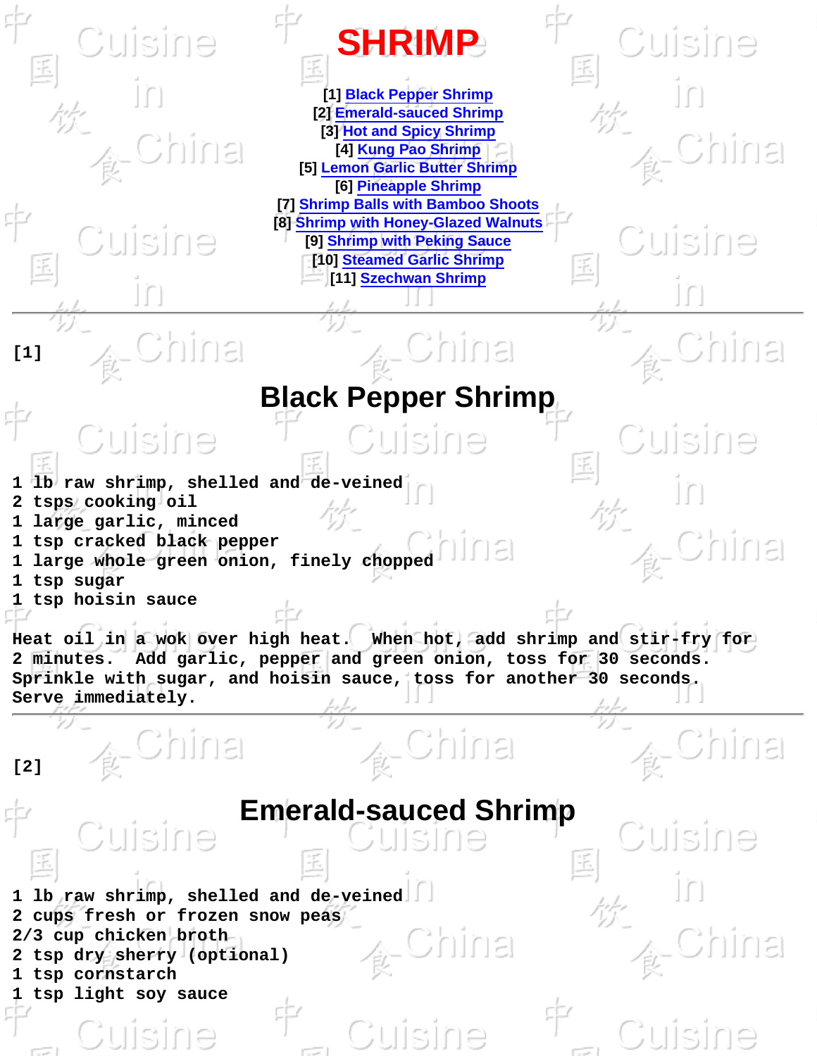# SHRIMP

[1] Black Pepper Shrimp
[2] Emerald-sauced Shrimp
[3] Hot and Spicy Shrimp
[4] Kung Pao Shrimp
[5] Lemon Garlic Butter Shrimp
[6] Pineapple Shrimp
[7] Shrimp Balls with Bamboo Shoots
[8] Shrimp with Honey-Glazed Walnuts
[9] Shrimp with Peking Sauce
[10] Steamed Garlic Shrimp
[11] Szechwan Shrimp

---

[1]

## Black Pepper Shrimp

1 lb raw shrimp, shelled and de-veined
2 tsps cooking oil
1 large garlic, minced
1 tsp cracked black pepper
1 large whole green onion, finely chopped
1 tsp sugar
1 tsp hoisin sauce

Heat oil in a wok over high heat. When hot, add shrimp and stir-fry for 2 minutes. Add garlic, pepper and green onion, toss for 30 seconds. Sprinkle with sugar, and hoisin sauce, toss for another 30 seconds. Serve immediately.

---

[2]

## Emerald-sauced Shrimp

1 lb raw shrimp, shelled and de-veined
2 cups fresh or frozen snow peas
2/3 cup chicken broth
2 tsp dry sherry (optional)
1 tsp cornstarch
1 tsp light soy sauce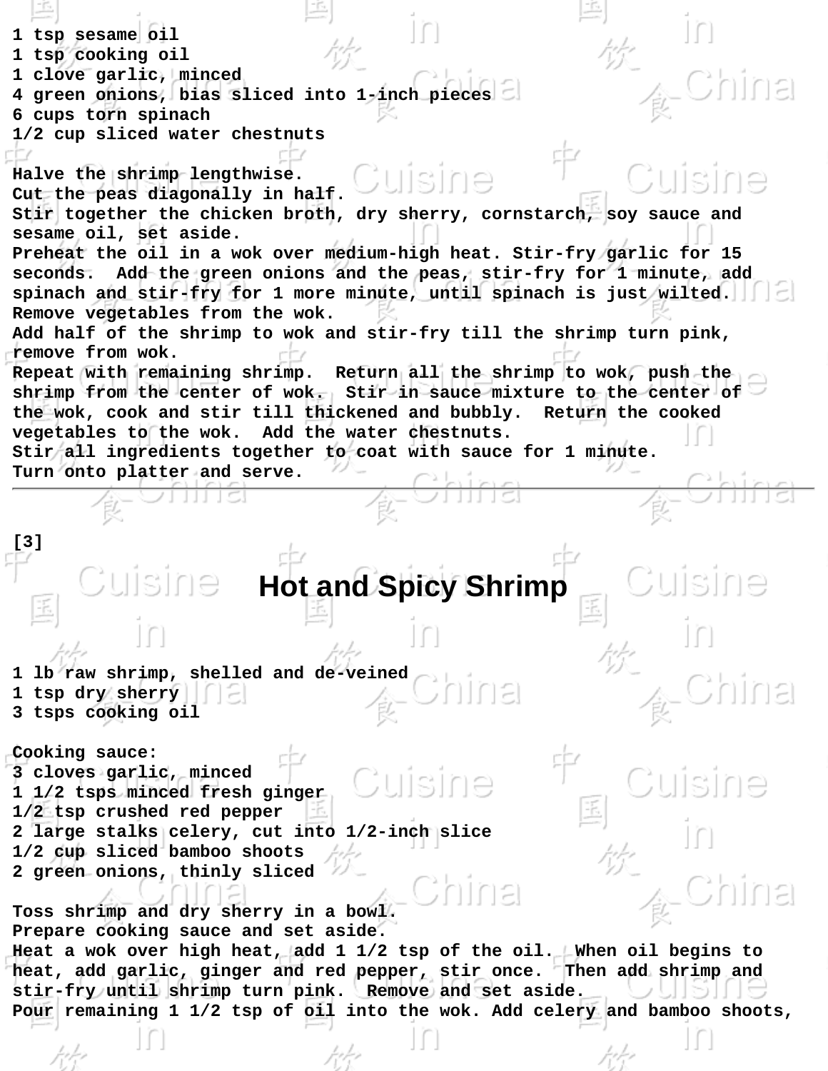1 tsp sesame oil
1 tsp cooking oil
1 clove garlic, minced
4 green onions, bias sliced into 1-inch pieces
6 cups torn spinach
1/2 cup sliced water chestnuts

Halve the shrimp lengthwise.
Cut the peas diagonally in half.
Stir together the chicken broth, dry sherry, cornstarch, soy sauce and sesame oil, set aside.
Preheat the oil in a wok over medium-high heat. Stir-fry garlic for 15 seconds. Add the green onions and the peas, stir-fry for 1 minute, add spinach and stir-fry for 1 more minute, until spinach is just wilted.
Remove vegetables from the wok.
Add half of the shrimp to wok and stir-fry till the shrimp turn pink, remove from wok.
Repeat with remaining shrimp. Return all the shrimp to wok, push the shrimp from the center of wok. Stir in sauce mixture to the center of the wok, cook and stir till thickened and bubbly. Return the cooked vegetables to the wok. Add the water chestnuts.
Stir all ingredients together to coat with sauce for 1 minute.
Turn onto platter and serve.

---

[3]

# Hot and Spicy Shrimp

1 lb raw shrimp, shelled and de-veined
1 tsp dry sherry
3 tsps cooking oil

Cooking sauce:
3 cloves garlic, minced
1 1/2 tsps minced fresh ginger
1/2 tsp crushed red pepper
2 large stalks celery, cut into 1/2-inch slice
1/2 cup sliced bamboo shoots
2 green onions, thinly sliced

Toss shrimp and dry sherry in a bowl.
Prepare cooking sauce and set aside.
Heat a wok over high heat, add 1 1/2 tsp of the oil. When oil begins to heat, add garlic, ginger and red pepper, stir once. Then add shrimp and stir-fry until shrimp turn pink. Remove and set aside.
Pour remaining 1 1/2 tsp of oil into the wok. Add celery and bamboo shoots,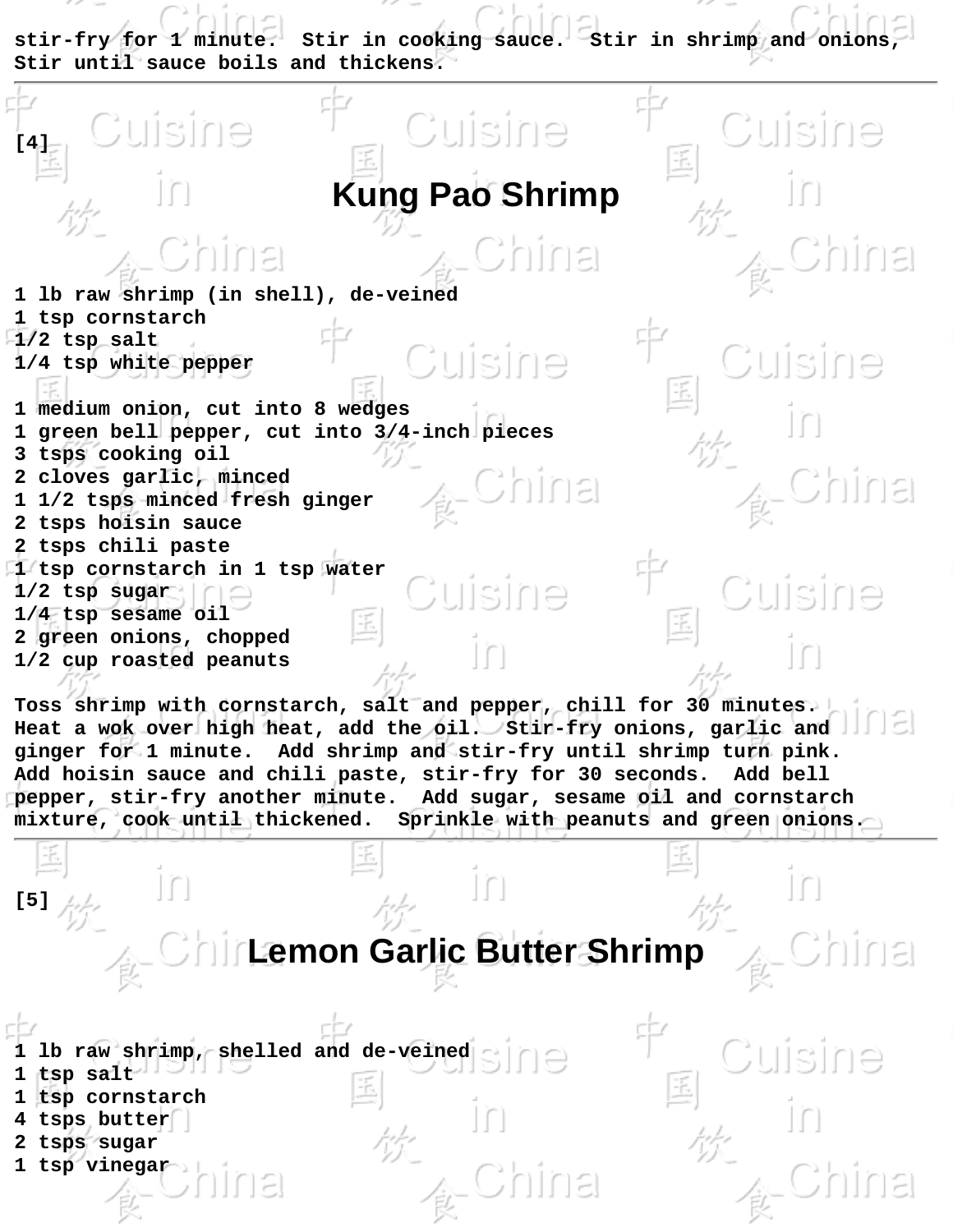stir-fry for 1 minute.  Stir in cooking sauce.  Stir in shrimp and onions, Stir until sauce boils and thickens.

---

[4]

## Kung Pao Shrimp

1 lb raw shrimp (in shell), de-veined
1 tsp cornstarch
1/2 tsp salt
1/4 tsp white pepper

1 medium onion, cut into 8 wedges
1 green bell pepper, cut into 3/4-inch pieces
3 tsps cooking oil
2 cloves garlic, minced
1 1/2 tsps minced fresh ginger
2 tsps hoisin sauce
2 tsps chili paste
1 tsp cornstarch in 1 tsp water
1/2 tsp sugar
1/4 tsp sesame oil
2 green onions, chopped
1/2 cup roasted peanuts

Toss shrimp with cornstarch, salt and pepper, chill for 30 minutes. Heat a wok over high heat, add the oil.  Stir-fry onions, garlic and ginger for 1 minute.  Add shrimp and stir-fry until shrimp turn pink. Add hoisin sauce and chili paste, stir-fry for 30 seconds.  Add bell pepper, stir-fry another minute.  Add sugar, sesame oil and cornstarch mixture, cook until thickened.  Sprinkle with peanuts and green onions.

---

[5]

## Lemon Garlic Butter Shrimp

1 lb raw shrimp, shelled and de-veined
1 tsp salt
1 tsp cornstarch
4 tsps butter
2 tsps sugar
1 tsp vinegar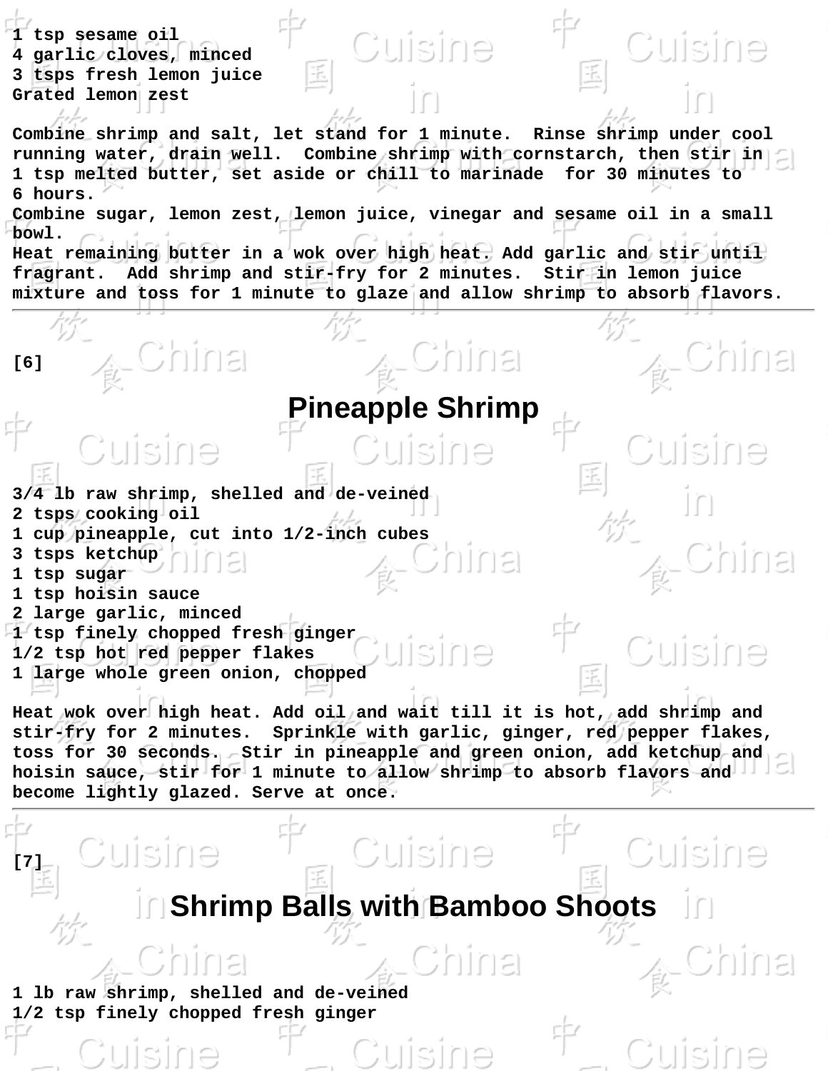1 tsp sesame oil
4 garlic cloves, minced
3 tsps fresh lemon juice
Grated lemon zest

Combine shrimp and salt, let stand for 1 minute. Rinse shrimp under cool running water, drain well. Combine shrimp with cornstarch, then stir in 1 tsp melted butter, set aside or chill to marinade for 30 minutes to 6 hours.
Combine sugar, lemon zest, lemon juice, vinegar and sesame oil in a small bowl.
Heat remaining butter in a wok over high heat. Add garlic and stir until fragrant. Add shrimp and stir-fry for 2 minutes. Stir in lemon juice mixture and toss for 1 minute to glaze and allow shrimp to absorb flavors.

---

[6]

## Pineapple Shrimp

3/4 lb raw shrimp, shelled and de-veined
2 tsps cooking oil
1 cup pineapple, cut into 1/2-inch cubes
3 tsps ketchup
1 tsp sugar
1 tsp hoisin sauce
2 large garlic, minced
1 tsp finely chopped fresh ginger
1/2 tsp hot red pepper flakes
1 large whole green onion, chopped

Heat wok over high heat. Add oil and wait till it is hot, add shrimp and stir-fry for 2 minutes. Sprinkle with garlic, ginger, red pepper flakes, toss for 30 seconds. Stir in pineapple and green onion, add ketchup and hoisin sauce, stir for 1 minute to allow shrimp to absorb flavors and become lightly glazed. Serve at once.

---

[7]

## Shrimp Balls with Bamboo Shoots

1 lb raw shrimp, shelled and de-veined
1/2 tsp finely chopped fresh ginger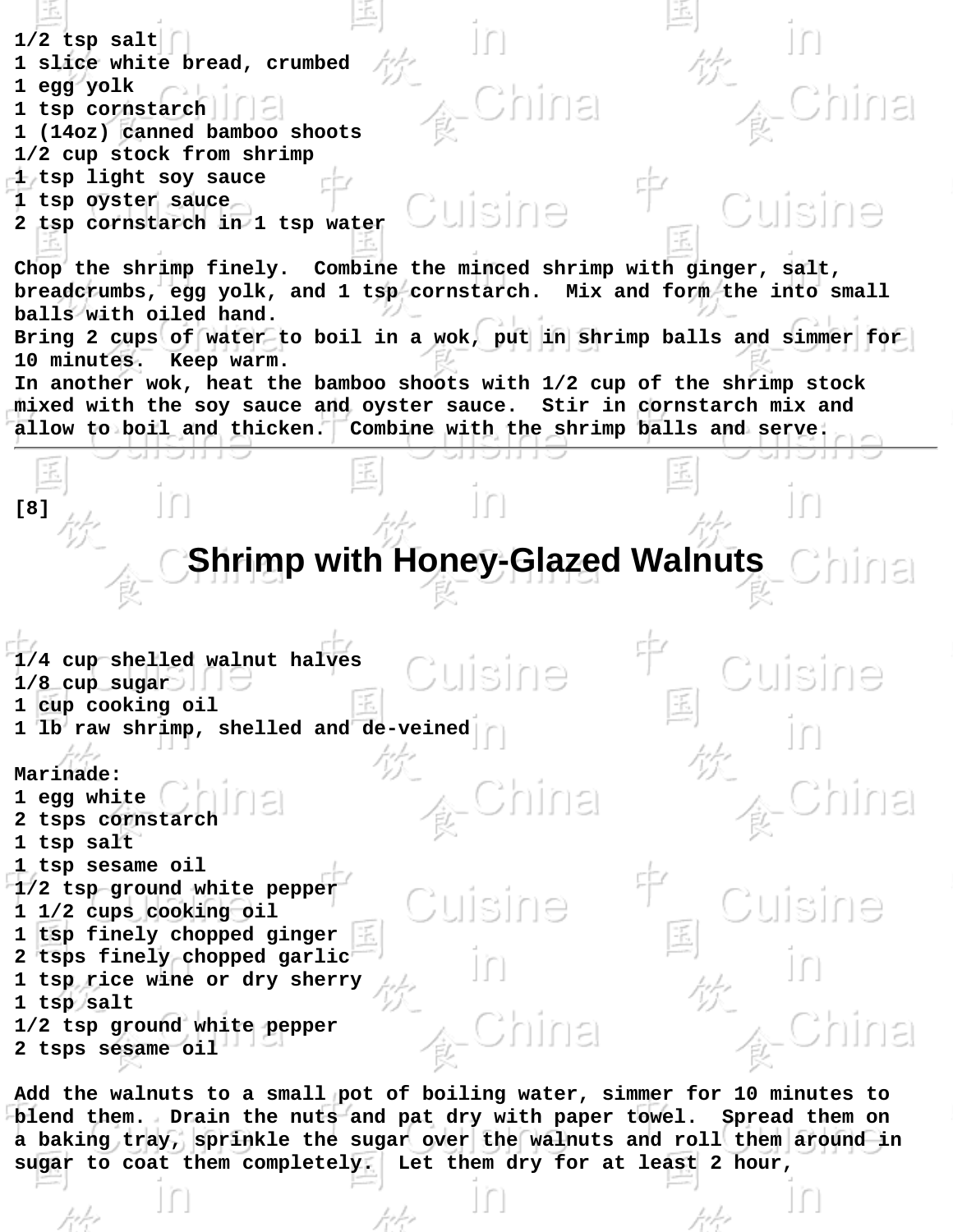1/2 tsp salt
1 slice white bread, crumbed
1 egg yolk
1 tsp cornstarch
1 (14oz) canned bamboo shoots
1/2 cup stock from shrimp
1 tsp light soy sauce
1 tsp oyster sauce
2 tsp cornstarch in 1 tsp water

Chop the shrimp finely. Combine the minced shrimp with ginger, salt, breadcrumbs, egg yolk, and 1 tsp cornstarch. Mix and form the into small balls with oiled hand.
Bring 2 cups of water to boil in a wok, put in shrimp balls and simmer for 10 minutes. Keep warm.
In another wok, heat the bamboo shoots with 1/2 cup of the shrimp stock mixed with the soy sauce and oyster sauce. Stir in cornstarch mix and allow to boil and thicken. Combine with the shrimp balls and serve.

---

[8]

## Shrimp with Honey-Glazed Walnuts

1/4 cup shelled walnut halves
1/8 cup sugar
1 cup cooking oil
1 lb raw shrimp, shelled and de-veined

Marinade:
1 egg white
2 tsps cornstarch
1 tsp salt
1 tsp sesame oil
1/2 tsp ground white pepper
1 1/2 cups cooking oil
1 tsp finely chopped ginger
2 tsps finely chopped garlic
1 tsp rice wine or dry sherry
1 tsp salt
1/2 tsp ground white pepper
2 tsps sesame oil

Add the walnuts to a small pot of boiling water, simmer for 10 minutes to blend them. Drain the nuts and pat dry with paper towel. Spread them on a baking tray, sprinkle the sugar over the walnuts and roll them around in sugar to coat them completely. Let them dry for at least 2 hour,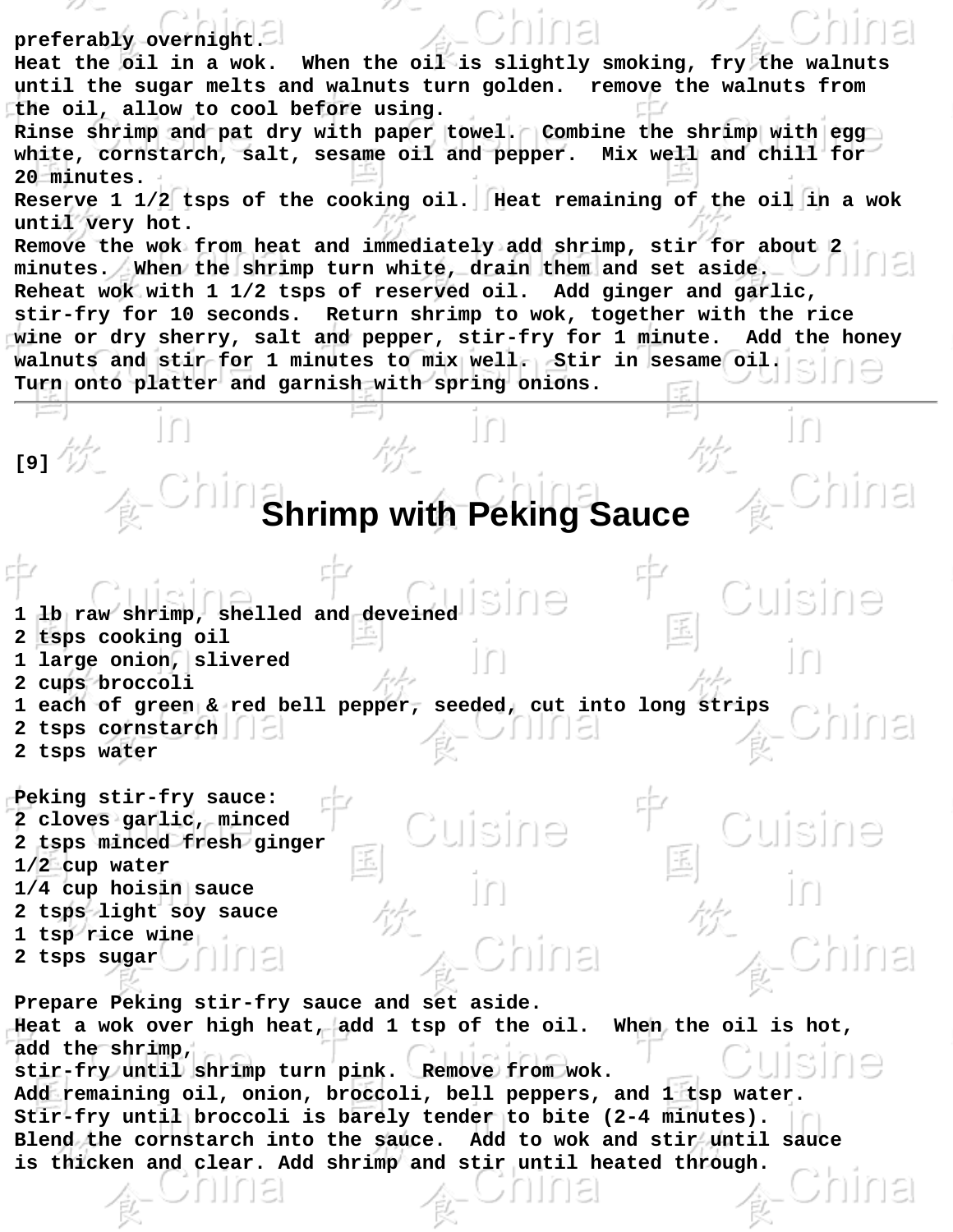preferably overnight.
Heat the oil in a wok. When the oil is slightly smoking, fry the walnuts until the sugar melts and walnuts turn golden. remove the walnuts from the oil, allow to cool before using.
Rinse shrimp and pat dry with paper towel. Combine the shrimp with egg white, cornstarch, salt, sesame oil and pepper. Mix well and chill for 20 minutes.
Reserve 1 1/2 tsps of the cooking oil. Heat remaining of the oil in a wok until very hot.
Remove the wok from heat and immediately add shrimp, stir for about 2 minutes. When the shrimp turn white, drain them and set aside.
Reheat wok with 1 1/2 tsps of reserved oil. Add ginger and garlic, stir-fry for 10 seconds. Return shrimp to wok, together with the rice wine or dry sherry, salt and pepper, stir-fry for 1 minute. Add the honey walnuts and stir for 1 minutes to mix well. Stir in sesame oil.
Turn onto platter and garnish with spring onions.

---

[9]

# Shrimp with Peking Sauce

1 lb raw shrimp, shelled and deveined
2 tsps cooking oil
1 large onion, slivered
2 cups broccoli
1 each of green & red bell pepper, seeded, cut into long strips
2 tsps cornstarch
2 tsps water

Peking stir-fry sauce:
2 cloves garlic, minced
2 tsps minced fresh ginger
1/2 cup water
1/4 cup hoisin sauce
2 tsps light soy sauce
1 tsp rice wine
2 tsps sugar

Prepare Peking stir-fry sauce and set aside.
Heat a wok over high heat, add 1 tsp of the oil. When the oil is hot, add the shrimp,
stir-fry until shrimp turn pink. Remove from wok.
Add remaining oil, onion, broccoli, bell peppers, and 1 tsp water.
Stir-fry until broccoli is barely tender to bite (2-4 minutes).
Blend the cornstarch into the sauce. Add to wok and stir until sauce is thicken and clear. Add shrimp and stir until heated through.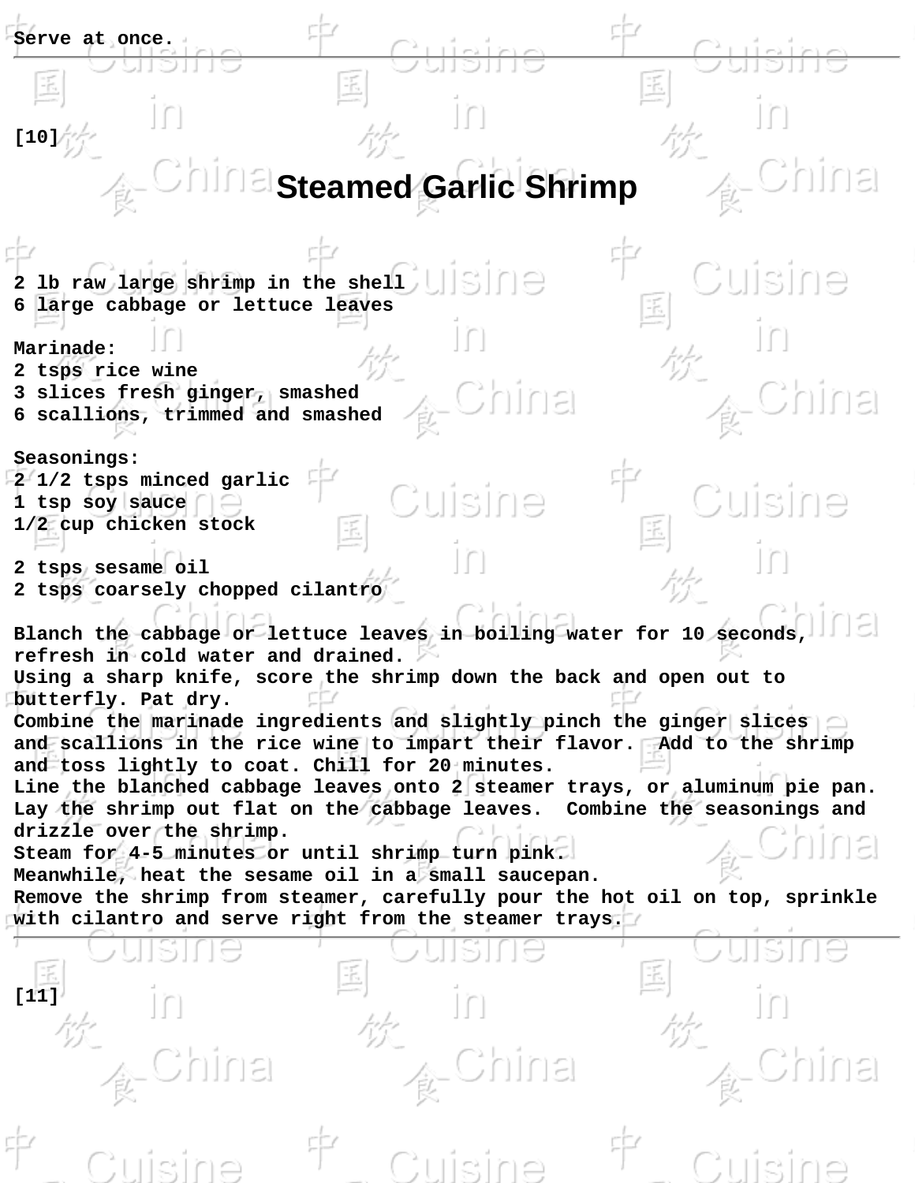Serve at once.

---

[10]

# Steamed Garlic Shrimp

2 lb raw large shrimp in the shell
6 large cabbage or lettuce leaves

Marinade:
2 tsps rice wine
3 slices fresh ginger, smashed
6 scallions, trimmed and smashed

Seasonings:
2 1/2 tsps minced garlic
1 tsp soy sauce
1/2 cup chicken stock

2 tsps sesame oil
2 tsps coarsely chopped cilantro

Blanch the cabbage or lettuce leaves in boiling water for 10 seconds, refresh in cold water and drained.
Using a sharp knife, score the shrimp down the back and open out to butterfly. Pat dry.
Combine the marinade ingredients and slightly pinch the ginger slices and scallions in the rice wine to impart their flavor. Add to the shrimp and toss lightly to coat. Chill for 20 minutes.
Line the blanched cabbage leaves onto 2 steamer trays, or aluminum pie pan. Lay the shrimp out flat on the cabbage leaves. Combine the seasonings and drizzle over the shrimp.
Steam for 4-5 minutes or until shrimp turn pink.
Meanwhile, heat the sesame oil in a small saucepan.
Remove the shrimp from steamer, carefully pour the hot oil on top, sprinkle with cilantro and serve right from the steamer trays.

---

[11]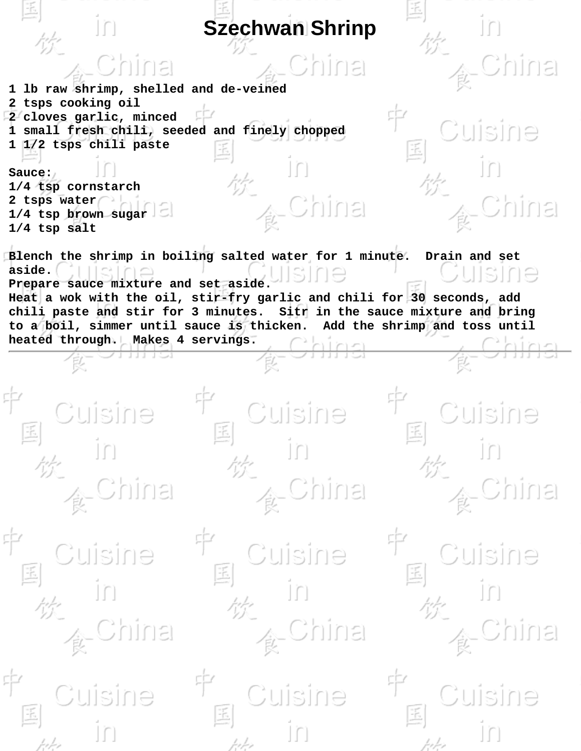# Szechwan Shrinp

1 lb raw shrimp, shelled and de-veined
2 tsps cooking oil
2 cloves garlic, minced
1 small fresh chili, seeded and finely chopped
1 1/2 tsps chili paste

Sauce:
1/4 tsp cornstarch
2 tsps water
1/4 tsp brown sugar
1/4 tsp salt

Blench the shrimp in boiling salted water for 1 minute.  Drain and set aside.
Prepare sauce mixture and set aside.
Heat a wok with the oil, stir-fry garlic and chili for 30 seconds, add chili paste and stir for 3 minutes.  Sitr in the sauce mixture and bring to a boil, simmer until sauce is thicken.  Add the shrimp and toss until heated through.  Makes 4 servings.

---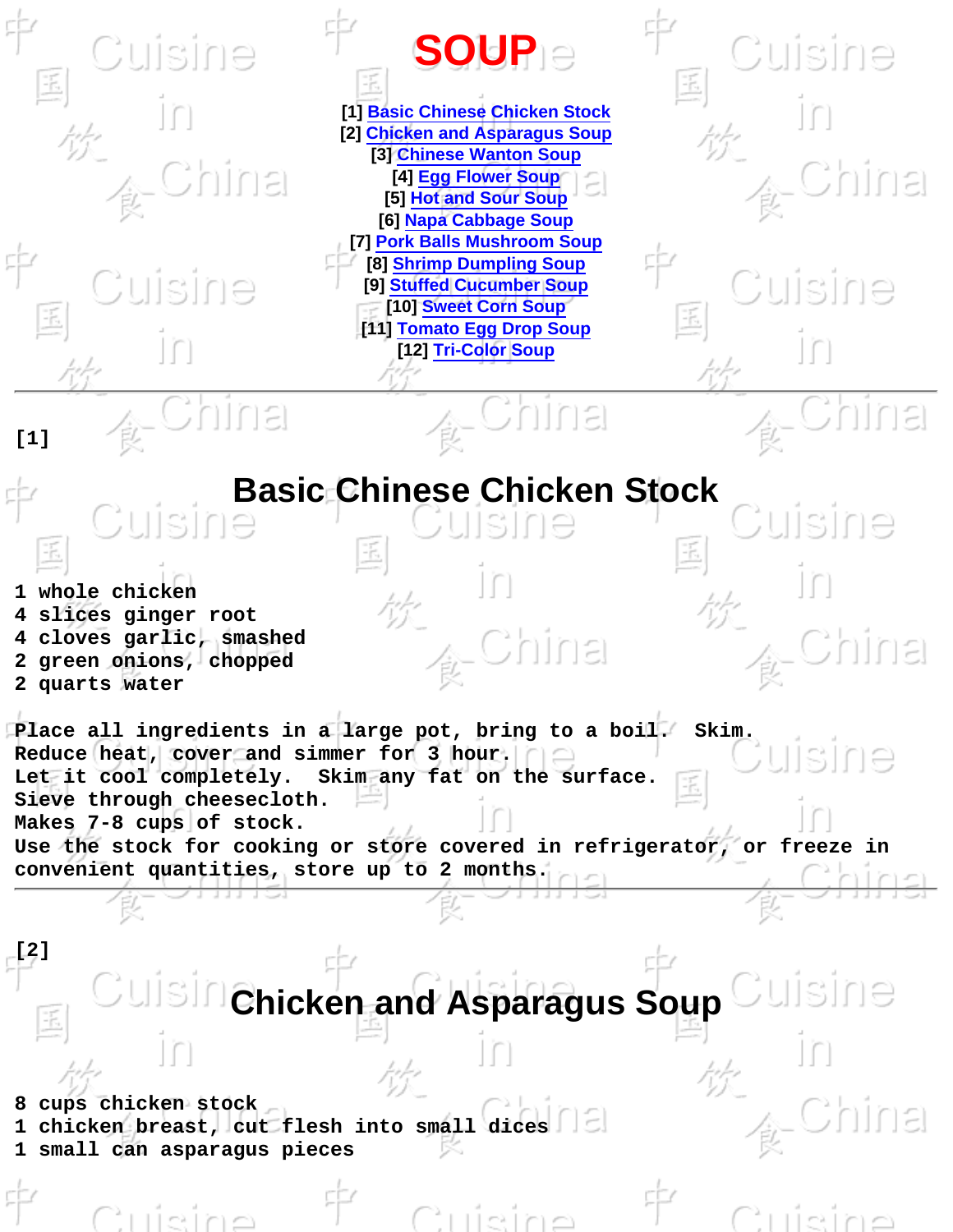# SOUP

[1] Basic Chinese Chicken Stock
[2] Chicken and Asparagus Soup
[3] Chinese Wanton Soup
[4] Egg Flower Soup
[5] Hot and Sour Soup
[6] Napa Cabbage Soup
[7] Pork Balls Mushroom Soup
[8] Shrimp Dumpling Soup
[9] Stuffed Cucumber Soup
[10] Sweet Corn Soup
[11] Tomato Egg Drop Soup
[12] Tri-Color Soup

---

[1]

## Basic Chinese Chicken Stock

1 whole chicken
4 slices ginger root
4 cloves garlic, smashed
2 green onions, chopped
2 quarts water

Place all ingredients in a large pot, bring to a boil. Skim.
Reduce heat, cover and simmer for 3 hour.
Let it cool completely. Skim any fat on the surface.
Sieve through cheesecloth.
Makes 7-8 cups of stock.
Use the stock for cooking or store covered in refrigerator, or freeze in convenient quantities, store up to 2 months.

---

[2]

## Chicken and Asparagus Soup

8 cups chicken stock
1 chicken breast, cut flesh into small dices
1 small can asparagus pieces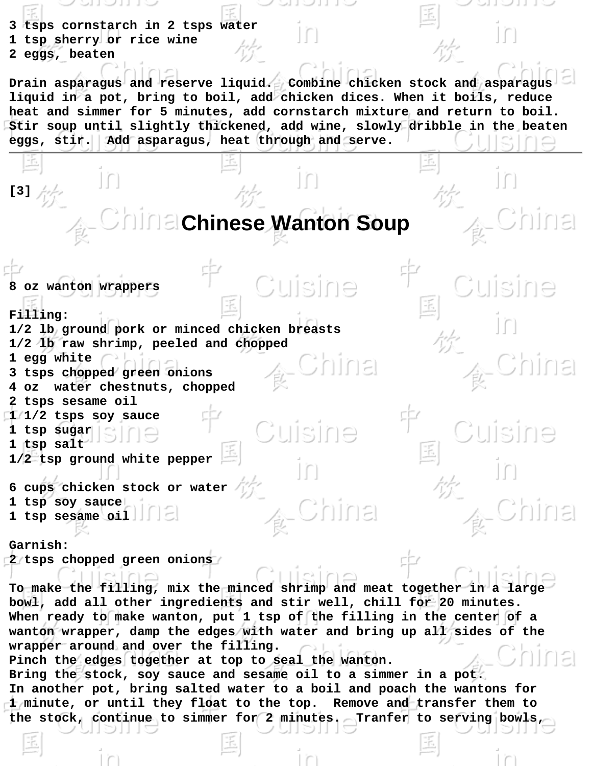3 tsps cornstarch in 2 tsps water
1 tsp sherry or rice wine
2 eggs, beaten

Drain asparagus and reserve liquid. Combine chicken stock and asparagus liquid in a pot, bring to boil, add chicken dices. When it boils, reduce heat and simmer for 5 minutes, add cornstarch mixture and return to boil. Stir soup until slightly thickened, add wine, slowly dribble in the beaten eggs, stir. Add asparagus, heat through and serve.

---

[3]

# Chinese Wanton Soup

8 oz wanton wrappers

Filling:
1/2 lb ground pork or minced chicken breasts
1/2 lb raw shrimp, peeled and chopped
1 egg white
3 tsps chopped green onions
4 oz water chestnuts, chopped
2 tsps sesame oil
1 1/2 tsps soy sauce
1 tsp sugar
1 tsp salt
1/2 tsp ground white pepper

6 cups chicken stock or water
1 tsp soy sauce
1 tsp sesame oil

Garnish:
2 tsps chopped green onions

To make the filling, mix the minced shrimp and meat together in a large bowl, add all other ingredients and stir well, chill for 20 minutes.
When ready to make wanton, put 1 tsp of the filling in the center of a wanton wrapper, damp the edges with water and bring up all sides of the wrapper around and over the filling.
Pinch the edges together at top to seal the wanton.
Bring the stock, soy sauce and sesame oil to a simmer in a pot.
In another pot, bring salted water to a boil and poach the wantons for 1 minute, or until they float to the top. Remove and transfer them to the stock, continue to simmer for 2 minutes. Tranfer to serving bowls,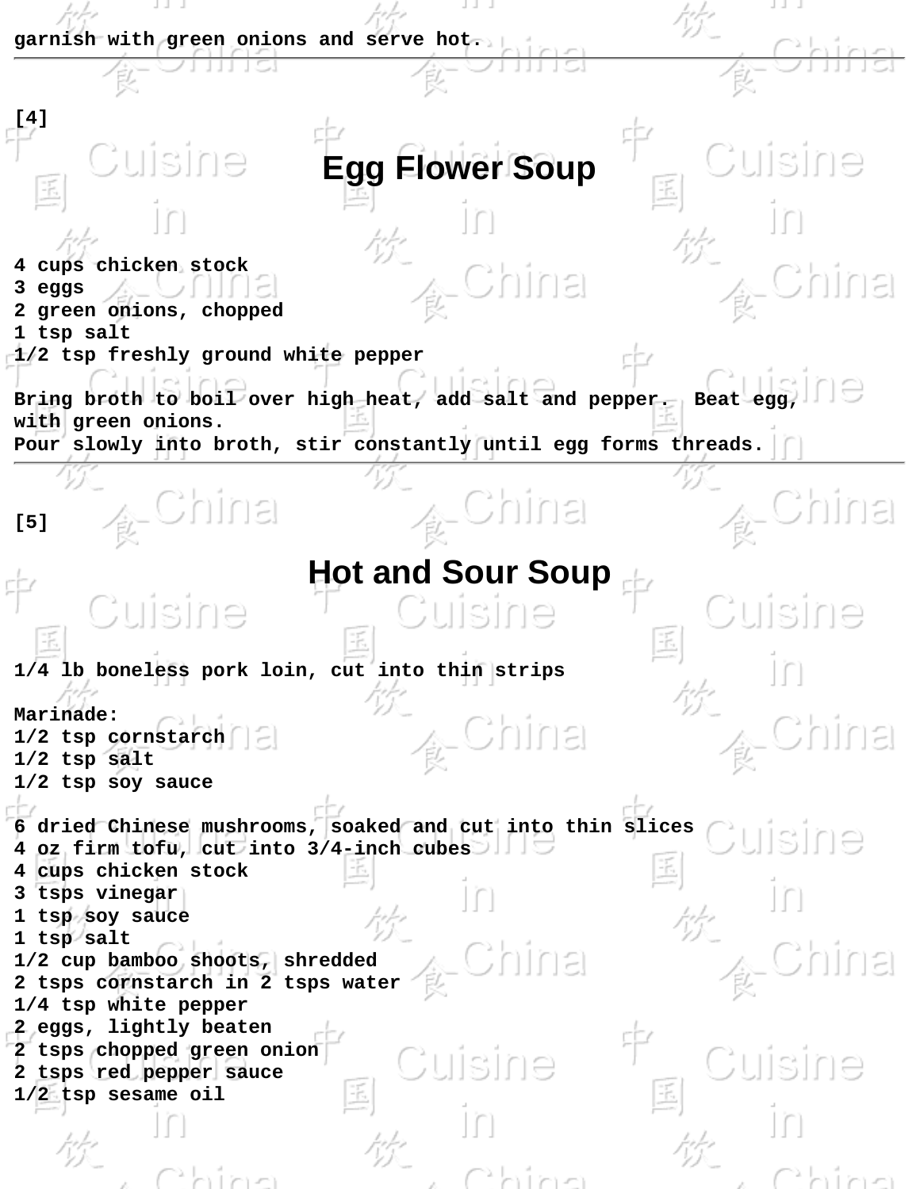garnish with green onions and serve hot.

---

[4]

# Egg Flower Soup

4 cups chicken stock
3 eggs
2 green onions, chopped
1 tsp salt
1/2 tsp freshly ground white pepper

Bring broth to boil over high heat, add salt and pepper. Beat egg, with green onions.
Pour slowly into broth, stir constantly until egg forms threads.

---

[5]

# Hot and Sour Soup

1/4 lb boneless pork loin, cut into thin strips

Marinade:
1/2 tsp cornstarch
1/2 tsp salt
1/2 tsp soy sauce

6 dried Chinese mushrooms, soaked and cut into thin slices
4 oz firm tofu, cut into 3/4-inch cubes
4 cups chicken stock
3 tsps vinegar
1 tsp soy sauce
1 tsp salt
1/2 cup bamboo shoots, shredded
2 tsps cornstarch in 2 tsps water
1/4 tsp white pepper
2 eggs, lightly beaten
2 tsps chopped green onion
2 tsps red pepper sauce
1/2 tsp sesame oil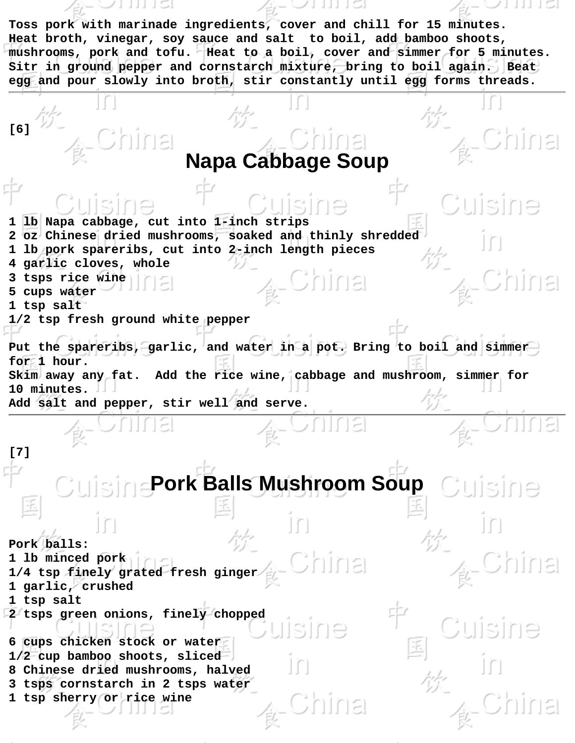Toss pork with marinade ingredients, cover and chill for 15 minutes. Heat broth, vinegar, soy sauce and salt to boil, add bamboo shoots, mushrooms, pork and tofu. Heat to a boil, cover and simmer for 5 minutes. Sitr in ground pepper and cornstarch mixture, bring to boil again. Beat egg and pour slowly into broth, stir constantly until egg forms threads.

---

[6]

# Napa Cabbage Soup

1 lb Napa cabbage, cut into 1-inch strips
2 oz Chinese dried mushrooms, soaked and thinly shredded
1 lb pork spareribs, cut into 2-inch length pieces
4 garlic cloves, whole
3 tsps rice wine
5 cups water
1 tsp salt
1/2 tsp fresh ground white pepper

Put the spareribs, garlic, and water in a pot. Bring to boil and simmer for 1 hour.
Skim away any fat. Add the rice wine, cabbage and mushroom, simmer for 10 minutes.
Add salt and pepper, stir well and serve.

---

[7]

# Pork Balls Mushroom Soup

Pork balls:
1 lb minced pork
1/4 tsp finely grated fresh ginger
1 garlic, crushed
1 tsp salt
2 tsps green onions, finely chopped

6 cups chicken stock or water
1/2 cup bamboo shoots, sliced
8 Chinese dried mushrooms, halved
3 tsps cornstarch in 2 tsps water
1 tsp sherry or rice wine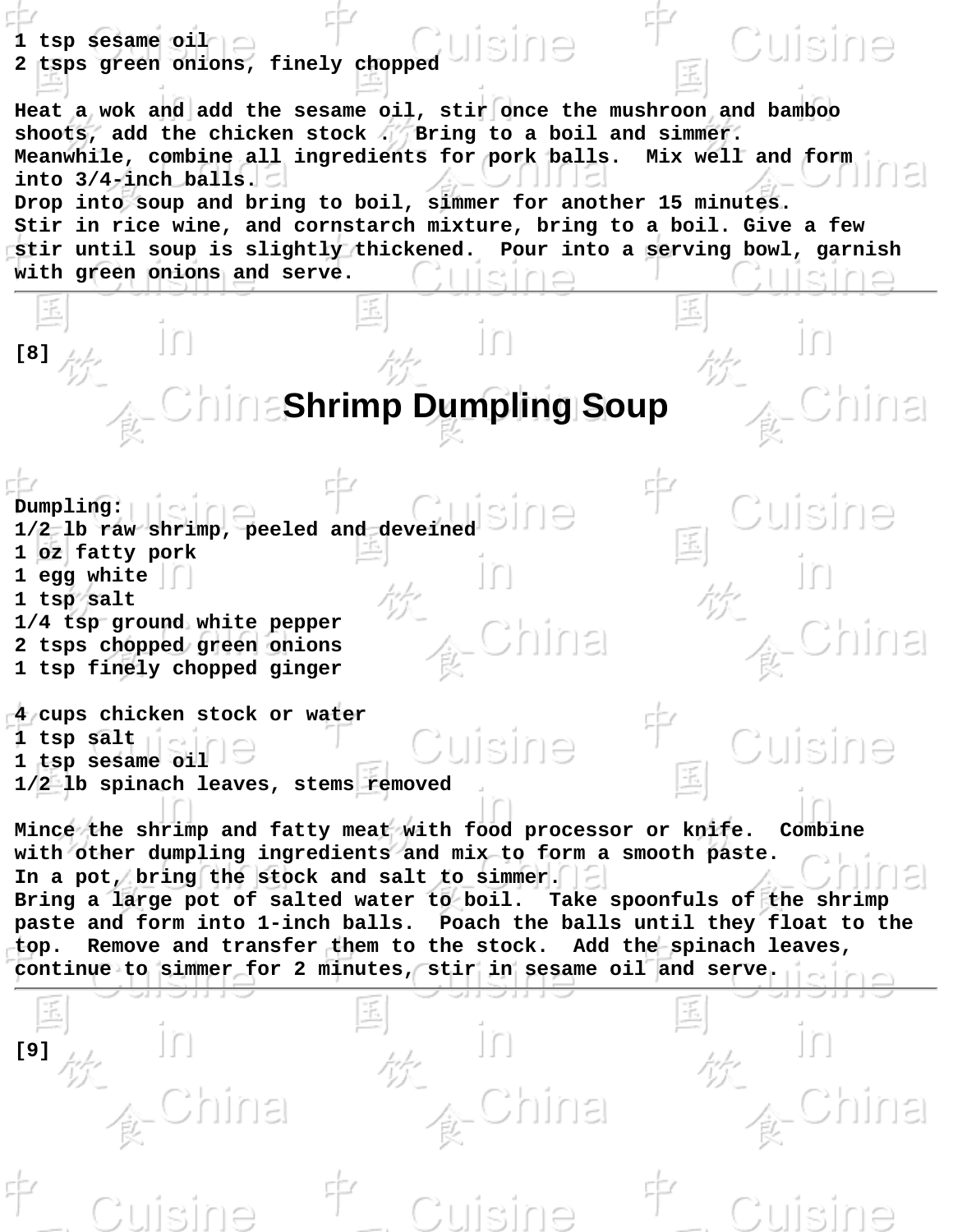1 tsp sesame oil
2 tsps green onions, finely chopped

Heat a wok and add the sesame oil, stir once the mushroon and bamboo shoots, add the chicken stock . Bring to a boil and simmer.
Meanwhile, combine all ingredients for pork balls. Mix well and form into 3/4-inch balls.
Drop into soup and bring to boil, simmer for another 15 minutes.
Stir in rice wine, and cornstarch mixture, bring to a boil. Give a few stir until soup is slightly thickened. Pour into a serving bowl, garnish with green onions and serve.

---

[8]

# Shrimp Dumpling Soup

Dumpling:
1/2 lb raw shrimp, peeled and deveined
1 oz fatty pork
1 egg white
1 tsp salt
1/4 tsp ground white pepper
2 tsps chopped green onions
1 tsp finely chopped ginger

4 cups chicken stock or water
1 tsp salt
1 tsp sesame oil
1/2 lb spinach leaves, stems removed

Mince the shrimp and fatty meat with food processor or knife. Combine with other dumpling ingredients and mix to form a smooth paste.
In a pot, bring the stock and salt to simmer.
Bring a large pot of salted water to boil. Take spoonfuls of the shrimp paste and form into 1-inch balls. Poach the balls until they float to the top. Remove and transfer them to the stock. Add the spinach leaves, continue to simmer for 2 minutes, stir in sesame oil and serve.

---

[9]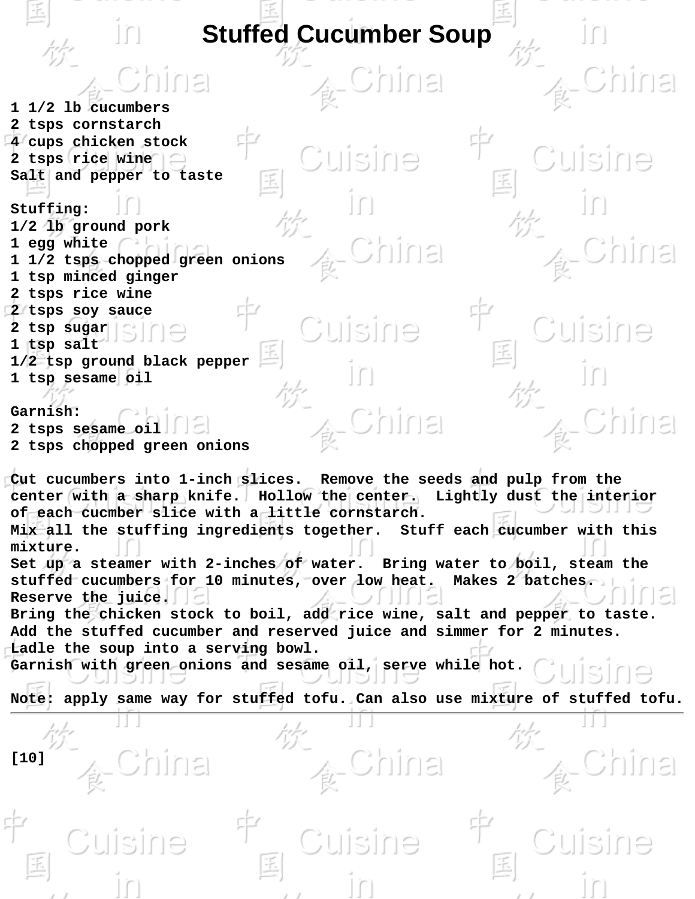# Stuffed Cucumber Soup

1 1/2 lb cucumbers
2 tsps cornstarch
4 cups chicken stock
2 tsps rice wine
Salt and pepper to taste

Stuffing:
1/2 lb ground pork
1 egg white
1 1/2 tsps chopped green onions
1 tsp minced ginger
2 tsps rice wine
2 tsps soy sauce
2 tsp sugar
1 tsp salt
1/2 tsp ground black pepper
1 tsp sesame oil

Garnish:
2 tsps sesame oil
2 tsps chopped green onions

Cut cucumbers into 1-inch slices. Remove the seeds and pulp from the center with a sharp knife. Hollow the center. Lightly dust the interior of each cucmber slice with a little cornstarch.
Mix all the stuffing ingredients together. Stuff each cucumber with this mixture.
Set up a steamer with 2-inches of water. Bring water to boil, steam the stuffed cucumbers for 10 minutes, over low heat. Makes 2 batches.
Reserve the juice.
Bring the chicken stock to boil, add rice wine, salt and pepper to taste.
Add the stuffed cucumber and reserved juice and simmer for 2 minutes.
Ladle the soup into a serving bowl.
Garnish with green onions and sesame oil, serve while hot.

Note: apply same way for stuffed tofu. Can also use mixture of stuffed tofu.

---

[10]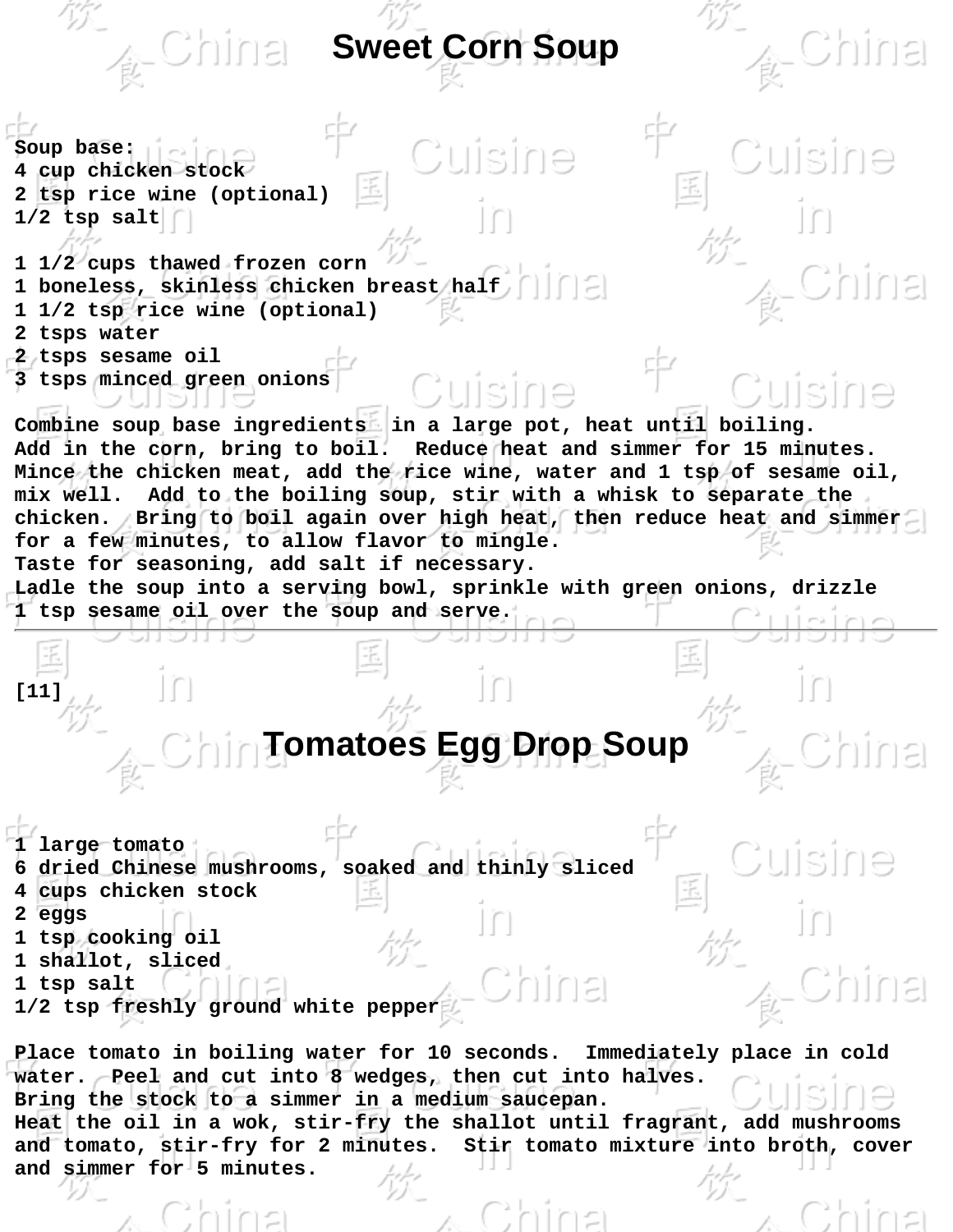# Sweet Corn Soup

Soup base:
4 cup chicken stock
2 tsp rice wine (optional)
1/2 tsp salt

1 1/2 cups thawed frozen corn
1 boneless, skinless chicken breast half
1 1/2 tsp rice wine (optional)
2 tsps water
2 tsps sesame oil
3 tsps minced green onions

Combine soup base ingredients in a large pot, heat until boiling.
Add in the corn, bring to boil. Reduce heat and simmer for 15 minutes.
Mince the chicken meat, add the rice wine, water and 1 tsp of sesame oil, mix well. Add to the boiling soup, stir with a whisk to separate the chicken. Bring to boil again over high heat, then reduce heat and simmer for a few minutes, to allow flavor to mingle.
Taste for seasoning, add salt if necessary.
Ladle the soup into a serving bowl, sprinkle with green onions, drizzle 1 tsp sesame oil over the soup and serve.

---

[11]

# Tomatoes Egg Drop Soup

1 large tomato
6 dried Chinese mushrooms, soaked and thinly sliced
4 cups chicken stock
2 eggs
1 tsp cooking oil
1 shallot, sliced
1 tsp salt
1/2 tsp freshly ground white pepper

Place tomato in boiling water for 10 seconds. Immediately place in cold water. Peel and cut into 8 wedges, then cut into halves.
Bring the stock to a simmer in a medium saucepan.
Heat the oil in a wok, stir-fry the shallot until fragrant, add mushrooms and tomato, stir-fry for 2 minutes. Stir tomato mixture into broth, cover and simmer for 5 minutes.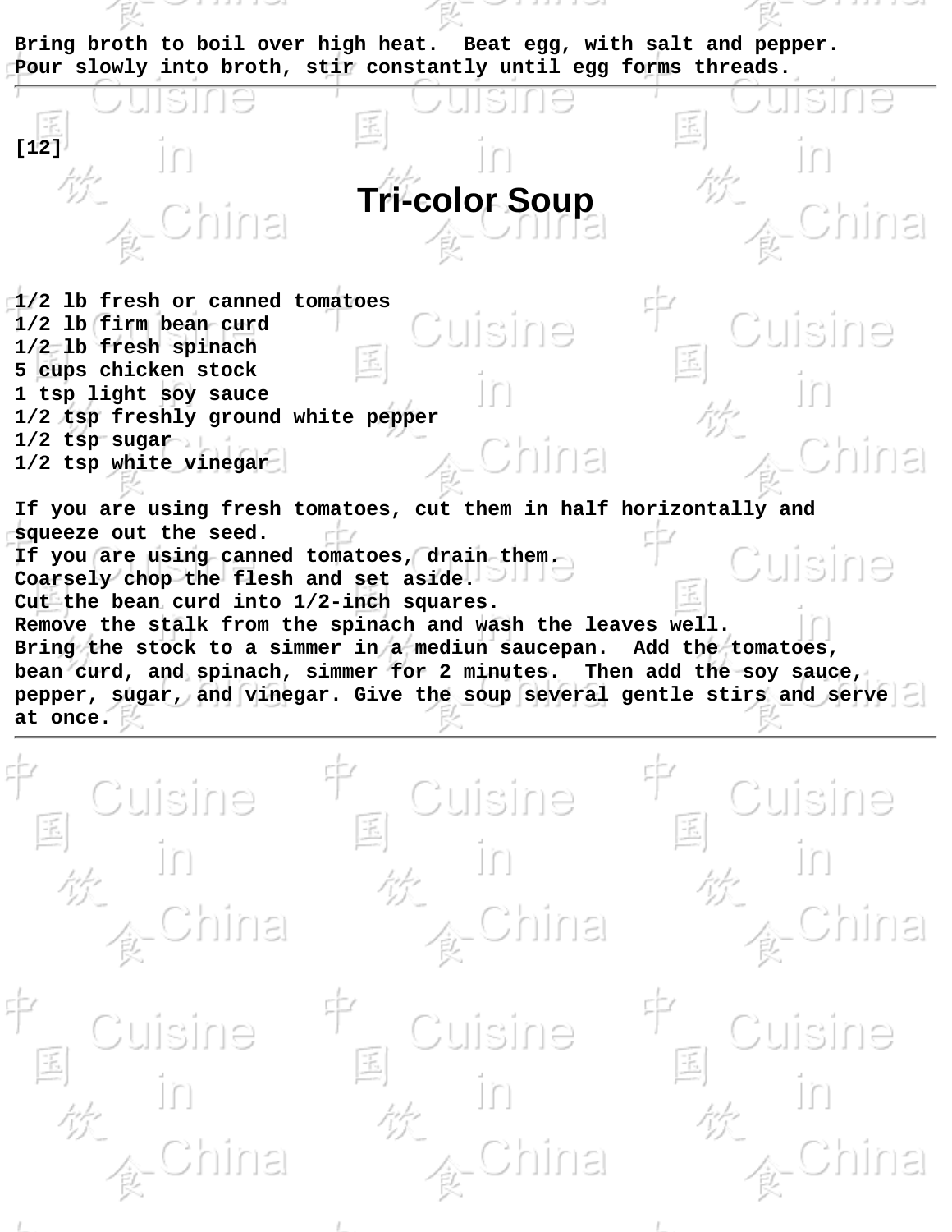Bring broth to boil over high heat. Beat egg, with salt and pepper. Pour slowly into broth, stir constantly until egg forms threads.

---

[12]

# Tri-color Soup

1/2 lb fresh or canned tomatoes
1/2 lb firm bean curd
1/2 lb fresh spinach
5 cups chicken stock
1 tsp light soy sauce
1/2 tsp freshly ground white pepper
1/2 tsp sugar
1/2 tsp white vinegar

If you are using fresh tomatoes, cut them in half horizontally and squeeze out the seed.
If you are using canned tomatoes, drain them.
Coarsely chop the flesh and set aside.
Cut the bean curd into 1/2-inch squares.
Remove the stalk from the spinach and wash the leaves well.
Bring the stock to a simmer in a mediun saucepan. Add the tomatoes, bean curd, and spinach, simmer for 2 minutes. Then add the soy sauce, pepper, sugar, and vinegar. Give the soup several gentle stirs and serve at once.

---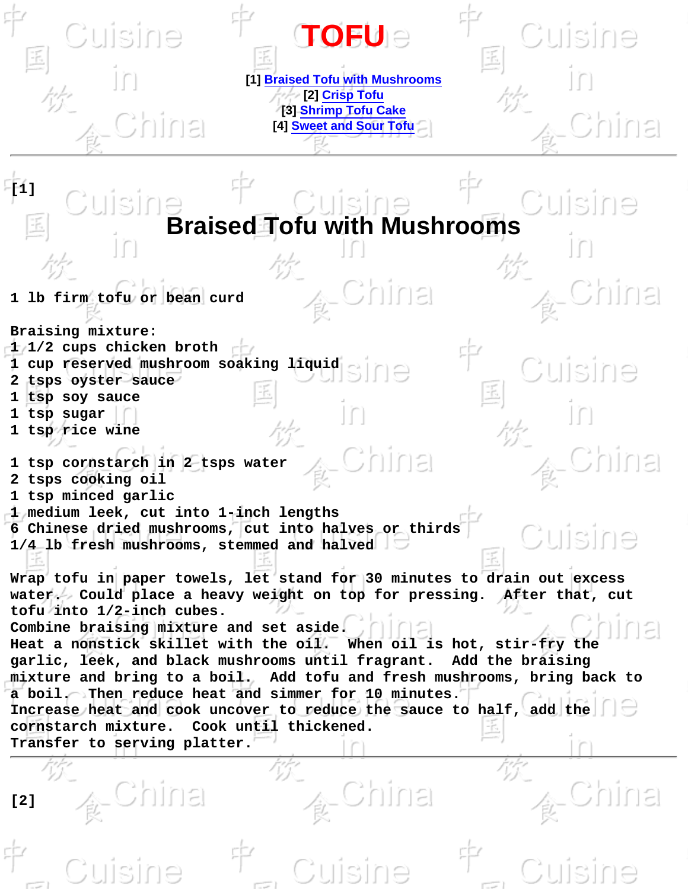# TOFU

[1] Braised Tofu with Mushrooms
[2] Crisp Tofu
[3] Shrimp Tofu Cake
[4] Sweet and Sour Tofu

---

[1]

## Braised Tofu with Mushrooms

1 lb firm tofu or bean curd

Braising mixture:
1 1/2 cups chicken broth
1 cup reserved mushroom soaking liquid
2 tsps oyster sauce
1 tsp soy sauce
1 tsp sugar
1 tsp rice wine

1 tsp cornstarch in 2 tsps water
2 tsps cooking oil
1 tsp minced garlic
1 medium leek, cut into 1-inch lengths
6 Chinese dried mushrooms, cut into halves or thirds
1/4 lb fresh mushrooms, stemmed and halved

Wrap tofu in paper towels, let stand for 30 minutes to drain out excess water. Could place a heavy weight on top for pressing. After that, cut tofu into 1/2-inch cubes.
Combine braising mixture and set aside.
Heat a nonstick skillet with the oil. When oil is hot, stir-fry the garlic, leek, and black mushrooms until fragrant. Add the braising mixture and bring to a boil. Add tofu and fresh mushrooms, bring back to a boil. Then reduce heat and simmer for 10 minutes.
Increase heat and cook uncover to reduce the sauce to half, add the cornstarch mixture. Cook until thickened.
Transfer to serving platter.

---

[2]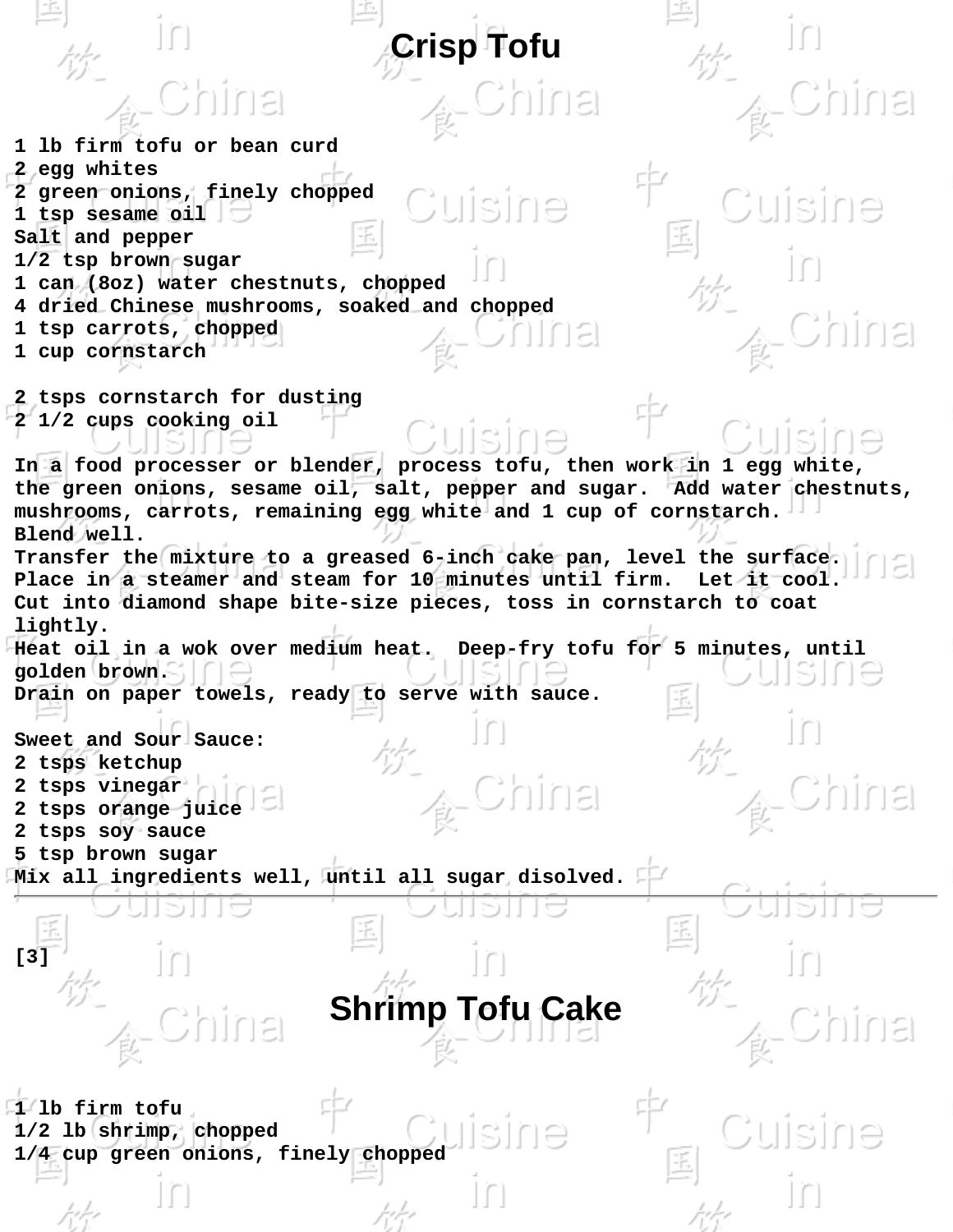# Crisp Tofu

1 lb firm tofu or bean curd
2 egg whites
2 green onions, finely chopped
1 tsp sesame oil
Salt and pepper
1/2 tsp brown sugar
1 can (8oz) water chestnuts, chopped
4 dried Chinese mushrooms, soaked and chopped
1 tsp carrots, chopped
1 cup cornstarch

2 tsps cornstarch for dusting
2 1/2 cups cooking oil

In a food processer or blender, process tofu, then work in 1 egg white, the green onions, sesame oil, salt, pepper and sugar. Add water chestnuts, mushrooms, carrots, remaining egg white and 1 cup of cornstarch. Blend well.
Transfer the mixture to a greased 6-inch cake pan, level the surface. Place in a steamer and steam for 10 minutes until firm. Let it cool. Cut into diamond shape bite-size pieces, toss in cornstarch to coat lightly.
Heat oil in a wok over medium heat. Deep-fry tofu for 5 minutes, until golden brown.
Drain on paper towels, ready to serve with sauce.

Sweet and Sour Sauce:
2 tsps ketchup
2 tsps vinegar
2 tsps orange juice
2 tsps soy sauce
5 tsp brown sugar
Mix all ingredients well, until all sugar disolved.

---

[3]

# Shrimp Tofu Cake

1 lb firm tofu
1/2 lb shrimp, chopped
1/4 cup green onions, finely chopped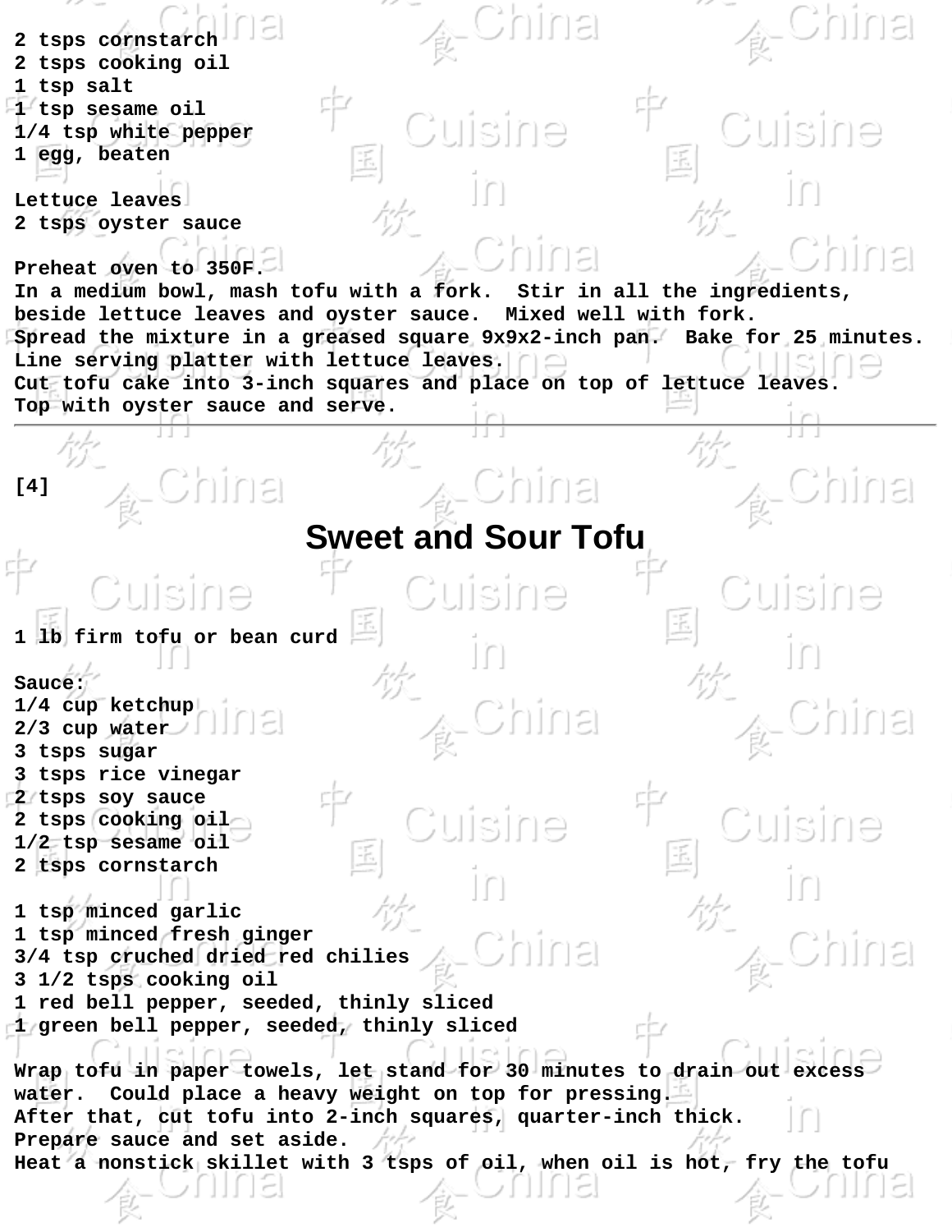2 tsps cornstarch
2 tsps cooking oil
1 tsp salt
1 tsp sesame oil
1/4 tsp white pepper
1 egg, beaten

Lettuce leaves
2 tsps oyster sauce

Preheat oven to 350F.
In a medium bowl, mash tofu with a fork. Stir in all the ingredients, beside lettuce leaves and oyster sauce. Mixed well with fork.
Spread the mixture in a greased square 9x9x2-inch pan. Bake for 25 minutes.
Line serving platter with lettuce leaves.
Cut tofu cake into 3-inch squares and place on top of lettuce leaves.
Top with oyster sauce and serve.

---

[4]

# Sweet and Sour Tofu

1 lb firm tofu or bean curd

Sauce:
1/4 cup ketchup
2/3 cup water
3 tsps sugar
3 tsps rice vinegar
2 tsps soy sauce
2 tsps cooking oil
1/2 tsp sesame oil
2 tsps cornstarch

1 tsp minced garlic
1 tsp minced fresh ginger
3/4 tsp cruched dried red chilies
3 1/2 tsps cooking oil
1 red bell pepper, seeded, thinly sliced
1 green bell pepper, seeded, thinly sliced

Wrap tofu in paper towels, let stand for 30 minutes to drain out excess water. Could place a heavy weight on top for pressing.
After that, cut tofu into 2-inch squares, quarter-inch thick.
Prepare sauce and set aside.
Heat a nonstick skillet with 3 tsps of oil, when oil is hot, fry the tofu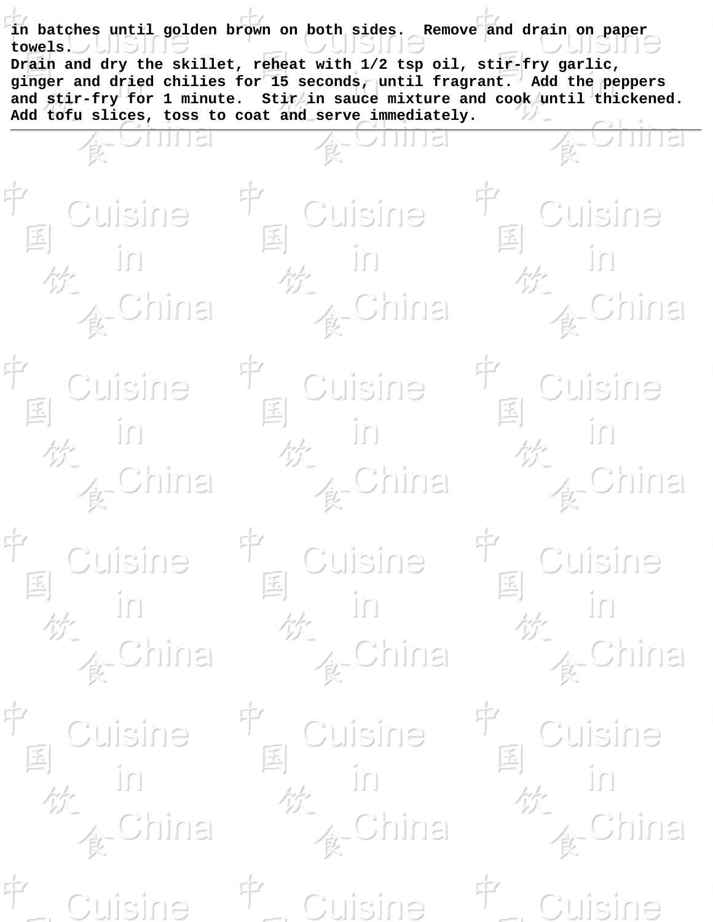**in batches until golden brown on both sides. Remove and drain on paper towels.**
**Drain and dry the skillet, reheat with 1/2 tsp oil, stir-fry garlic, ginger and dried chilies for 15 seconds, until fragrant. Add the peppers and stir-fry for 1 minute. Stir in sauce mixture and cook until thickened. Add tofu slices, toss to coat and serve immediately.**

---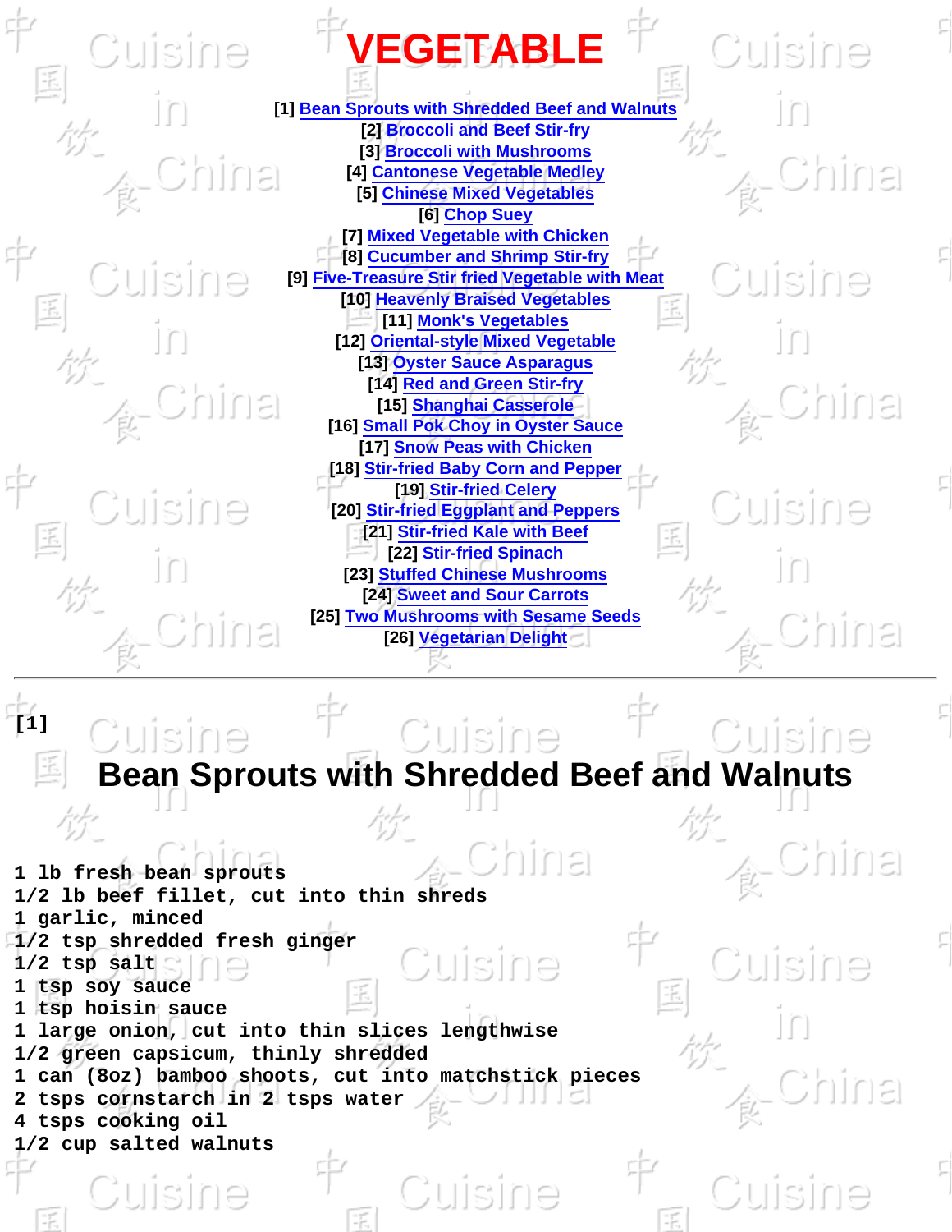# VEGETABLE

[1] Bean Sprouts with Shredded Beef and Walnuts
[2] Broccoli and Beef Stir-fry
[3] Broccoli with Mushrooms
[4] Cantonese Vegetable Medley
[5] Chinese Mixed Vegetables
[6] Chop Suey
[7] Mixed Vegetable with Chicken
[8] Cucumber and Shrimp Stir-fry
[9] Five-Treasure Stir fried Vegetable with Meat
[10] Heavenly Braised Vegetables
[11] Monk's Vegetables
[12] Oriental-style Mixed Vegetable
[13] Oyster Sauce Asparagus
[14] Red and Green Stir-fry
[15] Shanghai Casserole
[16] Small Pok Choy in Oyster Sauce
[17] Snow Peas with Chicken
[18] Stir-fried Baby Corn and Pepper
[19] Stir-fried Celery
[20] Stir-fried Eggplant and Peppers
[21] Stir-fried Kale with Beef
[22] Stir-fried Spinach
[23] Stuffed Chinese Mushrooms
[24] Sweet and Sour Carrots
[25] Two Mushrooms with Sesame Seeds
[26] Vegetarian Delight

---

[1]

## Bean Sprouts with Shredded Beef and Walnuts

```
1 lb fresh bean sprouts
1/2 lb beef fillet, cut into thin shreds
1 garlic, minced
1/2 tsp shredded fresh ginger
1/2 tsp salt
1 tsp soy sauce
1 tsp hoisin sauce
1 large onion, cut into thin slices lengthwise
1/2 green capsicum, thinly shredded
1 can (8oz) bamboo shoots, cut into matchstick pieces
2 tsps cornstarch in 2 tsps water
4 tsps cooking oil
1/2 cup salted walnuts
```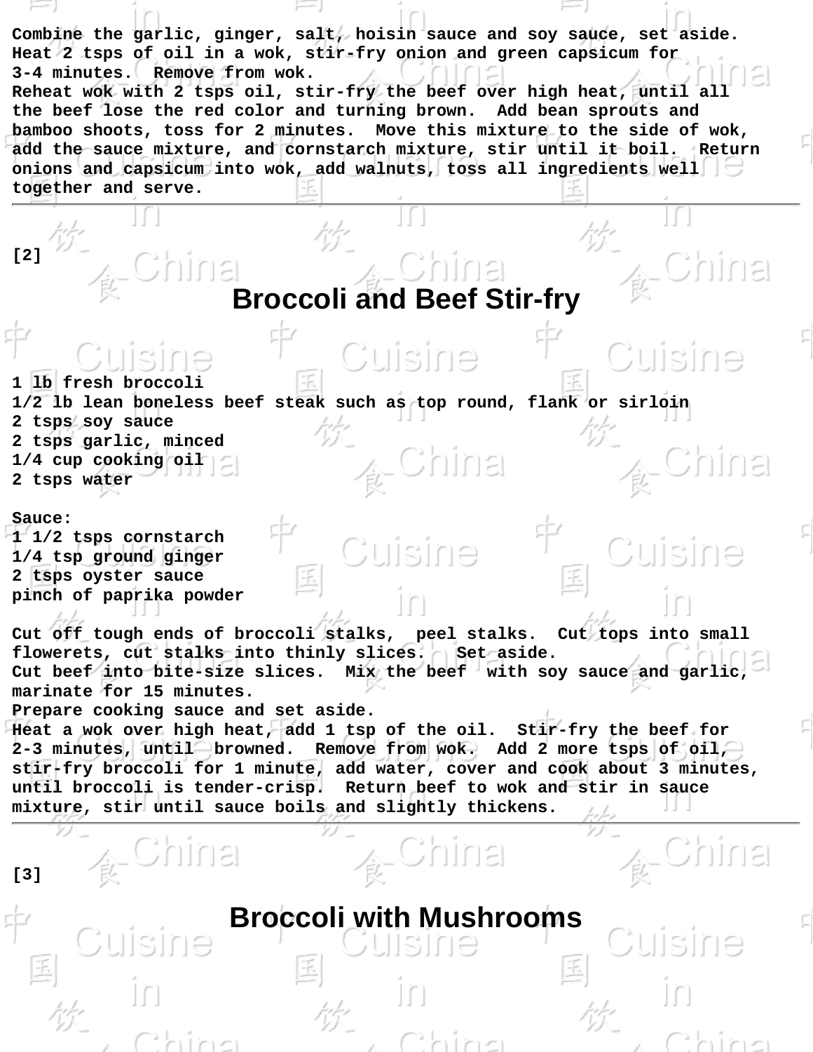Combine the garlic, ginger, salt, hoisin sauce and soy sauce, set aside.
Heat 2 tsps of oil in a wok, stir-fry onion and green capsicum for 3-4 minutes. Remove from wok.
Reheat wok with 2 tsps oil, stir-fry the beef over high heat, until all the beef lose the red color and turning brown. Add bean sprouts and bamboo shoots, toss for 2 minutes. Move this mixture to the side of wok, add the sauce mixture, and cornstarch mixture, stir until it boil. Return onions and capsicum into wok, add walnuts, toss all ingredients well together and serve.

---

[2]

# Broccoli and Beef Stir-fry

1 lb fresh broccoli
1/2 lb lean boneless beef steak such as top round, flank or sirloin
2 tsps soy sauce
2 tsps garlic, minced
1/4 cup cooking oil
2 tsps water

Sauce:
1 1/2 tsps cornstarch
1/4 tsp ground ginger
2 tsps oyster sauce
pinch of paprika powder

Cut off tough ends of broccoli stalks, peel stalks. Cut tops into small flowerets, cut stalks into thinly slices. Set aside.
Cut beef into bite-size slices. Mix the beef with soy sauce and garlic, marinate for 15 minutes.
Prepare cooking sauce and set aside.
Heat a wok over high heat, add 1 tsp of the oil. Stir-fry the beef for 2-3 minutes, until browned. Remove from wok. Add 2 more tsps of oil, stir-fry broccoli for 1 minute, add water, cover and cook about 3 minutes, until broccoli is tender-crisp. Return beef to wok and stir in sauce mixture, stir until sauce boils and slightly thickens.

---

[3]

# Broccoli with Mushrooms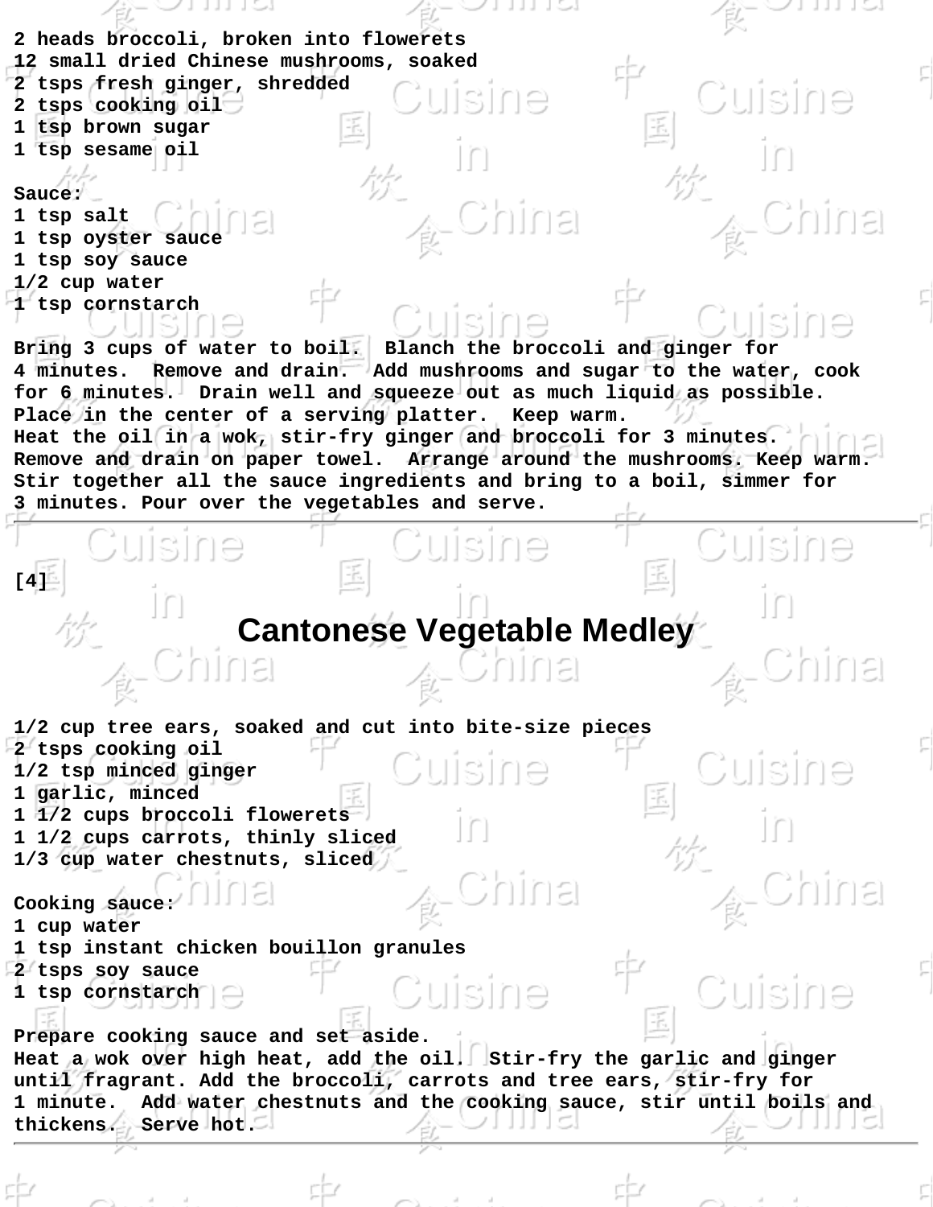**2 heads broccoli, broken into flowerets**
**12 small dried Chinese mushrooms, soaked**
**2 tsps fresh ginger, shredded**
**2 tsps cooking oil**
**1 tsp brown sugar**
**1 tsp sesame oil**

**Sauce:**
**1 tsp salt**
**1 tsp oyster sauce**
**1 tsp soy sauce**
**1/2 cup water**
**1 tsp cornstarch**

**Bring 3 cups of water to boil. Blanch the broccoli and ginger for 4 minutes. Remove and drain. Add mushrooms and sugar to the water, cook for 6 minutes. Drain well and squeeze out as much liquid as possible. Place in the center of a serving platter. Keep warm.**
**Heat the oil in a wok, stir-fry ginger and broccoli for 3 minutes. Remove and drain on paper towel. Arrange around the mushrooms. Keep warm.**
**Stir together all the sauce ingredients and bring to a boil, simmer for 3 minutes. Pour over the vegetables and serve.**

---

**[4]**

# Cantonese Vegetable Medley

**1/2 cup tree ears, soaked and cut into bite-size pieces**
**2 tsps cooking oil**
**1/2 tsp minced ginger**
**1 garlic, minced**
**1 1/2 cups broccoli flowerets**
**1 1/2 cups carrots, thinly sliced**
**1/3 cup water chestnuts, sliced**

**Cooking sauce:**
**1 cup water**
**1 tsp instant chicken bouillon granules**
**2 tsps soy sauce**
**1 tsp cornstarch**

**Prepare cooking sauce and set aside.**
**Heat a wok over high heat, add the oil. Stir-fry the garlic and ginger until fragrant. Add the broccoli, carrots and tree ears, stir-fry for 1 minute. Add water chestnuts and the cooking sauce, stir until boils and thickens. Serve hot.**

---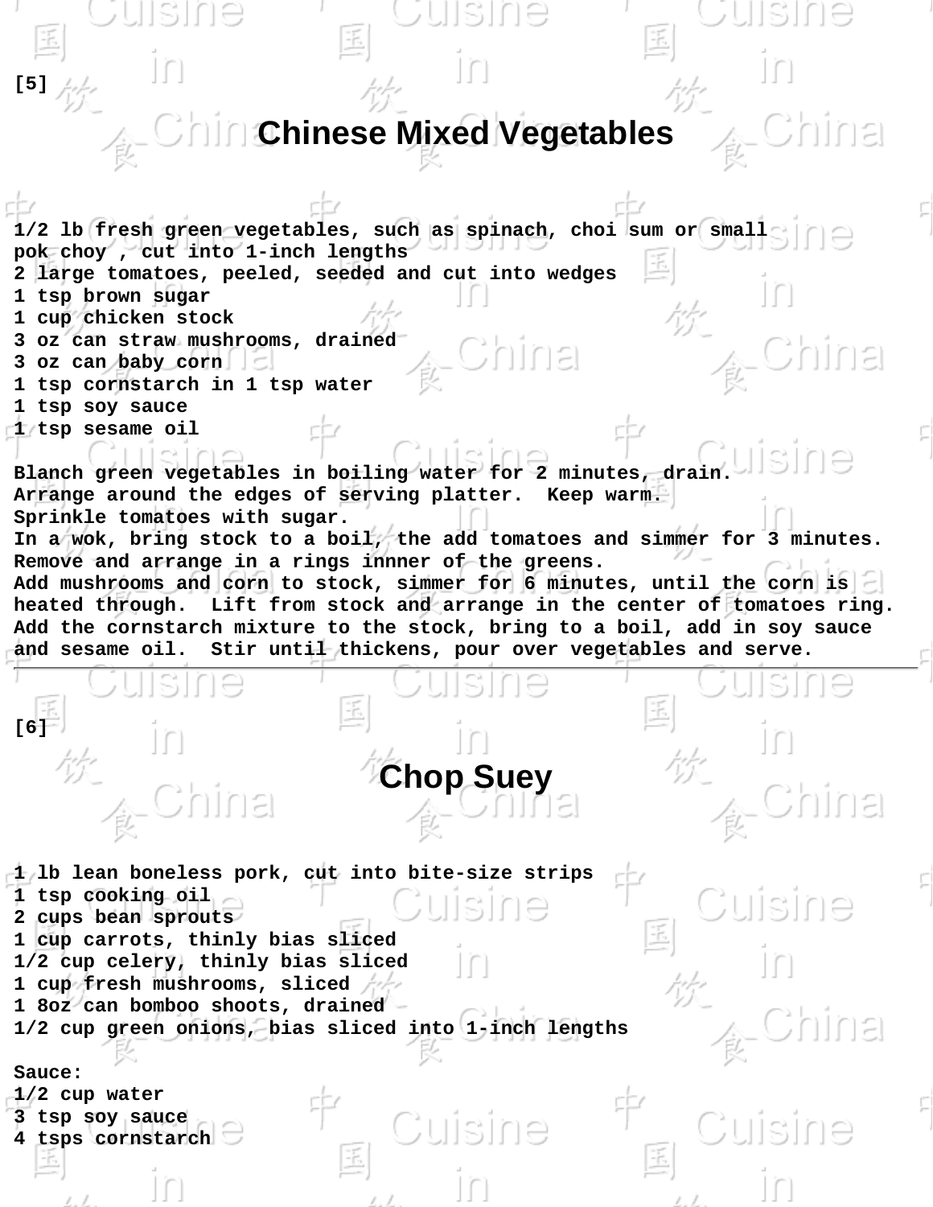[5]

# Chinese Mixed Vegetables

1/2 lb fresh green vegetables, such as spinach, choi sum or small pok choy , cut into 1-inch lengths
2 large tomatoes, peeled, seeded and cut into wedges
1 tsp brown sugar
1 cup chicken stock
3 oz can straw mushrooms, drained
3 oz can baby corn
1 tsp cornstarch in 1 tsp water
1 tsp soy sauce
1 tsp sesame oil

Blanch green vegetables in boiling water for 2 minutes, drain.
Arrange around the edges of serving platter. Keep warm.
Sprinkle tomatoes with sugar.
In a wok, bring stock to a boil, the add tomatoes and simmer for 3 minutes.
Remove and arrange in a rings innner of the greens.
Add mushrooms and corn to stock, simmer for 6 minutes, until the corn is heated through. Lift from stock and arrange in the center of tomatoes ring.
Add the cornstarch mixture to the stock, bring to a boil, add in soy sauce and sesame oil. Stir until thickens, pour over vegetables and serve.

---

[6]

# Chop Suey

1 lb lean boneless pork, cut into bite-size strips
1 tsp cooking oil
2 cups bean sprouts
1 cup carrots, thinly bias sliced
1/2 cup celery, thinly bias sliced
1 cup fresh mushrooms, sliced
1 8oz can bomboo shoots, drained
1/2 cup green onions, bias sliced into 1-inch lengths

Sauce:
1/2 cup water
3 tsp soy sauce
4 tsps cornstarch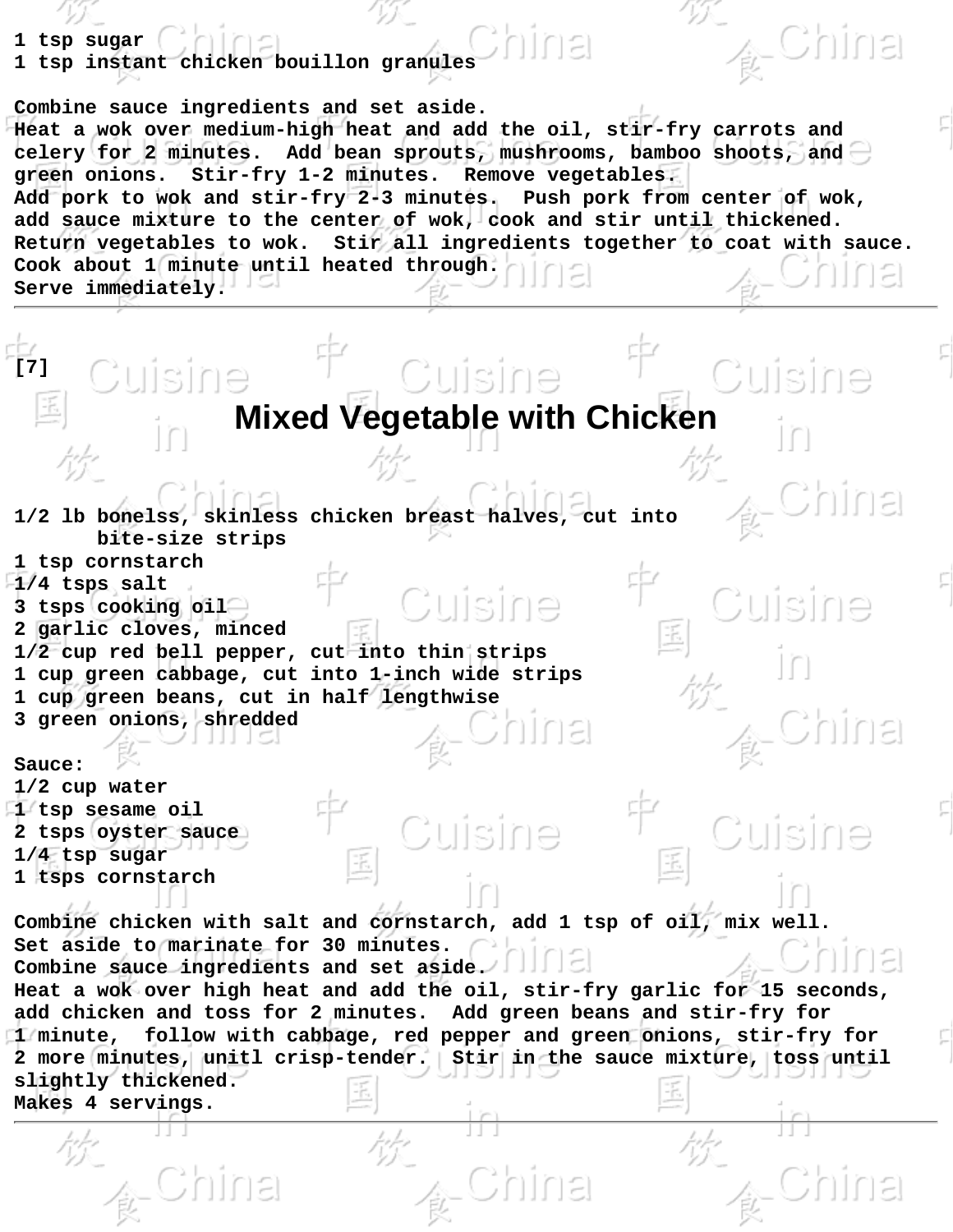1 tsp sugar
1 tsp instant chicken bouillon granules

Combine sauce ingredients and set aside.
Heat a wok over medium-high heat and add the oil, stir-fry carrots and celery for 2 minutes.  Add bean sprouts, mushrooms, bamboo shoots, and green onions.  Stir-fry 1-2 minutes.  Remove vegetables.
Add pork to wok and stir-fry 2-3 minutes.  Push pork from center of wok, add sauce mixture to the center of wok, cook and stir until thickened.
Return vegetables to wok.  Stir all ingredients together to coat with sauce.
Cook about 1 minute until heated through.
Serve immediately.

---

[7]

# Mixed Vegetable with Chicken

1/2 lb bonelss, skinless chicken breast halves, cut into bite-size strips
1 tsp cornstarch
1/4 tsps salt
3 tsps cooking oil
2 garlic cloves, minced
1/2 cup red bell pepper, cut into thin strips
1 cup green cabbage, cut into 1-inch wide strips
1 cup green beans, cut in half lengthwise
3 green onions, shredded

Sauce:
1/2 cup water
1 tsp sesame oil
2 tsps oyster sauce
1/4 tsp sugar
1 tsps cornstarch

Combine chicken with salt and cornstarch, add 1 tsp of oil, mix well.
Set aside to marinate for 30 minutes.
Combine sauce ingredients and set aside.
Heat a wok over high heat and add the oil, stir-fry garlic for 15 seconds, add chicken and toss for 2 minutes.  Add green beans and stir-fry for 1 minute,  follow with cabbage, red pepper and green onions, stir-fry for 2 more minutes, unitl crisp-tender.  Stir in the sauce mixture, toss until slightly thickened.
Makes 4 servings.

---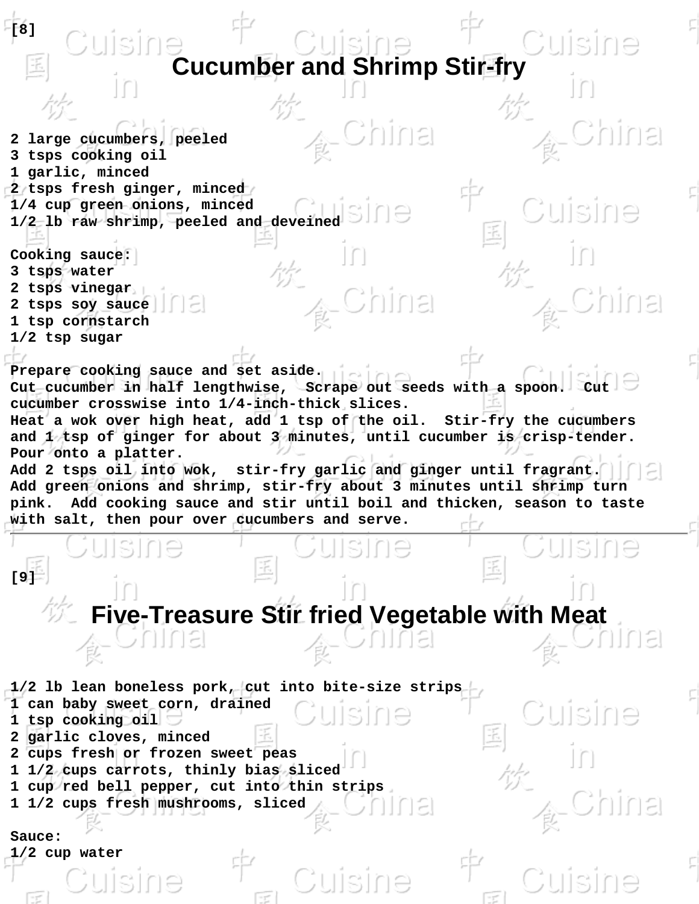[8]

# Cucumber and Shrimp Stir-fry

2 large cucumbers, peeled
3 tsps cooking oil
1 garlic, minced
2 tsps fresh ginger, minced
1/4 cup green onions, minced
1/2 lb raw shrimp, peeled and deveined

Cooking sauce:
3 tsps water
2 tsps vinegar
2 tsps soy sauce
1 tsp cornstarch
1/2 tsp sugar

Prepare cooking sauce and set aside.
Cut cucumber in half lengthwise, Scrape out seeds with a spoon. Cut cucumber crosswise into 1/4-inch-thick slices.
Heat a wok over high heat, add 1 tsp of the oil. Stir-fry the cucumbers and 1 tsp of ginger for about 3 minutes, until cucumber is crisp-tender. Pour onto a platter.
Add 2 tsps oil into wok, stir-fry garlic and ginger until fragrant. Add green onions and shrimp, stir-fry about 3 minutes until shrimp turn pink. Add cooking sauce and stir until boil and thicken, season to taste with salt, then pour over cucumbers and serve.

---

[9]

# Five-Treasure Stir fried Vegetable with Meat

1/2 lb lean boneless pork, cut into bite-size strips
1 can baby sweet corn, drained
1 tsp cooking oil
2 garlic cloves, minced
2 cups fresh or frozen sweet peas
1 1/2 cups carrots, thinly bias sliced
1 cup red bell pepper, cut into thin strips
1 1/2 cups fresh mushrooms, sliced

Sauce:
1/2 cup water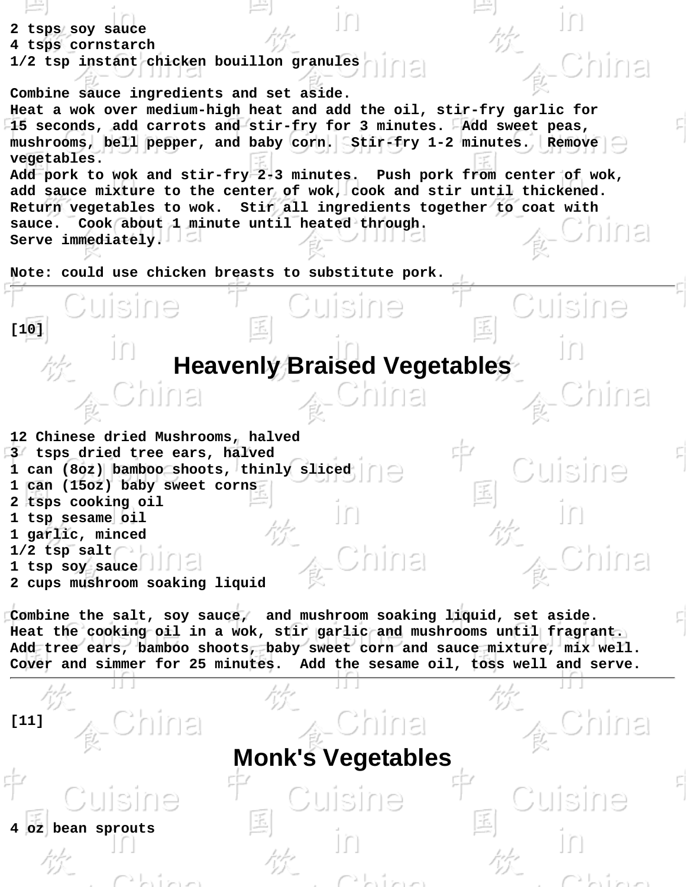2 tsps soy sauce
4 tsps cornstarch
1/2 tsp instant chicken bouillon granules

Combine sauce ingredients and set aside.
Heat a wok over medium-high heat and add the oil, stir-fry garlic for 15 seconds, add carrots and stir-fry for 3 minutes. Add sweet peas, mushrooms, bell pepper, and baby corn. Stir-fry 1-2 minutes. Remove vegetables.
Add pork to wok and stir-fry 2-3 minutes. Push pork from center of wok, add sauce mixture to the center of wok, cook and stir until thickened. Return vegetables to wok. Stir all ingredients together to coat with sauce. Cook about 1 minute until heated through.
Serve immediately.

Note: could use chicken breasts to substitute pork.

---

[10]

## Heavenly Braised Vegetables

12 Chinese dried Mushrooms, halved
3 tsps dried tree ears, halved
1 can (8oz) bamboo shoots, thinly sliced
1 can (15oz) baby sweet corns
2 tsps cooking oil
1 tsp sesame oil
1 garlic, minced
1/2 tsp salt
1 tsp soy sauce
2 cups mushroom soaking liquid

Combine the salt, soy sauce, and mushroom soaking liquid, set aside.
Heat the cooking oil in a wok, stir garlic and mushrooms until fragrant.
Add tree ears, bamboo shoots, baby sweet corn and sauce mixture, mix well.
Cover and simmer for 25 minutes. Add the sesame oil, toss well and serve.

---

[11]

## Monk's Vegetables

4 oz bean sprouts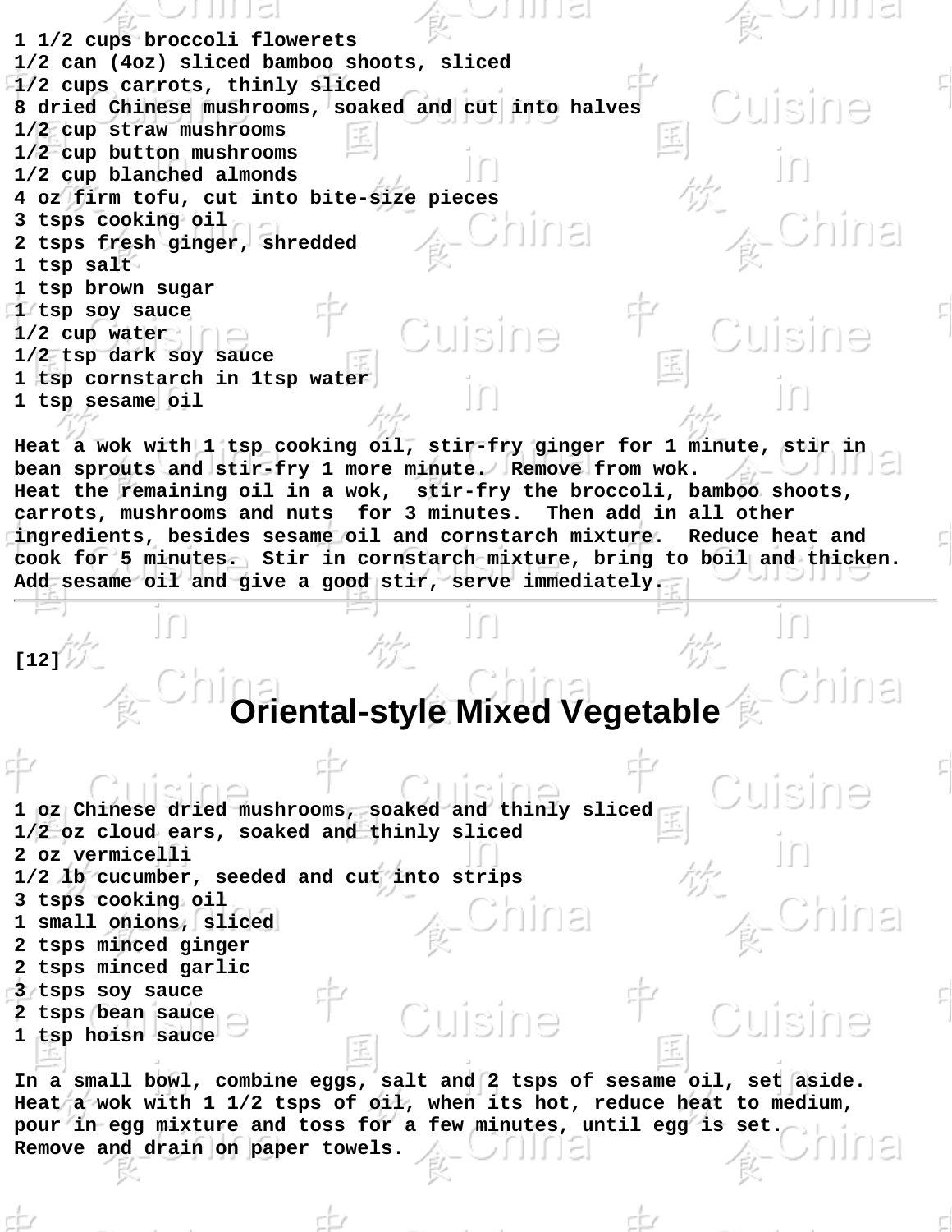1 1/2 cups broccoli flowerets
1/2 can (4oz) sliced bamboo shoots, sliced
1/2 cups carrots, thinly sliced
8 dried Chinese mushrooms, soaked and cut into halves
1/2 cup straw mushrooms
1/2 cup button mushrooms
1/2 cup blanched almonds
4 oz firm tofu, cut into bite-size pieces
3 tsps cooking oil
2 tsps fresh ginger, shredded
1 tsp salt
1 tsp brown sugar
1 tsp soy sauce
1/2 cup water
1/2 tsp dark soy sauce
1 tsp cornstarch in 1tsp water
1 tsp sesame oil

Heat a wok with 1 tsp cooking oil, stir-fry ginger for 1 minute, stir in bean sprouts and stir-fry 1 more minute. Remove from wok.
Heat the remaining oil in a wok, stir-fry the broccoli, bamboo shoots, carrots, mushrooms and nuts for 3 minutes. Then add in all other ingredients, besides sesame oil and cornstarch mixture. Reduce heat and cook for 5 minutes. Stir in cornstarch mixture, bring to boil and thicken. Add sesame oil and give a good stir, serve immediately.

---

[12]

# Oriental-style Mixed Vegetable

1 oz Chinese dried mushrooms, soaked and thinly sliced
1/2 oz cloud ears, soaked and thinly sliced
2 oz vermicelli
1/2 lb cucumber, seeded and cut into strips
3 tsps cooking oil
1 small onions, sliced
2 tsps minced ginger
2 tsps minced garlic
3 tsps soy sauce
2 tsps bean sauce
1 tsp hoisn sauce

In a small bowl, combine eggs, salt and 2 tsps of sesame oil, set aside.
Heat a wok with 1 1/2 tsps of oil, when its hot, reduce heat to medium, pour in egg mixture and toss for a few minutes, until egg is set.
Remove and drain on paper towels.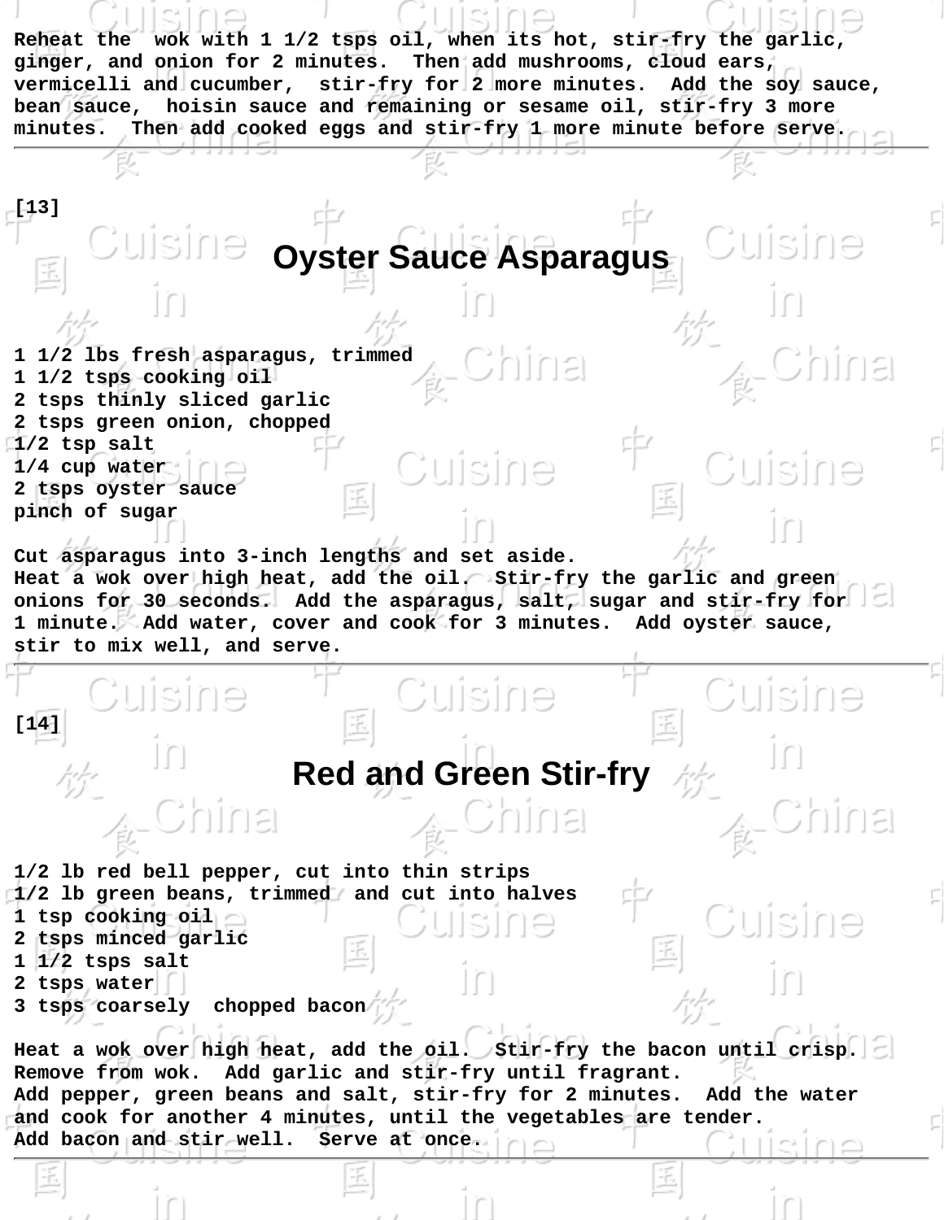Reheat the wok with 1 1/2 tsps oil, when its hot, stir-fry the garlic, ginger, and onion for 2 minutes. Then add mushrooms, cloud ears, vermicelli and cucumber, stir-fry for 2 more minutes. Add the soy sauce, bean sauce, hoisin sauce and remaining or sesame oil, stir-fry 3 more minutes. Then add cooked eggs and stir-fry 1 more minute before serve.

---

[13]

## Oyster Sauce Asparagus

1 1/2 lbs fresh asparagus, trimmed
1 1/2 tsps cooking oil
2 tsps thinly sliced garlic
2 tsps green onion, chopped
1/2 tsp salt
1/4 cup water
2 tsps oyster sauce
pinch of sugar

Cut asparagus into 3-inch lengths and set aside.
Heat a wok over high heat, add the oil. Stir-fry the garlic and green onions for 30 seconds. Add the asparagus, salt, sugar and stir-fry for 1 minute. Add water, cover and cook for 3 minutes. Add oyster sauce, stir to mix well, and serve.

---

[14]

## Red and Green Stir-fry

1/2 lb red bell pepper, cut into thin strips
1/2 lb green beans, trimmed and cut into halves
1 tsp cooking oil
2 tsps minced garlic
1 1/2 tsps salt
2 tsps water
3 tsps coarsely chopped bacon

Heat a wok over high heat, add the oil. Stir-fry the bacon until crisp. Remove from wok. Add garlic and stir-fry until fragrant.
Add pepper, green beans and salt, stir-fry for 2 minutes. Add the water and cook for another 4 minutes, until the vegetables are tender.
Add bacon and stir well. Serve at once.

---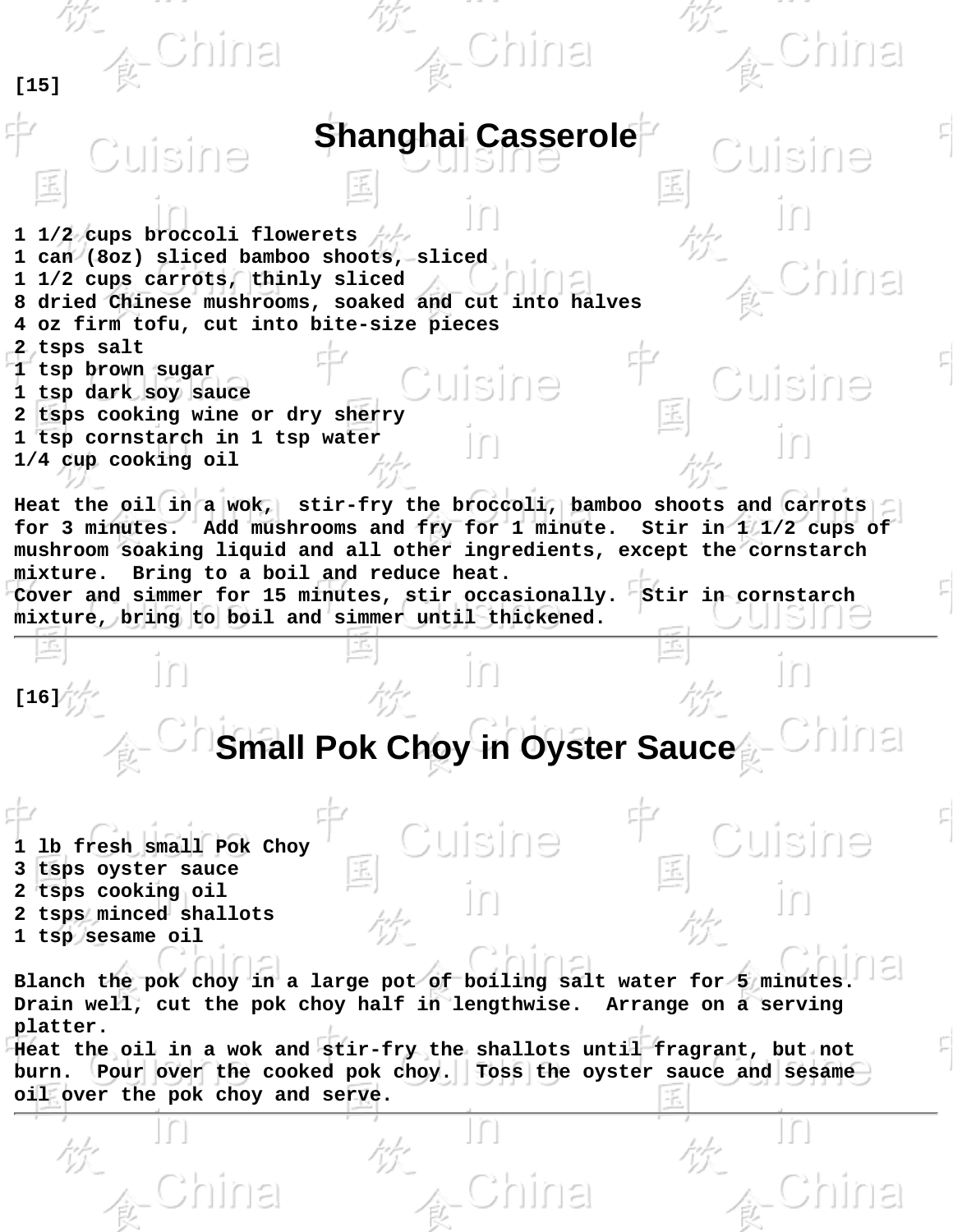[15]

# Shanghai Casserole

1 1/2 cups broccoli flowerets
1 can (8oz) sliced bamboo shoots, sliced
1 1/2 cups carrots, thinly sliced
8 dried Chinese mushrooms, soaked and cut into halves
4 oz firm tofu, cut into bite-size pieces
2 tsps salt
1 tsp brown sugar
1 tsp dark soy sauce
2 tsps cooking wine or dry sherry
1 tsp cornstarch in 1 tsp water
1/4 cup cooking oil

Heat the oil in a wok, stir-fry the broccoli, bamboo shoots and carrots for 3 minutes. Add mushrooms and fry for 1 minute. Stir in 1 1/2 cups of mushroom soaking liquid and all other ingredients, except the cornstarch mixture. Bring to a boil and reduce heat.
Cover and simmer for 15 minutes, stir occasionally. Stir in cornstarch mixture, bring to boil and simmer until thickened.

---

[16]

# Small Pok Choy in Oyster Sauce

1 lb fresh small Pok Choy
3 tsps oyster sauce
2 tsps cooking oil
2 tsps minced shallots
1 tsp sesame oil

Blanch the pok choy in a large pot of boiling salt water for 5 minutes. Drain well, cut the pok choy half in lengthwise. Arrange on a serving platter.
Heat the oil in a wok and stir-fry the shallots until fragrant, but not burn. Pour over the cooked pok choy. Toss the oyster sauce and sesame oil over the pok choy and serve.

---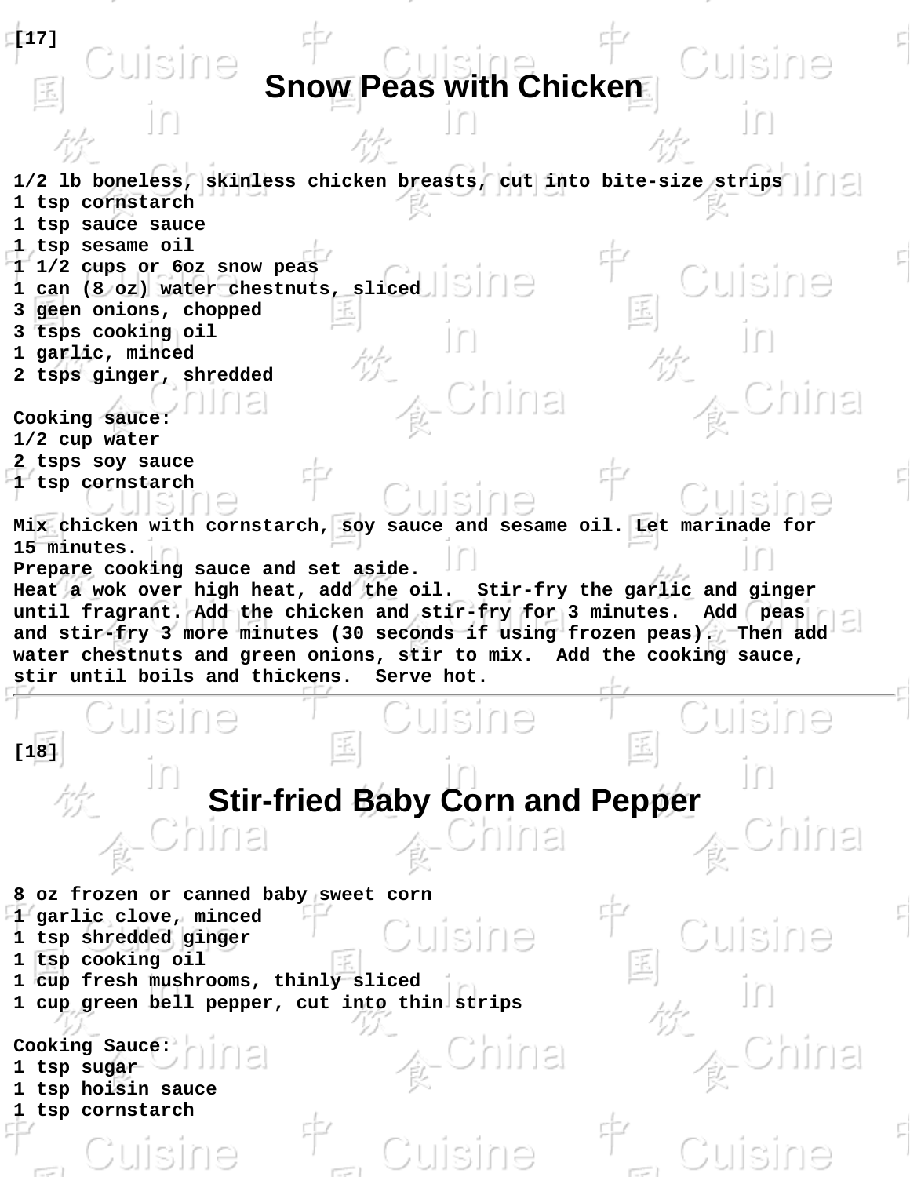[17]

# Snow Peas with Chicken

1/2 lb boneless, skinless chicken breasts, cut into bite-size strips
1 tsp cornstarch
1 tsp sauce sauce
1 tsp sesame oil
1 1/2 cups or 6oz snow peas
1 can (8 oz) water chestnuts, sliced
3 geen onions, chopped
3 tsps cooking oil
1 garlic, minced
2 tsps ginger, shredded

Cooking sauce:
1/2 cup water
2 tsps soy sauce
1 tsp cornstarch

Mix chicken with cornstarch, soy sauce and sesame oil. Let marinade for 15 minutes.
Prepare cooking sauce and set aside.
Heat a wok over high heat, add the oil. Stir-fry the garlic and ginger until fragrant. Add the chicken and stir-fry for 3 minutes. Add peas and stir-fry 3 more minutes (30 seconds if using frozen peas). Then add water chestnuts and green onions, stir to mix. Add the cooking sauce, stir until boils and thickens. Serve hot.

---

[18]

# Stir-fried Baby Corn and Pepper

8 oz frozen or canned baby sweet corn
1 garlic clove, minced
1 tsp shredded ginger
1 tsp cooking oil
1 cup fresh mushrooms, thinly sliced
1 cup green bell pepper, cut into thin strips

Cooking Sauce:
1 tsp sugar
1 tsp hoisin sauce
1 tsp cornstarch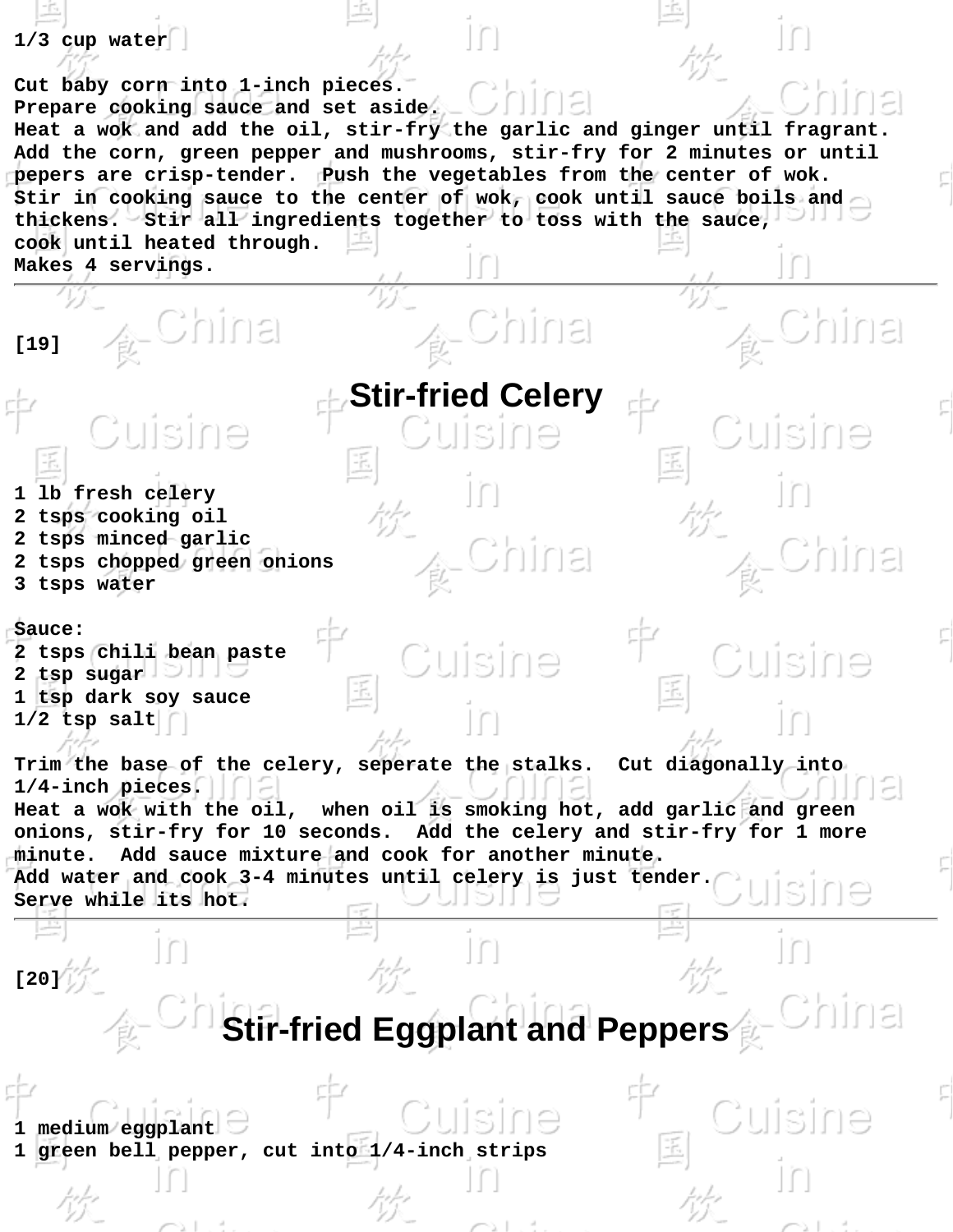1/3 cup water

Cut baby corn into 1-inch pieces.
Prepare cooking sauce and set aside.
Heat a wok and add the oil, stir-fry the garlic and ginger until fragrant.
Add the corn, green pepper and mushrooms, stir-fry for 2 minutes or until pepers are crisp-tender. Push the vegetables from the center of wok.
Stir in cooking sauce to the center of wok, cook until sauce boils and thickens. Stir all ingredients together to toss with the sauce, cook until heated through.
Makes 4 servings.

---

[19]

# Stir-fried Celery

1 lb fresh celery
2 tsps cooking oil
2 tsps minced garlic
2 tsps chopped green onions
3 tsps water

Sauce:
2 tsps chili bean paste
2 tsp sugar
1 tsp dark soy sauce
1/2 tsp salt

Trim the base of the celery, seperate the stalks. Cut diagonally into 1/4-inch pieces.
Heat a wok with the oil, when oil is smoking hot, add garlic and green onions, stir-fry for 10 seconds. Add the celery and stir-fry for 1 more minute. Add sauce mixture and cook for another minute.
Add water and cook 3-4 minutes until celery is just tender.
Serve while its hot.

---

[20]

# Stir-fried Eggplant and Peppers

1 medium eggplant
1 green bell pepper, cut into 1/4-inch strips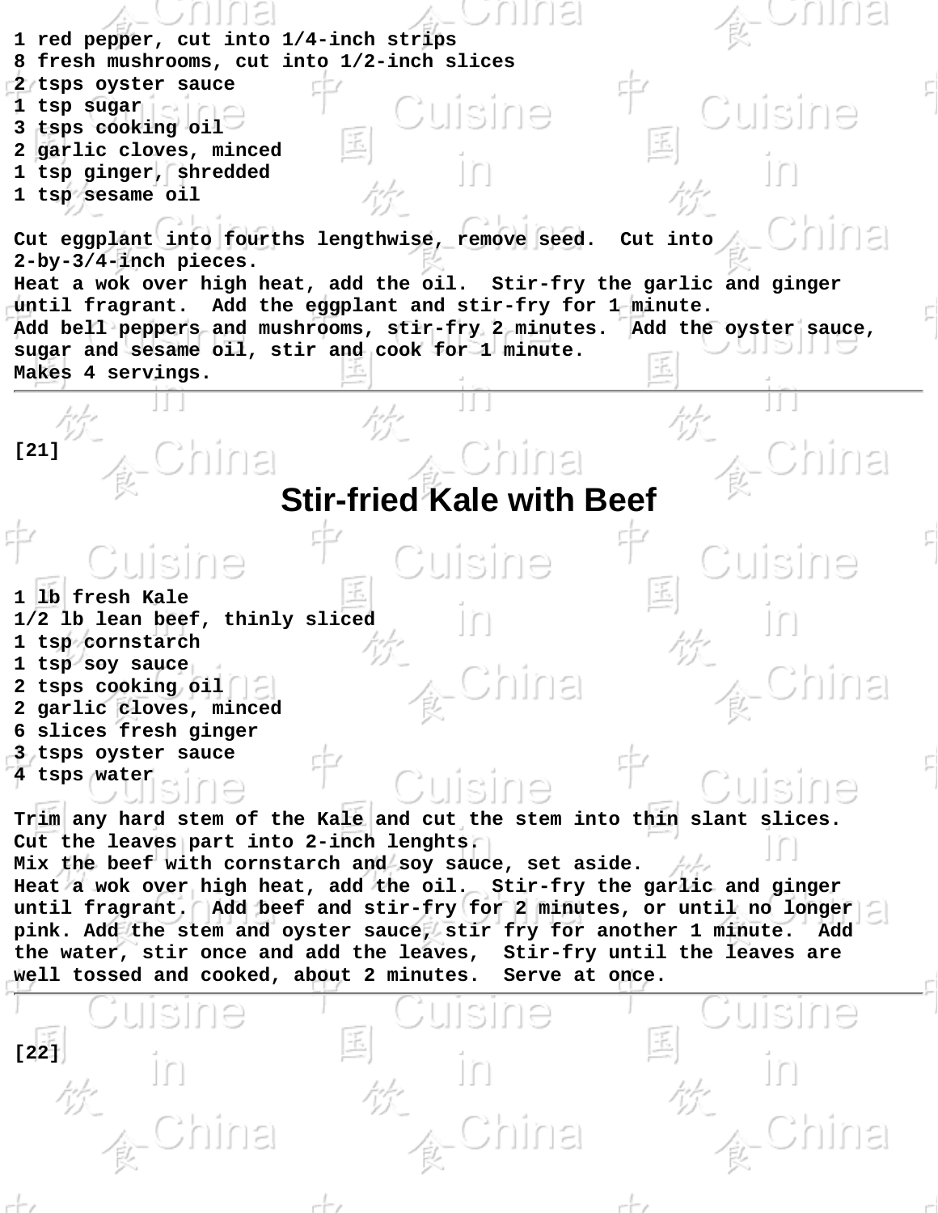1 red pepper, cut into 1/4-inch strips
8 fresh mushrooms, cut into 1/2-inch slices
2 tsps oyster sauce
1 tsp sugar
3 tsps cooking oil
2 garlic cloves, minced
1 tsp ginger, shredded
1 tsp sesame oil

Cut eggplant into fourths lengthwise, remove seed. Cut into 2-by-3/4-inch pieces.
Heat a wok over high heat, add the oil. Stir-fry the garlic and ginger until fragrant. Add the eggplant and stir-fry for 1 minute.
Add bell peppers and mushrooms, stir-fry 2 minutes. Add the oyster sauce, sugar and sesame oil, stir and cook for 1 minute.
Makes 4 servings.

---

[21]

# Stir-fried Kale with Beef

1 lb fresh Kale
1/2 lb lean beef, thinly sliced
1 tsp cornstarch
1 tsp soy sauce
2 tsps cooking oil
2 garlic cloves, minced
6 slices fresh ginger
3 tsps oyster sauce
4 tsps water

Trim any hard stem of the Kale and cut the stem into thin slant slices.
Cut the leaves part into 2-inch lenghts.
Mix the beef with cornstarch and soy sauce, set aside.
Heat a wok over high heat, add the oil. Stir-fry the garlic and ginger until fragrant. Add beef and stir-fry for 2 minutes, or until no longer pink. Add the stem and oyster sauce, stir fry for another 1 minute. Add the water, stir once and add the leaves, Stir-fry until the leaves are well tossed and cooked, about 2 minutes. Serve at once.

---

[22]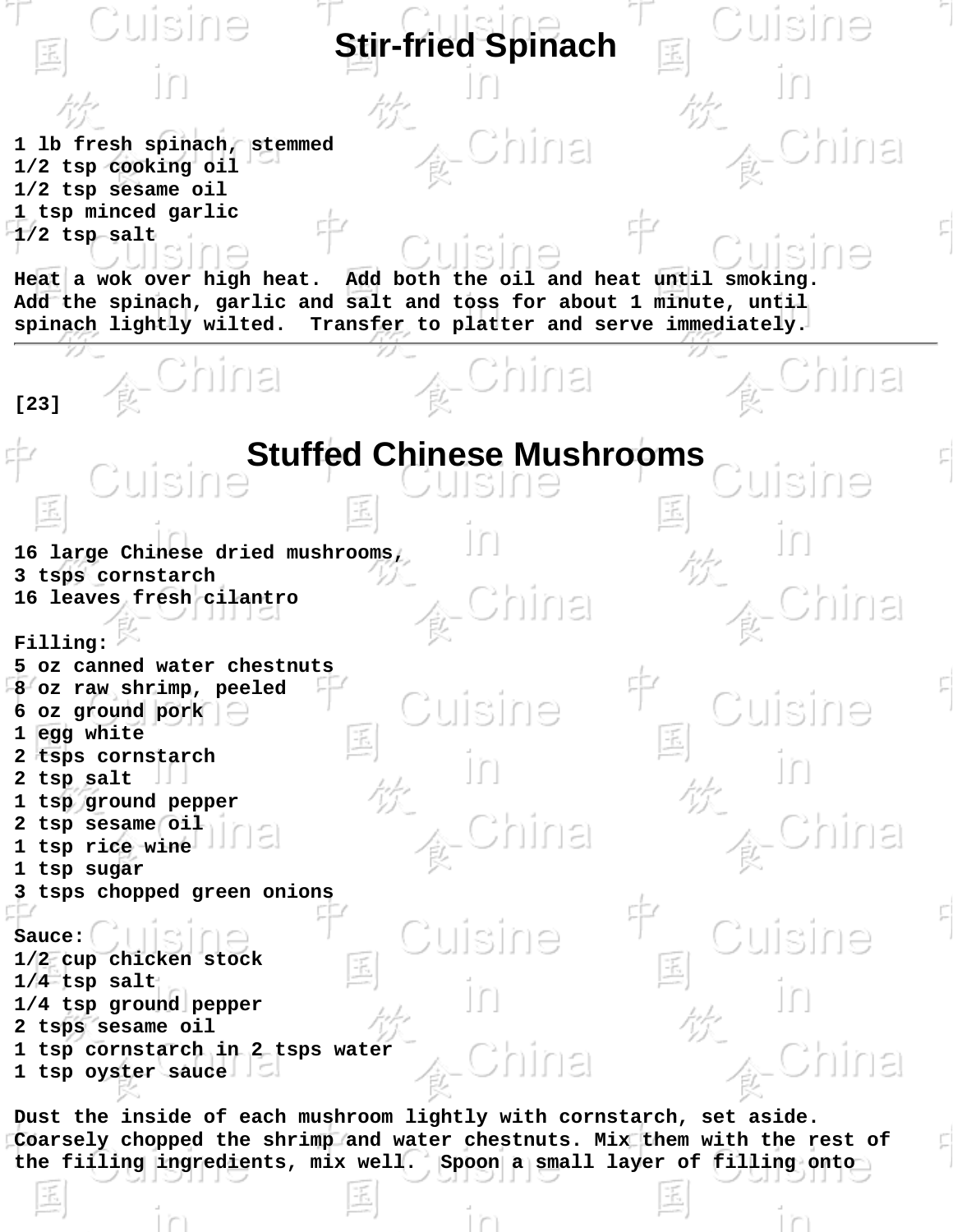# Stir-fried Spinach

1 lb fresh spinach, stemmed
1/2 tsp cooking oil
1/2 tsp sesame oil
1 tsp minced garlic
1/2 tsp salt

Heat a wok over high heat. Add both the oil and heat until smoking. Add the spinach, garlic and salt and toss for about 1 minute, until spinach lightly wilted. Transfer to platter and serve immediately.

---

[23]

# Stuffed Chinese Mushrooms

16 large Chinese dried mushrooms,
3 tsps cornstarch
16 leaves fresh cilantro

Filling:
5 oz canned water chestnuts
8 oz raw shrimp, peeled
6 oz ground pork
1 egg white
2 tsps cornstarch
2 tsp salt
1 tsp ground pepper
2 tsp sesame oil
1 tsp rice wine
1 tsp sugar
3 tsps chopped green onions

Sauce:
1/2 cup chicken stock
1/4 tsp salt
1/4 tsp ground pepper
2 tsps sesame oil
1 tsp cornstarch in 2 tsps water
1 tsp oyster sauce

Dust the inside of each mushroom lightly with cornstarch, set aside. Coarsely chopped the shrimp and water chestnuts. Mix them with the rest of the fiiling ingredients, mix well. Spoon a small layer of filling onto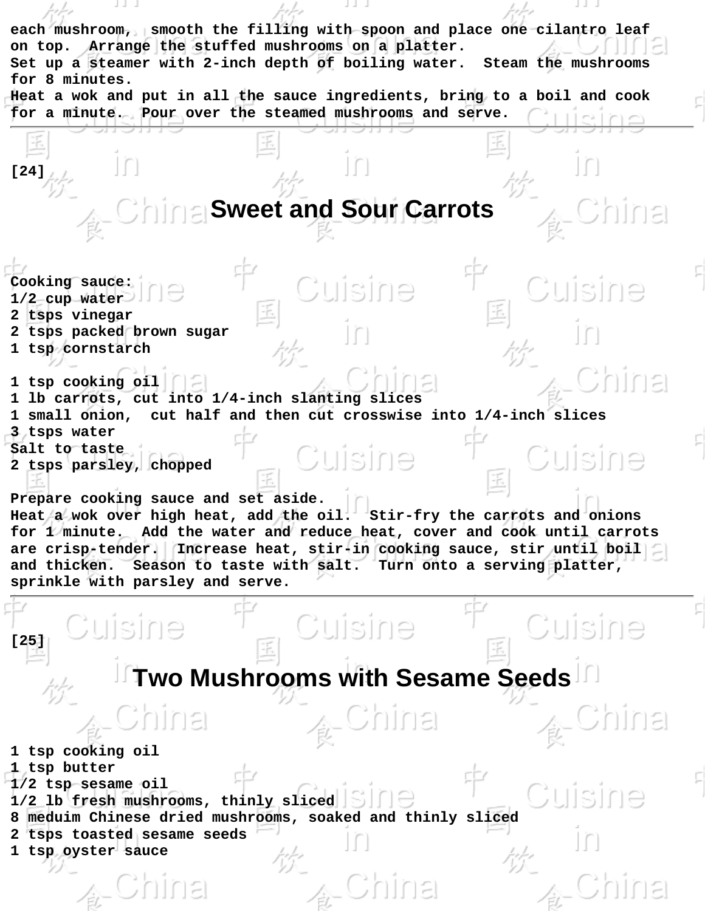each mushroom, smooth the filling with spoon and place one cilantro leaf on top. Arrange the stuffed mushrooms on a platter.
Set up a steamer with 2-inch depth of boiling water. Steam the mushrooms for 8 minutes.
Heat a wok and put in all the sauce ingredients, bring to a boil and cook for a minute. Pour over the steamed mushrooms and serve.

---

[24]

## Sweet and Sour Carrots

Cooking sauce:
1/2 cup water
2 tsps vinegar
2 tsps packed brown sugar
1 tsp cornstarch

1 tsp cooking oil
1 lb carrots, cut into 1/4-inch slanting slices
1 small onion, cut half and then cut crosswise into 1/4-inch slices
3 tsps water
Salt to taste
2 tsps parsley, chopped

Prepare cooking sauce and set aside.
Heat a wok over high heat, add the oil. Stir-fry the carrots and onions for 1 minute. Add the water and reduce heat, cover and cook until carrots are crisp-tender. Increase heat, stir-in cooking sauce, stir until boil and thicken. Season to taste with salt. Turn onto a serving platter, sprinkle with parsley and serve.

---

[25]

## Two Mushrooms with Sesame Seeds

1 tsp cooking oil
1 tsp butter
1/2 tsp sesame oil
1/2 lb fresh mushrooms, thinly sliced
8 meduim Chinese dried mushrooms, soaked and thinly sliced
2 tsps toasted sesame seeds
1 tsp oyster sauce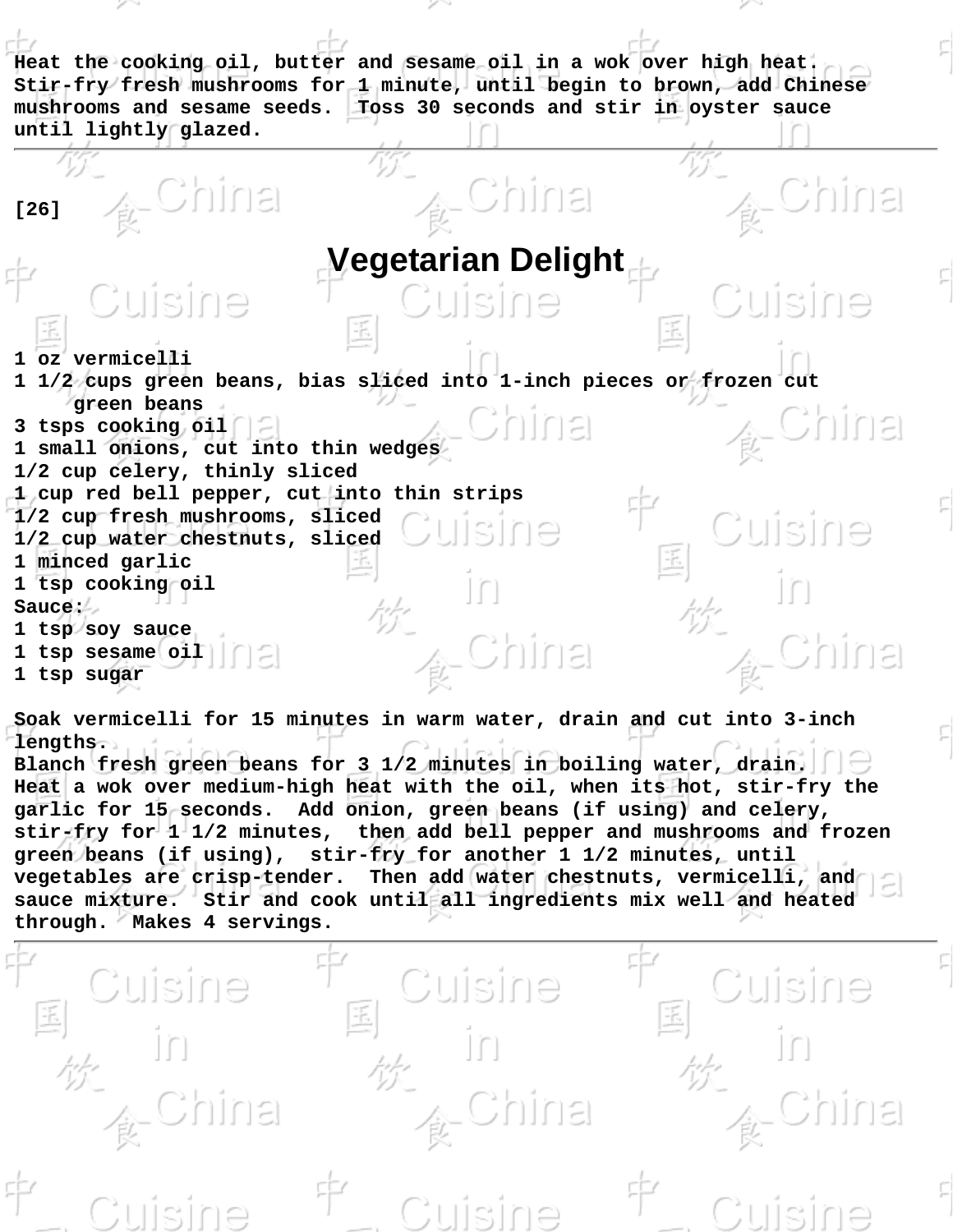Heat the cooking oil, butter and sesame oil in a wok over high heat. Stir-fry fresh mushrooms for 1 minute, until begin to brown, add Chinese mushrooms and sesame seeds. Toss 30 seconds and stir in oyster sauce until lightly glazed.

---

[26]

# Vegetarian Delight

1 oz vermicelli
1 1/2 cups green beans, bias sliced into 1-inch pieces or frozen cut green beans
3 tsps cooking oil
1 small onions, cut into thin wedges
1/2 cup celery, thinly sliced
1 cup red bell pepper, cut into thin strips
1/2 cup fresh mushrooms, sliced
1/2 cup water chestnuts, sliced
1 minced garlic
1 tsp cooking oil
Sauce:
1 tsp soy sauce
1 tsp sesame oil
1 tsp sugar

Soak vermicelli for 15 minutes in warm water, drain and cut into 3-inch lengths.
Blanch fresh green beans for 3 1/2 minutes in boiling water, drain.
Heat a wok over medium-high heat with the oil, when its hot, stir-fry the garlic for 15 seconds. Add onion, green beans (if using) and celery, stir-fry for 1 1/2 minutes, then add bell pepper and mushrooms and frozen green beans (if using), stir-fry for another 1 1/2 minutes, until vegetables are crisp-tender. Then add water chestnuts, vermicelli, and sauce mixture. Stir and cook until all ingredients mix well and heated through. Makes 4 servings.

---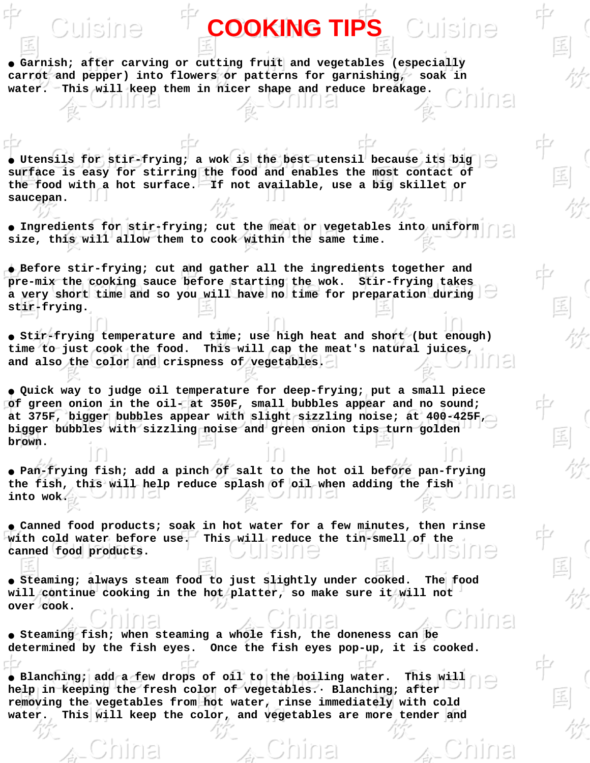# COOKING TIPS

- Garnish; after carving or cutting fruit and vegetables (especially carrot and pepper) into flowers or patterns for garnishing, soak in water. This will keep them in nicer shape and reduce breakage.

- Utensils for stir-frying; a wok is the best utensil because its big surface is easy for stirring the food and enables the most contact of the food with a hot surface. If not available, use a big skillet or saucepan.

- Ingredients for stir-frying; cut the meat or vegetables into uniform size, this will allow them to cook within the same time.

- Before stir-frying; cut and gather all the ingredients together and pre-mix the cooking sauce before starting the wok. Stir-frying takes a very short time and so you will have no time for preparation during stir-frying.

- Stir-frying temperature and time; use high heat and short (but enough) time to just cook the food. This will cap the meat's natural juices, and also the color and crispness of vegetables.

- Quick way to judge oil temperature for deep-frying; put a small piece of green onion in the oil- at 350F, small bubbles appear and no sound; at 375F, bigger bubbles appear with slight sizzling noise; at 400-425F, bigger bubbles with sizzling noise and green onion tips turn golden brown.

- Pan-frying fish; add a pinch of salt to the hot oil before pan-frying the fish, this will help reduce splash of oil when adding the fish into wok.

- Canned food products; soak in hot water for a few minutes, then rinse with cold water before use. This will reduce the tin-smell of the canned food products.

- Steaming; always steam food to just slightly under cooked. The food will continue cooking in the hot platter, so make sure it will not over cook.

- Steaming fish; when steaming a whole fish, the doneness can be determined by the fish eyes. Once the fish eyes pop-up, it is cooked.

- Blanching; add a few drops of oil to the boiling water. This will help in keeping the fresh color of vegetables.· Blanching; after removing the vegetables from hot water, rinse immediately with cold water. This will keep the color, and vegetables are more tender and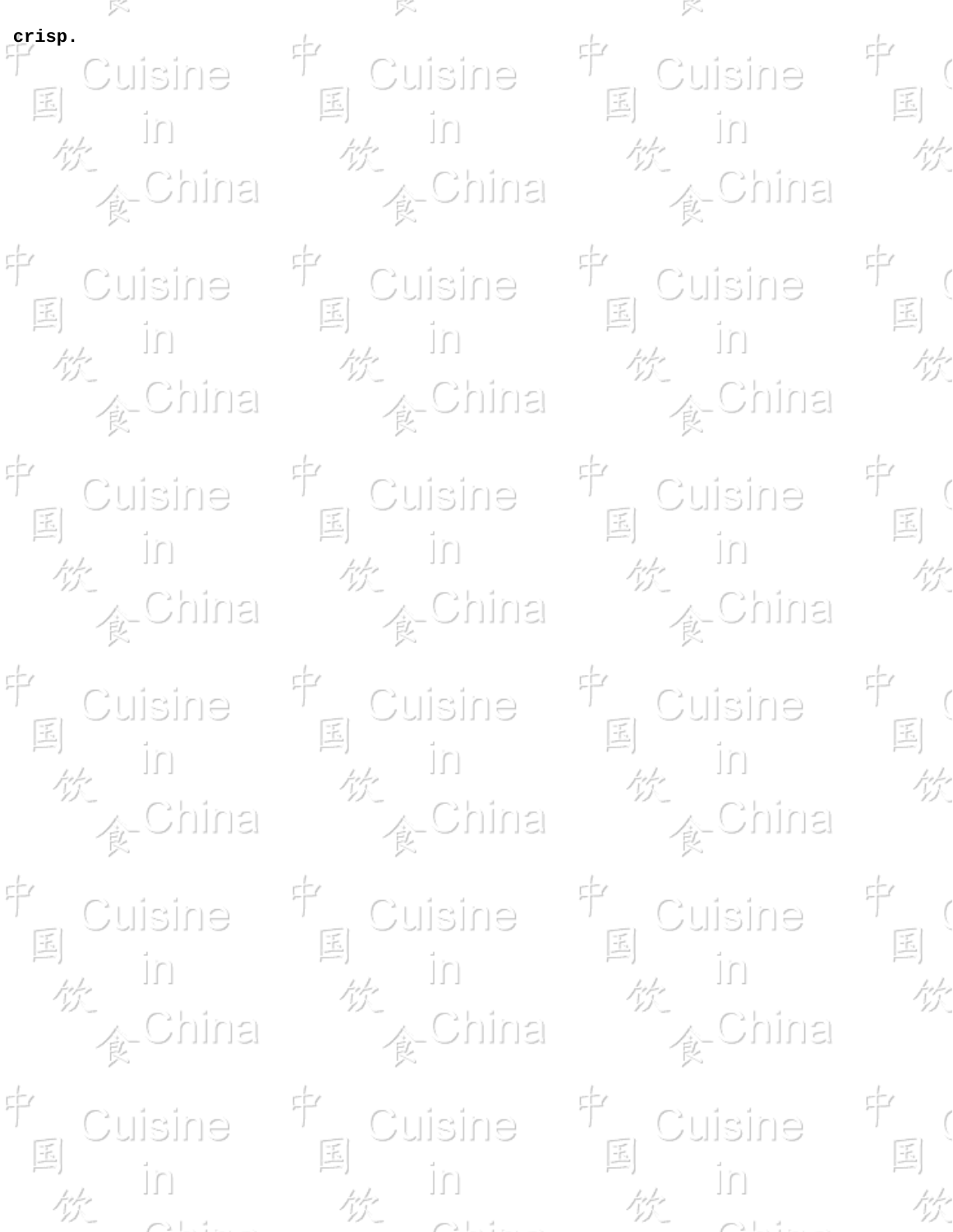crisp.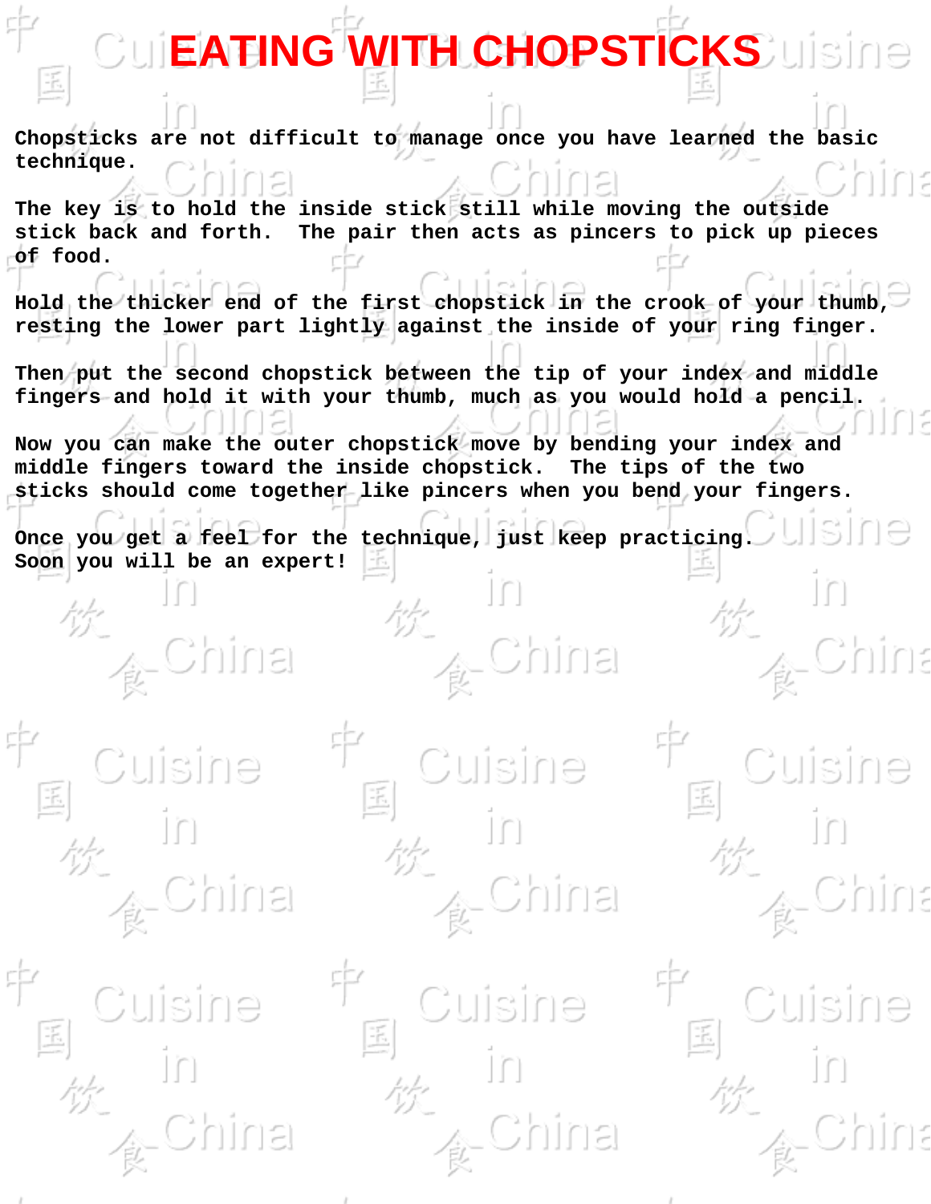# EATING WITH CHOPSTICKS

**Chopsticks are not difficult to manage once you have learned the basic technique.**

**The key is to hold the inside stick still while moving the outside stick back and forth. The pair then acts as pincers to pick up pieces of food.**

**Hold the thicker end of the first chopstick in the crook of your thumb, resting the lower part lightly against the inside of your ring finger.**

**Then put the second chopstick between the tip of your index and middle fingers and hold it with your thumb, much as you would hold a pencil.**

**Now you can make the outer chopstick move by bending your index and middle fingers toward the inside chopstick. The tips of the two sticks should come together like pincers when you bend your fingers.**

**Once you get a feel for the technique, just keep practicing. Soon you will be an expert!**